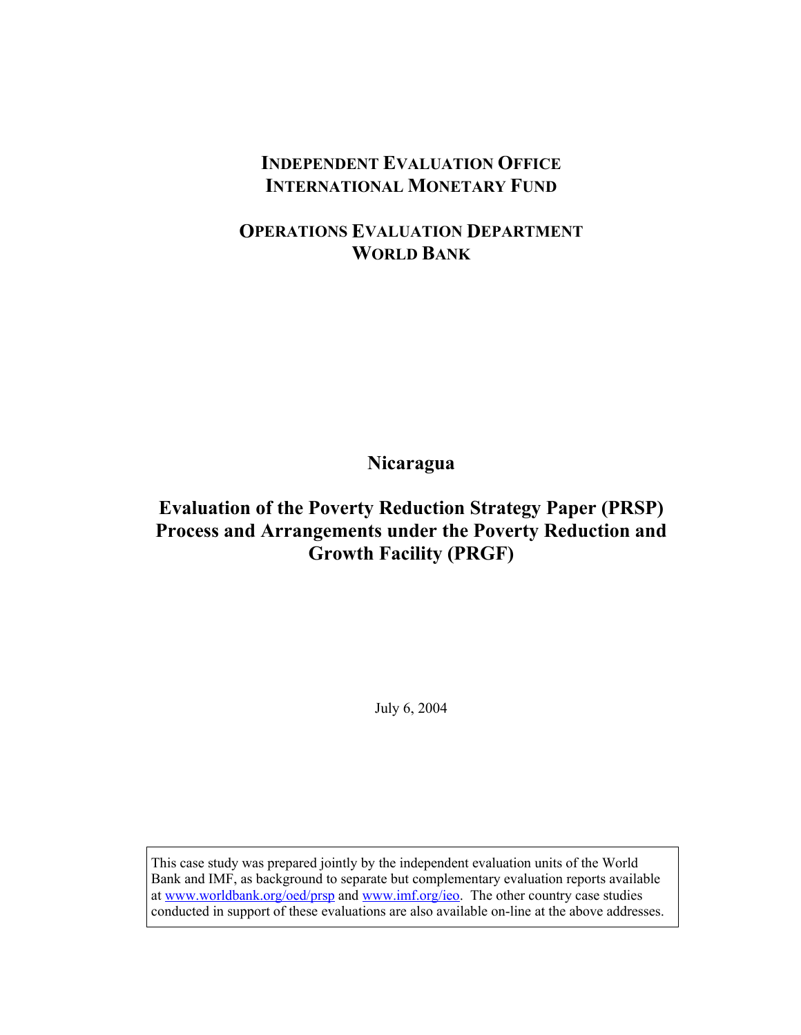**INDEPENDENT EVALUATION OFFICE**
**INTERNATIONAL MONETARY FUND**

**OPERATIONS EVALUATION DEPARTMENT**
**WORLD BANK**

# Nicaragua

# Evaluation of the Poverty Reduction Strategy Paper (PRSP) Process and Arrangements under the Poverty Reduction and Growth Facility (PRGF)

July 6, 2004

> This case study was prepared jointly by the independent evaluation units of the World Bank and IMF, as background to separate but complementary evaluation reports available at [www.worldbank.org/oed/prsp](http://www.worldbank.org/oed/prsp) and [www.imf.org/ieo](http://www.imf.org/ieo). The other country case studies conducted in support of these evaluations are also available on-line at the above addresses.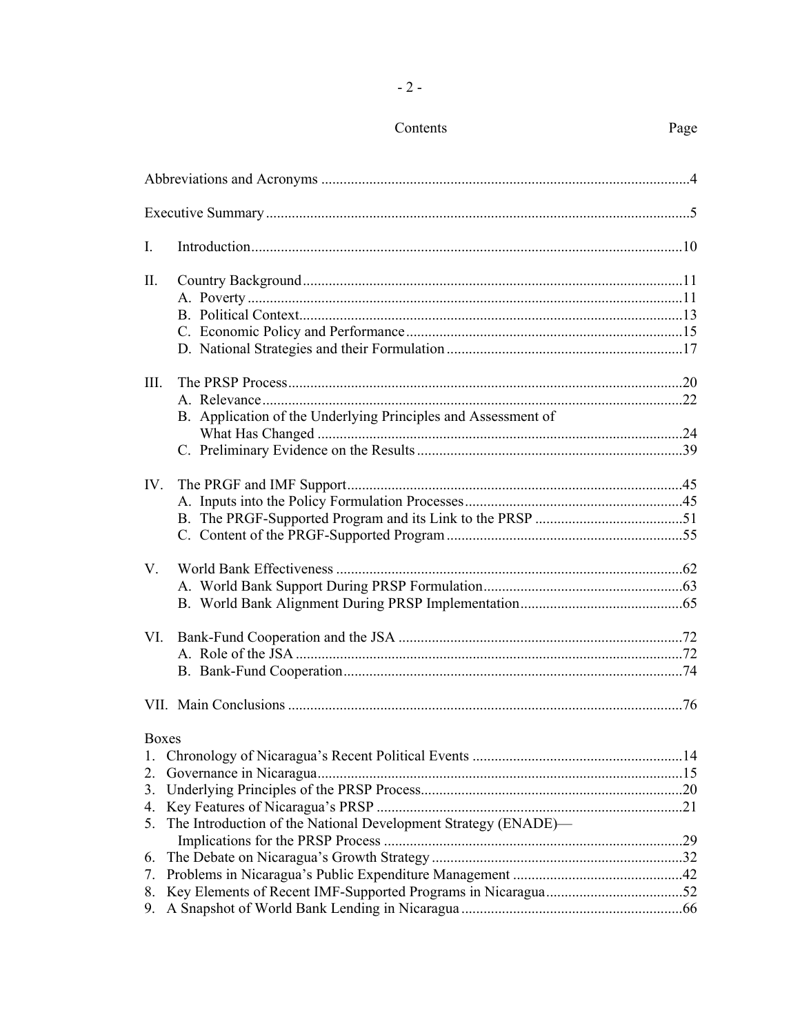# Contents

| | Page |
|---|---|
| Abbreviations and Acronyms | 4 |
| Executive Summary | 5 |
| I. Introduction | 10 |
| II. Country Background | 11 |
| A. Poverty | 11 |
| B. Political Context | 13 |
| C. Economic Policy and Performance | 15 |
| D. National Strategies and their Formulation | 17 |
| III. The PRSP Process | 20 |
| A. Relevance | 22 |
| B. Application of the Underlying Principles and Assessment of What Has Changed | 24 |
| C. Preliminary Evidence on the Results | 39 |
| IV. The PRGF and IMF Support | 45 |
| A. Inputs into the Policy Formulation Processes | 45 |
| B. The PRGF-Supported Program and its Link to the PRSP | 51 |
| C. Content of the PRGF-Supported Program | 55 |
| V. World Bank Effectiveness | 62 |
| A. World Bank Support During PRSP Formulation | 63 |
| B. World Bank Alignment During PRSP Implementation | 65 |
| VI. Bank-Fund Cooperation and the JSA | 72 |
| A. Role of the JSA | 72 |
| B. Bank-Fund Cooperation | 74 |
| VII. Main Conclusions | 76 |

**Boxes**

| | |
|---|---|
| 1. Chronology of Nicaragua's Recent Political Events | 14 |
| 2. Governance in Nicaragua | 15 |
| 3. Underlying Principles of the PRSP Process | 20 |
| 4. Key Features of Nicaragua's PRSP | 21 |
| 5. The Introduction of the National Development Strategy (ENADE)—Implications for the PRSP Process | 29 |
| 6. The Debate on Nicaragua's Growth Strategy | 32 |
| 7. Problems in Nicaragua's Public Expenditure Management | 42 |
| 8. Key Elements of Recent IMF-Supported Programs in Nicaragua | 52 |
| 9. A Snapshot of World Bank Lending in Nicaragua | 66 |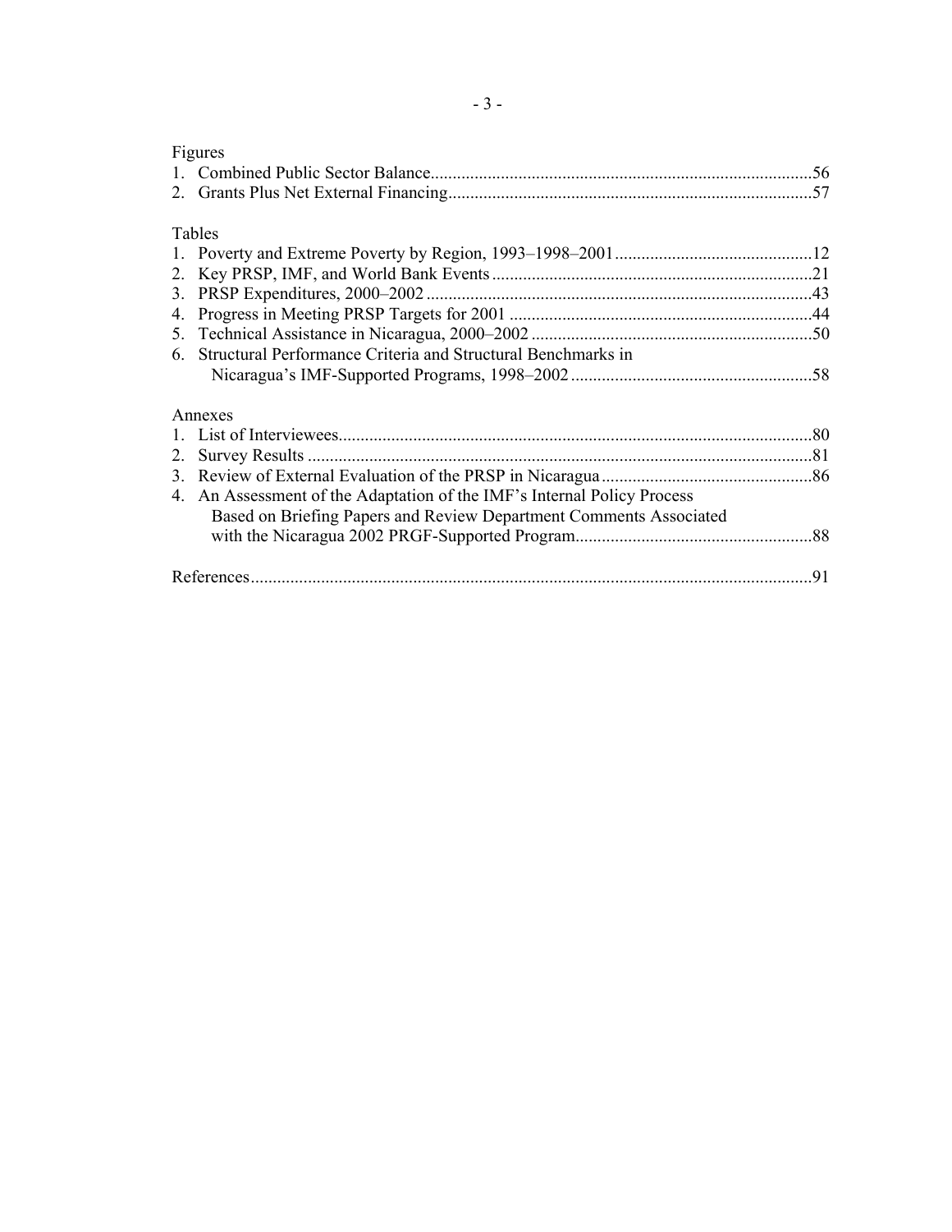Figures

1. Combined Public Sector Balance......................................................................................56
2. Grants Plus Net External Financing..................................................................................57

Tables

1. Poverty and Extreme Poverty by Region, 1993–1998–2001............................................12
2. Key PRSP, IMF, and World Bank Events........................................................................21
3. PRSP Expenditures, 2000–2002.......................................................................................43
4. Progress in Meeting PRSP Targets for 2001....................................................................44
5. Technical Assistance in Nicaragua, 2000–2002...............................................................50
6. Structural Performance Criteria and Structural Benchmarks in Nicaragua's IMF-Supported Programs, 1998–2002.......................................................58

Annexes

1. List of Interviewees...........................................................................................................80
2. Survey Results..................................................................................................................81
3. Review of External Evaluation of the PRSP in Nicaragua................................................86
4. An Assessment of the Adaptation of the IMF's Internal Policy Process Based on Briefing Papers and Review Department Comments Associated with the Nicaragua 2002 PRGF-Supported Program......................................................88

References..............................................................................................................................91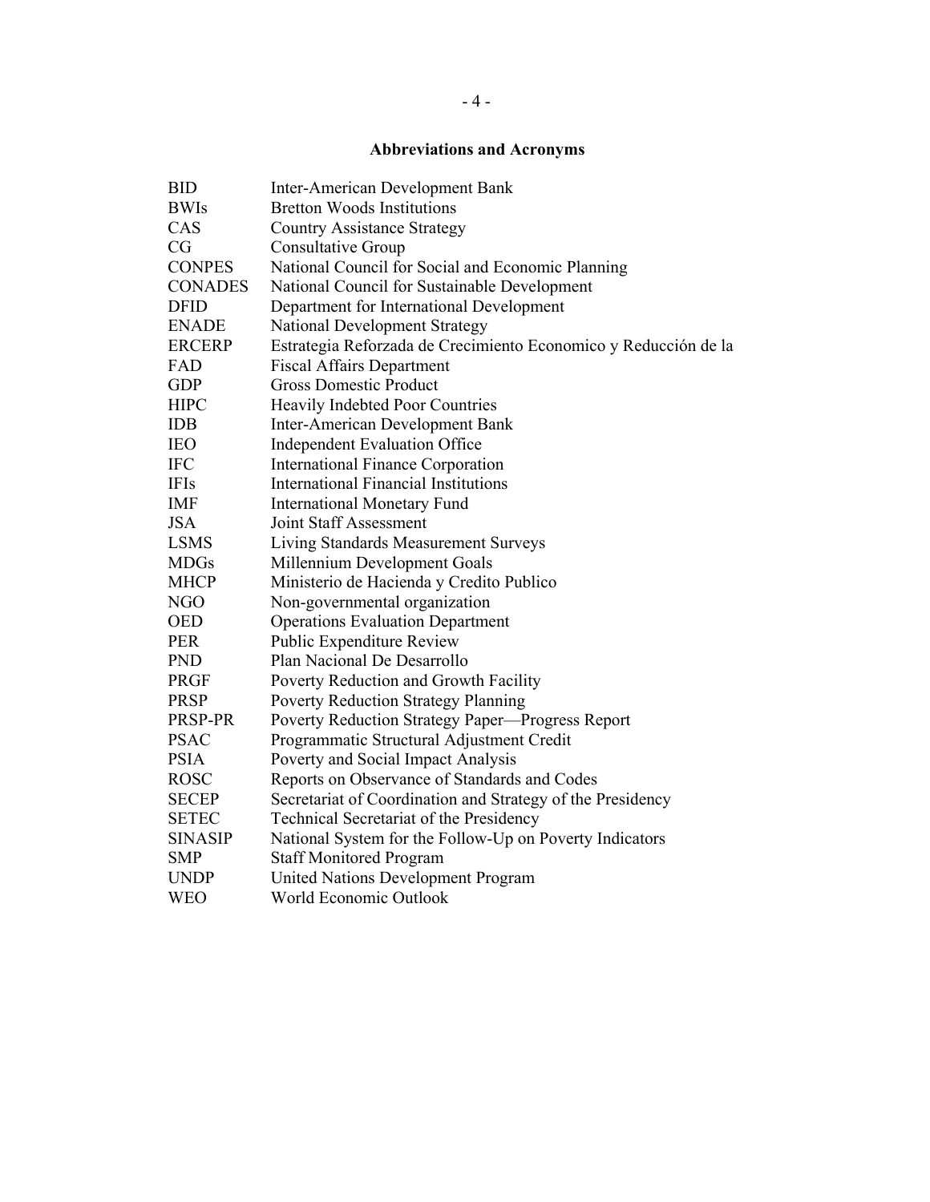## Abbreviations and Acronyms

| | |
|---|---|
| BID | Inter-American Development Bank |
| BWIs | Bretton Woods Institutions |
| CAS | Country Assistance Strategy |
| CG | Consultative Group |
| CONPES | National Council for Social and Economic Planning |
| CONADES | National Council for Sustainable Development |
| DFID | Department for International Development |
| ENADE | National Development Strategy |
| ERCERP | Estrategia Reforzada de Crecimiento Economico y Reducción de la |
| FAD | Fiscal Affairs Department |
| GDP | Gross Domestic Product |
| HIPC | Heavily Indebted Poor Countries |
| IDB | Inter-American Development Bank |
| IEO | Independent Evaluation Office |
| IFC | International Finance Corporation |
| IFIs | International Financial Institutions |
| IMF | International Monetary Fund |
| JSA | Joint Staff Assessment |
| LSMS | Living Standards Measurement Surveys |
| MDGs | Millennium Development Goals |
| MHCP | Ministerio de Hacienda y Credito Publico |
| NGO | Non-governmental organization |
| OED | Operations Evaluation Department |
| PER | Public Expenditure Review |
| PND | Plan Nacional De Desarrollo |
| PRGF | Poverty Reduction and Growth Facility |
| PRSP | Poverty Reduction Strategy Planning |
| PRSP-PR | Poverty Reduction Strategy Paper—Progress Report |
| PSAC | Programmatic Structural Adjustment Credit |
| PSIA | Poverty and Social Impact Analysis |
| ROSC | Reports on Observance of Standards and Codes |
| SECEP | Secretariat of Coordination and Strategy of the Presidency |
| SETEC | Technical Secretariat of the Presidency |
| SINASIP | National System for the Follow-Up on Poverty Indicators |
| SMP | Staff Monitored Program |
| UNDP | United Nations Development Program |
| WEO | World Economic Outlook |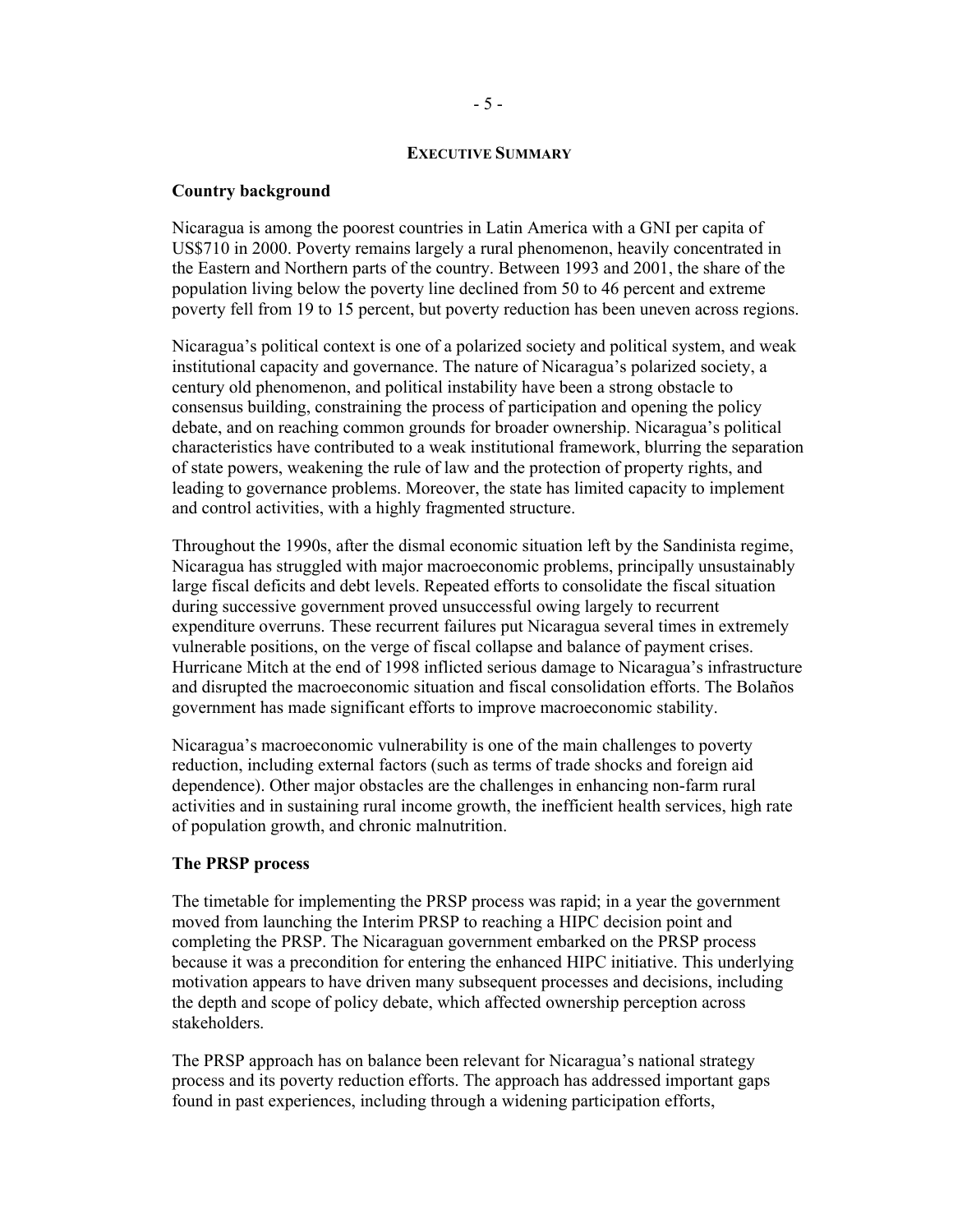## EXECUTIVE SUMMARY

### Country background

Nicaragua is among the poorest countries in Latin America with a GNI per capita of US$710 in 2000. Poverty remains largely a rural phenomenon, heavily concentrated in the Eastern and Northern parts of the country. Between 1993 and 2001, the share of the population living below the poverty line declined from 50 to 46 percent and extreme poverty fell from 19 to 15 percent, but poverty reduction has been uneven across regions.

Nicaragua's political context is one of a polarized society and political system, and weak institutional capacity and governance. The nature of Nicaragua's polarized society, a century old phenomenon, and political instability have been a strong obstacle to consensus building, constraining the process of participation and opening the policy debate, and on reaching common grounds for broader ownership. Nicaragua's political characteristics have contributed to a weak institutional framework, blurring the separation of state powers, weakening the rule of law and the protection of property rights, and leading to governance problems. Moreover, the state has limited capacity to implement and control activities, with a highly fragmented structure.

Throughout the 1990s, after the dismal economic situation left by the Sandinista regime, Nicaragua has struggled with major macroeconomic problems, principally unsustainably large fiscal deficits and debt levels. Repeated efforts to consolidate the fiscal situation during successive government proved unsuccessful owing largely to recurrent expenditure overruns. These recurrent failures put Nicaragua several times in extremely vulnerable positions, on the verge of fiscal collapse and balance of payment crises. Hurricane Mitch at the end of 1998 inflicted serious damage to Nicaragua's infrastructure and disrupted the macroeconomic situation and fiscal consolidation efforts. The Bolaños government has made significant efforts to improve macroeconomic stability.

Nicaragua's macroeconomic vulnerability is one of the main challenges to poverty reduction, including external factors (such as terms of trade shocks and foreign aid dependence). Other major obstacles are the challenges in enhancing non-farm rural activities and in sustaining rural income growth, the inefficient health services, high rate of population growth, and chronic malnutrition.

### The PRSP process

The timetable for implementing the PRSP process was rapid; in a year the government moved from launching the Interim PRSP to reaching a HIPC decision point and completing the PRSP. The Nicaraguan government embarked on the PRSP process because it was a precondition for entering the enhanced HIPC initiative. This underlying motivation appears to have driven many subsequent processes and decisions, including the depth and scope of policy debate, which affected ownership perception across stakeholders.

The PRSP approach has on balance been relevant for Nicaragua's national strategy process and its poverty reduction efforts. The approach has addressed important gaps found in past experiences, including through a widening participation efforts,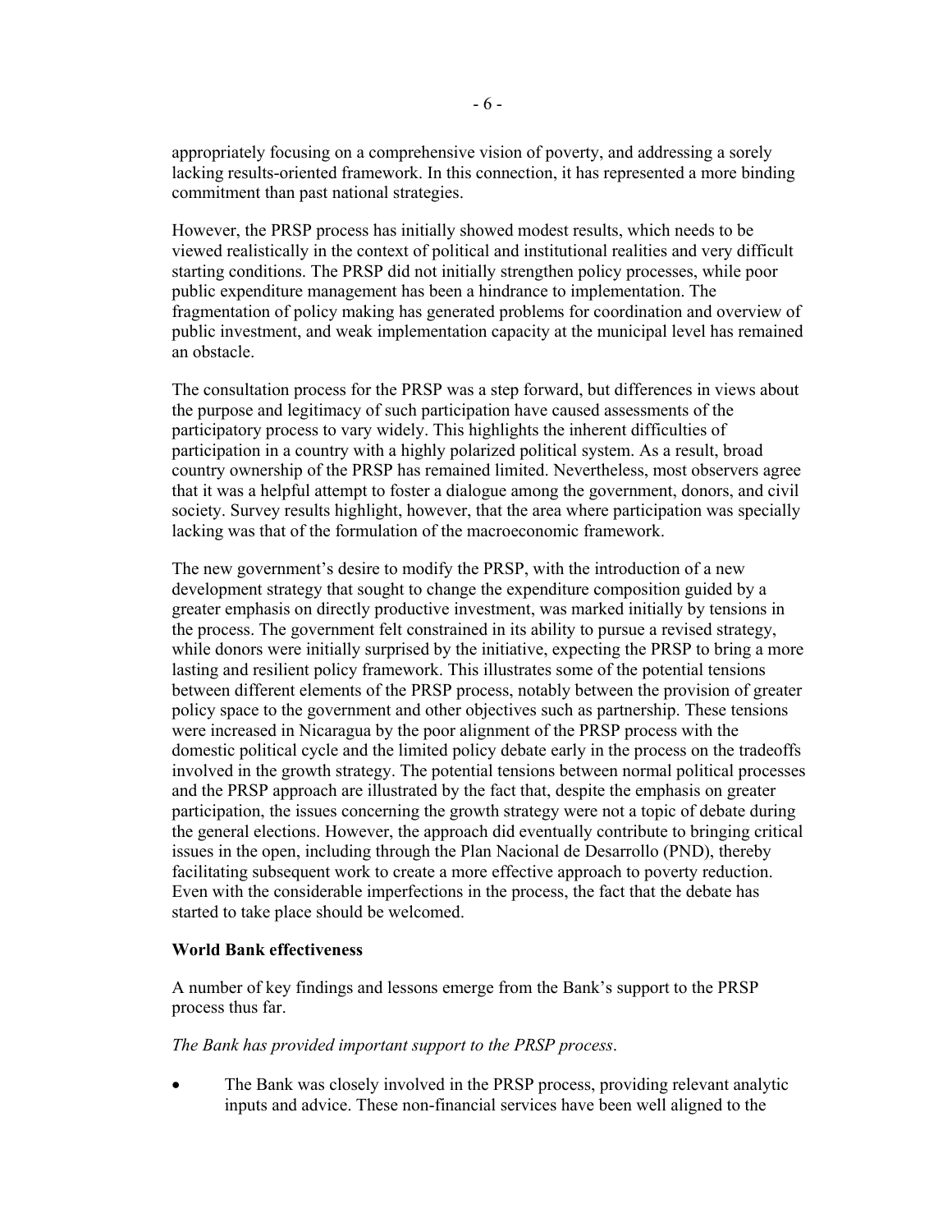appropriately focusing on a comprehensive vision of poverty, and addressing a sorely lacking results-oriented framework. In this connection, it has represented a more binding commitment than past national strategies.

However, the PRSP process has initially showed modest results, which needs to be viewed realistically in the context of political and institutional realities and very difficult starting conditions. The PRSP did not initially strengthen policy processes, while poor public expenditure management has been a hindrance to implementation. The fragmentation of policy making has generated problems for coordination and overview of public investment, and weak implementation capacity at the municipal level has remained an obstacle.

The consultation process for the PRSP was a step forward, but differences in views about the purpose and legitimacy of such participation have caused assessments of the participatory process to vary widely. This highlights the inherent difficulties of participation in a country with a highly polarized political system. As a result, broad country ownership of the PRSP has remained limited. Nevertheless, most observers agree that it was a helpful attempt to foster a dialogue among the government, donors, and civil society. Survey results highlight, however, that the area where participation was specially lacking was that of the formulation of the macroeconomic framework.

The new government's desire to modify the PRSP, with the introduction of a new development strategy that sought to change the expenditure composition guided by a greater emphasis on directly productive investment, was marked initially by tensions in the process. The government felt constrained in its ability to pursue a revised strategy, while donors were initially surprised by the initiative, expecting the PRSP to bring a more lasting and resilient policy framework. This illustrates some of the potential tensions between different elements of the PRSP process, notably between the provision of greater policy space to the government and other objectives such as partnership. These tensions were increased in Nicaragua by the poor alignment of the PRSP process with the domestic political cycle and the limited policy debate early in the process on the tradeoffs involved in the growth strategy. The potential tensions between normal political processes and the PRSP approach are illustrated by the fact that, despite the emphasis on greater participation, the issues concerning the growth strategy were not a topic of debate during the general elections. However, the approach did eventually contribute to bringing critical issues in the open, including through the Plan Nacional de Desarrollo (PND), thereby facilitating subsequent work to create a more effective approach to poverty reduction. Even with the considerable imperfections in the process, the fact that the debate has started to take place should be welcomed.

**World Bank effectiveness**

A number of key findings and lessons emerge from the Bank's support to the PRSP process thus far.

*The Bank has provided important support to the PRSP process*.

- The Bank was closely involved in the PRSP process, providing relevant analytic inputs and advice. These non-financial services have been well aligned to the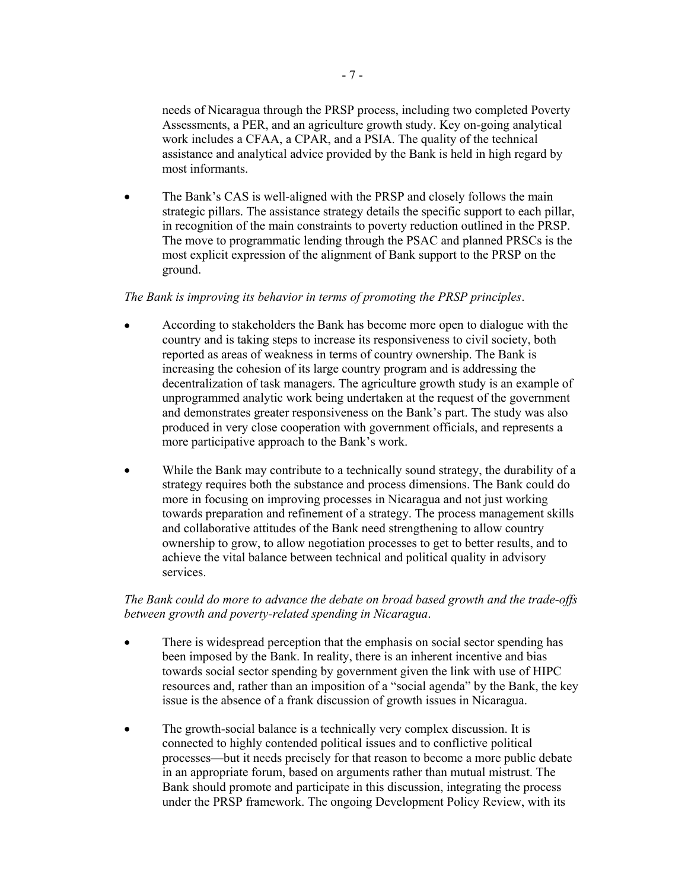needs of Nicaragua through the PRSP process, including two completed Poverty Assessments, a PER, and an agriculture growth study. Key on-going analytical work includes a CFAA, a CPAR, and a PSIA. The quality of the technical assistance and analytical advice provided by the Bank is held in high regard by most informants.

- The Bank's CAS is well-aligned with the PRSP and closely follows the main strategic pillars. The assistance strategy details the specific support to each pillar, in recognition of the main constraints to poverty reduction outlined in the PRSP. The move to programmatic lending through the PSAC and planned PRSCs is the most explicit expression of the alignment of Bank support to the PRSP on the ground.

*The Bank is improving its behavior in terms of promoting the PRSP principles*.

- According to stakeholders the Bank has become more open to dialogue with the country and is taking steps to increase its responsiveness to civil society, both reported as areas of weakness in terms of country ownership. The Bank is increasing the cohesion of its large country program and is addressing the decentralization of task managers. The agriculture growth study is an example of unprogrammed analytic work being undertaken at the request of the government and demonstrates greater responsiveness on the Bank's part. The study was also produced in very close cooperation with government officials, and represents a more participative approach to the Bank's work.

- While the Bank may contribute to a technically sound strategy, the durability of a strategy requires both the substance and process dimensions. The Bank could do more in focusing on improving processes in Nicaragua and not just working towards preparation and refinement of a strategy. The process management skills and collaborative attitudes of the Bank need strengthening to allow country ownership to grow, to allow negotiation processes to get to better results, and to achieve the vital balance between technical and political quality in advisory services.

*The Bank could do more to advance the debate on broad based growth and the trade-offs between growth and poverty-related spending in Nicaragua*.

- There is widespread perception that the emphasis on social sector spending has been imposed by the Bank. In reality, there is an inherent incentive and bias towards social sector spending by government given the link with use of HIPC resources and, rather than an imposition of a "social agenda" by the Bank, the key issue is the absence of a frank discussion of growth issues in Nicaragua.

- The growth-social balance is a technically very complex discussion. It is connected to highly contended political issues and to conflictive political processes—but it needs precisely for that reason to become a more public debate in an appropriate forum, based on arguments rather than mutual mistrust. The Bank should promote and participate in this discussion, integrating the process under the PRSP framework. The ongoing Development Policy Review, with its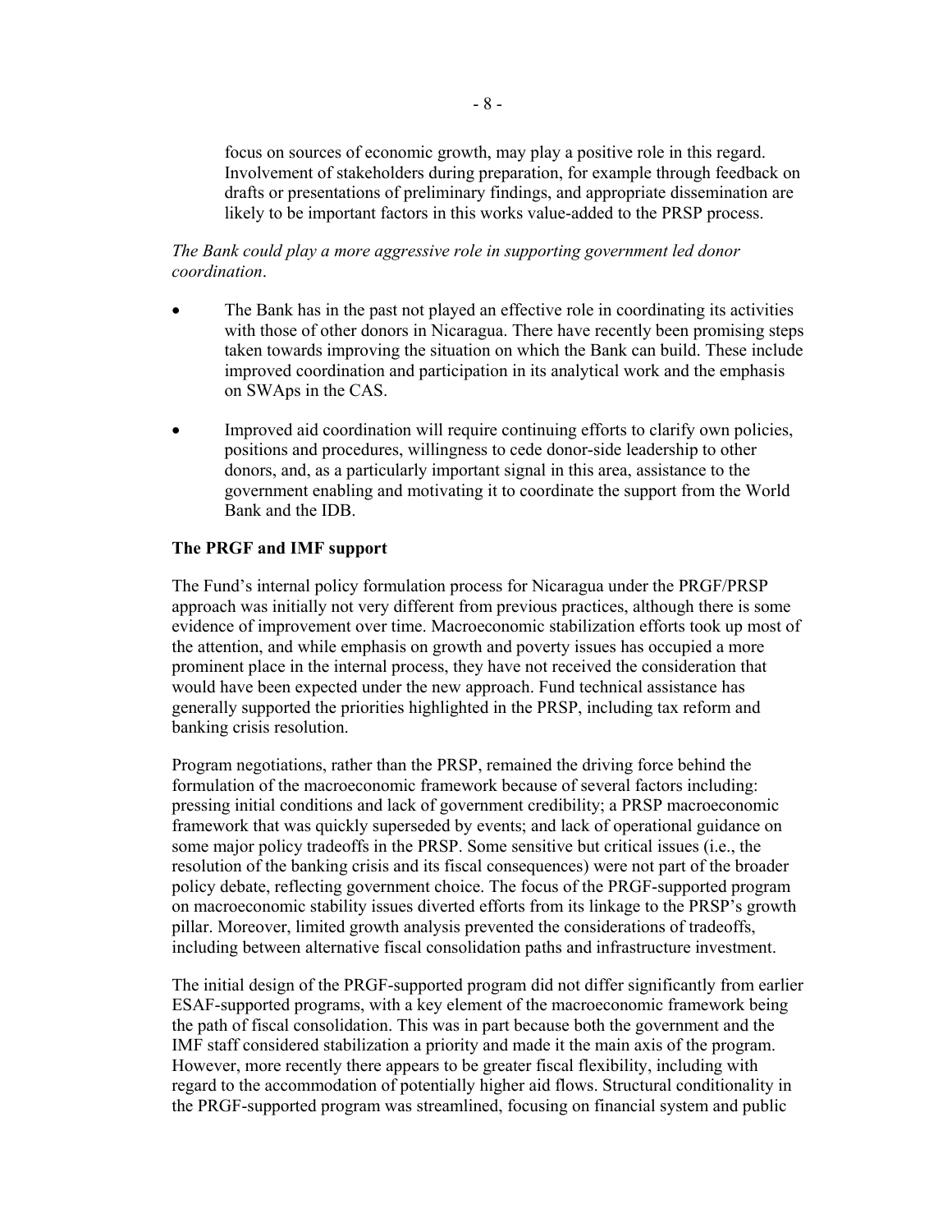focus on sources of economic growth, may play a positive role in this regard. Involvement of stakeholders during preparation, for example through feedback on drafts or presentations of preliminary findings, and appropriate dissemination are likely to be important factors in this works value-added to the PRSP process.

*The Bank could play a more aggressive role in supporting government led donor coordination*.

- The Bank has in the past not played an effective role in coordinating its activities with those of other donors in Nicaragua. There have recently been promising steps taken towards improving the situation on which the Bank can build. These include improved coordination and participation in its analytical work and the emphasis on SWAps in the CAS.
- Improved aid coordination will require continuing efforts to clarify own policies, positions and procedures, willingness to cede donor-side leadership to other donors, and, as a particularly important signal in this area, assistance to the government enabling and motivating it to coordinate the support from the World Bank and the IDB.

**The PRGF and IMF support**

The Fund's internal policy formulation process for Nicaragua under the PRGF/PRSP approach was initially not very different from previous practices, although there is some evidence of improvement over time. Macroeconomic stabilization efforts took up most of the attention, and while emphasis on growth and poverty issues has occupied a more prominent place in the internal process, they have not received the consideration that would have been expected under the new approach. Fund technical assistance has generally supported the priorities highlighted in the PRSP, including tax reform and banking crisis resolution.

Program negotiations, rather than the PRSP, remained the driving force behind the formulation of the macroeconomic framework because of several factors including: pressing initial conditions and lack of government credibility; a PRSP macroeconomic framework that was quickly superseded by events; and lack of operational guidance on some major policy tradeoffs in the PRSP. Some sensitive but critical issues (i.e., the resolution of the banking crisis and its fiscal consequences) were not part of the broader policy debate, reflecting government choice. The focus of the PRGF-supported program on macroeconomic stability issues diverted efforts from its linkage to the PRSP's growth pillar. Moreover, limited growth analysis prevented the considerations of tradeoffs, including between alternative fiscal consolidation paths and infrastructure investment.

The initial design of the PRGF-supported program did not differ significantly from earlier ESAF-supported programs, with a key element of the macroeconomic framework being the path of fiscal consolidation. This was in part because both the government and the IMF staff considered stabilization a priority and made it the main axis of the program. However, more recently there appears to be greater fiscal flexibility, including with regard to the accommodation of potentially higher aid flows. Structural conditionality in the PRGF-supported program was streamlined, focusing on financial system and public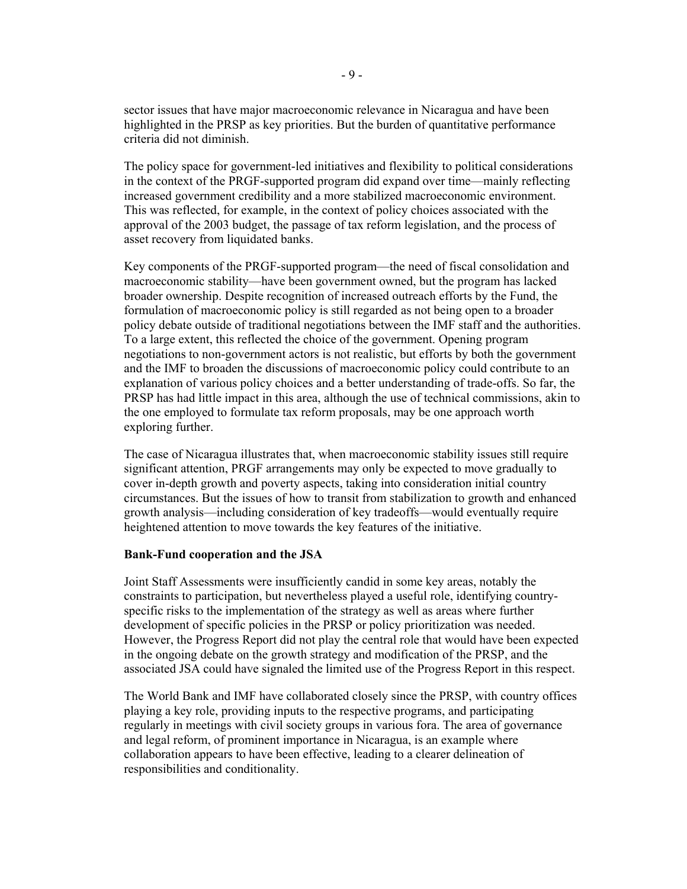sector issues that have major macroeconomic relevance in Nicaragua and have been highlighted in the PRSP as key priorities. But the burden of quantitative performance criteria did not diminish.

The policy space for government-led initiatives and flexibility to political considerations in the context of the PRGF-supported program did expand over time—mainly reflecting increased government credibility and a more stabilized macroeconomic environment. This was reflected, for example, in the context of policy choices associated with the approval of the 2003 budget, the passage of tax reform legislation, and the process of asset recovery from liquidated banks.

Key components of the PRGF-supported program—the need of fiscal consolidation and macroeconomic stability—have been government owned, but the program has lacked broader ownership. Despite recognition of increased outreach efforts by the Fund, the formulation of macroeconomic policy is still regarded as not being open to a broader policy debate outside of traditional negotiations between the IMF staff and the authorities. To a large extent, this reflected the choice of the government. Opening program negotiations to non-government actors is not realistic, but efforts by both the government and the IMF to broaden the discussions of macroeconomic policy could contribute to an explanation of various policy choices and a better understanding of trade-offs. So far, the PRSP has had little impact in this area, although the use of technical commissions, akin to the one employed to formulate tax reform proposals, may be one approach worth exploring further.

The case of Nicaragua illustrates that, when macroeconomic stability issues still require significant attention, PRGF arrangements may only be expected to move gradually to cover in-depth growth and poverty aspects, taking into consideration initial country circumstances. But the issues of how to transit from stabilization to growth and enhanced growth analysis—including consideration of key tradeoffs—would eventually require heightened attention to move towards the key features of the initiative.

**Bank-Fund cooperation and the JSA**

Joint Staff Assessments were insufficiently candid in some key areas, notably the constraints to participation, but nevertheless played a useful role, identifying country-specific risks to the implementation of the strategy as well as areas where further development of specific policies in the PRSP or policy prioritization was needed. However, the Progress Report did not play the central role that would have been expected in the ongoing debate on the growth strategy and modification of the PRSP, and the associated JSA could have signaled the limited use of the Progress Report in this respect.

The World Bank and IMF have collaborated closely since the PRSP, with country offices playing a key role, providing inputs to the respective programs, and participating regularly in meetings with civil society groups in various fora. The area of governance and legal reform, of prominent importance in Nicaragua, is an example where collaboration appears to have been effective, leading to a clearer delineation of responsibilities and conditionality.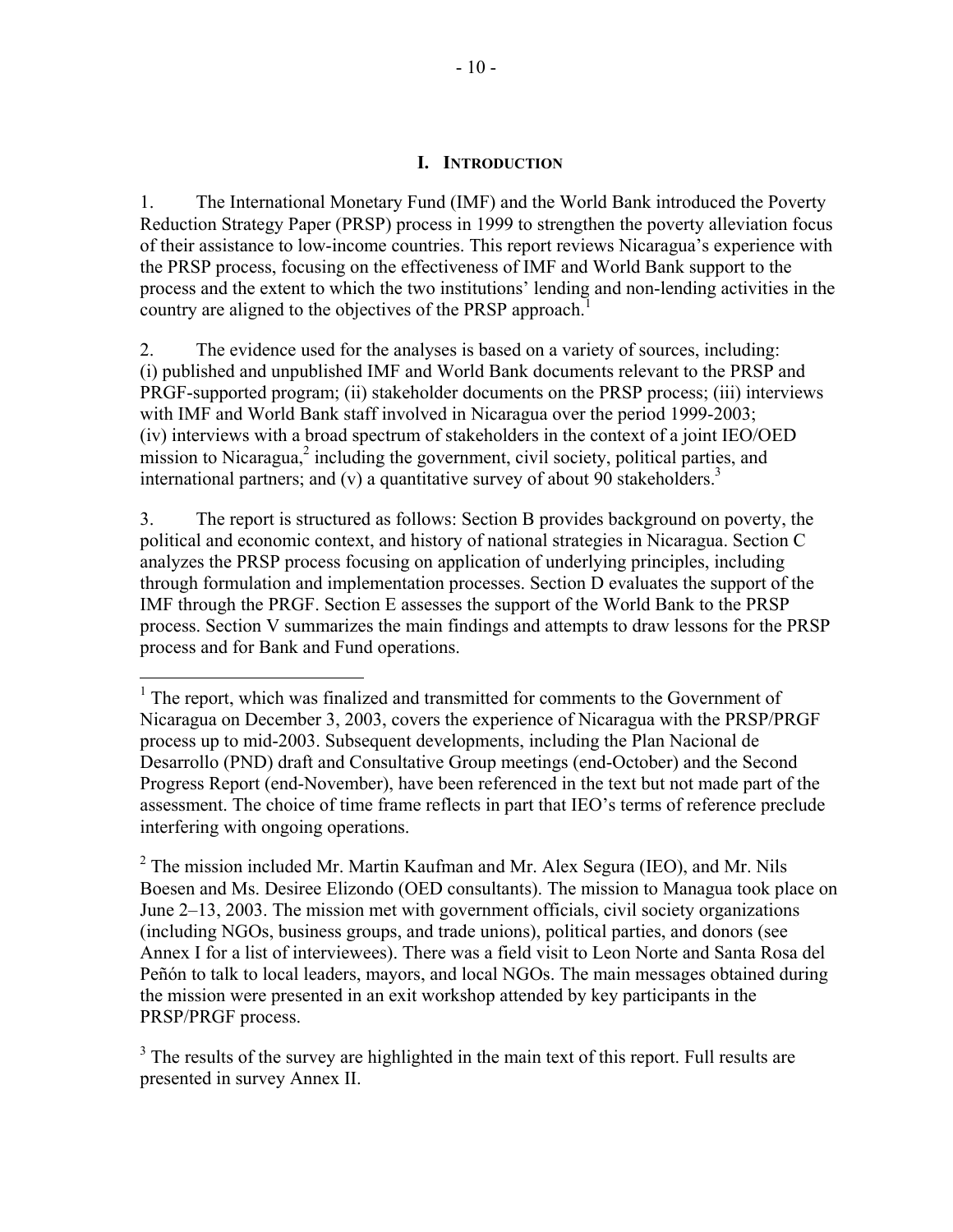# I. INTRODUCTION

1. The International Monetary Fund (IMF) and the World Bank introduced the Poverty Reduction Strategy Paper (PRSP) process in 1999 to strengthen the poverty alleviation focus of their assistance to low-income countries. This report reviews Nicaragua's experience with the PRSP process, focusing on the effectiveness of IMF and World Bank support to the process and the extent to which the two institutions' lending and non-lending activities in the country are aligned to the objectives of the PRSP approach.[1]

2. The evidence used for the analyses is based on a variety of sources, including: (i) published and unpublished IMF and World Bank documents relevant to the PRSP and PRGF-supported program; (ii) stakeholder documents on the PRSP process; (iii) interviews with IMF and World Bank staff involved in Nicaragua over the period 1999-2003; (iv) interviews with a broad spectrum of stakeholders in the context of a joint IEO/OED mission to Nicaragua,[2] including the government, civil society, political parties, and international partners; and (v) a quantitative survey of about 90 stakeholders.[3]

3. The report is structured as follows: Section B provides background on poverty, the political and economic context, and history of national strategies in Nicaragua. Section C analyzes the PRSP process focusing on application of underlying principles, including through formulation and implementation processes. Section D evaluates the support of the IMF through the PRGF. Section E assesses the support of the World Bank to the PRSP process. Section V summarizes the main findings and attempts to draw lessons for the PRSP process and for Bank and Fund operations.

---

[1] The report, which was finalized and transmitted for comments to the Government of Nicaragua on December 3, 2003, covers the experience of Nicaragua with the PRSP/PRGF process up to mid-2003. Subsequent developments, including the Plan Nacional de Desarrollo (PND) draft and Consultative Group meetings (end-October) and the Second Progress Report (end-November), have been referenced in the text but not made part of the assessment. The choice of time frame reflects in part that IEO's terms of reference preclude interfering with ongoing operations.

[2] The mission included Mr. Martin Kaufman and Mr. Alex Segura (IEO), and Mr. Nils Boesen and Ms. Desiree Elizondo (OED consultants). The mission to Managua took place on June 2–13, 2003. The mission met with government officials, civil society organizations (including NGOs, business groups, and trade unions), political parties, and donors (see Annex I for a list of interviewees). There was a field visit to Leon Norte and Santa Rosa del Peñón to talk to local leaders, mayors, and local NGOs. The main messages obtained during the mission were presented in an exit workshop attended by key participants in the PRSP/PRGF process.

[3] The results of the survey are highlighted in the main text of this report. Full results are presented in survey Annex II.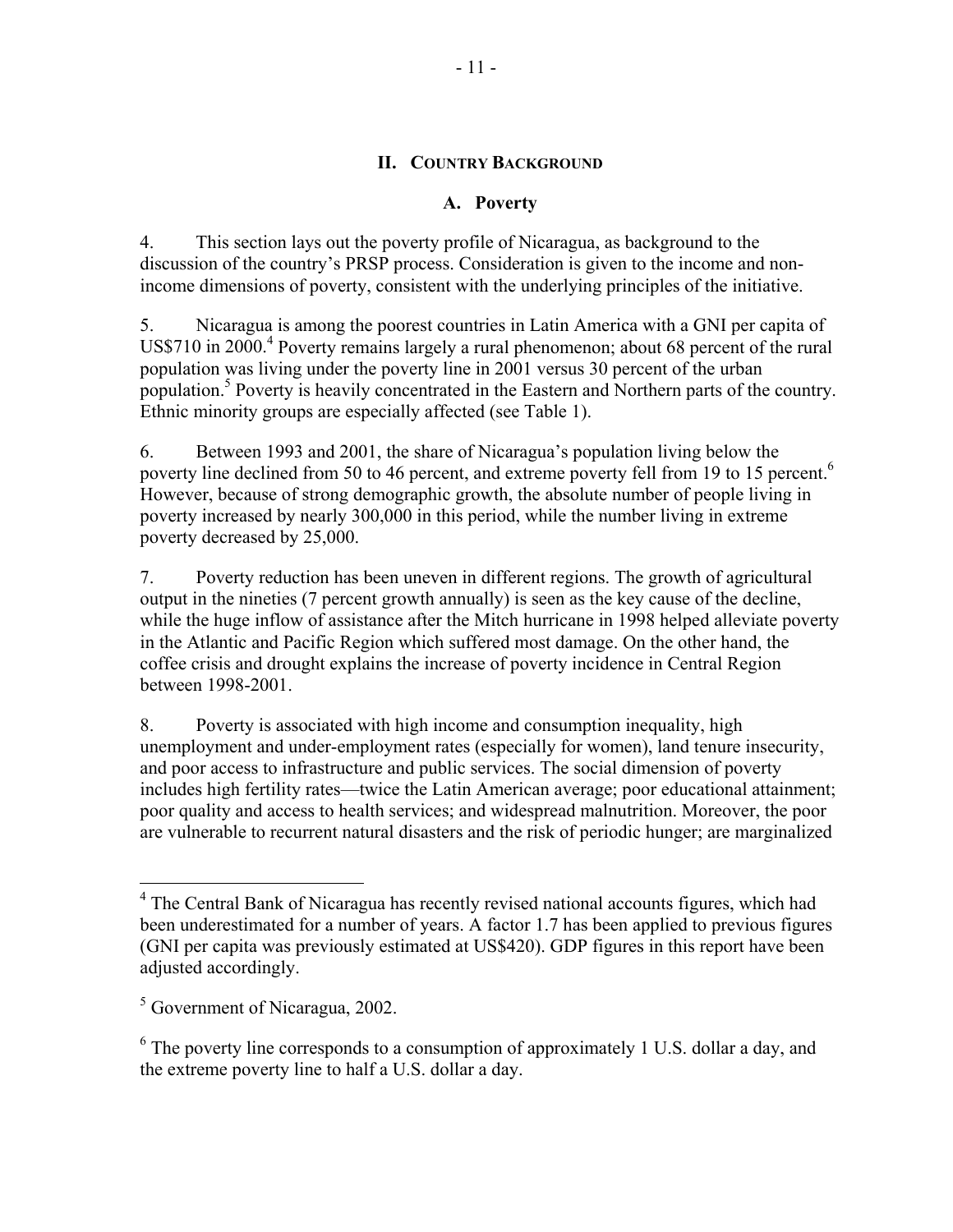## II. Country Background

### A. Poverty

4. This section lays out the poverty profile of Nicaragua, as background to the discussion of the country's PRSP process. Consideration is given to the income and non-income dimensions of poverty, consistent with the underlying principles of the initiative.

5. Nicaragua is among the poorest countries in Latin America with a GNI per capita of US$710 in 2000.[4] Poverty remains largely a rural phenomenon; about 68 percent of the rural population was living under the poverty line in 2001 versus 30 percent of the urban population.[5] Poverty is heavily concentrated in the Eastern and Northern parts of the country. Ethnic minority groups are especially affected (see Table 1).

6. Between 1993 and 2001, the share of Nicaragua's population living below the poverty line declined from 50 to 46 percent, and extreme poverty fell from 19 to 15 percent.[6] However, because of strong demographic growth, the absolute number of people living in poverty increased by nearly 300,000 in this period, while the number living in extreme poverty decreased by 25,000.

7. Poverty reduction has been uneven in different regions. The growth of agricultural output in the nineties (7 percent growth annually) is seen as the key cause of the decline, while the huge inflow of assistance after the Mitch hurricane in 1998 helped alleviate poverty in the Atlantic and Pacific Region which suffered most damage. On the other hand, the coffee crisis and drought explains the increase of poverty incidence in Central Region between 1998-2001.

8. Poverty is associated with high income and consumption inequality, high unemployment and under-employment rates (especially for women), land tenure insecurity, and poor access to infrastructure and public services. The social dimension of poverty includes high fertility rates—twice the Latin American average; poor educational attainment; poor quality and access to health services; and widespread malnutrition. Moreover, the poor are vulnerable to recurrent natural disasters and the risk of periodic hunger; are marginalized

---

[4] The Central Bank of Nicaragua has recently revised national accounts figures, which had been underestimated for a number of years. A factor 1.7 has been applied to previous figures (GNI per capita was previously estimated at US$420). GDP figures in this report have been adjusted accordingly.

[5] Government of Nicaragua, 2002.

[6] The poverty line corresponds to a consumption of approximately 1 U.S. dollar a day, and the extreme poverty line to half a U.S. dollar a day.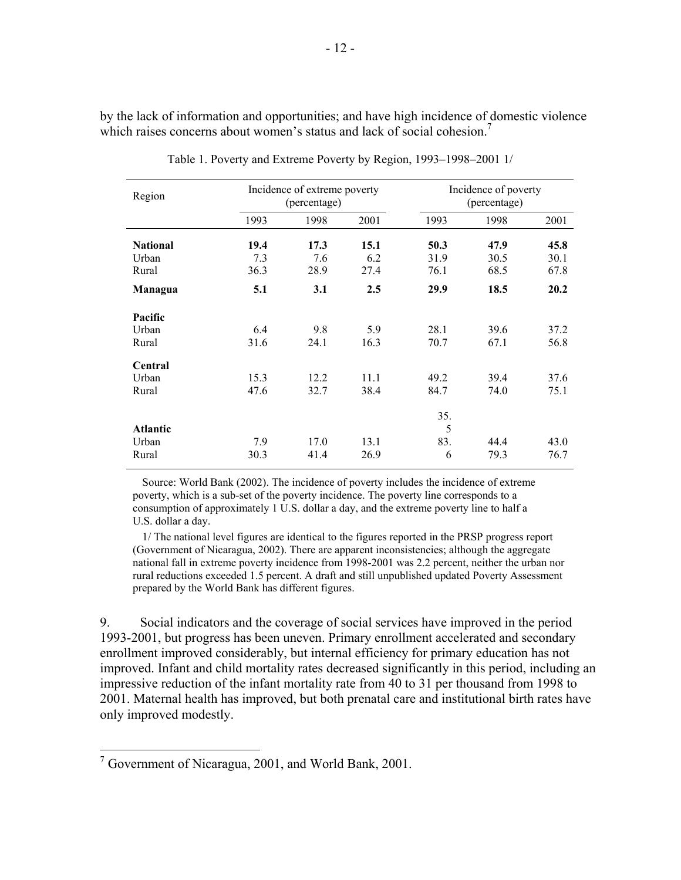by the lack of information and opportunities; and have high incidence of domestic violence which raises concerns about women's status and lack of social cohesion.[7]

Table 1. Poverty and Extreme Poverty by Region, 1993–1998–2001 1/

| Region | Incidence of extreme poverty (percentage) | | | Incidence of poverty (percentage) | | |
|---|---|---|---|---|---|---|
| | 1993 | 1998 | 2001 | 1993 | 1998 | 2001 |
| **National** | **19.4** | **17.3** | **15.1** | **50.3** | **47.9** | **45.8** |
| Urban | 7.3 | 7.6 | 6.2 | 31.9 | 30.5 | 30.1 |
| Rural | 36.3 | 28.9 | 27.4 | 76.1 | 68.5 | 67.8 |
| **Managua** | **5.1** | **3.1** | **2.5** | **29.9** | **18.5** | **20.2** |
| **Pacific** | | | | | | |
| Urban | 6.4 | 9.8 | 5.9 | 28.1 | 39.6 | 37.2 |
| Rural | 31.6 | 24.1 | 16.3 | 70.7 | 67.1 | 56.8 |
| **Central** | | | | | | |
| Urban | 15.3 | 12.2 | 11.1 | 49.2 | 39.4 | 37.6 |
| Rural | 47.6 | 32.7 | 38.4 | 84.7 | 74.0 | 75.1 |
| **Atlantic** | | | | | | |
| Urban | 7.9 | 17.0 | 13.1 | 35.5 | 44.4 | 43.0 |
| Rural | 30.3 | 41.4 | 26.9 | 83.6 | 79.3 | 76.7 |

Source: World Bank (2002). The incidence of poverty includes the incidence of extreme poverty, which is a sub-set of the poverty incidence. The poverty line corresponds to a consumption of approximately 1 U.S. dollar a day, and the extreme poverty line to half a U.S. dollar a day.

1/ The national level figures are identical to the figures reported in the PRSP progress report (Government of Nicaragua, 2002). There are apparent inconsistencies; although the aggregate national fall in extreme poverty incidence from 1998-2001 was 2.2 percent, neither the urban nor rural reductions exceeded 1.5 percent. A draft and still unpublished updated Poverty Assessment prepared by the World Bank has different figures.

9. Social indicators and the coverage of social services have improved in the period 1993-2001, but progress has been uneven. Primary enrollment accelerated and secondary enrollment improved considerably, but internal efficiency for primary education has not improved. Infant and child mortality rates decreased significantly in this period, including an impressive reduction of the infant mortality rate from 40 to 31 per thousand from 1998 to 2001. Maternal health has improved, but both prenatal care and institutional birth rates have only improved modestly.

[7] Government of Nicaragua, 2001, and World Bank, 2001.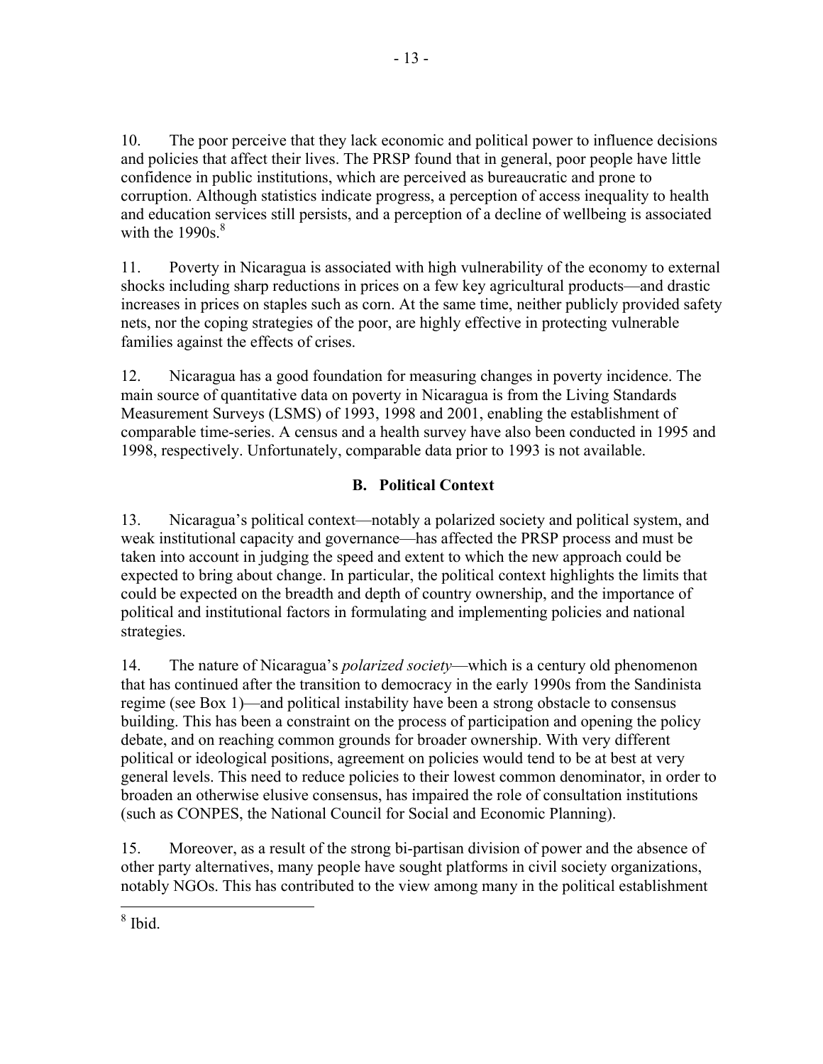10. The poor perceive that they lack economic and political power to influence decisions and policies that affect their lives. The PRSP found that in general, poor people have little confidence in public institutions, which are perceived as bureaucratic and prone to corruption. Although statistics indicate progress, a perception of access inequality to health and education services still persists, and a perception of a decline of wellbeing is associated with the 1990s.[8]

11. Poverty in Nicaragua is associated with high vulnerability of the economy to external shocks including sharp reductions in prices on a few key agricultural products—and drastic increases in prices on staples such as corn. At the same time, neither publicly provided safety nets, nor the coping strategies of the poor, are highly effective in protecting vulnerable families against the effects of crises.

12. Nicaragua has a good foundation for measuring changes in poverty incidence. The main source of quantitative data on poverty in Nicaragua is from the Living Standards Measurement Surveys (LSMS) of 1993, 1998 and 2001, enabling the establishment of comparable time-series. A census and a health survey have also been conducted in 1995 and 1998, respectively. Unfortunately, comparable data prior to 1993 is not available.

## B. Political Context

13. Nicaragua's political context—notably a polarized society and political system, and weak institutional capacity and governance—has affected the PRSP process and must be taken into account in judging the speed and extent to which the new approach could be expected to bring about change. In particular, the political context highlights the limits that could be expected on the breadth and depth of country ownership, and the importance of political and institutional factors in formulating and implementing policies and national strategies.

14. The nature of Nicaragua's *polarized society*—which is a century old phenomenon that has continued after the transition to democracy in the early 1990s from the Sandinista regime (see Box 1)—and political instability have been a strong obstacle to consensus building. This has been a constraint on the process of participation and opening the policy debate, and on reaching common grounds for broader ownership. With very different political or ideological positions, agreement on policies would tend to be at best at very general levels. This need to reduce policies to their lowest common denominator, in order to broaden an otherwise elusive consensus, has impaired the role of consultation institutions (such as CONPES, the National Council for Social and Economic Planning).

15. Moreover, as a result of the strong bi-partisan division of power and the absence of other party alternatives, many people have sought platforms in civil society organizations, notably NGOs. This has contributed to the view among many in the political establishment

---

[8] Ibid.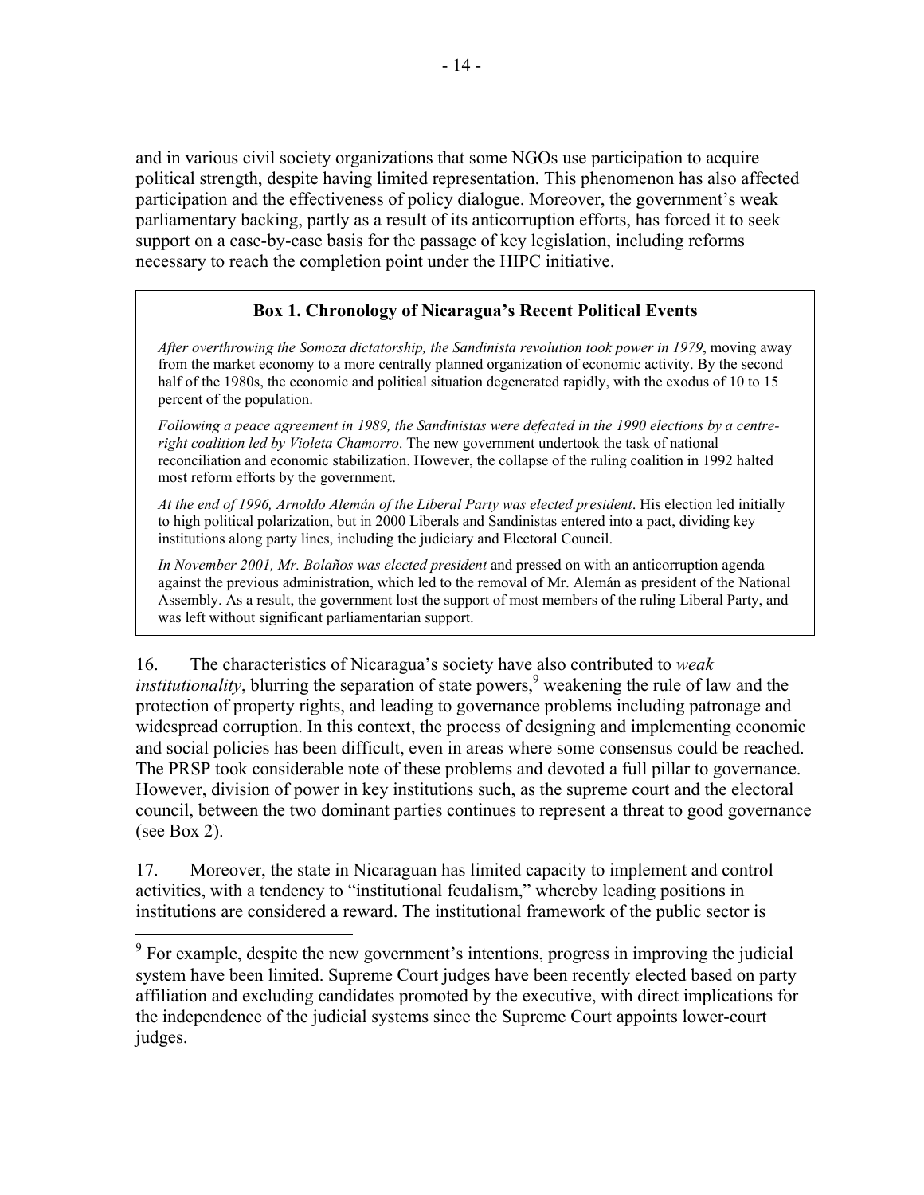and in various civil society organizations that some NGOs use participation to acquire political strength, despite having limited representation. This phenomenon has also affected participation and the effectiveness of policy dialogue. Moreover, the government's weak parliamentary backing, partly as a result of its anticorruption efforts, has forced it to seek support on a case-by-case basis for the passage of key legislation, including reforms necessary to reach the completion point under the HIPC initiative.

> **Box 1. Chronology of Nicaragua's Recent Political Events**
>
> *After overthrowing the Somoza dictatorship, the Sandinista revolution took power in 1979*, moving away from the market economy to a more centrally planned organization of economic activity. By the second half of the 1980s, the economic and political situation degenerated rapidly, with the exodus of 10 to 15 percent of the population.
>
> *Following a peace agreement in 1989, the Sandinistas were defeated in the 1990 elections by a centre-right coalition led by Violeta Chamorro*. The new government undertook the task of national reconciliation and economic stabilization. However, the collapse of the ruling coalition in 1992 halted most reform efforts by the government.
>
> *At the end of 1996, Arnoldo Alemán of the Liberal Party was elected president*. His election led initially to high political polarization, but in 2000 Liberals and Sandinistas entered into a pact, dividing key institutions along party lines, including the judiciary and Electoral Council.
>
> *In November 2001, Mr. Bolaños was elected president* and pressed on with an anticorruption agenda against the previous administration, which led to the removal of Mr. Alemán as president of the National Assembly. As a result, the government lost the support of most members of the ruling Liberal Party, and was left without significant parliamentarian support.

16. The characteristics of Nicaragua's society have also contributed to *weak institutionality*, blurring the separation of state powers,[9] weakening the rule of law and the protection of property rights, and leading to governance problems including patronage and widespread corruption. In this context, the process of designing and implementing economic and social policies has been difficult, even in areas where some consensus could be reached. The PRSP took considerable note of these problems and devoted a full pillar to governance. However, division of power in key institutions such, as the supreme court and the electoral council, between the two dominant parties continues to represent a threat to good governance (see Box 2).

17. Moreover, the state in Nicaraguan has limited capacity to implement and control activities, with a tendency to "institutional feudalism," whereby leading positions in institutions are considered a reward. The institutional framework of the public sector is

[9] For example, despite the new government's intentions, progress in improving the judicial system have been limited. Supreme Court judges have been recently elected based on party affiliation and excluding candidates promoted by the executive, with direct implications for the independence of the judicial systems since the Supreme Court appoints lower-court judges.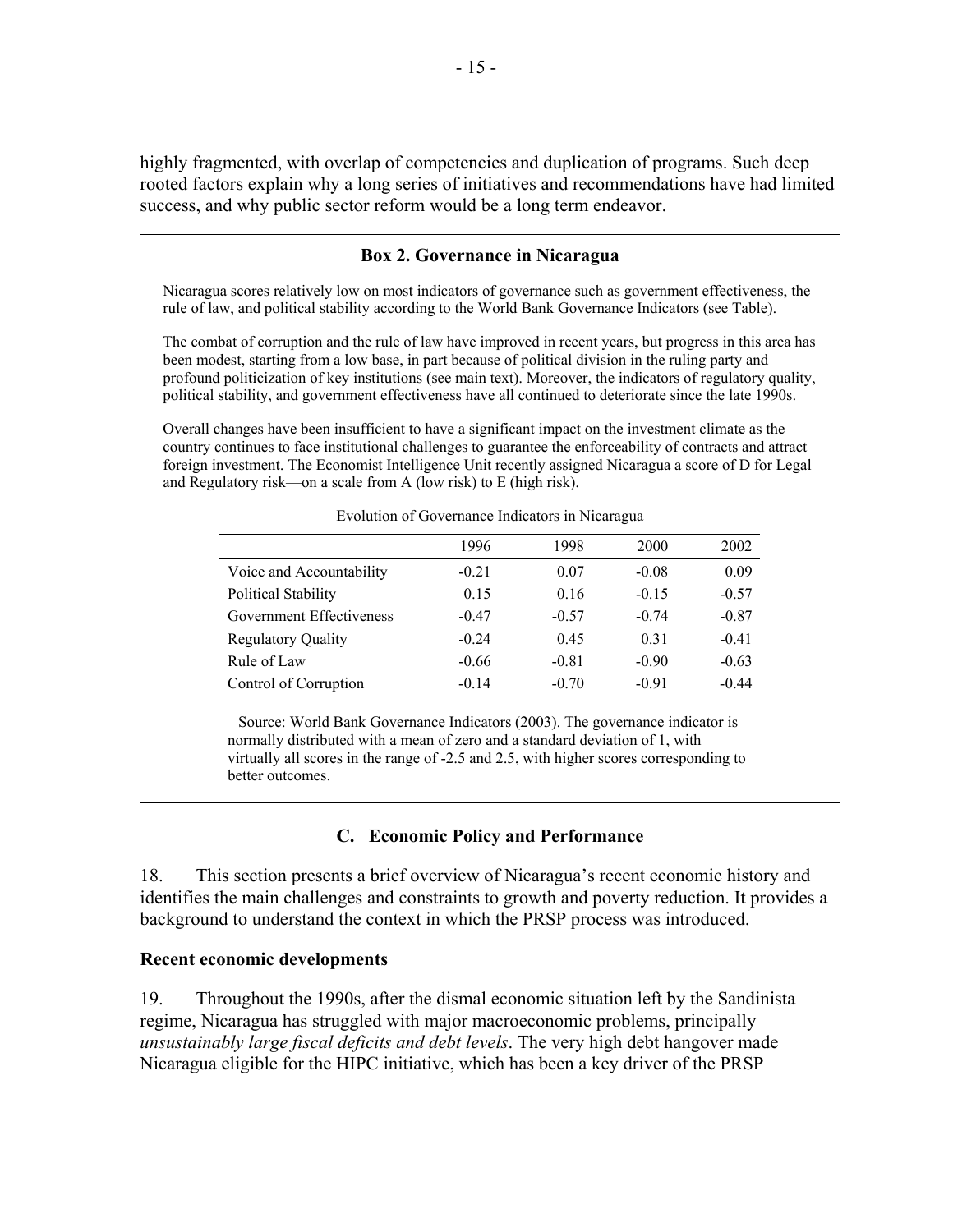highly fragmented, with overlap of competencies and duplication of programs. Such deep rooted factors explain why a long series of initiatives and recommendations have had limited success, and why public sector reform would be a long term endeavor.

### Box 2. Governance in Nicaragua

Nicaragua scores relatively low on most indicators of governance such as government effectiveness, the rule of law, and political stability according to the World Bank Governance Indicators (see Table).

The combat of corruption and the rule of law have improved in recent years, but progress in this area has been modest, starting from a low base, in part because of political division in the ruling party and profound politicization of key institutions (see main text). Moreover, the indicators of regulatory quality, political stability, and government effectiveness have all continued to deteriorate since the late 1990s.

Overall changes have been insufficient to have a significant impact on the investment climate as the country continues to face institutional challenges to guarantee the enforceability of contracts and attract foreign investment. The Economist Intelligence Unit recently assigned Nicaragua a score of D for Legal and Regulatory risk—on a scale from A (low risk) to E (high risk).

Evolution of Governance Indicators in Nicaragua

| | 1996 | 1998 | 2000 | 2002 |
|---|---|---|---|---|
| Voice and Accountability | -0.21 | 0.07 | -0.08 | 0.09 |
| Political Stability | 0.15 | 0.16 | -0.15 | -0.57 |
| Government Effectiveness | -0.47 | -0.57 | -0.74 | -0.87 |
| Regulatory Quality | -0.24 | 0.45 | 0.31 | -0.41 |
| Rule of Law | -0.66 | -0.81 | -0.90 | -0.63 |
| Control of Corruption | -0.14 | -0.70 | -0.91 | -0.44 |

Source: World Bank Governance Indicators (2003). The governance indicator is normally distributed with a mean of zero and a standard deviation of 1, with virtually all scores in the range of -2.5 and 2.5, with higher scores corresponding to better outcomes.

## C. Economic Policy and Performance

18. This section presents a brief overview of Nicaragua's recent economic history and identifies the main challenges and constraints to growth and poverty reduction. It provides a background to understand the context in which the PRSP process was introduced.

**Recent economic developments**

19. Throughout the 1990s, after the dismal economic situation left by the Sandinista regime, Nicaragua has struggled with major macroeconomic problems, principally *unsustainably large fiscal deficits and debt levels*. The very high debt hangover made Nicaragua eligible for the HIPC initiative, which has been a key driver of the PRSP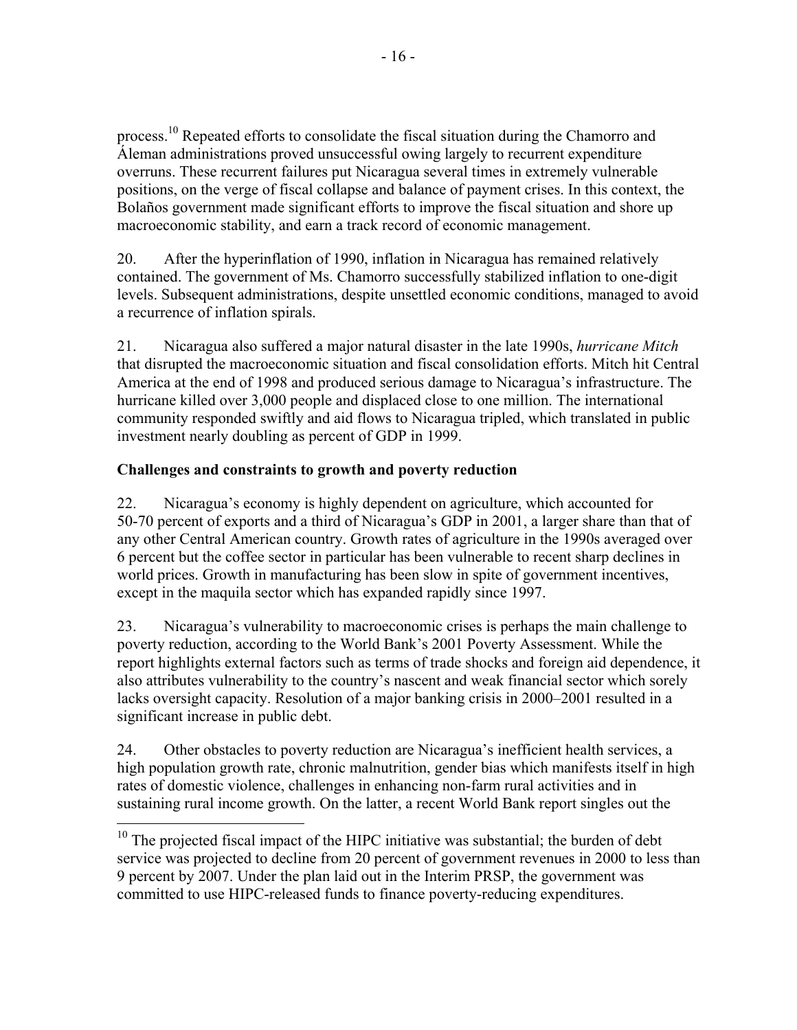process.[10] Repeated efforts to consolidate the fiscal situation during the Chamorro and Áleman administrations proved unsuccessful owing largely to recurrent expenditure overruns. These recurrent failures put Nicaragua several times in extremely vulnerable positions, on the verge of fiscal collapse and balance of payment crises. In this context, the Bolaños government made significant efforts to improve the fiscal situation and shore up macroeconomic stability, and earn a track record of economic management.

20. After the hyperinflation of 1990, inflation in Nicaragua has remained relatively contained. The government of Ms. Chamorro successfully stabilized inflation to one-digit levels. Subsequent administrations, despite unsettled economic conditions, managed to avoid a recurrence of inflation spirals.

21. Nicaragua also suffered a major natural disaster in the late 1990s, *hurricane Mitch* that disrupted the macroeconomic situation and fiscal consolidation efforts. Mitch hit Central America at the end of 1998 and produced serious damage to Nicaragua's infrastructure. The hurricane killed over 3,000 people and displaced close to one million. The international community responded swiftly and aid flows to Nicaragua tripled, which translated in public investment nearly doubling as percent of GDP in 1999.

**Challenges and constraints to growth and poverty reduction**

22. Nicaragua's economy is highly dependent on agriculture, which accounted for 50-70 percent of exports and a third of Nicaragua's GDP in 2001, a larger share than that of any other Central American country. Growth rates of agriculture in the 1990s averaged over 6 percent but the coffee sector in particular has been vulnerable to recent sharp declines in world prices. Growth in manufacturing has been slow in spite of government incentives, except in the maquila sector which has expanded rapidly since 1997.

23. Nicaragua's vulnerability to macroeconomic crises is perhaps the main challenge to poverty reduction, according to the World Bank's 2001 Poverty Assessment. While the report highlights external factors such as terms of trade shocks and foreign aid dependence, it also attributes vulnerability to the country's nascent and weak financial sector which sorely lacks oversight capacity. Resolution of a major banking crisis in 2000–2001 resulted in a significant increase in public debt.

24. Other obstacles to poverty reduction are Nicaragua's inefficient health services, a high population growth rate, chronic malnutrition, gender bias which manifests itself in high rates of domestic violence, challenges in enhancing non-farm rural activities and in sustaining rural income growth. On the latter, a recent World Bank report singles out the

[10] The projected fiscal impact of the HIPC initiative was substantial; the burden of debt service was projected to decline from 20 percent of government revenues in 2000 to less than 9 percent by 2007. Under the plan laid out in the Interim PRSP, the government was committed to use HIPC-released funds to finance poverty-reducing expenditures.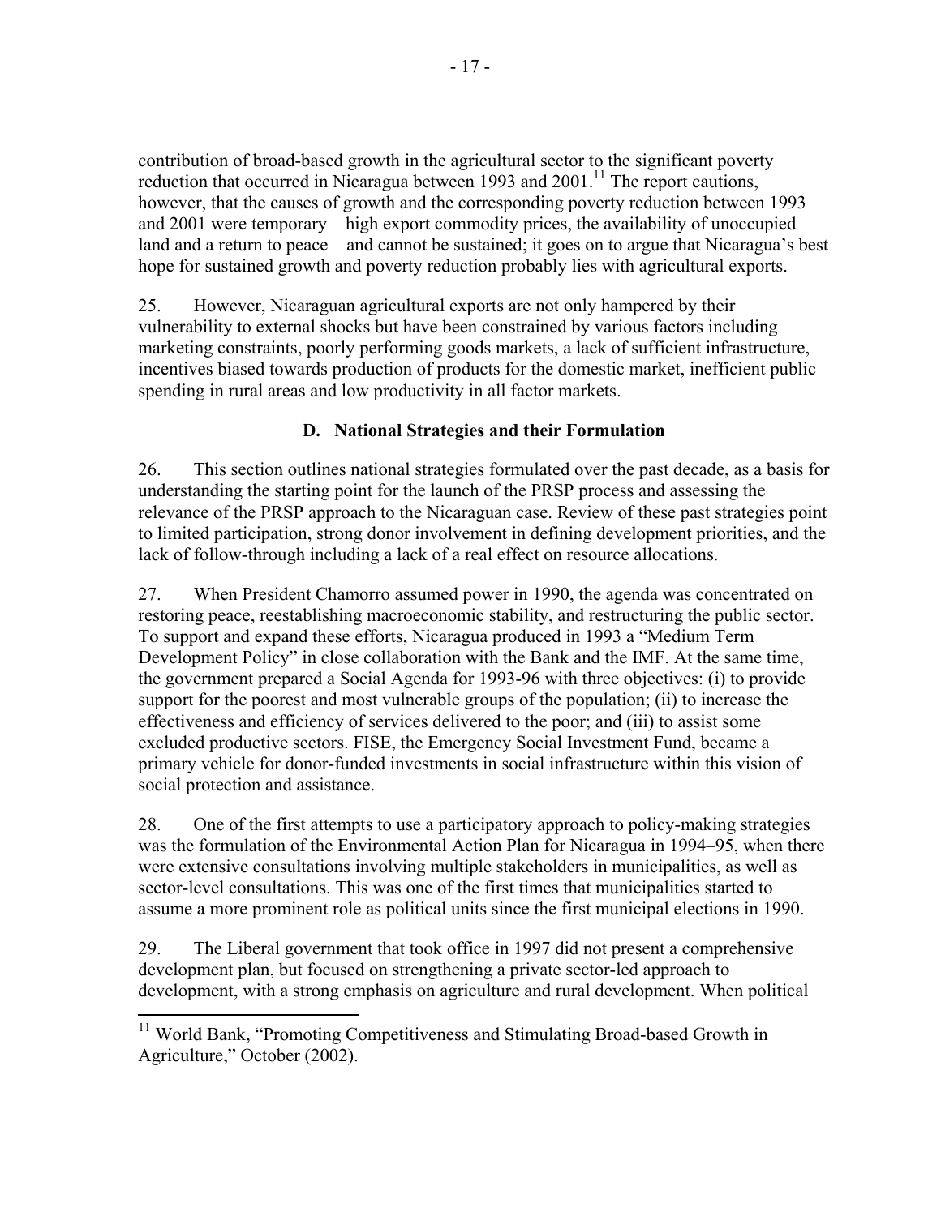contribution of broad-based growth in the agricultural sector to the significant poverty reduction that occurred in Nicaragua between 1993 and 2001.[11] The report cautions, however, that the causes of growth and the corresponding poverty reduction between 1993 and 2001 were temporary—high export commodity prices, the availability of unoccupied land and a return to peace—and cannot be sustained; it goes on to argue that Nicaragua's best hope for sustained growth and poverty reduction probably lies with agricultural exports.

25. However, Nicaraguan agricultural exports are not only hampered by their vulnerability to external shocks but have been constrained by various factors including marketing constraints, poorly performing goods markets, a lack of sufficient infrastructure, incentives biased towards production of products for the domestic market, inefficient public spending in rural areas and low productivity in all factor markets.

## D. National Strategies and their Formulation

26. This section outlines national strategies formulated over the past decade, as a basis for understanding the starting point for the launch of the PRSP process and assessing the relevance of the PRSP approach to the Nicaraguan case. Review of these past strategies point to limited participation, strong donor involvement in defining development priorities, and the lack of follow-through including a lack of a real effect on resource allocations.

27. When President Chamorro assumed power in 1990, the agenda was concentrated on restoring peace, reestablishing macroeconomic stability, and restructuring the public sector. To support and expand these efforts, Nicaragua produced in 1993 a "Medium Term Development Policy" in close collaboration with the Bank and the IMF. At the same time, the government prepared a Social Agenda for 1993-96 with three objectives: (i) to provide support for the poorest and most vulnerable groups of the population; (ii) to increase the effectiveness and efficiency of services delivered to the poor; and (iii) to assist some excluded productive sectors. FISE, the Emergency Social Investment Fund, became a primary vehicle for donor-funded investments in social infrastructure within this vision of social protection and assistance.

28. One of the first attempts to use a participatory approach to policy-making strategies was the formulation of the Environmental Action Plan for Nicaragua in 1994–95, when there were extensive consultations involving multiple stakeholders in municipalities, as well as sector-level consultations. This was one of the first times that municipalities started to assume a more prominent role as political units since the first municipal elections in 1990.

29. The Liberal government that took office in 1997 did not present a comprehensive development plan, but focused on strengthening a private sector-led approach to development, with a strong emphasis on agriculture and rural development. When political

[11] World Bank, "Promoting Competitiveness and Stimulating Broad-based Growth in Agriculture," October (2002).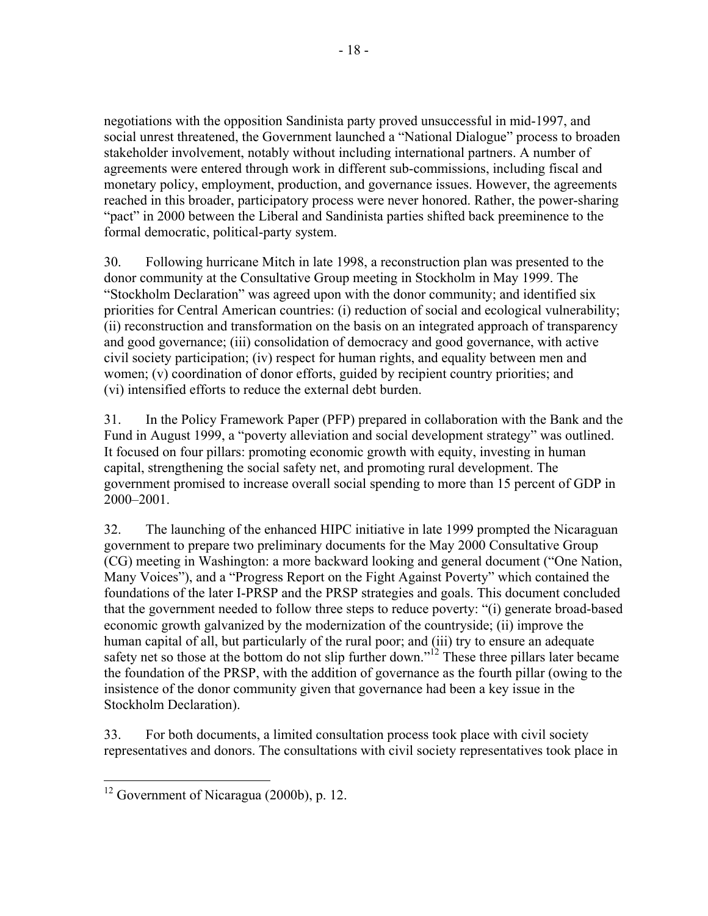negotiations with the opposition Sandinista party proved unsuccessful in mid-1997, and social unrest threatened, the Government launched a "National Dialogue" process to broaden stakeholder involvement, notably without including international partners. A number of agreements were entered through work in different sub-commissions, including fiscal and monetary policy, employment, production, and governance issues. However, the agreements reached in this broader, participatory process were never honored. Rather, the power-sharing "pact" in 2000 between the Liberal and Sandinista parties shifted back preeminence to the formal democratic, political-party system.

30. Following hurricane Mitch in late 1998, a reconstruction plan was presented to the donor community at the Consultative Group meeting in Stockholm in May 1999. The "Stockholm Declaration" was agreed upon with the donor community; and identified six priorities for Central American countries: (i) reduction of social and ecological vulnerability; (ii) reconstruction and transformation on the basis on an integrated approach of transparency and good governance; (iii) consolidation of democracy and good governance, with active civil society participation; (iv) respect for human rights, and equality between men and women; (v) coordination of donor efforts, guided by recipient country priorities; and (vi) intensified efforts to reduce the external debt burden.

31. In the Policy Framework Paper (PFP) prepared in collaboration with the Bank and the Fund in August 1999, a "poverty alleviation and social development strategy" was outlined. It focused on four pillars: promoting economic growth with equity, investing in human capital, strengthening the social safety net, and promoting rural development. The government promised to increase overall social spending to more than 15 percent of GDP in 2000–2001.

32. The launching of the enhanced HIPC initiative in late 1999 prompted the Nicaraguan government to prepare two preliminary documents for the May 2000 Consultative Group (CG) meeting in Washington: a more backward looking and general document ("One Nation, Many Voices"), and a "Progress Report on the Fight Against Poverty" which contained the foundations of the later I-PRSP and the PRSP strategies and goals. This document concluded that the government needed to follow three steps to reduce poverty: "(i) generate broad-based economic growth galvanized by the modernization of the countryside; (ii) improve the human capital of all, but particularly of the rural poor; and (iii) try to ensure an adequate safety net so those at the bottom do not slip further down."[12] These three pillars later became the foundation of the PRSP, with the addition of governance as the fourth pillar (owing to the insistence of the donor community given that governance had been a key issue in the Stockholm Declaration).

33. For both documents, a limited consultation process took place with civil society representatives and donors. The consultations with civil society representatives took place in

[12] Government of Nicaragua (2000b), p. 12.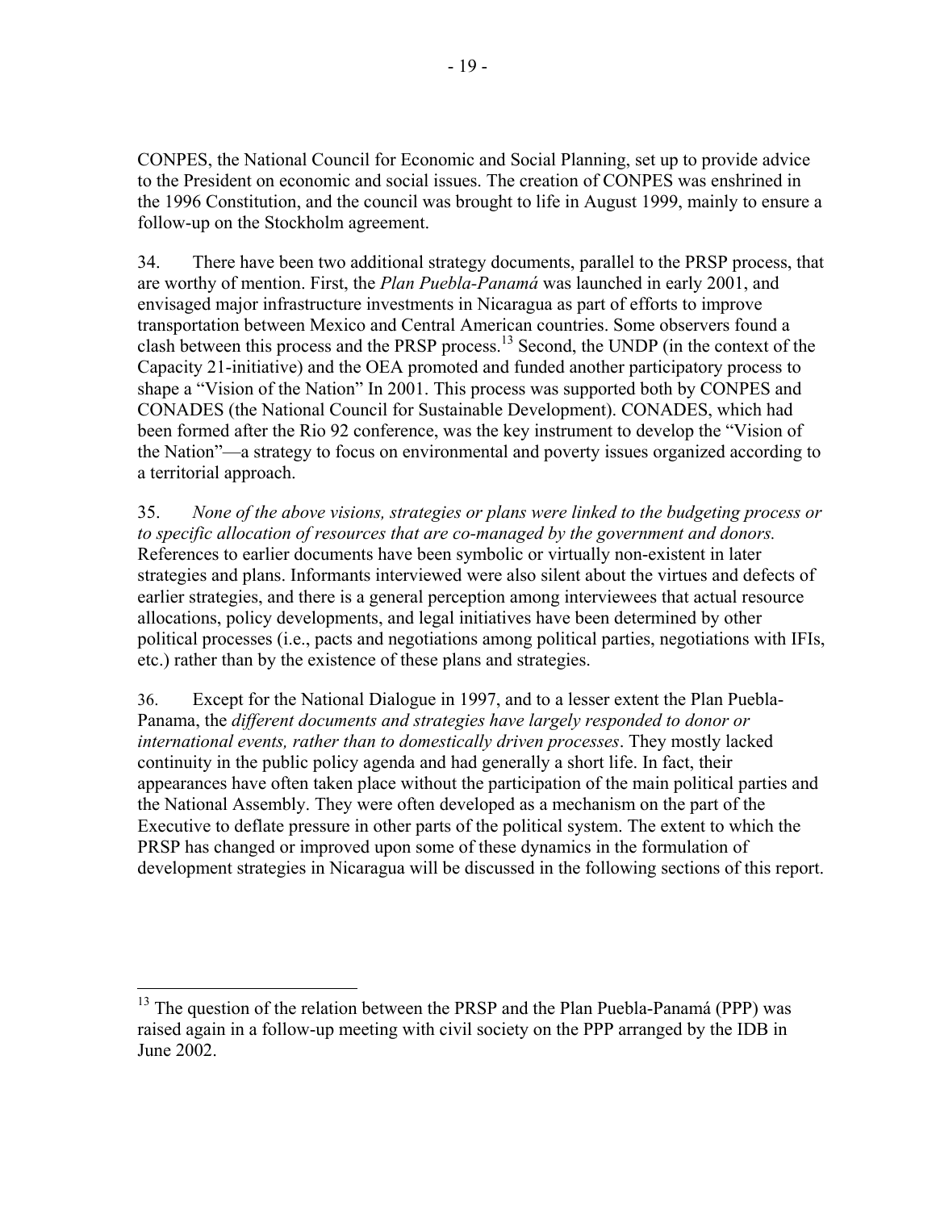CONPES, the National Council for Economic and Social Planning, set up to provide advice to the President on economic and social issues. The creation of CONPES was enshrined in the 1996 Constitution, and the council was brought to life in August 1999, mainly to ensure a follow-up on the Stockholm agreement.

34. There have been two additional strategy documents, parallel to the PRSP process, that are worthy of mention. First, the *Plan Puebla-Panamá* was launched in early 2001, and envisaged major infrastructure investments in Nicaragua as part of efforts to improve transportation between Mexico and Central American countries. Some observers found a clash between this process and the PRSP process.[13] Second, the UNDP (in the context of the Capacity 21-initiative) and the OEA promoted and funded another participatory process to shape a "Vision of the Nation" In 2001. This process was supported both by CONPES and CONADES (the National Council for Sustainable Development). CONADES, which had been formed after the Rio 92 conference, was the key instrument to develop the "Vision of the Nation"—a strategy to focus on environmental and poverty issues organized according to a territorial approach.

35. *None of the above visions, strategies or plans were linked to the budgeting process or to specific allocation of resources that are co-managed by the government and donors.* References to earlier documents have been symbolic or virtually non-existent in later strategies and plans. Informants interviewed were also silent about the virtues and defects of earlier strategies, and there is a general perception among interviewees that actual resource allocations, policy developments, and legal initiatives have been determined by other political processes (i.e., pacts and negotiations among political parties, negotiations with IFIs, etc.) rather than by the existence of these plans and strategies.

36. Except for the National Dialogue in 1997, and to a lesser extent the Plan Puebla-Panama, the *different documents and strategies have largely responded to donor or international events, rather than to domestically driven processes*. They mostly lacked continuity in the public policy agenda and had generally a short life. In fact, their appearances have often taken place without the participation of the main political parties and the National Assembly. They were often developed as a mechanism on the part of the Executive to deflate pressure in other parts of the political system. The extent to which the PRSP has changed or improved upon some of these dynamics in the formulation of development strategies in Nicaragua will be discussed in the following sections of this report.

---

[13] The question of the relation between the PRSP and the Plan Puebla-Panamá (PPP) was raised again in a follow-up meeting with civil society on the PPP arranged by the IDB in June 2002.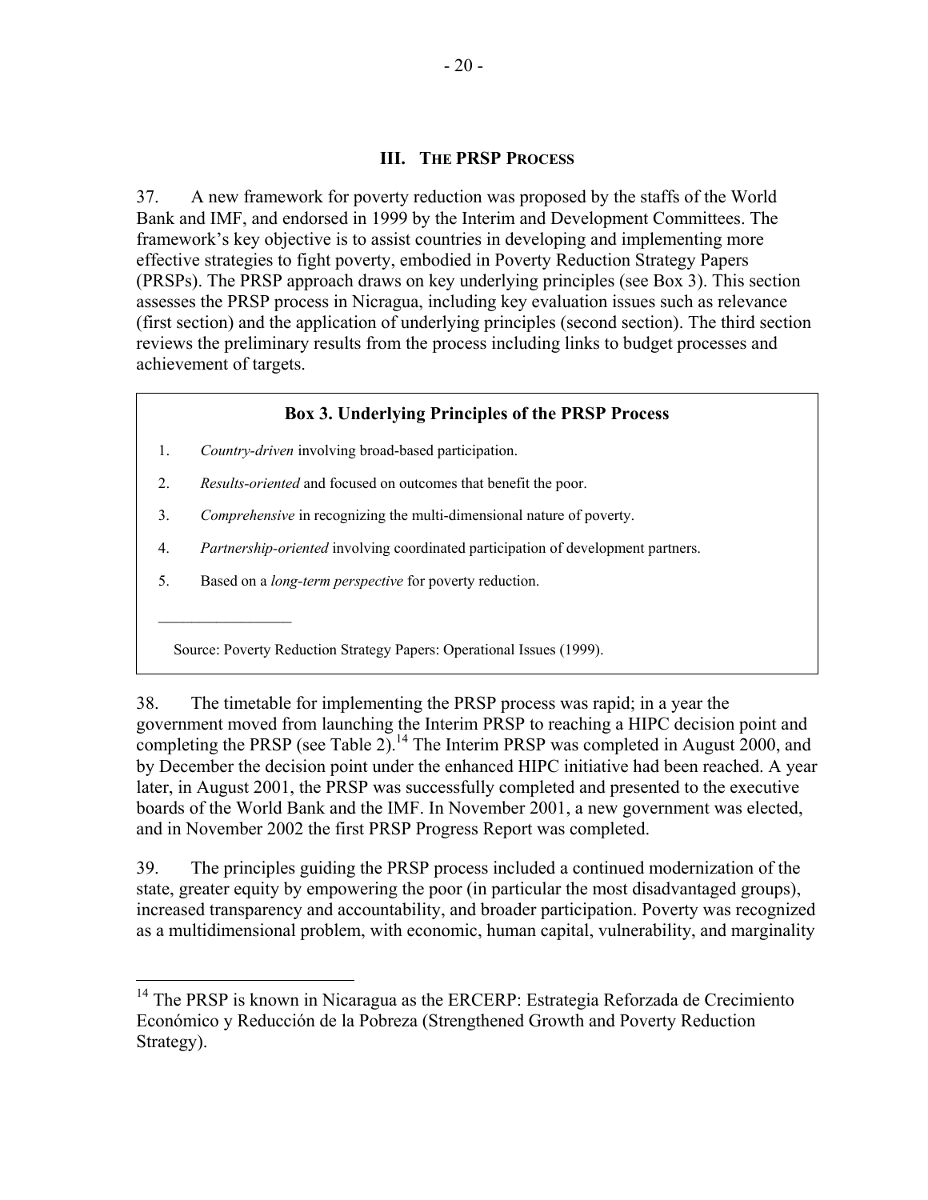## III. THE PRSP PROCESS

37. A new framework for poverty reduction was proposed by the staffs of the World Bank and IMF, and endorsed in 1999 by the Interim and Development Committees. The framework's key objective is to assist countries in developing and implementing more effective strategies to fight poverty, embodied in Poverty Reduction Strategy Papers (PRSPs). The PRSP approach draws on key underlying principles (see Box 3). This section assesses the PRSP process in Nicragua, including key evaluation issues such as relevance (first section) and the application of underlying principles (second section). The third section reviews the preliminary results from the process including links to budget processes and achievement of targets.

**Box 3. Underlying Principles of the PRSP Process**

1. *Country-driven* involving broad-based participation.
2. *Results-oriented* and focused on outcomes that benefit the poor.
3. *Comprehensive* in recognizing the multi-dimensional nature of poverty.
4. *Partnership-oriented* involving coordinated participation of development partners.
5. Based on a *long-term perspective* for poverty reduction.

Source: Poverty Reduction Strategy Papers: Operational Issues (1999).

38. The timetable for implementing the PRSP process was rapid; in a year the government moved from launching the Interim PRSP to reaching a HIPC decision point and completing the PRSP (see Table 2).[14] The Interim PRSP was completed in August 2000, and by December the decision point under the enhanced HIPC initiative had been reached. A year later, in August 2001, the PRSP was successfully completed and presented to the executive boards of the World Bank and the IMF. In November 2001, a new government was elected, and in November 2002 the first PRSP Progress Report was completed.

39. The principles guiding the PRSP process included a continued modernization of the state, greater equity by empowering the poor (in particular the most disadvantaged groups), increased transparency and accountability, and broader participation. Poverty was recognized as a multidimensional problem, with economic, human capital, vulnerability, and marginality

[14] The PRSP is known in Nicaragua as the ERCERP: Estrategia Reforzada de Crecimiento Económico y Reducción de la Pobreza (Strengthened Growth and Poverty Reduction Strategy).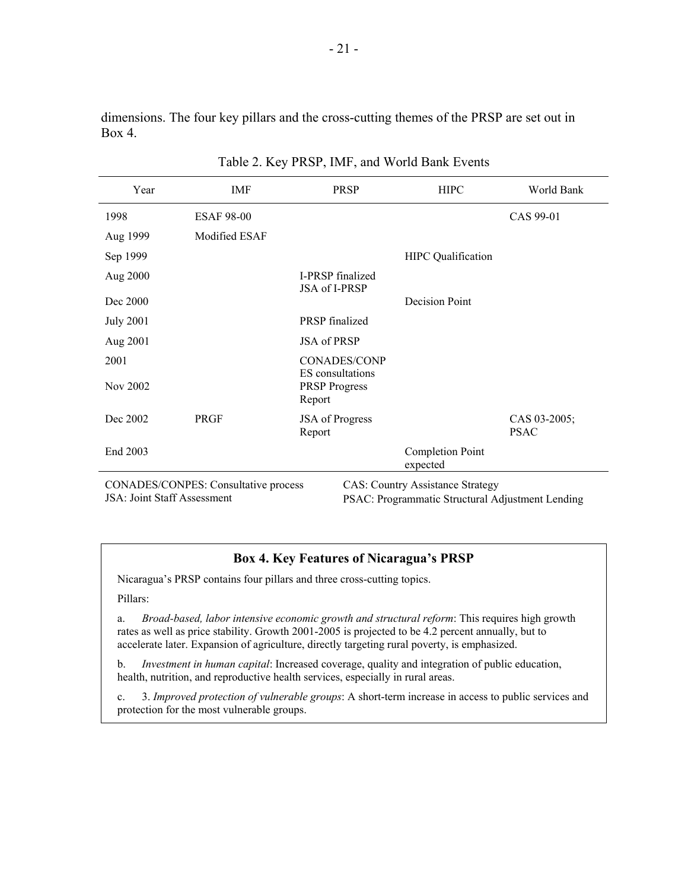dimensions. The four key pillars and the cross-cutting themes of the PRSP are set out in Box 4.

Table 2. Key PRSP, IMF, and World Bank Events

| Year | IMF | PRSP | HIPC | World Bank |
|---|---|---|---|---|
| 1998 | ESAF 98-00 | | | CAS 99-01 |
| Aug 1999 | Modified ESAF | | | |
| Sep 1999 | | | HIPC Qualification | |
| Aug 2000 | | I-PRSP finalized JSA of I-PRSP | | |
| Dec 2000 | | | Decision Point | |
| July 2001 | | PRSP finalized | | |
| Aug 2001 | | JSA of PRSP | | |
| 2001 | | CONADES/CONPES consultations | | |
| Nov 2002 | | PRSP Progress Report | | |
| Dec 2002 | PRGF | JSA of Progress Report | | CAS 03-2005; PSAC |
| End 2003 | | | Completion Point expected | |

CONADES/CONPES: Consultative process
JSA: Joint Staff Assessment
CAS: Country Assistance Strategy
PSAC: Programmatic Structural Adjustment Lending

**Box 4. Key Features of Nicaragua's PRSP**

Nicaragua's PRSP contains four pillars and three cross-cutting topics.

Pillars:

a. *Broad-based, labor intensive economic growth and structural reform*: This requires high growth rates as well as price stability. Growth 2001-2005 is projected to be 4.2 percent annually, but to accelerate later. Expansion of agriculture, directly targeting rural poverty, is emphasized.

b. *Investment in human capital*: Increased coverage, quality and integration of public education, health, nutrition, and reproductive health services, especially in rural areas.

c. 3. *Improved protection of vulnerable groups*: A short-term increase in access to public services and protection for the most vulnerable groups.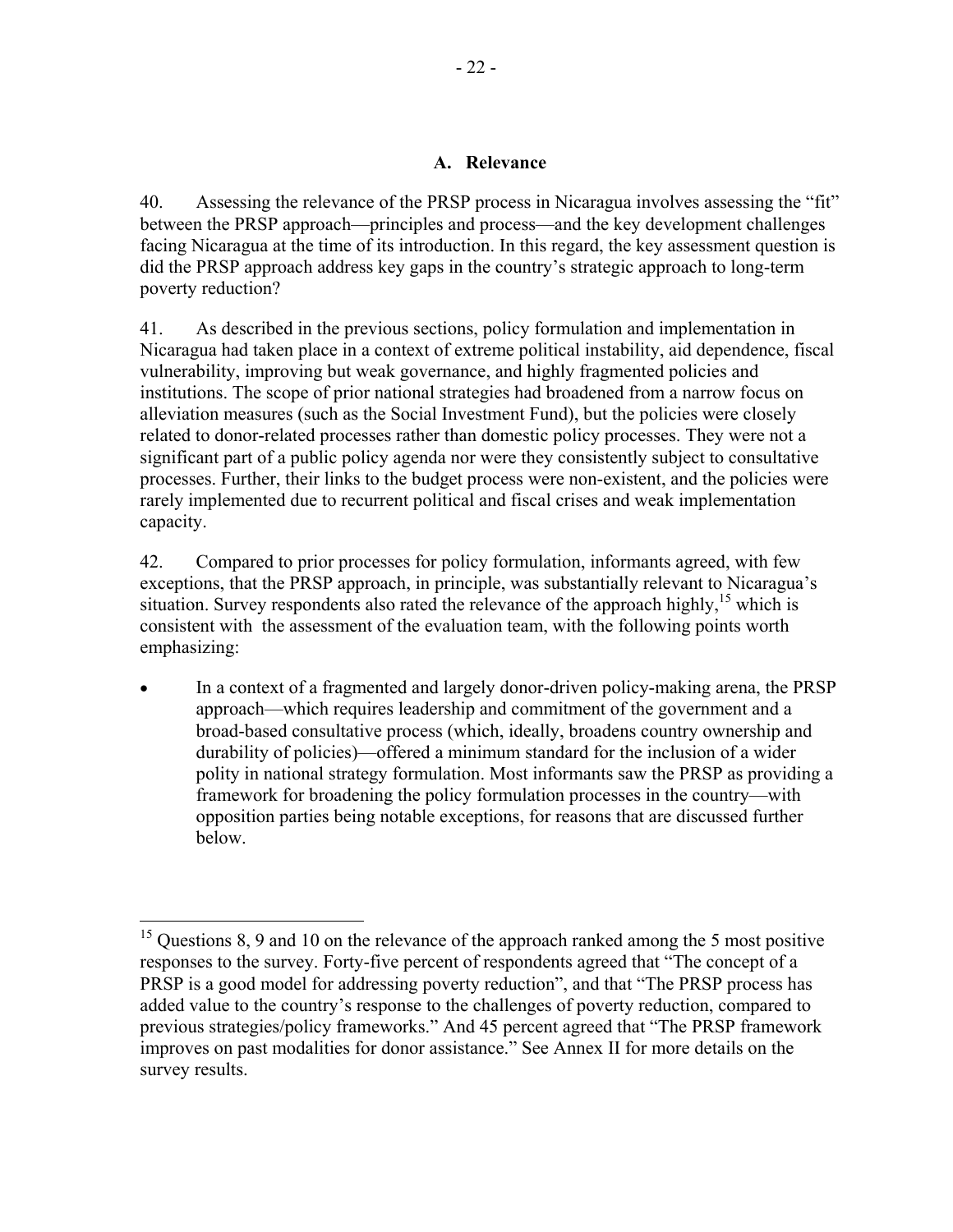## A. Relevance

40. Assessing the relevance of the PRSP process in Nicaragua involves assessing the "fit" between the PRSP approach—principles and process—and the key development challenges facing Nicaragua at the time of its introduction. In this regard, the key assessment question is did the PRSP approach address key gaps in the country's strategic approach to long-term poverty reduction?

41. As described in the previous sections, policy formulation and implementation in Nicaragua had taken place in a context of extreme political instability, aid dependence, fiscal vulnerability, improving but weak governance, and highly fragmented policies and institutions. The scope of prior national strategies had broadened from a narrow focus on alleviation measures (such as the Social Investment Fund), but the policies were closely related to donor-related processes rather than domestic policy processes. They were not a significant part of a public policy agenda nor were they consistently subject to consultative processes. Further, their links to the budget process were non-existent, and the policies were rarely implemented due to recurrent political and fiscal crises and weak implementation capacity.

42. Compared to prior processes for policy formulation, informants agreed, with few exceptions, that the PRSP approach, in principle, was substantially relevant to Nicaragua's situation. Survey respondents also rated the relevance of the approach highly,[15] which is consistent with the assessment of the evaluation team, with the following points worth emphasizing:

- In a context of a fragmented and largely donor-driven policy-making arena, the PRSP approach—which requires leadership and commitment of the government and a broad-based consultative process (which, ideally, broadens country ownership and durability of policies)—offered a minimum standard for the inclusion of a wider polity in national strategy formulation. Most informants saw the PRSP as providing a framework for broadening the policy formulation processes in the country—with opposition parties being notable exceptions, for reasons that are discussed further below.

---

[15] Questions 8, 9 and 10 on the relevance of the approach ranked among the 5 most positive responses to the survey. Forty-five percent of respondents agreed that "The concept of a PRSP is a good model for addressing poverty reduction", and that "The PRSP process has added value to the country's response to the challenges of poverty reduction, compared to previous strategies/policy frameworks." And 45 percent agreed that "The PRSP framework improves on past modalities for donor assistance." See Annex II for more details on the survey results.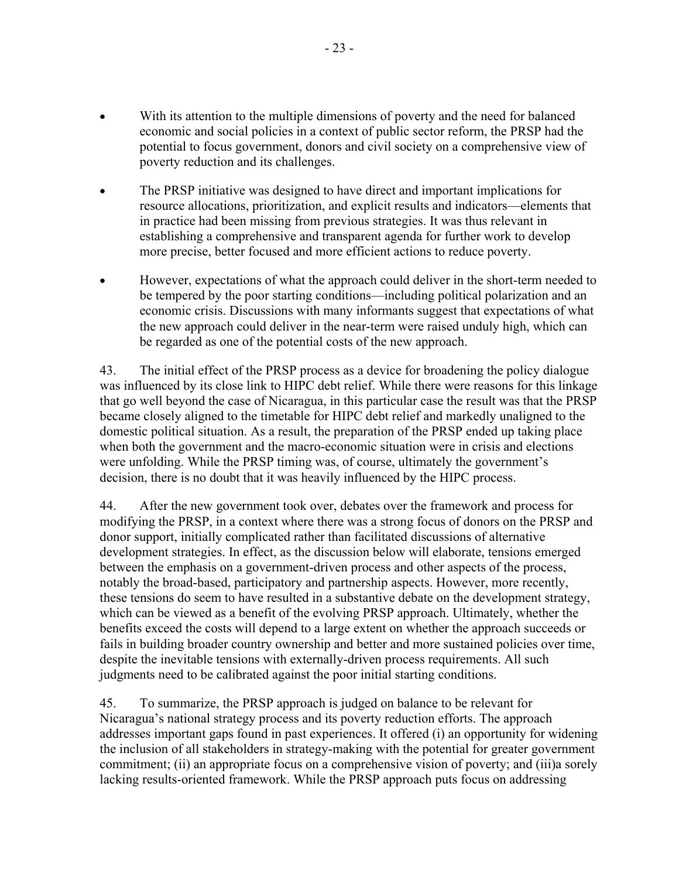- With its attention to the multiple dimensions of poverty and the need for balanced economic and social policies in a context of public sector reform, the PRSP had the potential to focus government, donors and civil society on a comprehensive view of poverty reduction and its challenges.

- The PRSP initiative was designed to have direct and important implications for resource allocations, prioritization, and explicit results and indicators—elements that in practice had been missing from previous strategies. It was thus relevant in establishing a comprehensive and transparent agenda for further work to develop more precise, better focused and more efficient actions to reduce poverty.

- However, expectations of what the approach could deliver in the short-term needed to be tempered by the poor starting conditions—including political polarization and an economic crisis. Discussions with many informants suggest that expectations of what the new approach could deliver in the near-term were raised unduly high, which can be regarded as one of the potential costs of the new approach.

43. The initial effect of the PRSP process as a device for broadening the policy dialogue was influenced by its close link to HIPC debt relief. While there were reasons for this linkage that go well beyond the case of Nicaragua, in this particular case the result was that the PRSP became closely aligned to the timetable for HIPC debt relief and markedly unaligned to the domestic political situation. As a result, the preparation of the PRSP ended up taking place when both the government and the macro-economic situation were in crisis and elections were unfolding. While the PRSP timing was, of course, ultimately the government's decision, there is no doubt that it was heavily influenced by the HIPC process.

44. After the new government took over, debates over the framework and process for modifying the PRSP, in a context where there was a strong focus of donors on the PRSP and donor support, initially complicated rather than facilitated discussions of alternative development strategies. In effect, as the discussion below will elaborate, tensions emerged between the emphasis on a government-driven process and other aspects of the process, notably the broad-based, participatory and partnership aspects. However, more recently, these tensions do seem to have resulted in a substantive debate on the development strategy, which can be viewed as a benefit of the evolving PRSP approach. Ultimately, whether the benefits exceed the costs will depend to a large extent on whether the approach succeeds or fails in building broader country ownership and better and more sustained policies over time, despite the inevitable tensions with externally-driven process requirements. All such judgments need to be calibrated against the poor initial starting conditions.

45. To summarize, the PRSP approach is judged on balance to be relevant for Nicaragua's national strategy process and its poverty reduction efforts. The approach addresses important gaps found in past experiences. It offered (i) an opportunity for widening the inclusion of all stakeholders in strategy-making with the potential for greater government commitment; (ii) an appropriate focus on a comprehensive vision of poverty; and (iii)a sorely lacking results-oriented framework. While the PRSP approach puts focus on addressing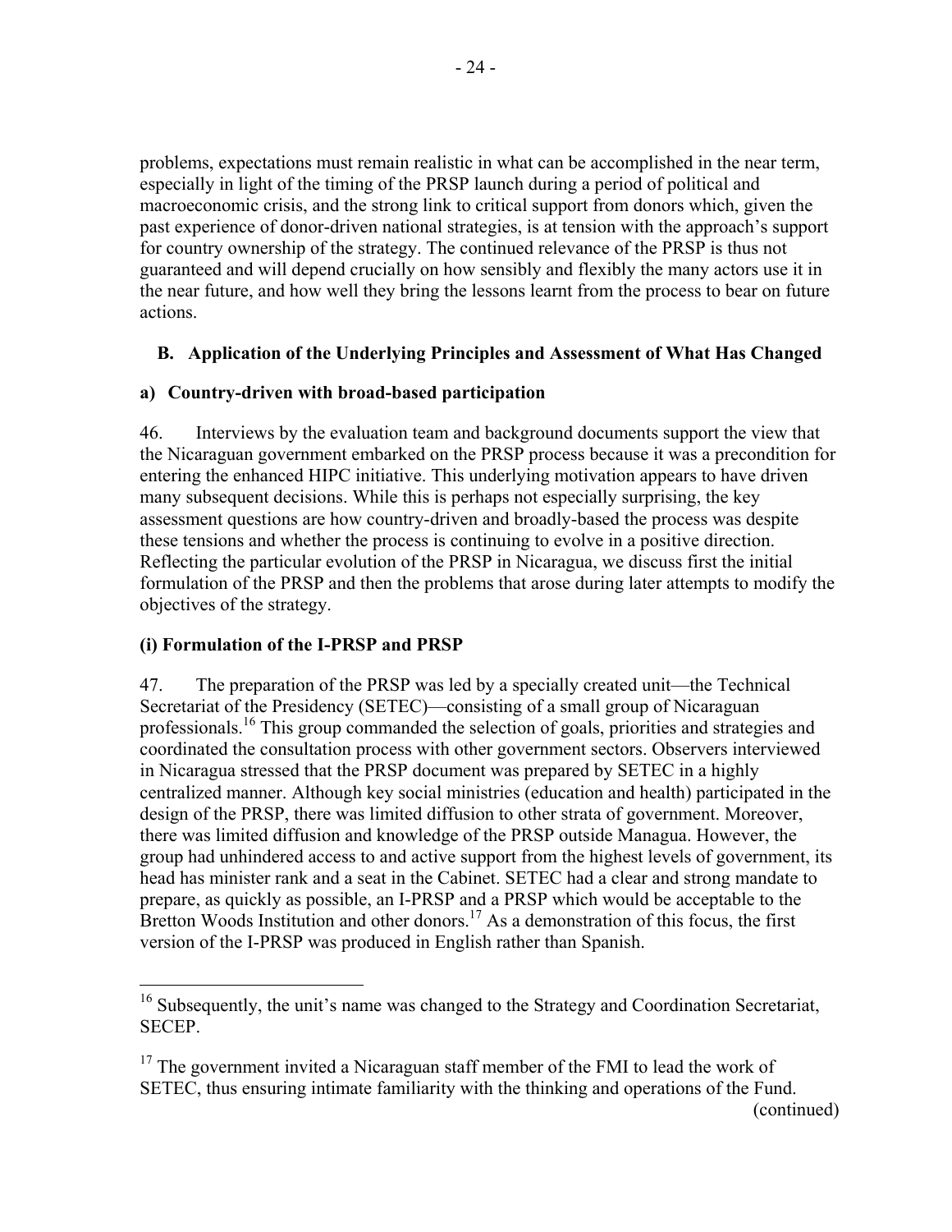problems, expectations must remain realistic in what can be accomplished in the near term, especially in light of the timing of the PRSP launch during a period of political and macroeconomic crisis, and the strong link to critical support from donors which, given the past experience of donor-driven national strategies, is at tension with the approach's support for country ownership of the strategy. The continued relevance of the PRSP is thus not guaranteed and will depend crucially on how sensibly and flexibly the many actors use it in the near future, and how well they bring the lessons learnt from the process to bear on future actions.

## B. Application of the Underlying Principles and Assessment of What Has Changed

### a) Country-driven with broad-based participation

46. Interviews by the evaluation team and background documents support the view that the Nicaraguan government embarked on the PRSP process because it was a precondition for entering the enhanced HIPC initiative. This underlying motivation appears to have driven many subsequent decisions. While this is perhaps not especially surprising, the key assessment questions are how country-driven and broadly-based the process was despite these tensions and whether the process is continuing to evolve in a positive direction. Reflecting the particular evolution of the PRSP in Nicaragua, we discuss first the initial formulation of the PRSP and then the problems that arose during later attempts to modify the objectives of the strategy.

### (i) Formulation of the I-PRSP and PRSP

47. The preparation of the PRSP was led by a specially created unit—the Technical Secretariat of the Presidency (SETEC)—consisting of a small group of Nicaraguan professionals.[16] This group commanded the selection of goals, priorities and strategies and coordinated the consultation process with other government sectors. Observers interviewed in Nicaragua stressed that the PRSP document was prepared by SETEC in a highly centralized manner. Although key social ministries (education and health) participated in the design of the PRSP, there was limited diffusion to other strata of government. Moreover, there was limited diffusion and knowledge of the PRSP outside Managua. However, the group had unhindered access to and active support from the highest levels of government, its head has minister rank and a seat in the Cabinet. SETEC had a clear and strong mandate to prepare, as quickly as possible, an I-PRSP and a PRSP which would be acceptable to the Bretton Woods Institution and other donors.[17] As a demonstration of this focus, the first version of the I-PRSP was produced in English rather than Spanish.

---

[16] Subsequently, the unit's name was changed to the Strategy and Coordination Secretariat, SECEP.

[17] The government invited a Nicaraguan staff member of the FMI to lead the work of SETEC, thus ensuring intimate familiarity with the thinking and operations of the Fund.

(continued)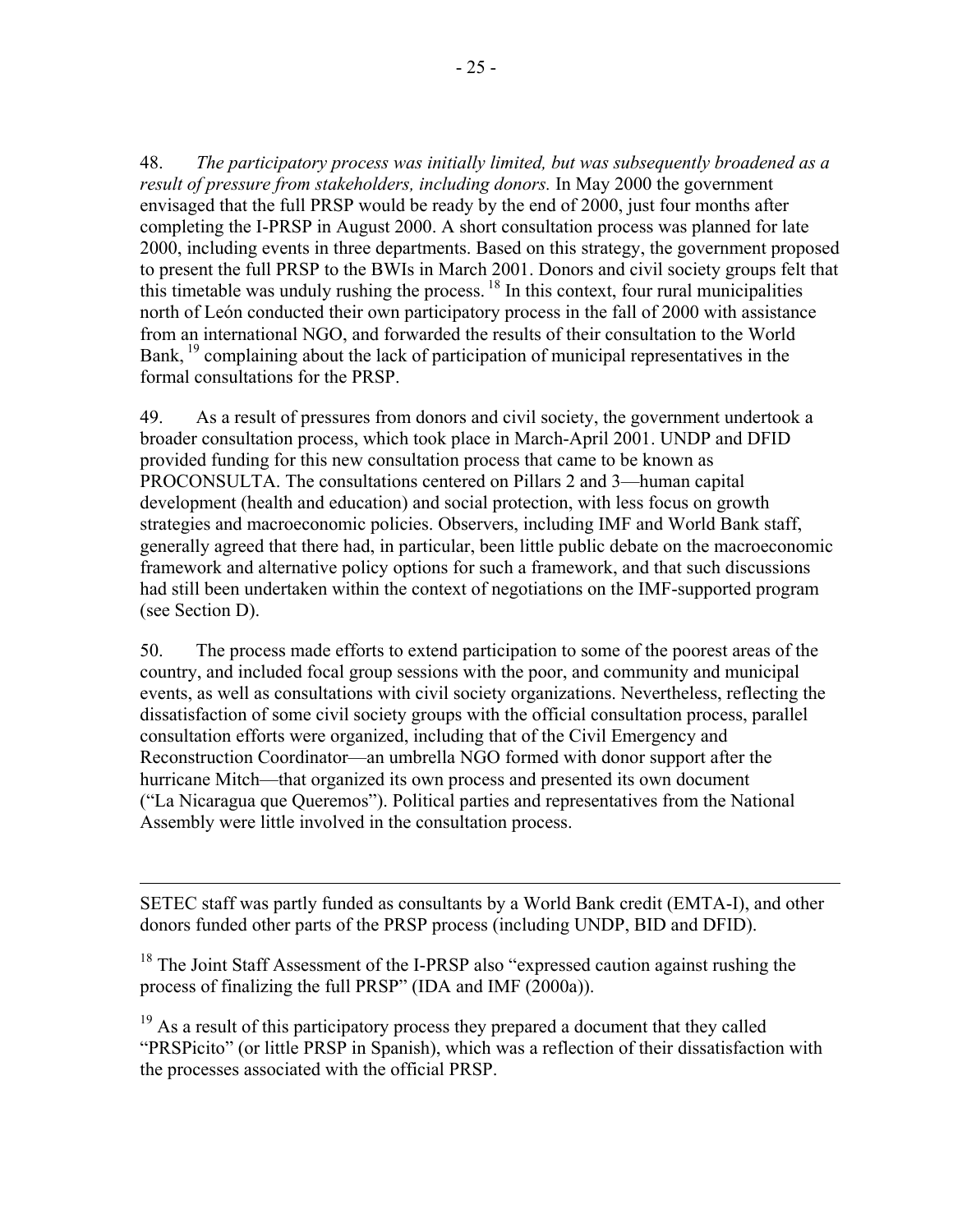48. *The participatory process was initially limited, but was subsequently broadened as a result of pressure from stakeholders, including donors.* In May 2000 the government envisaged that the full PRSP would be ready by the end of 2000, just four months after completing the I-PRSP in August 2000. A short consultation process was planned for late 2000, including events in three departments. Based on this strategy, the government proposed to present the full PRSP to the BWIs in March 2001. Donors and civil society groups felt that this timetable was unduly rushing the process.[18] In this context, four rural municipalities north of León conducted their own participatory process in the fall of 2000 with assistance from an international NGO, and forwarded the results of their consultation to the World Bank,[19] complaining about the lack of participation of municipal representatives in the formal consultations for the PRSP.

49. As a result of pressures from donors and civil society, the government undertook a broader consultation process, which took place in March-April 2001. UNDP and DFID provided funding for this new consultation process that came to be known as PROCONSULTA. The consultations centered on Pillars 2 and 3—human capital development (health and education) and social protection, with less focus on growth strategies and macroeconomic policies. Observers, including IMF and World Bank staff, generally agreed that there had, in particular, been little public debate on the macroeconomic framework and alternative policy options for such a framework, and that such discussions had still been undertaken within the context of negotiations on the IMF-supported program (see Section D).

50. The process made efforts to extend participation to some of the poorest areas of the country, and included focal group sessions with the poor, and community and municipal events, as well as consultations with civil society organizations. Nevertheless, reflecting the dissatisfaction of some civil society groups with the official consultation process, parallel consultation efforts were organized, including that of the Civil Emergency and Reconstruction Coordinator—an umbrella NGO formed with donor support after the hurricane Mitch—that organized its own process and presented its own document ("La Nicaragua que Queremos"). Political parties and representatives from the National Assembly were little involved in the consultation process.

---

SETEC staff was partly funded as consultants by a World Bank credit (EMTA-I), and other donors funded other parts of the PRSP process (including UNDP, BID and DFID).

[18] The Joint Staff Assessment of the I-PRSP also "expressed caution against rushing the process of finalizing the full PRSP" (IDA and IMF (2000a)).

[19] As a result of this participatory process they prepared a document that they called "PRSPicito" (or little PRSP in Spanish), which was a reflection of their dissatisfaction with the processes associated with the official PRSP.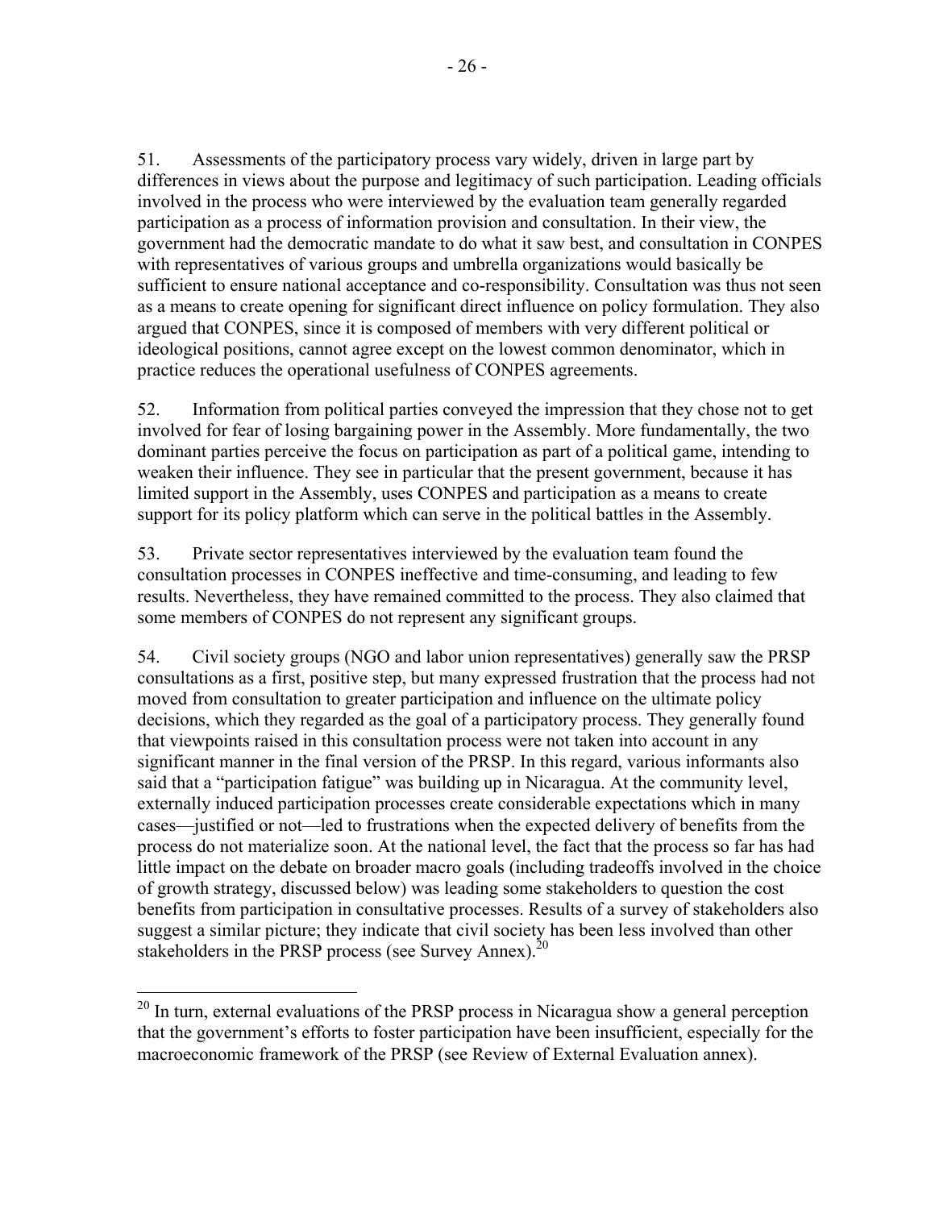51. Assessments of the participatory process vary widely, driven in large part by differences in views about the purpose and legitimacy of such participation. Leading officials involved in the process who were interviewed by the evaluation team generally regarded participation as a process of information provision and consultation. In their view, the government had the democratic mandate to do what it saw best, and consultation in CONPES with representatives of various groups and umbrella organizations would basically be sufficient to ensure national acceptance and co-responsibility. Consultation was thus not seen as a means to create opening for significant direct influence on policy formulation. They also argued that CONPES, since it is composed of members with very different political or ideological positions, cannot agree except on the lowest common denominator, which in practice reduces the operational usefulness of CONPES agreements.

52. Information from political parties conveyed the impression that they chose not to get involved for fear of losing bargaining power in the Assembly. More fundamentally, the two dominant parties perceive the focus on participation as part of a political game, intending to weaken their influence. They see in particular that the present government, because it has limited support in the Assembly, uses CONPES and participation as a means to create support for its policy platform which can serve in the political battles in the Assembly.

53. Private sector representatives interviewed by the evaluation team found the consultation processes in CONPES ineffective and time-consuming, and leading to few results. Nevertheless, they have remained committed to the process. They also claimed that some members of CONPES do not represent any significant groups.

54. Civil society groups (NGO and labor union representatives) generally saw the PRSP consultations as a first, positive step, but many expressed frustration that the process had not moved from consultation to greater participation and influence on the ultimate policy decisions, which they regarded as the goal of a participatory process. They generally found that viewpoints raised in this consultation process were not taken into account in any significant manner in the final version of the PRSP. In this regard, various informants also said that a "participation fatigue" was building up in Nicaragua. At the community level, externally induced participation processes create considerable expectations which in many cases—justified or not—led to frustrations when the expected delivery of benefits from the process do not materialize soon. At the national level, the fact that the process so far has had little impact on the debate on broader macro goals (including tradeoffs involved in the choice of growth strategy, discussed below) was leading some stakeholders to question the cost benefits from participation in consultative processes. Results of a survey of stakeholders also suggest a similar picture; they indicate that civil society has been less involved than other stakeholders in the PRSP process (see Survey Annex).[20]

[20] In turn, external evaluations of the PRSP process in Nicaragua show a general perception that the government's efforts to foster participation have been insufficient, especially for the macroeconomic framework of the PRSP (see Review of External Evaluation annex).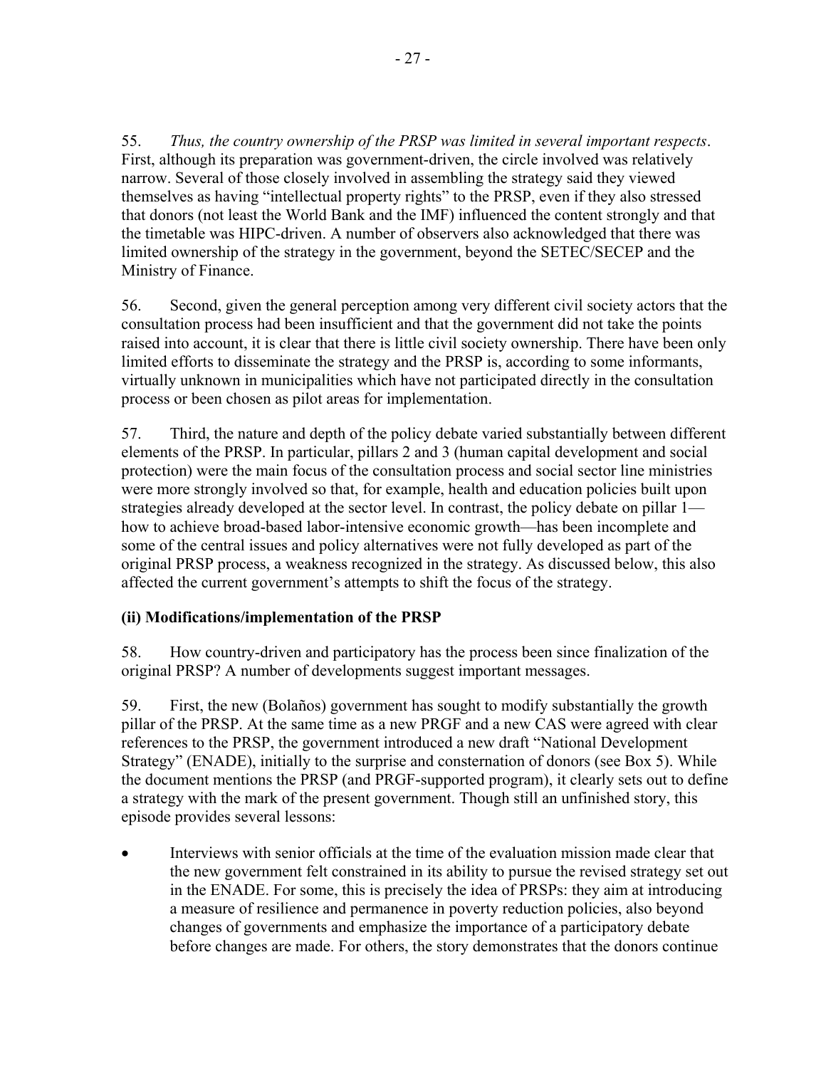55. *Thus, the country ownership of the PRSP was limited in several important respects*. First, although its preparation was government-driven, the circle involved was relatively narrow. Several of those closely involved in assembling the strategy said they viewed themselves as having "intellectual property rights" to the PRSP, even if they also stressed that donors (not least the World Bank and the IMF) influenced the content strongly and that the timetable was HIPC-driven. A number of observers also acknowledged that there was limited ownership of the strategy in the government, beyond the SETEC/SECEP and the Ministry of Finance.

56. Second, given the general perception among very different civil society actors that the consultation process had been insufficient and that the government did not take the points raised into account, it is clear that there is little civil society ownership. There have been only limited efforts to disseminate the strategy and the PRSP is, according to some informants, virtually unknown in municipalities which have not participated directly in the consultation process or been chosen as pilot areas for implementation.

57. Third, the nature and depth of the policy debate varied substantially between different elements of the PRSP. In particular, pillars 2 and 3 (human capital development and social protection) were the main focus of the consultation process and social sector line ministries were more strongly involved so that, for example, health and education policies built upon strategies already developed at the sector level. In contrast, the policy debate on pillar 1—how to achieve broad-based labor-intensive economic growth—has been incomplete and some of the central issues and policy alternatives were not fully developed as part of the original PRSP process, a weakness recognized in the strategy. As discussed below, this also affected the current government's attempts to shift the focus of the strategy.

**(ii) Modifications/implementation of the PRSP**

58. How country-driven and participatory has the process been since finalization of the original PRSP? A number of developments suggest important messages.

59. First, the new (Bolaños) government has sought to modify substantially the growth pillar of the PRSP. At the same time as a new PRGF and a new CAS were agreed with clear references to the PRSP, the government introduced a new draft "National Development Strategy" (ENADE), initially to the surprise and consternation of donors (see Box 5). While the document mentions the PRSP (and PRGF-supported program), it clearly sets out to define a strategy with the mark of the present government. Though still an unfinished story, this episode provides several lessons:

- Interviews with senior officials at the time of the evaluation mission made clear that the new government felt constrained in its ability to pursue the revised strategy set out in the ENADE. For some, this is precisely the idea of PRSPs: they aim at introducing a measure of resilience and permanence in poverty reduction policies, also beyond changes of governments and emphasize the importance of a participatory debate before changes are made. For others, the story demonstrates that the donors continue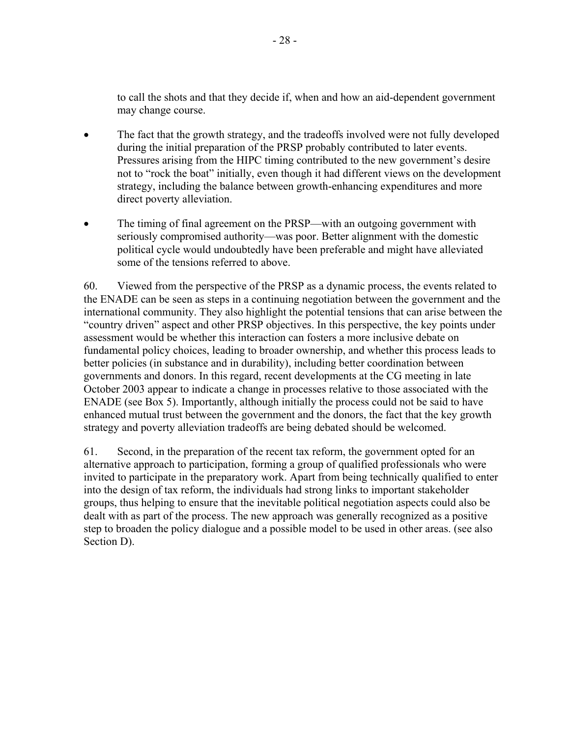to call the shots and that they decide if, when and how an aid-dependent government may change course.

- The fact that the growth strategy, and the tradeoffs involved were not fully developed during the initial preparation of the PRSP probably contributed to later events. Pressures arising from the HIPC timing contributed to the new government's desire not to "rock the boat" initially, even though it had different views on the development strategy, including the balance between growth-enhancing expenditures and more direct poverty alleviation.

- The timing of final agreement on the PRSP—with an outgoing government with seriously compromised authority—was poor. Better alignment with the domestic political cycle would undoubtedly have been preferable and might have alleviated some of the tensions referred to above.

60. Viewed from the perspective of the PRSP as a dynamic process, the events related to the ENADE can be seen as steps in a continuing negotiation between the government and the international community. They also highlight the potential tensions that can arise between the "country driven" aspect and other PRSP objectives. In this perspective, the key points under assessment would be whether this interaction can fosters a more inclusive debate on fundamental policy choices, leading to broader ownership, and whether this process leads to better policies (in substance and in durability), including better coordination between governments and donors. In this regard, recent developments at the CG meeting in late October 2003 appear to indicate a change in processes relative to those associated with the ENADE (see Box 5). Importantly, although initially the process could not be said to have enhanced mutual trust between the government and the donors, the fact that the key growth strategy and poverty alleviation tradeoffs are being debated should be welcomed.

61. Second, in the preparation of the recent tax reform, the government opted for an alternative approach to participation, forming a group of qualified professionals who were invited to participate in the preparatory work. Apart from being technically qualified to enter into the design of tax reform, the individuals had strong links to important stakeholder groups, thus helping to ensure that the inevitable political negotiation aspects could also be dealt with as part of the process. The new approach was generally recognized as a positive step to broaden the policy dialogue and a possible model to be used in other areas. (see also Section D).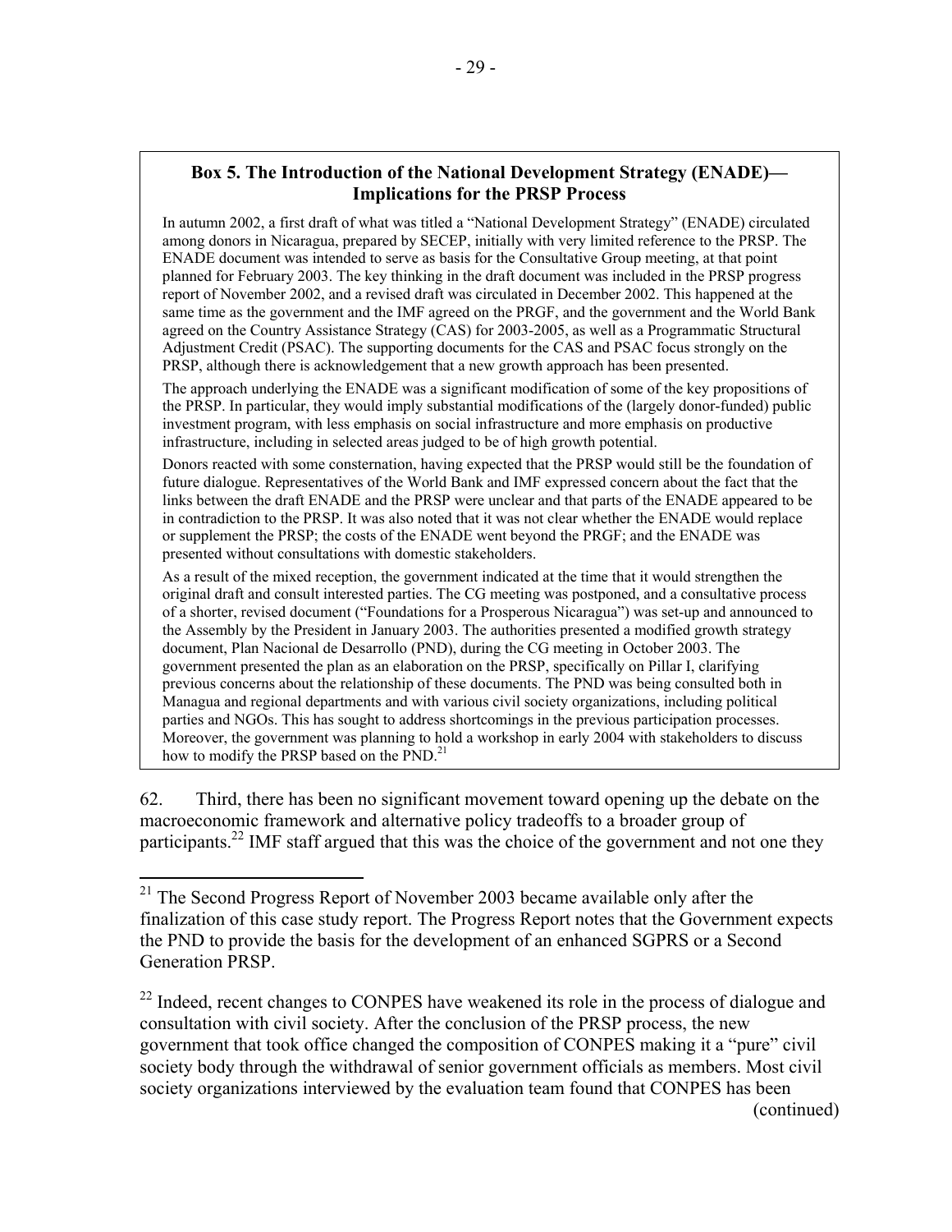### Box 5. The Introduction of the National Development Strategy (ENADE)—Implications for the PRSP Process

In autumn 2002, a first draft of what was titled a "National Development Strategy" (ENADE) circulated among donors in Nicaragua, prepared by SECEP, initially with very limited reference to the PRSP. The ENADE document was intended to serve as basis for the Consultative Group meeting, at that point planned for February 2003. The key thinking in the draft document was included in the PRSP progress report of November 2002, and a revised draft was circulated in December 2002. This happened at the same time as the government and the IMF agreed on the PRGF, and the government and the World Bank agreed on the Country Assistance Strategy (CAS) for 2003-2005, as well as a Programmatic Structural Adjustment Credit (PSAC). The supporting documents for the CAS and PSAC focus strongly on the PRSP, although there is acknowledgement that a new growth approach has been presented.

The approach underlying the ENADE was a significant modification of some of the key propositions of the PRSP. In particular, they would imply substantial modifications of the (largely donor-funded) public investment program, with less emphasis on social infrastructure and more emphasis on productive infrastructure, including in selected areas judged to be of high growth potential.

Donors reacted with some consternation, having expected that the PRSP would still be the foundation of future dialogue. Representatives of the World Bank and IMF expressed concern about the fact that the links between the draft ENADE and the PRSP were unclear and that parts of the ENADE appeared to be in contradiction to the PRSP. It was also noted that it was not clear whether the ENADE would replace or supplement the PRSP; the costs of the ENADE went beyond the PRGF; and the ENADE was presented without consultations with domestic stakeholders.

As a result of the mixed reception, the government indicated at the time that it would strengthen the original draft and consult interested parties. The CG meeting was postponed, and a consultative process of a shorter, revised document ("Foundations for a Prosperous Nicaragua") was set-up and announced to the Assembly by the President in January 2003. The authorities presented a modified growth strategy document, Plan Nacional de Desarrollo (PND), during the CG meeting in October 2003. The government presented the plan as an elaboration on the PRSP, specifically on Pillar I, clarifying previous concerns about the relationship of these documents. The PND was being consulted both in Managua and regional departments and with various civil society organizations, including political parties and NGOs. This has sought to address shortcomings in the previous participation processes. Moreover, the government was planning to hold a workshop in early 2004 with stakeholders to discuss how to modify the PRSP based on the PND.[21]

62. Third, there has been no significant movement toward opening up the debate on the macroeconomic framework and alternative policy tradeoffs to a broader group of participants.[22] IMF staff argued that this was the choice of the government and not one they

[21] The Second Progress Report of November 2003 became available only after the finalization of this case study report. The Progress Report notes that the Government expects the PND to provide the basis for the development of an enhanced SGPRS or a Second Generation PRSP.

[22] Indeed, recent changes to CONPES have weakened its role in the process of dialogue and consultation with civil society. After the conclusion of the PRSP process, the new government that took office changed the composition of CONPES making it a "pure" civil society body through the withdrawal of senior government officials as members. Most civil society organizations interviewed by the evaluation team found that CONPES has been (continued)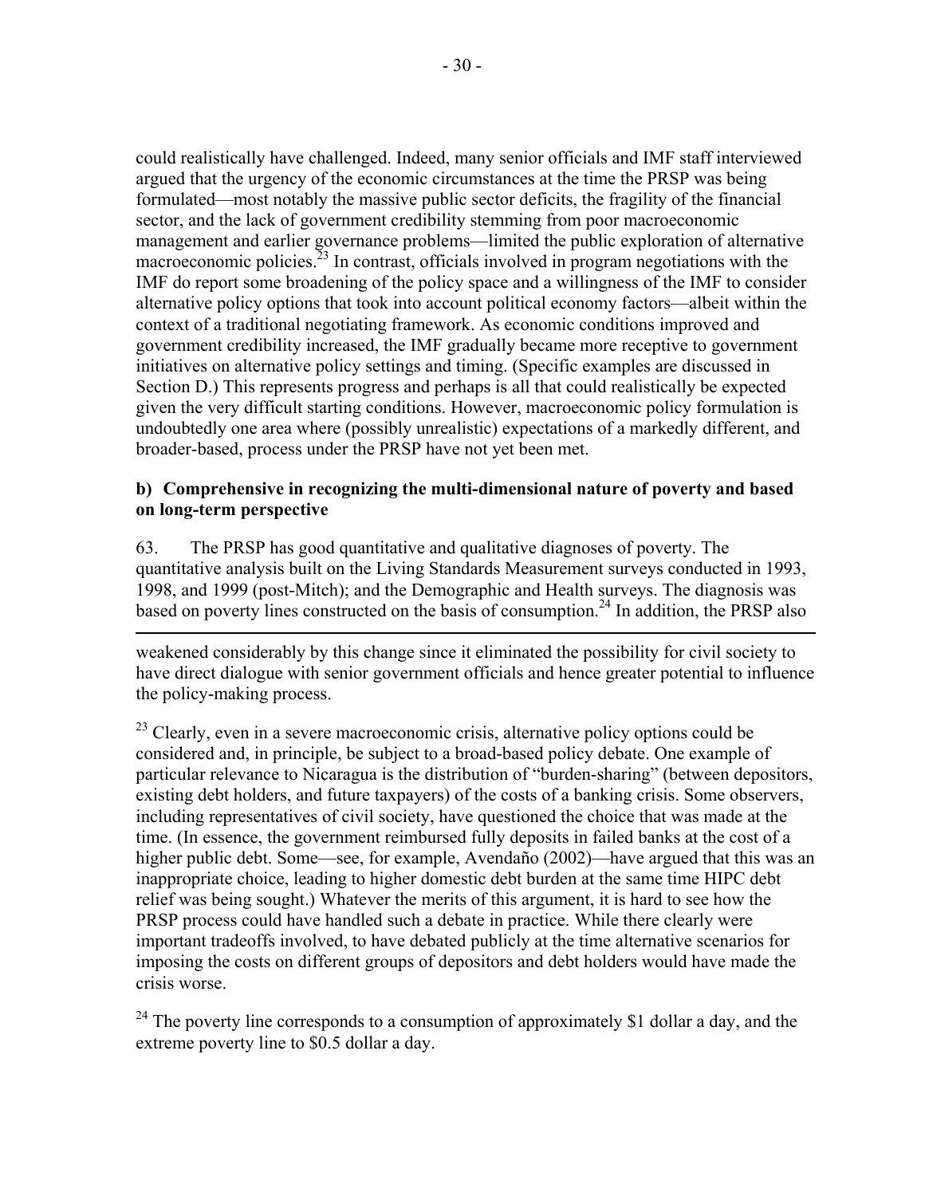could realistically have challenged. Indeed, many senior officials and IMF staff interviewed argued that the urgency of the economic circumstances at the time the PRSP was being formulated—most notably the massive public sector deficits, the fragility of the financial sector, and the lack of government credibility stemming from poor macroeconomic management and earlier governance problems—limited the public exploration of alternative macroeconomic policies.[23] In contrast, officials involved in program negotiations with the IMF do report some broadening of the policy space and a willingness of the IMF to consider alternative policy options that took into account political economy factors—albeit within the context of a traditional negotiating framework. As economic conditions improved and government credibility increased, the IMF gradually became more receptive to government initiatives on alternative policy settings and timing. (Specific examples are discussed in Section D.) This represents progress and perhaps is all that could realistically be expected given the very difficult starting conditions. However, macroeconomic policy formulation is undoubtedly one area where (possibly unrealistic) expectations of a markedly different, and broader-based, process under the PRSP have not yet been met.

**b) Comprehensive in recognizing the multi-dimensional nature of poverty and based on long-term perspective**

63. The PRSP has good quantitative and qualitative diagnoses of poverty. The quantitative analysis built on the Living Standards Measurement surveys conducted in 1993, 1998, and 1999 (post-Mitch); and the Demographic and Health surveys. The diagnosis was based on poverty lines constructed on the basis of consumption.[24] In addition, the PRSP also

---

weakened considerably by this change since it eliminated the possibility for civil society to have direct dialogue with senior government officials and hence greater potential to influence the policy-making process.

[23] Clearly, even in a severe macroeconomic crisis, alternative policy options could be considered and, in principle, be subject to a broad-based policy debate. One example of particular relevance to Nicaragua is the distribution of "burden-sharing" (between depositors, existing debt holders, and future taxpayers) of the costs of a banking crisis. Some observers, including representatives of civil society, have questioned the choice that was made at the time. (In essence, the government reimbursed fully deposits in failed banks at the cost of a higher public debt. Some—see, for example, Avendaño (2002)—have argued that this was an inappropriate choice, leading to higher domestic debt burden at the same time HIPC debt relief was being sought.) Whatever the merits of this argument, it is hard to see how the PRSP process could have handled such a debate in practice. While there clearly were important tradeoffs involved, to have debated publicly at the time alternative scenarios for imposing the costs on different groups of depositors and debt holders would have made the crisis worse.

[24] The poverty line corresponds to a consumption of approximately $1 dollar a day, and the extreme poverty line to $0.5 dollar a day.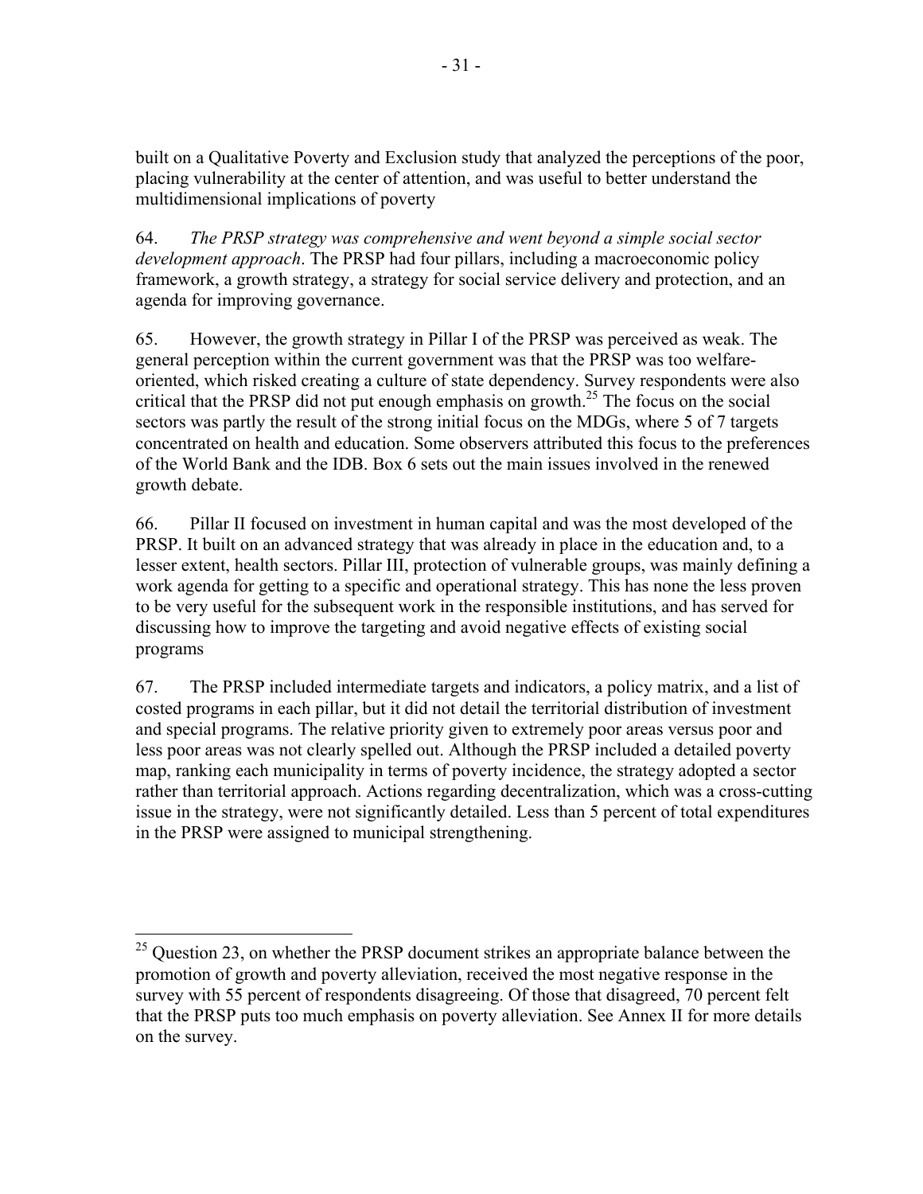built on a Qualitative Poverty and Exclusion study that analyzed the perceptions of the poor, placing vulnerability at the center of attention, and was useful to better understand the multidimensional implications of poverty

64. *The PRSP strategy was comprehensive and went beyond a simple social sector development approach*. The PRSP had four pillars, including a macroeconomic policy framework, a growth strategy, a strategy for social service delivery and protection, and an agenda for improving governance.

65. However, the growth strategy in Pillar I of the PRSP was perceived as weak. The general perception within the current government was that the PRSP was too welfare-oriented, which risked creating a culture of state dependency. Survey respondents were also critical that the PRSP did not put enough emphasis on growth.[25] The focus on the social sectors was partly the result of the strong initial focus on the MDGs, where 5 of 7 targets concentrated on health and education. Some observers attributed this focus to the preferences of the World Bank and the IDB. Box 6 sets out the main issues involved in the renewed growth debate.

66. Pillar II focused on investment in human capital and was the most developed of the PRSP. It built on an advanced strategy that was already in place in the education and, to a lesser extent, health sectors. Pillar III, protection of vulnerable groups, was mainly defining a work agenda for getting to a specific and operational strategy. This has none the less proven to be very useful for the subsequent work in the responsible institutions, and has served for discussing how to improve the targeting and avoid negative effects of existing social programs

67. The PRSP included intermediate targets and indicators, a policy matrix, and a list of costed programs in each pillar, but it did not detail the territorial distribution of investment and special programs. The relative priority given to extremely poor areas versus poor and less poor areas was not clearly spelled out. Although the PRSP included a detailed poverty map, ranking each municipality in terms of poverty incidence, the strategy adopted a sector rather than territorial approach. Actions regarding decentralization, which was a cross-cutting issue in the strategy, were not significantly detailed. Less than 5 percent of total expenditures in the PRSP were assigned to municipal strengthening.

---

[25] Question 23, on whether the PRSP document strikes an appropriate balance between the promotion of growth and poverty alleviation, received the most negative response in the survey with 55 percent of respondents disagreeing. Of those that disagreed, 70 percent felt that the PRSP puts too much emphasis on poverty alleviation. See Annex II for more details on the survey.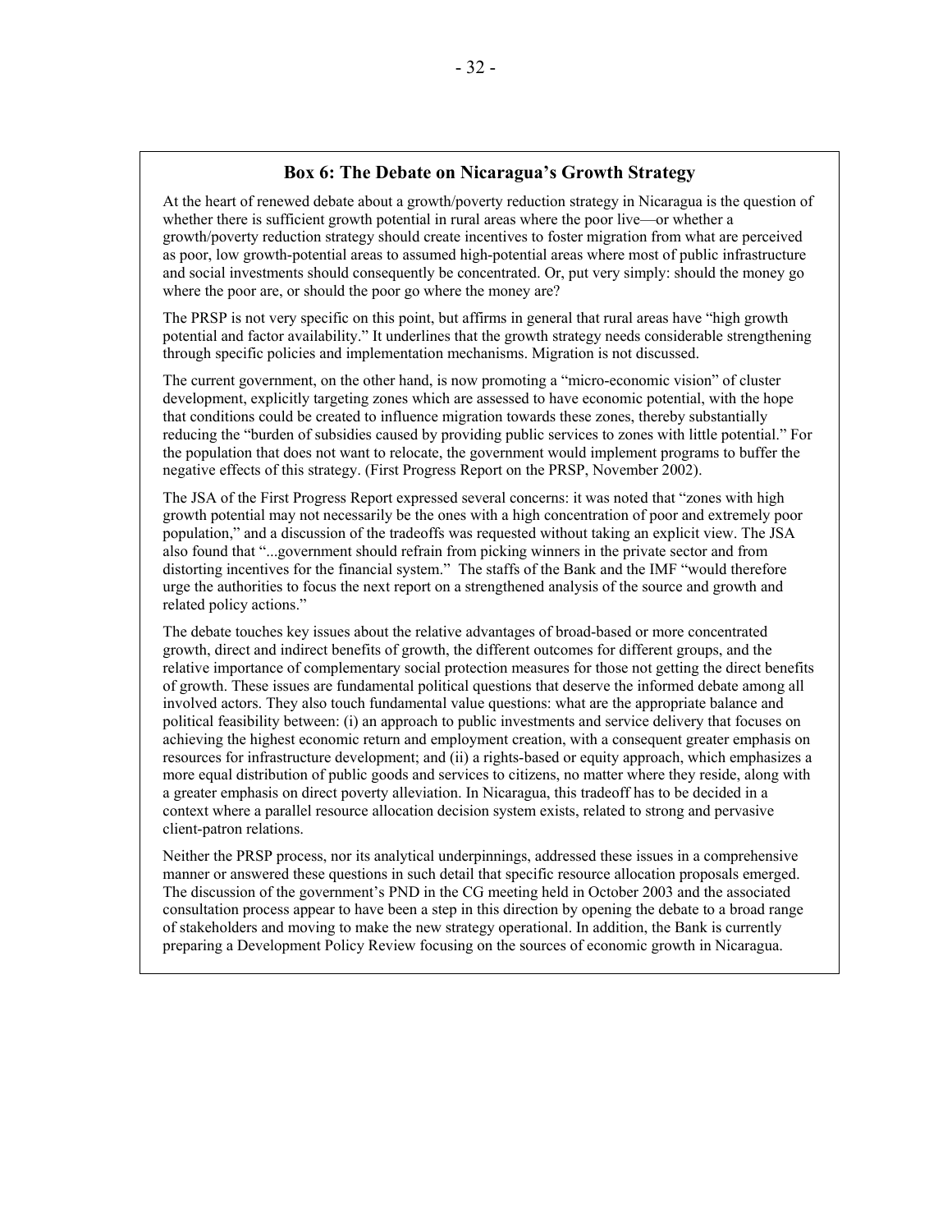### Box 6: The Debate on Nicaragua's Growth Strategy

At the heart of renewed debate about a growth/poverty reduction strategy in Nicaragua is the question of whether there is sufficient growth potential in rural areas where the poor live—or whether a growth/poverty reduction strategy should create incentives to foster migration from what are perceived as poor, low growth-potential areas to assumed high-potential areas where most of public infrastructure and social investments should consequently be concentrated. Or, put very simply: should the money go where the poor are, or should the poor go where the money are?

The PRSP is not very specific on this point, but affirms in general that rural areas have "high growth potential and factor availability." It underlines that the growth strategy needs considerable strengthening through specific policies and implementation mechanisms. Migration is not discussed.

The current government, on the other hand, is now promoting a "micro-economic vision" of cluster development, explicitly targeting zones which are assessed to have economic potential, with the hope that conditions could be created to influence migration towards these zones, thereby substantially reducing the "burden of subsidies caused by providing public services to zones with little potential." For the population that does not want to relocate, the government would implement programs to buffer the negative effects of this strategy. (First Progress Report on the PRSP, November 2002).

The JSA of the First Progress Report expressed several concerns: it was noted that "zones with high growth potential may not necessarily be the ones with a high concentration of poor and extremely poor population," and a discussion of the tradeoffs was requested without taking an explicit view. The JSA also found that "...government should refrain from picking winners in the private sector and from distorting incentives for the financial system." The staffs of the Bank and the IMF "would therefore urge the authorities to focus the next report on a strengthened analysis of the source and growth and related policy actions."

The debate touches key issues about the relative advantages of broad-based or more concentrated growth, direct and indirect benefits of growth, the different outcomes for different groups, and the relative importance of complementary social protection measures for those not getting the direct benefits of growth. These issues are fundamental political questions that deserve the informed debate among all involved actors. They also touch fundamental value questions: what are the appropriate balance and political feasibility between: (i) an approach to public investments and service delivery that focuses on achieving the highest economic return and employment creation, with a consequent greater emphasis on resources for infrastructure development; and (ii) a rights-based or equity approach, which emphasizes a more equal distribution of public goods and services to citizens, no matter where they reside, along with a greater emphasis on direct poverty alleviation. In Nicaragua, this tradeoff has to be decided in a context where a parallel resource allocation decision system exists, related to strong and pervasive client-patron relations.

Neither the PRSP process, nor its analytical underpinnings, addressed these issues in a comprehensive manner or answered these questions in such detail that specific resource allocation proposals emerged. The discussion of the government's PND in the CG meeting held in October 2003 and the associated consultation process appear to have been a step in this direction by opening the debate to a broad range of stakeholders and moving to make the new strategy operational. In addition, the Bank is currently preparing a Development Policy Review focusing on the sources of economic growth in Nicaragua.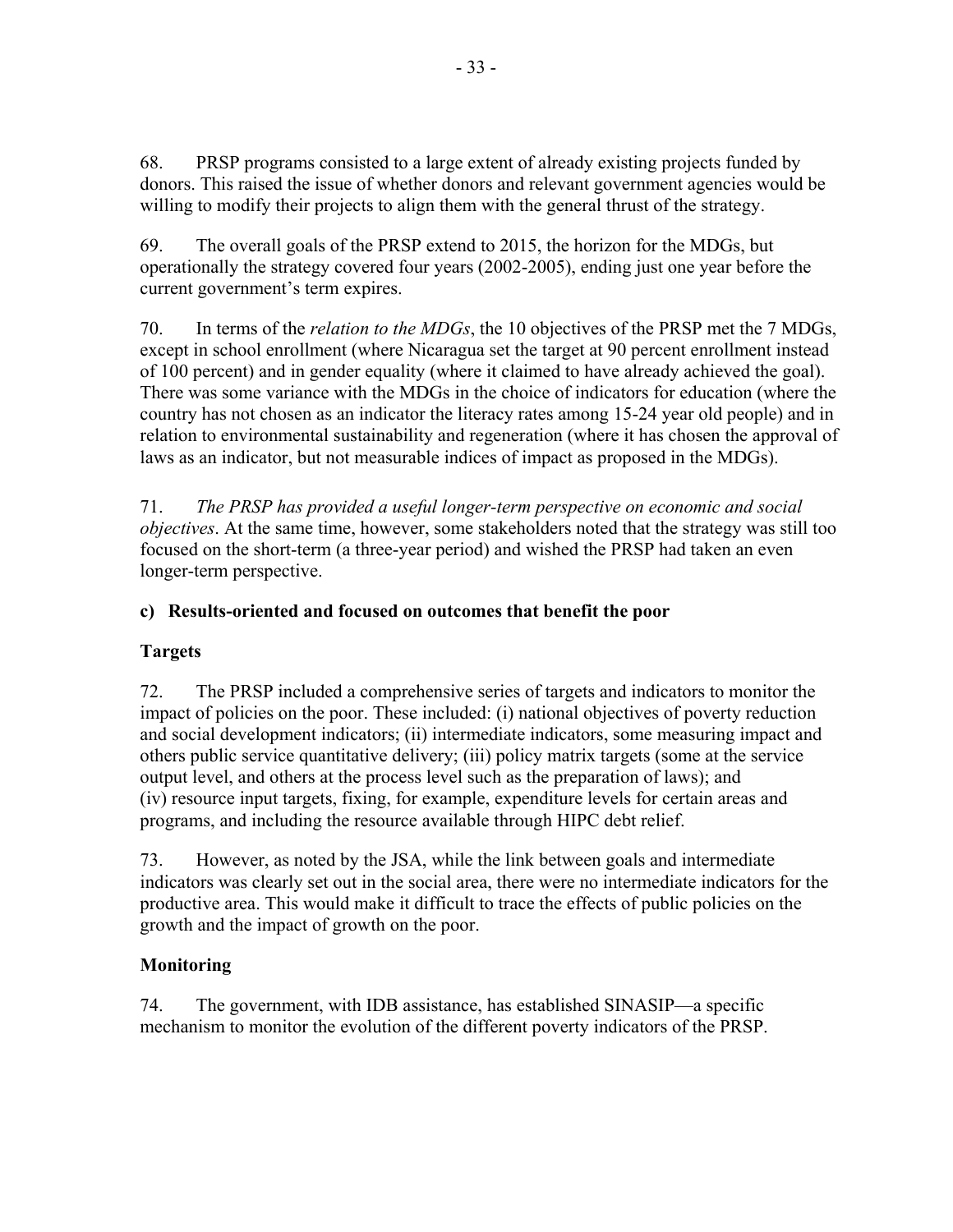68. PRSP programs consisted to a large extent of already existing projects funded by donors. This raised the issue of whether donors and relevant government agencies would be willing to modify their projects to align them with the general thrust of the strategy.

69. The overall goals of the PRSP extend to 2015, the horizon for the MDGs, but operationally the strategy covered four years (2002-2005), ending just one year before the current government's term expires.

70. In terms of the *relation to the MDGs*, the 10 objectives of the PRSP met the 7 MDGs, except in school enrollment (where Nicaragua set the target at 90 percent enrollment instead of 100 percent) and in gender equality (where it claimed to have already achieved the goal). There was some variance with the MDGs in the choice of indicators for education (where the country has not chosen as an indicator the literacy rates among 15-24 year old people) and in relation to environmental sustainability and regeneration (where it has chosen the approval of laws as an indicator, but not measurable indices of impact as proposed in the MDGs).

71. *The PRSP has provided a useful longer-term perspective on economic and social objectives*. At the same time, however, some stakeholders noted that the strategy was still too focused on the short-term (a three-year period) and wished the PRSP had taken an even longer-term perspective.

### c) Results-oriented and focused on outcomes that benefit the poor

#### Targets

72. The PRSP included a comprehensive series of targets and indicators to monitor the impact of policies on the poor. These included: (i) national objectives of poverty reduction and social development indicators; (ii) intermediate indicators, some measuring impact and others public service quantitative delivery; (iii) policy matrix targets (some at the service output level, and others at the process level such as the preparation of laws); and (iv) resource input targets, fixing, for example, expenditure levels for certain areas and programs, and including the resource available through HIPC debt relief.

73. However, as noted by the JSA, while the link between goals and intermediate indicators was clearly set out in the social area, there were no intermediate indicators for the productive area. This would make it difficult to trace the effects of public policies on the growth and the impact of growth on the poor.

#### Monitoring

74. The government, with IDB assistance, has established SINASIP—a specific mechanism to monitor the evolution of the different poverty indicators of the PRSP.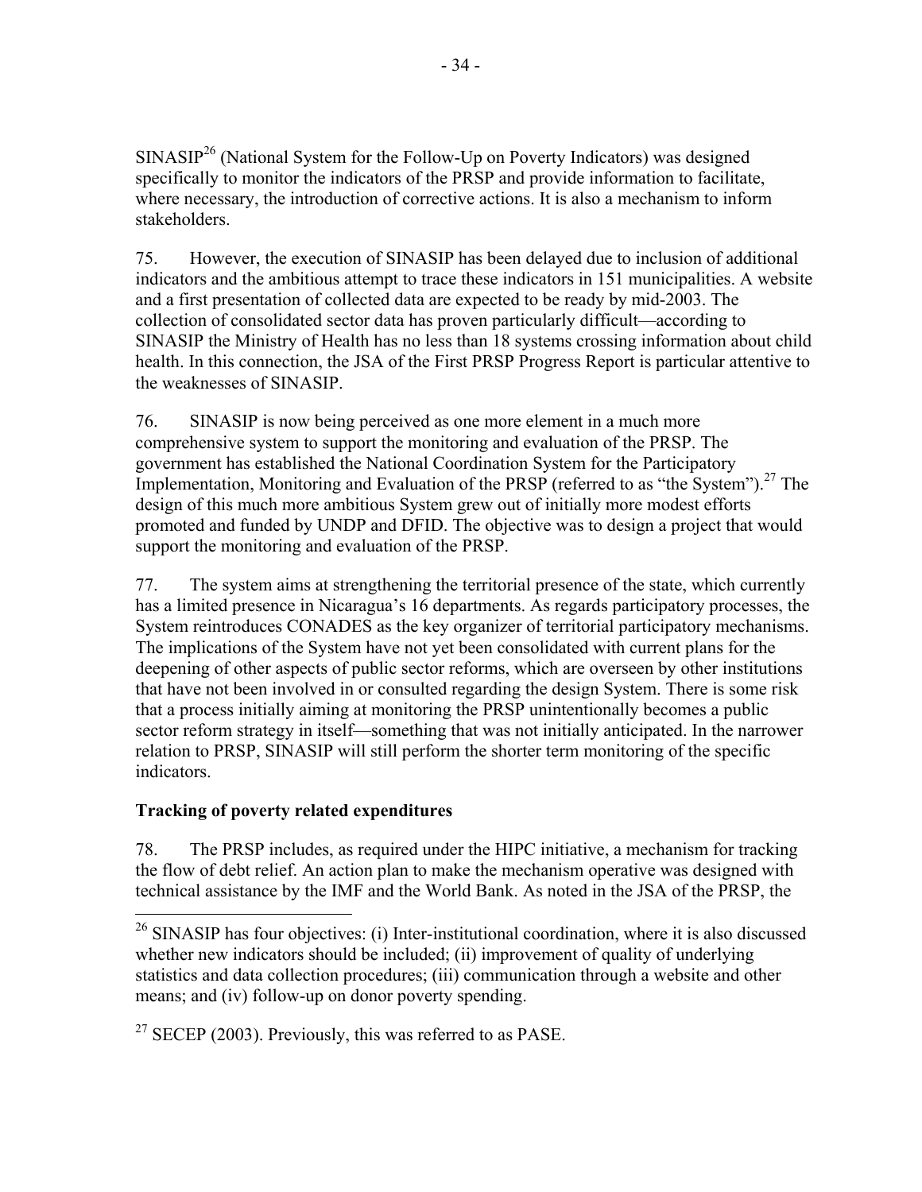SINASIP[26] (National System for the Follow-Up on Poverty Indicators) was designed specifically to monitor the indicators of the PRSP and provide information to facilitate, where necessary, the introduction of corrective actions. It is also a mechanism to inform stakeholders.

75. However, the execution of SINASIP has been delayed due to inclusion of additional indicators and the ambitious attempt to trace these indicators in 151 municipalities. A website and a first presentation of collected data are expected to be ready by mid-2003. The collection of consolidated sector data has proven particularly difficult—according to SINASIP the Ministry of Health has no less than 18 systems crossing information about child health. In this connection, the JSA of the First PRSP Progress Report is particular attentive to the weaknesses of SINASIP.

76. SINASIP is now being perceived as one more element in a much more comprehensive system to support the monitoring and evaluation of the PRSP. The government has established the National Coordination System for the Participatory Implementation, Monitoring and Evaluation of the PRSP (referred to as "the System").[27] The design of this much more ambitious System grew out of initially more modest efforts promoted and funded by UNDP and DFID. The objective was to design a project that would support the monitoring and evaluation of the PRSP.

77. The system aims at strengthening the territorial presence of the state, which currently has a limited presence in Nicaragua's 16 departments. As regards participatory processes, the System reintroduces CONADES as the key organizer of territorial participatory mechanisms. The implications of the System have not yet been consolidated with current plans for the deepening of other aspects of public sector reforms, which are overseen by other institutions that have not been involved in or consulted regarding the design System. There is some risk that a process initially aiming at monitoring the PRSP unintentionally becomes a public sector reform strategy in itself—something that was not initially anticipated. In the narrower relation to PRSP, SINASIP will still perform the shorter term monitoring of the specific indicators.

**Tracking of poverty related expenditures**

78. The PRSP includes, as required under the HIPC initiative, a mechanism for tracking the flow of debt relief. An action plan to make the mechanism operative was designed with technical assistance by the IMF and the World Bank. As noted in the JSA of the PRSP, the

---

[26] SINASIP has four objectives: (i) Inter-institutional coordination, where it is also discussed whether new indicators should be included; (ii) improvement of quality of underlying statistics and data collection procedures; (iii) communication through a website and other means; and (iv) follow-up on donor poverty spending.

[27] SECEP (2003). Previously, this was referred to as PASE.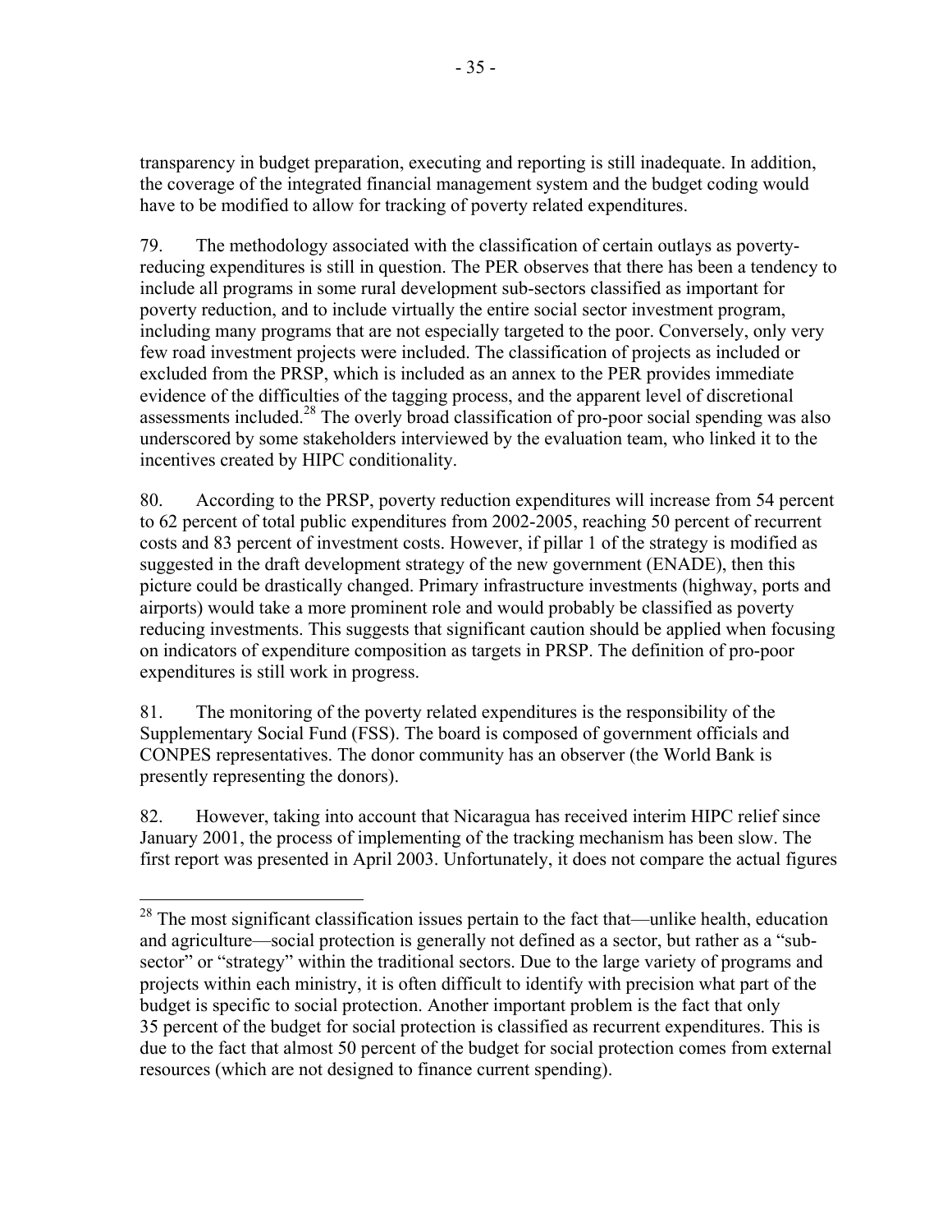transparency in budget preparation, executing and reporting is still inadequate. In addition, the coverage of the integrated financial management system and the budget coding would have to be modified to allow for tracking of poverty related expenditures.

79. The methodology associated with the classification of certain outlays as poverty-reducing expenditures is still in question. The PER observes that there has been a tendency to include all programs in some rural development sub-sectors classified as important for poverty reduction, and to include virtually the entire social sector investment program, including many programs that are not especially targeted to the poor. Conversely, only very few road investment projects were included. The classification of projects as included or excluded from the PRSP, which is included as an annex to the PER provides immediate evidence of the difficulties of the tagging process, and the apparent level of discretional assessments included.[28] The overly broad classification of pro-poor social spending was also underscored by some stakeholders interviewed by the evaluation team, who linked it to the incentives created by HIPC conditionality.

80. According to the PRSP, poverty reduction expenditures will increase from 54 percent to 62 percent of total public expenditures from 2002-2005, reaching 50 percent of recurrent costs and 83 percent of investment costs. However, if pillar 1 of the strategy is modified as suggested in the draft development strategy of the new government (ENADE), then this picture could be drastically changed. Primary infrastructure investments (highway, ports and airports) would take a more prominent role and would probably be classified as poverty reducing investments. This suggests that significant caution should be applied when focusing on indicators of expenditure composition as targets in PRSP. The definition of pro-poor expenditures is still work in progress.

81. The monitoring of the poverty related expenditures is the responsibility of the Supplementary Social Fund (FSS). The board is composed of government officials and CONPES representatives. The donor community has an observer (the World Bank is presently representing the donors).

82. However, taking into account that Nicaragua has received interim HIPC relief since January 2001, the process of implementing of the tracking mechanism has been slow. The first report was presented in April 2003. Unfortunately, it does not compare the actual figures

[28] The most significant classification issues pertain to the fact that—unlike health, education and agriculture—social protection is generally not defined as a sector, but rather as a "sub-sector" or "strategy" within the traditional sectors. Due to the large variety of programs and projects within each ministry, it is often difficult to identify with precision what part of the budget is specific to social protection. Another important problem is the fact that only 35 percent of the budget for social protection is classified as recurrent expenditures. This is due to the fact that almost 50 percent of the budget for social protection comes from external resources (which are not designed to finance current spending).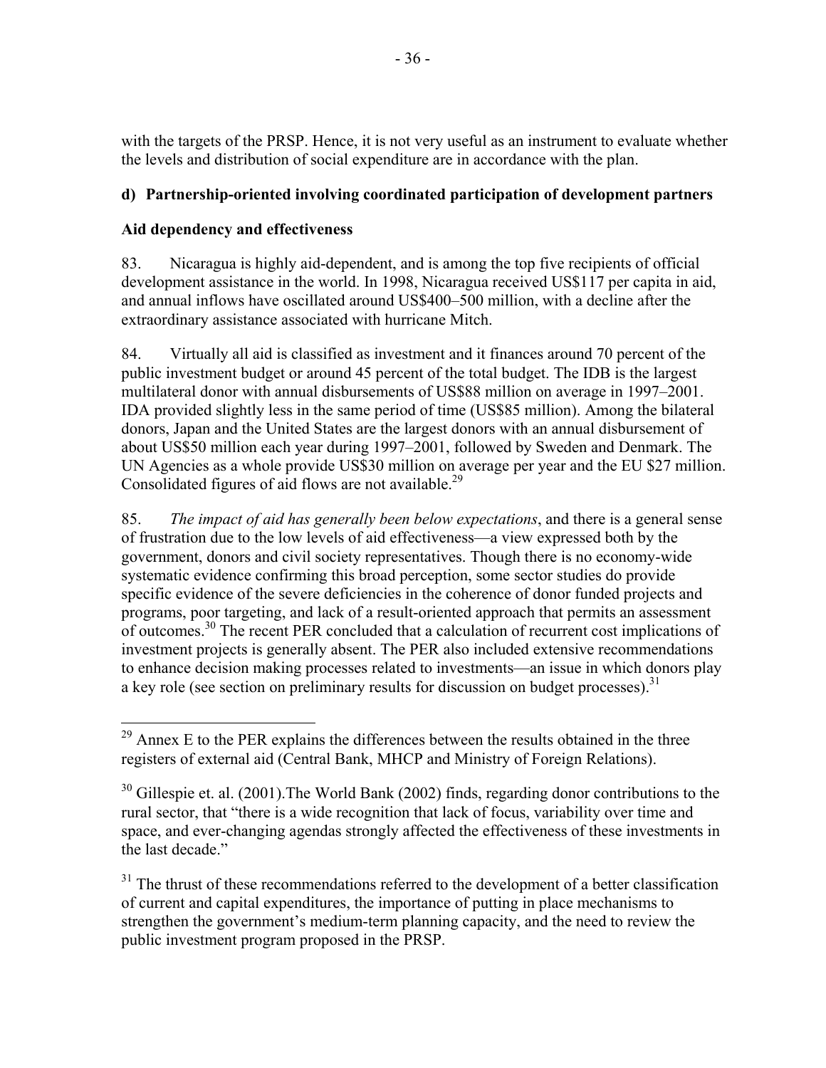with the targets of the PRSP. Hence, it is not very useful as an instrument to evaluate whether the levels and distribution of social expenditure are in accordance with the plan.

**d) Partnership-oriented involving coordinated participation of development partners**

**Aid dependency and effectiveness**

83. Nicaragua is highly aid-dependent, and is among the top five recipients of official development assistance in the world. In 1998, Nicaragua received US$117 per capita in aid, and annual inflows have oscillated around US$400–500 million, with a decline after the extraordinary assistance associated with hurricane Mitch.

84. Virtually all aid is classified as investment and it finances around 70 percent of the public investment budget or around 45 percent of the total budget. The IDB is the largest multilateral donor with annual disbursements of US$88 million on average in 1997–2001. IDA provided slightly less in the same period of time (US$85 million). Among the bilateral donors, Japan and the United States are the largest donors with an annual disbursement of about US$50 million each year during 1997–2001, followed by Sweden and Denmark. The UN Agencies as a whole provide US$30 million on average per year and the EU $27 million. Consolidated figures of aid flows are not available.[29]

85. *The impact of aid has generally been below expectations*, and there is a general sense of frustration due to the low levels of aid effectiveness—a view expressed both by the government, donors and civil society representatives. Though there is no economy-wide systematic evidence confirming this broad perception, some sector studies do provide specific evidence of the severe deficiencies in the coherence of donor funded projects and programs, poor targeting, and lack of a result-oriented approach that permits an assessment of outcomes.[30] The recent PER concluded that a calculation of recurrent cost implications of investment projects is generally absent. The PER also included extensive recommendations to enhance decision making processes related to investments—an issue in which donors play a key role (see section on preliminary results for discussion on budget processes).[31]

---

[29] Annex E to the PER explains the differences between the results obtained in the three registers of external aid (Central Bank, MHCP and Ministry of Foreign Relations).

[30] Gillespie et. al. (2001).The World Bank (2002) finds, regarding donor contributions to the rural sector, that "there is a wide recognition that lack of focus, variability over time and space, and ever-changing agendas strongly affected the effectiveness of these investments in the last decade."

[31] The thrust of these recommendations referred to the development of a better classification of current and capital expenditures, the importance of putting in place mechanisms to strengthen the government's medium-term planning capacity, and the need to review the public investment program proposed in the PRSP.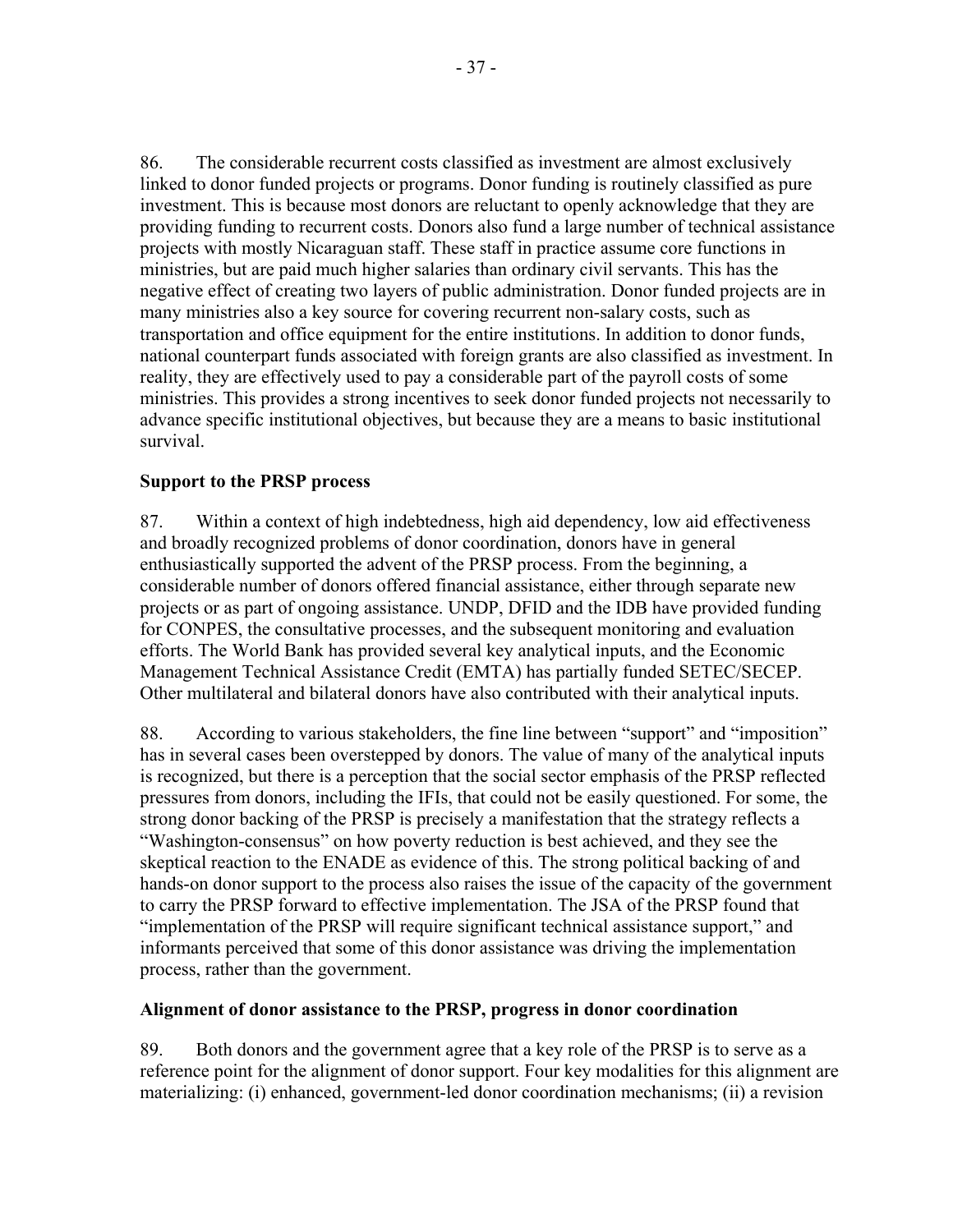86. The considerable recurrent costs classified as investment are almost exclusively linked to donor funded projects or programs. Donor funding is routinely classified as pure investment. This is because most donors are reluctant to openly acknowledge that they are providing funding to recurrent costs. Donors also fund a large number of technical assistance projects with mostly Nicaraguan staff. These staff in practice assume core functions in ministries, but are paid much higher salaries than ordinary civil servants. This has the negative effect of creating two layers of public administration. Donor funded projects are in many ministries also a key source for covering recurrent non-salary costs, such as transportation and office equipment for the entire institutions. In addition to donor funds, national counterpart funds associated with foreign grants are also classified as investment. In reality, they are effectively used to pay a considerable part of the payroll costs of some ministries. This provides a strong incentives to seek donor funded projects not necessarily to advance specific institutional objectives, but because they are a means to basic institutional survival.

**Support to the PRSP process**

87. Within a context of high indebtedness, high aid dependency, low aid effectiveness and broadly recognized problems of donor coordination, donors have in general enthusiastically supported the advent of the PRSP process. From the beginning, a considerable number of donors offered financial assistance, either through separate new projects or as part of ongoing assistance. UNDP, DFID and the IDB have provided funding for CONPES, the consultative processes, and the subsequent monitoring and evaluation efforts. The World Bank has provided several key analytical inputs, and the Economic Management Technical Assistance Credit (EMTA) has partially funded SETEC/SECEP. Other multilateral and bilateral donors have also contributed with their analytical inputs.

88. According to various stakeholders, the fine line between "support" and "imposition" has in several cases been overstepped by donors. The value of many of the analytical inputs is recognized, but there is a perception that the social sector emphasis of the PRSP reflected pressures from donors, including the IFIs, that could not be easily questioned. For some, the strong donor backing of the PRSP is precisely a manifestation that the strategy reflects a "Washington-consensus" on how poverty reduction is best achieved, and they see the skeptical reaction to the ENADE as evidence of this. The strong political backing of and hands-on donor support to the process also raises the issue of the capacity of the government to carry the PRSP forward to effective implementation. The JSA of the PRSP found that "implementation of the PRSP will require significant technical assistance support," and informants perceived that some of this donor assistance was driving the implementation process, rather than the government.

**Alignment of donor assistance to the PRSP, progress in donor coordination**

89. Both donors and the government agree that a key role of the PRSP is to serve as a reference point for the alignment of donor support. Four key modalities for this alignment are materializing: (i) enhanced, government-led donor coordination mechanisms; (ii) a revision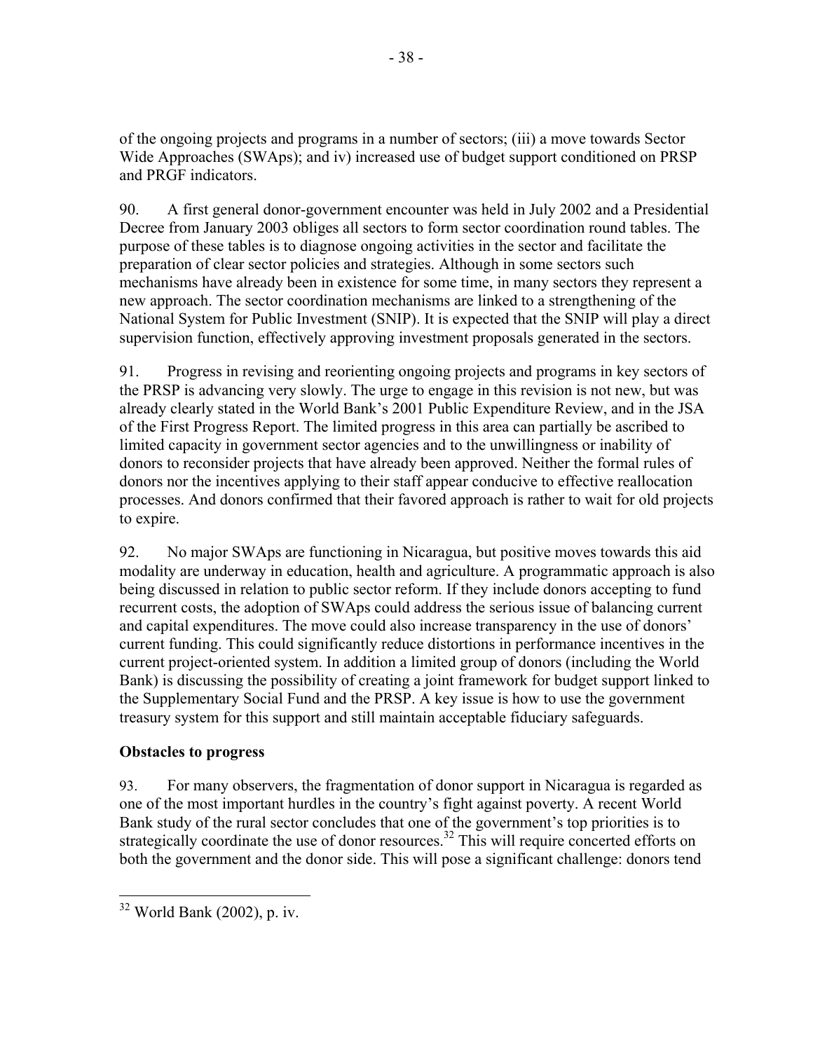of the ongoing projects and programs in a number of sectors; (iii) a move towards Sector Wide Approaches (SWAps); and iv) increased use of budget support conditioned on PRSP and PRGF indicators.

90. A first general donor-government encounter was held in July 2002 and a Presidential Decree from January 2003 obliges all sectors to form sector coordination round tables. The purpose of these tables is to diagnose ongoing activities in the sector and facilitate the preparation of clear sector policies and strategies. Although in some sectors such mechanisms have already been in existence for some time, in many sectors they represent a new approach. The sector coordination mechanisms are linked to a strengthening of the National System for Public Investment (SNIP). It is expected that the SNIP will play a direct supervision function, effectively approving investment proposals generated in the sectors.

91. Progress in revising and reorienting ongoing projects and programs in key sectors of the PRSP is advancing very slowly. The urge to engage in this revision is not new, but was already clearly stated in the World Bank's 2001 Public Expenditure Review, and in the JSA of the First Progress Report. The limited progress in this area can partially be ascribed to limited capacity in government sector agencies and to the unwillingness or inability of donors to reconsider projects that have already been approved. Neither the formal rules of donors nor the incentives applying to their staff appear conducive to effective reallocation processes. And donors confirmed that their favored approach is rather to wait for old projects to expire.

92. No major SWAps are functioning in Nicaragua, but positive moves towards this aid modality are underway in education, health and agriculture. A programmatic approach is also being discussed in relation to public sector reform. If they include donors accepting to fund recurrent costs, the adoption of SWAps could address the serious issue of balancing current and capital expenditures. The move could also increase transparency in the use of donors' current funding. This could significantly reduce distortions in performance incentives in the current project-oriented system. In addition a limited group of donors (including the World Bank) is discussing the possibility of creating a joint framework for budget support linked to the Supplementary Social Fund and the PRSP. A key issue is how to use the government treasury system for this support and still maintain acceptable fiduciary safeguards.

**Obstacles to progress**

93. For many observers, the fragmentation of donor support in Nicaragua is regarded as one of the most important hurdles in the country's fight against poverty. A recent World Bank study of the rural sector concludes that one of the government's top priorities is to strategically coordinate the use of donor resources.[32] This will require concerted efforts on both the government and the donor side. This will pose a significant challenge: donors tend

[32] World Bank (2002), p. iv.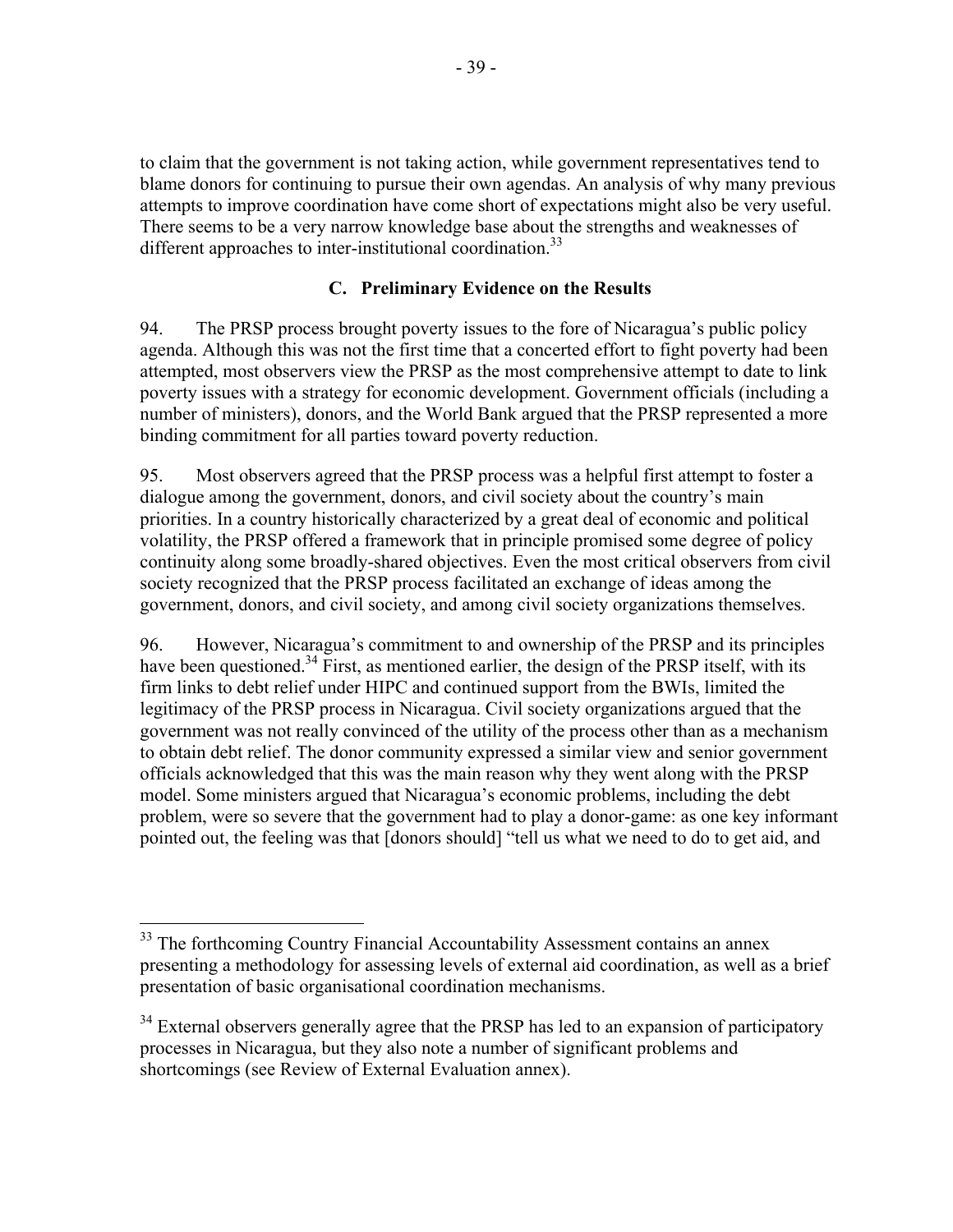to claim that the government is not taking action, while government representatives tend to blame donors for continuing to pursue their own agendas. An analysis of why many previous attempts to improve coordination have come short of expectations might also be very useful. There seems to be a very narrow knowledge base about the strengths and weaknesses of different approaches to inter-institutional coordination.[33]

### C. Preliminary Evidence on the Results

94. The PRSP process brought poverty issues to the fore of Nicaragua's public policy agenda. Although this was not the first time that a concerted effort to fight poverty had been attempted, most observers view the PRSP as the most comprehensive attempt to date to link poverty issues with a strategy for economic development. Government officials (including a number of ministers), donors, and the World Bank argued that the PRSP represented a more binding commitment for all parties toward poverty reduction.

95. Most observers agreed that the PRSP process was a helpful first attempt to foster a dialogue among the government, donors, and civil society about the country's main priorities. In a country historically characterized by a great deal of economic and political volatility, the PRSP offered a framework that in principle promised some degree of policy continuity along some broadly-shared objectives. Even the most critical observers from civil society recognized that the PRSP process facilitated an exchange of ideas among the government, donors, and civil society, and among civil society organizations themselves.

96. However, Nicaragua's commitment to and ownership of the PRSP and its principles have been questioned.[34] First, as mentioned earlier, the design of the PRSP itself, with its firm links to debt relief under HIPC and continued support from the BWIs, limited the legitimacy of the PRSP process in Nicaragua. Civil society organizations argued that the government was not really convinced of the utility of the process other than as a mechanism to obtain debt relief. The donor community expressed a similar view and senior government officials acknowledged that this was the main reason why they went along with the PRSP model. Some ministers argued that Nicaragua's economic problems, including the debt problem, were so severe that the government had to play a donor-game: as one key informant pointed out, the feeling was that [donors should] "tell us what we need to do to get aid, and

---

[33] The forthcoming Country Financial Accountability Assessment contains an annex presenting a methodology for assessing levels of external aid coordination, as well as a brief presentation of basic organisational coordination mechanisms.

[34] External observers generally agree that the PRSP has led to an expansion of participatory processes in Nicaragua, but they also note a number of significant problems and shortcomings (see Review of External Evaluation annex).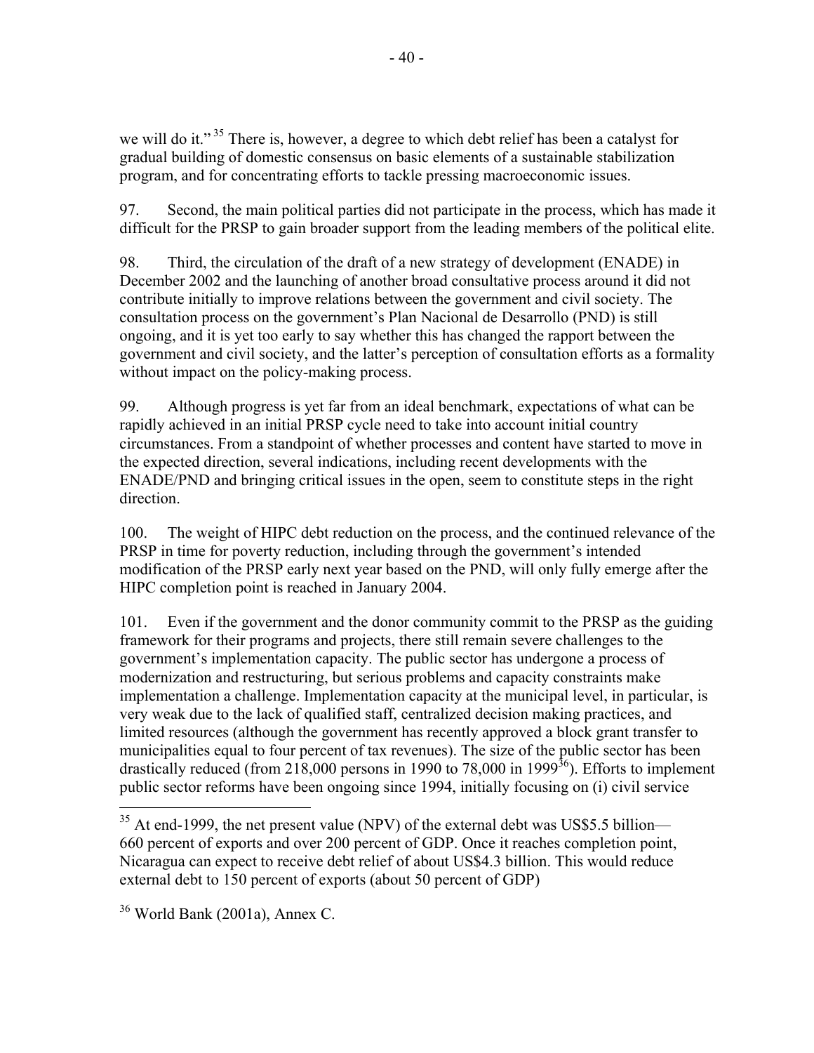we will do it."[35] There is, however, a degree to which debt relief has been a catalyst for gradual building of domestic consensus on basic elements of a sustainable stabilization program, and for concentrating efforts to tackle pressing macroeconomic issues.

97. Second, the main political parties did not participate in the process, which has made it difficult for the PRSP to gain broader support from the leading members of the political elite.

98. Third, the circulation of the draft of a new strategy of development (ENADE) in December 2002 and the launching of another broad consultative process around it did not contribute initially to improve relations between the government and civil society. The consultation process on the government's Plan Nacional de Desarrollo (PND) is still ongoing, and it is yet too early to say whether this has changed the rapport between the government and civil society, and the latter's perception of consultation efforts as a formality without impact on the policy-making process.

99. Although progress is yet far from an ideal benchmark, expectations of what can be rapidly achieved in an initial PRSP cycle need to take into account initial country circumstances. From a standpoint of whether processes and content have started to move in the expected direction, several indications, including recent developments with the ENADE/PND and bringing critical issues in the open, seem to constitute steps in the right direction.

100. The weight of HIPC debt reduction on the process, and the continued relevance of the PRSP in time for poverty reduction, including through the government's intended modification of the PRSP early next year based on the PND, will only fully emerge after the HIPC completion point is reached in January 2004.

101. Even if the government and the donor community commit to the PRSP as the guiding framework for their programs and projects, there still remain severe challenges to the government's implementation capacity. The public sector has undergone a process of modernization and restructuring, but serious problems and capacity constraints make implementation a challenge. Implementation capacity at the municipal level, in particular, is very weak due to the lack of qualified staff, centralized decision making practices, and limited resources (although the government has recently approved a block grant transfer to municipalities equal to four percent of tax revenues). The size of the public sector has been drastically reduced (from 218,000 persons in 1990 to 78,000 in 1999[36]). Efforts to implement public sector reforms have been ongoing since 1994, initially focusing on (i) civil service

---

[35] At end-1999, the net present value (NPV) of the external debt was US$5.5 billion—660 percent of exports and over 200 percent of GDP. Once it reaches completion point, Nicaragua can expect to receive debt relief of about US$4.3 billion. This would reduce external debt to 150 percent of exports (about 50 percent of GDP)

[36] World Bank (2001a), Annex C.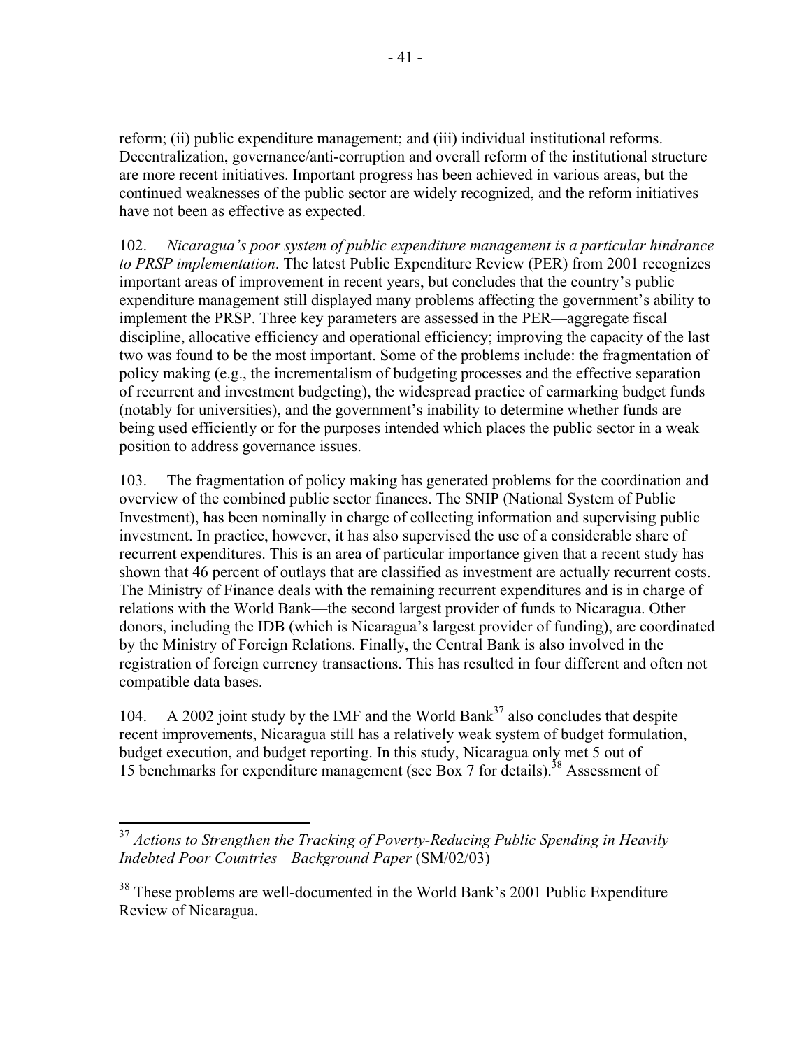reform; (ii) public expenditure management; and (iii) individual institutional reforms. Decentralization, governance/anti-corruption and overall reform of the institutional structure are more recent initiatives. Important progress has been achieved in various areas, but the continued weaknesses of the public sector are widely recognized, and the reform initiatives have not been as effective as expected.

102. *Nicaragua's poor system of public expenditure management is a particular hindrance to PRSP implementation*. The latest Public Expenditure Review (PER) from 2001 recognizes important areas of improvement in recent years, but concludes that the country's public expenditure management still displayed many problems affecting the government's ability to implement the PRSP. Three key parameters are assessed in the PER—aggregate fiscal discipline, allocative efficiency and operational efficiency; improving the capacity of the last two was found to be the most important. Some of the problems include: the fragmentation of policy making (e.g., the incrementalism of budgeting processes and the effective separation of recurrent and investment budgeting), the widespread practice of earmarking budget funds (notably for universities), and the government's inability to determine whether funds are being used efficiently or for the purposes intended which places the public sector in a weak position to address governance issues.

103. The fragmentation of policy making has generated problems for the coordination and overview of the combined public sector finances. The SNIP (National System of Public Investment), has been nominally in charge of collecting information and supervising public investment. In practice, however, it has also supervised the use of a considerable share of recurrent expenditures. This is an area of particular importance given that a recent study has shown that 46 percent of outlays that are classified as investment are actually recurrent costs. The Ministry of Finance deals with the remaining recurrent expenditures and is in charge of relations with the World Bank—the second largest provider of funds to Nicaragua. Other donors, including the IDB (which is Nicaragua's largest provider of funding), are coordinated by the Ministry of Foreign Relations. Finally, the Central Bank is also involved in the registration of foreign currency transactions. This has resulted in four different and often not compatible data bases.

104. A 2002 joint study by the IMF and the World Bank[37] also concludes that despite recent improvements, Nicaragua still has a relatively weak system of budget formulation, budget execution, and budget reporting. In this study, Nicaragua only met 5 out of 15 benchmarks for expenditure management (see Box 7 for details).[38] Assessment of

---

[37] *Actions to Strengthen the Tracking of Poverty-Reducing Public Spending in Heavily Indebted Poor Countries—Background Paper* (SM/02/03)

[38] These problems are well-documented in the World Bank's 2001 Public Expenditure Review of Nicaragua.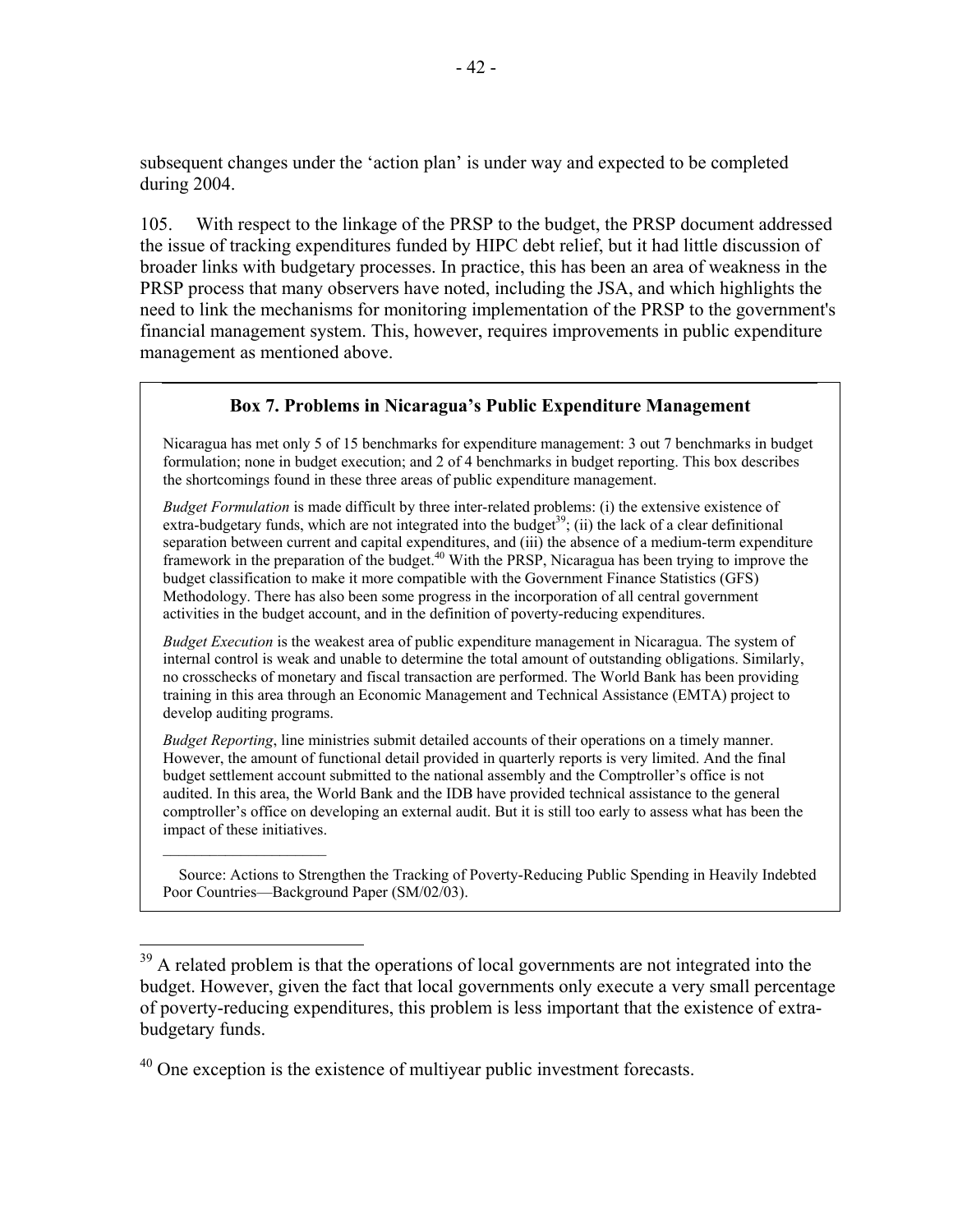subsequent changes under the 'action plan' is under way and expected to be completed during 2004.

105. With respect to the linkage of the PRSP to the budget, the PRSP document addressed the issue of tracking expenditures funded by HIPC debt relief, but it had little discussion of broader links with budgetary processes. In practice, this has been an area of weakness in the PRSP process that many observers have noted, including the JSA, and which highlights the need to link the mechanisms for monitoring implementation of the PRSP to the government's financial management system. This, however, requires improvements in public expenditure management as mentioned above.

**Box 7. Problems in Nicaragua's Public Expenditure Management**

Nicaragua has met only 5 of 15 benchmarks for expenditure management: 3 out 7 benchmarks in budget formulation; none in budget execution; and 2 of 4 benchmarks in budget reporting. This box describes the shortcomings found in these three areas of public expenditure management.

*Budget Formulation* is made difficult by three inter-related problems: (i) the extensive existence of extra-budgetary funds, which are not integrated into the budget[39]; (ii) the lack of a clear definitional separation between current and capital expenditures, and (iii) the absence of a medium-term expenditure framework in the preparation of the budget.[40] With the PRSP, Nicaragua has been trying to improve the budget classification to make it more compatible with the Government Finance Statistics (GFS) Methodology. There has also been some progress in the incorporation of all central government activities in the budget account, and in the definition of poverty-reducing expenditures.

*Budget Execution* is the weakest area of public expenditure management in Nicaragua. The system of internal control is weak and unable to determine the total amount of outstanding obligations. Similarly, no crosschecks of monetary and fiscal transaction are performed. The World Bank has been providing training in this area through an Economic Management and Technical Assistance (EMTA) project to develop auditing programs.

*Budget Reporting*, line ministries submit detailed accounts of their operations on a timely manner. However, the amount of functional detail provided in quarterly reports is very limited. And the final budget settlement account submitted to the national assembly and the Comptroller's office is not audited. In this area, the World Bank and the IDB have provided technical assistance to the general comptroller's office on developing an external audit. But it is still too early to assess what has been the impact of these initiatives.

Source: Actions to Strengthen the Tracking of Poverty-Reducing Public Spending in Heavily Indebted Poor Countries—Background Paper (SM/02/03).

---

[39] A related problem is that the operations of local governments are not integrated into the budget. However, given the fact that local governments only execute a very small percentage of poverty-reducing expenditures, this problem is less important that the existence of extra-budgetary funds.

[40] One exception is the existence of multiyear public investment forecasts.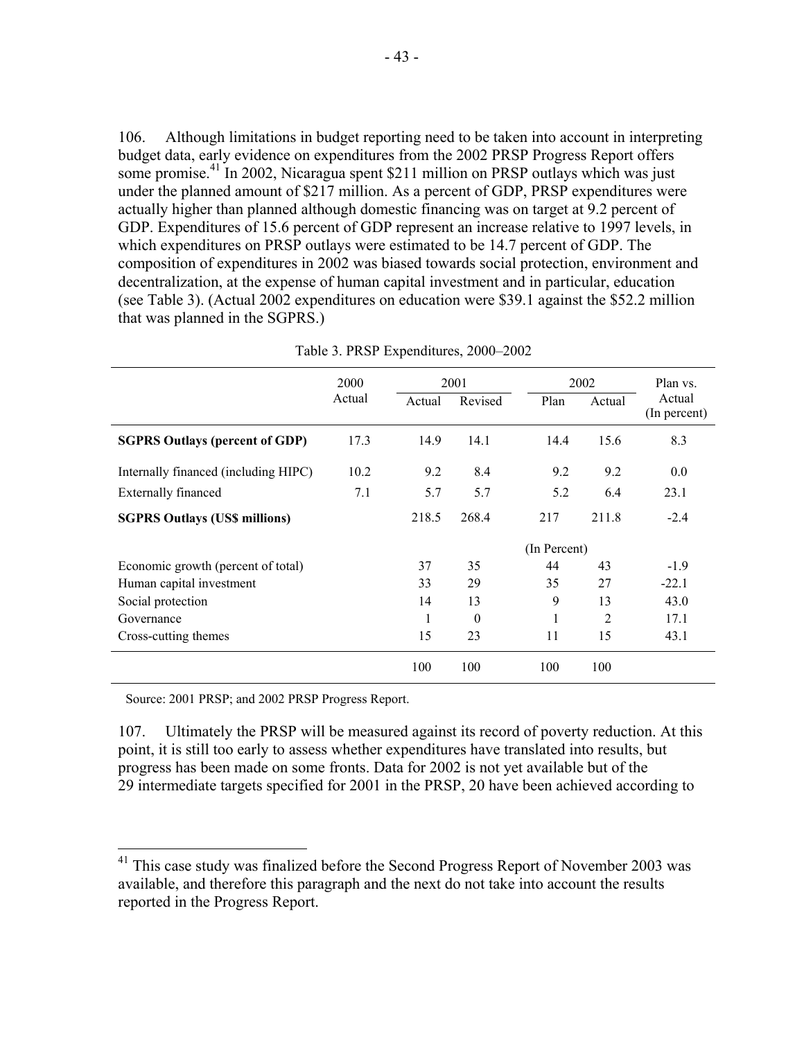106. Although limitations in budget reporting need to be taken into account in interpreting budget data, early evidence on expenditures from the 2002 PRSP Progress Report offers some promise.[41] In 2002, Nicaragua spent $211 million on PRSP outlays which was just under the planned amount of $217 million. As a percent of GDP, PRSP expenditures were actually higher than planned although domestic financing was on target at 9.2 percent of GDP. Expenditures of 15.6 percent of GDP represent an increase relative to 1997 levels, in which expenditures on PRSP outlays were estimated to be 14.7 percent of GDP. The composition of expenditures in 2002 was biased towards social protection, environment and decentralization, at the expense of human capital investment and in particular, education (see Table 3). (Actual 2002 expenditures on education were $39.1 against the $52.2 million that was planned in the SGPRS.)

Table 3. PRSP Expenditures, 2000–2002

| | 2000 | 2001 | | 2002 | | Plan vs. |
|---|---|---|---|---|---|---|
| | Actual | Actual | Revised | Plan | Actual | Actual (In percent) |
| **SGPRS Outlays (percent of GDP)** | 17.3 | 14.9 | 14.1 | 14.4 | 15.6 | 8.3 |
| Internally financed (including HIPC) | 10.2 | 9.2 | 8.4 | 9.2 | 9.2 | 0.0 |
| Externally financed | 7.1 | 5.7 | 5.7 | 5.2 | 6.4 | 23.1 |
| **SGPRS Outlays (US$ millions)** | | 218.5 | 268.4 | 217 | 211.8 | -2.4 |
| | | | | (In Percent) | | |
| Economic growth (percent of total) | | 37 | 35 | 44 | 43 | -1.9 |
| Human capital investment | | 33 | 29 | 35 | 27 | -22.1 |
| Social protection | | 14 | 13 | 9 | 13 | 43.0 |
| Governance | | 1 | 0 | 1 | 2 | 17.1 |
| Cross-cutting themes | | 15 | 23 | 11 | 15 | 43.1 |
| | | 100 | 100 | 100 | 100 | |

Source: 2001 PRSP; and 2002 PRSP Progress Report.

107. Ultimately the PRSP will be measured against its record of poverty reduction. At this point, it is still too early to assess whether expenditures have translated into results, but progress has been made on some fronts. Data for 2002 is not yet available but of the 29 intermediate targets specified for 2001 in the PRSP, 20 have been achieved according to

[41] This case study was finalized before the Second Progress Report of November 2003 was available, and therefore this paragraph and the next do not take into account the results reported in the Progress Report.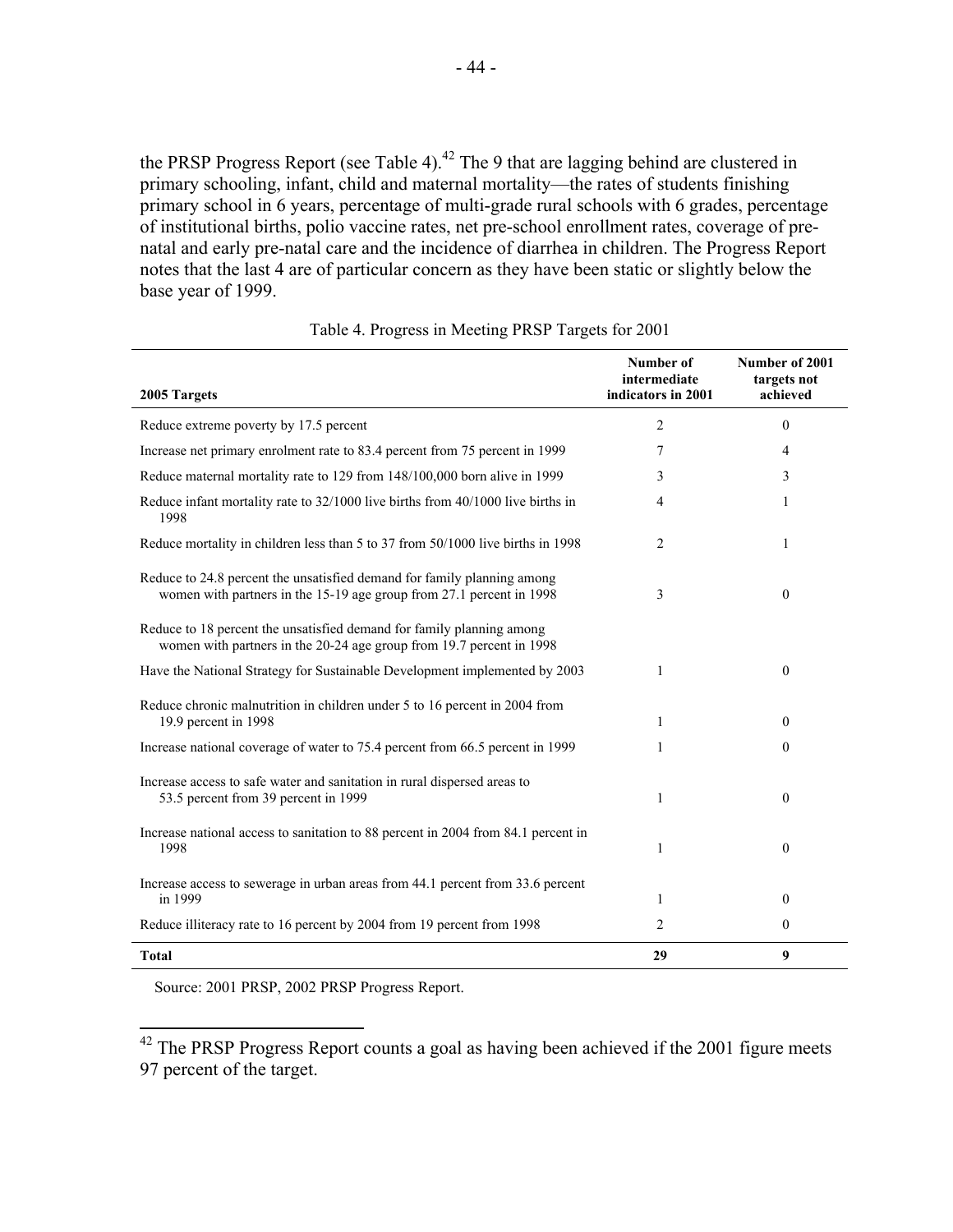the PRSP Progress Report (see Table 4).[42] The 9 that are lagging behind are clustered in primary schooling, infant, child and maternal mortality—the rates of students finishing primary school in 6 years, percentage of multi-grade rural schools with 6 grades, percentage of institutional births, polio vaccine rates, net pre-school enrollment rates, coverage of pre-natal and early pre-natal care and the incidence of diarrhea in children. The Progress Report notes that the last 4 are of particular concern as they have been static or slightly below the base year of 1999.

Table 4. Progress in Meeting PRSP Targets for 2001

| 2005 Targets | Number of intermediate indicators in 2001 | Number of 2001 targets not achieved |
|---|---|---|
| Reduce extreme poverty by 17.5 percent | 2 | 0 |
| Increase net primary enrolment rate to 83.4 percent from 75 percent in 1999 | 7 | 4 |
| Reduce maternal mortality rate to 129 from 148/100,000 born alive in 1999 | 3 | 3 |
| Reduce infant mortality rate to 32/1000 live births from 40/1000 live births in 1998 | 4 | 1 |
| Reduce mortality in children less than 5 to 37 from 50/1000 live births in 1998 | 2 | 1 |
| Reduce to 24.8 percent the unsatisfied demand for family planning among women with partners in the 15-19 age group from 27.1 percent in 1998 | 3 | 0 |
| Reduce to 18 percent the unsatisfied demand for family planning among women with partners in the 20-24 age group from 19.7 percent in 1998 | | |
| Have the National Strategy for Sustainable Development implemented by 2003 | 1 | 0 |
| Reduce chronic malnutrition in children under 5 to 16 percent in 2004 from 19.9 percent in 1998 | 1 | 0 |
| Increase national coverage of water to 75.4 percent from 66.5 percent in 1999 | 1 | 0 |
| Increase access to safe water and sanitation in rural dispersed areas to 53.5 percent from 39 percent in 1999 | 1 | 0 |
| Increase national access to sanitation to 88 percent in 2004 from 84.1 percent in 1998 | 1 | 0 |
| Increase access to sewerage in urban areas from 44.1 percent from 33.6 percent in 1999 | 1 | 0 |
| Reduce illiteracy rate to 16 percent by 2004 from 19 percent from 1998 | 2 | 0 |
| **Total** | **29** | **9** |

Source: 2001 PRSP, 2002 PRSP Progress Report.

[42] The PRSP Progress Report counts a goal as having been achieved if the 2001 figure meets 97 percent of the target.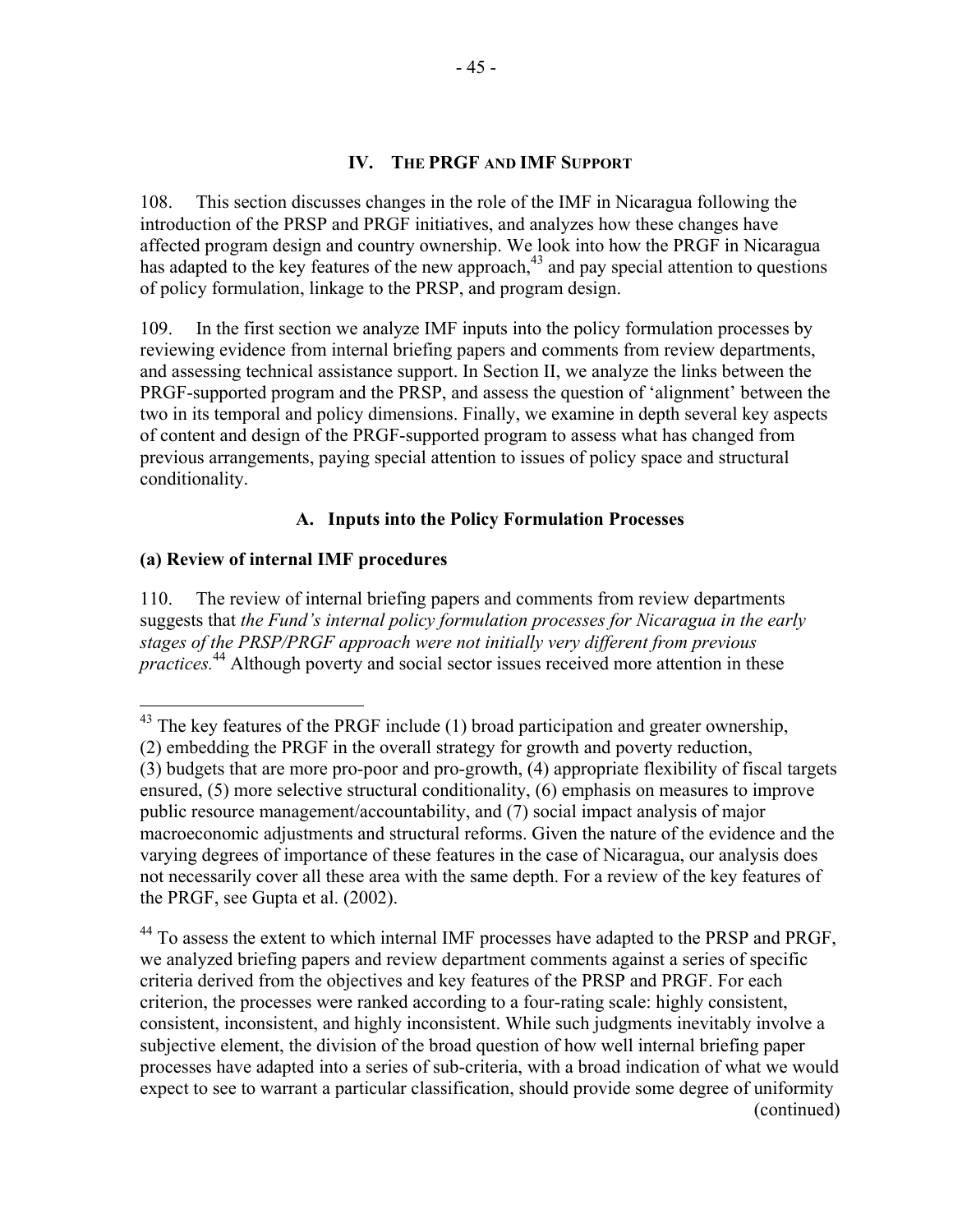## IV. THE PRGF AND IMF SUPPORT

108. This section discusses changes in the role of the IMF in Nicaragua following the introduction of the PRSP and PRGF initiatives, and analyzes how these changes have affected program design and country ownership. We look into how the PRGF in Nicaragua has adapted to the key features of the new approach,[43] and pay special attention to questions of policy formulation, linkage to the PRSP, and program design.

109. In the first section we analyze IMF inputs into the policy formulation processes by reviewing evidence from internal briefing papers and comments from review departments, and assessing technical assistance support. In Section II, we analyze the links between the PRGF-supported program and the PRSP, and assess the question of 'alignment' between the two in its temporal and policy dimensions. Finally, we examine in depth several key aspects of content and design of the PRGF-supported program to assess what has changed from previous arrangements, paying special attention to issues of policy space and structural conditionality.

### A. Inputs into the Policy Formulation Processes

#### (a) Review of internal IMF procedures

110. The review of internal briefing papers and comments from review departments suggests that *the Fund's internal policy formulation processes for Nicaragua in the early stages of the PRSP/PRGF approach were not initially very different from previous practices.*[44] Although poverty and social sector issues received more attention in these

---

[43] The key features of the PRGF include (1) broad participation and greater ownership, (2) embedding the PRGF in the overall strategy for growth and poverty reduction, (3) budgets that are more pro-poor and pro-growth, (4) appropriate flexibility of fiscal targets ensured, (5) more selective structural conditionality, (6) emphasis on measures to improve public resource management/accountability, and (7) social impact analysis of major macroeconomic adjustments and structural reforms. Given the nature of the evidence and the varying degrees of importance of these features in the case of Nicaragua, our analysis does not necessarily cover all these area with the same depth. For a review of the key features of the PRGF, see Gupta et al. (2002).

[44] To assess the extent to which internal IMF processes have adapted to the PRSP and PRGF, we analyzed briefing papers and review department comments against a series of specific criteria derived from the objectives and key features of the PRSP and PRGF. For each criterion, the processes were ranked according to a four-rating scale: highly consistent, consistent, inconsistent, and highly inconsistent. While such judgments inevitably involve a subjective element, the division of the broad question of how well internal briefing paper processes have adapted into a series of sub-criteria, with a broad indication of what we would expect to see to warrant a particular classification, should provide some degree of uniformity (continued)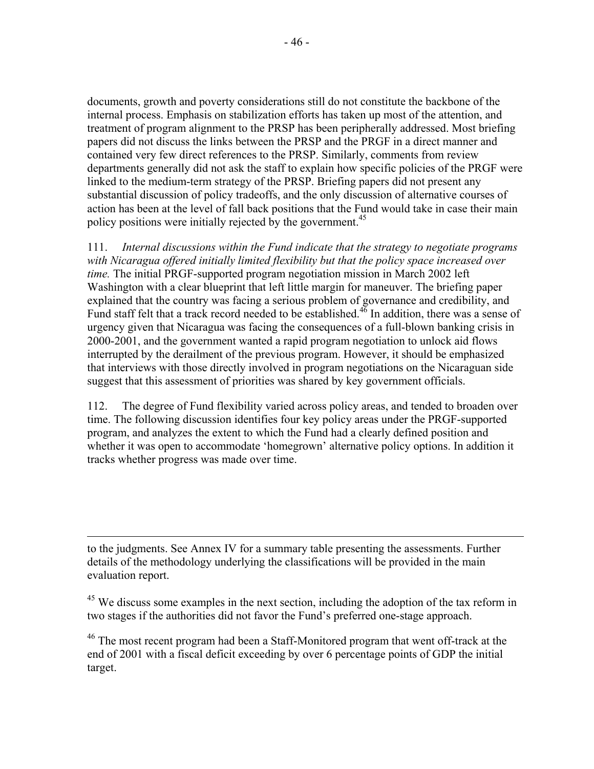documents, growth and poverty considerations still do not constitute the backbone of the internal process. Emphasis on stabilization efforts has taken up most of the attention, and treatment of program alignment to the PRSP has been peripherally addressed. Most briefing papers did not discuss the links between the PRSP and the PRGF in a direct manner and contained very few direct references to the PRSP. Similarly, comments from review departments generally did not ask the staff to explain how specific policies of the PRGF were linked to the medium-term strategy of the PRSP. Briefing papers did not present any substantial discussion of policy tradeoffs, and the only discussion of alternative courses of action has been at the level of fall back positions that the Fund would take in case their main policy positions were initially rejected by the government.[45]

111. *Internal discussions within the Fund indicate that the strategy to negotiate programs with Nicaragua offered initially limited flexibility but that the policy space increased over time.* The initial PRGF-supported program negotiation mission in March 2002 left Washington with a clear blueprint that left little margin for maneuver. The briefing paper explained that the country was facing a serious problem of governance and credibility, and Fund staff felt that a track record needed to be established.[46] In addition, there was a sense of urgency given that Nicaragua was facing the consequences of a full-blown banking crisis in 2000-2001, and the government wanted a rapid program negotiation to unlock aid flows interrupted by the derailment of the previous program. However, it should be emphasized that interviews with those directly involved in program negotiations on the Nicaraguan side suggest that this assessment of priorities was shared by key government officials.

112. The degree of Fund flexibility varied across policy areas, and tended to broaden over time. The following discussion identifies four key policy areas under the PRGF-supported program, and analyzes the extent to which the Fund had a clearly defined position and whether it was open to accommodate 'homegrown' alternative policy options. In addition it tracks whether progress was made over time.

---

to the judgments. See Annex IV for a summary table presenting the assessments. Further details of the methodology underlying the classifications will be provided in the main evaluation report.

[45] We discuss some examples in the next section, including the adoption of the tax reform in two stages if the authorities did not favor the Fund's preferred one-stage approach.

[46] The most recent program had been a Staff-Monitored program that went off-track at the end of 2001 with a fiscal deficit exceeding by over 6 percentage points of GDP the initial target.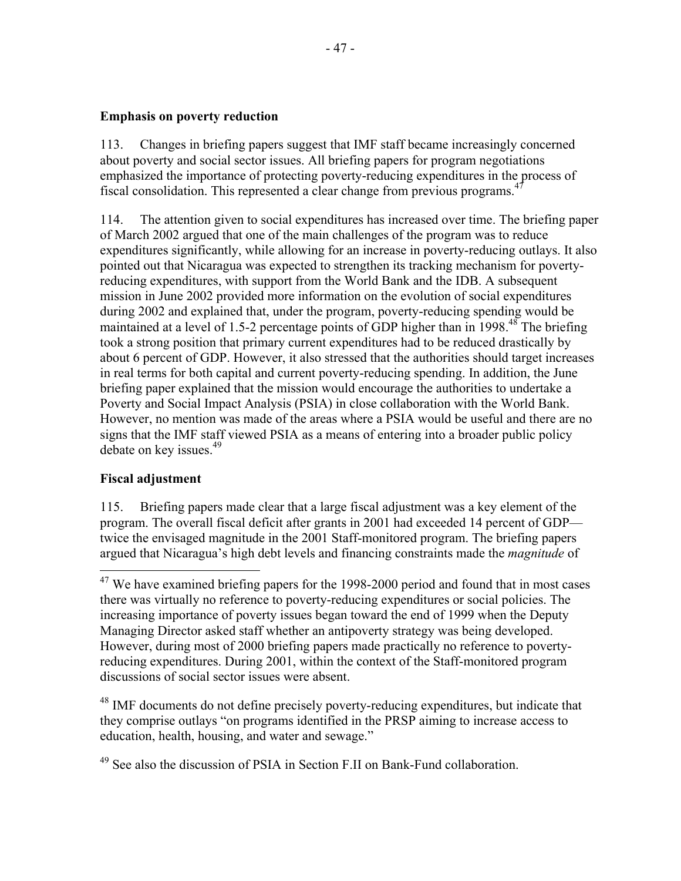**Emphasis on poverty reduction**

113. Changes in briefing papers suggest that IMF staff became increasingly concerned about poverty and social sector issues. All briefing papers for program negotiations emphasized the importance of protecting poverty-reducing expenditures in the process of fiscal consolidation. This represented a clear change from previous programs.[47]

114. The attention given to social expenditures has increased over time. The briefing paper of March 2002 argued that one of the main challenges of the program was to reduce expenditures significantly, while allowing for an increase in poverty-reducing outlays. It also pointed out that Nicaragua was expected to strengthen its tracking mechanism for poverty-reducing expenditures, with support from the World Bank and the IDB. A subsequent mission in June 2002 provided more information on the evolution of social expenditures during 2002 and explained that, under the program, poverty-reducing spending would be maintained at a level of 1.5-2 percentage points of GDP higher than in 1998.[48] The briefing took a strong position that primary current expenditures had to be reduced drastically by about 6 percent of GDP. However, it also stressed that the authorities should target increases in real terms for both capital and current poverty-reducing spending. In addition, the June briefing paper explained that the mission would encourage the authorities to undertake a Poverty and Social Impact Analysis (PSIA) in close collaboration with the World Bank. However, no mention was made of the areas where a PSIA would be useful and there are no signs that the IMF staff viewed PSIA as a means of entering into a broader public policy debate on key issues.[49]

**Fiscal adjustment**

115. Briefing papers made clear that a large fiscal adjustment was a key element of the program. The overall fiscal deficit after grants in 2001 had exceeded 14 percent of GDP—twice the envisaged magnitude in the 2001 Staff-monitored program. The briefing papers argued that Nicaragua's high debt levels and financing constraints made the *magnitude* of

---

[47] We have examined briefing papers for the 1998-2000 period and found that in most cases there was virtually no reference to poverty-reducing expenditures or social policies. The increasing importance of poverty issues began toward the end of 1999 when the Deputy Managing Director asked staff whether an antipoverty strategy was being developed. However, during most of 2000 briefing papers made practically no reference to poverty-reducing expenditures. During 2001, within the context of the Staff-monitored program discussions of social sector issues were absent.

[48] IMF documents do not define precisely poverty-reducing expenditures, but indicate that they comprise outlays "on programs identified in the PRSP aiming to increase access to education, health, housing, and water and sewage."

[49] See also the discussion of PSIA in Section F.II on Bank-Fund collaboration.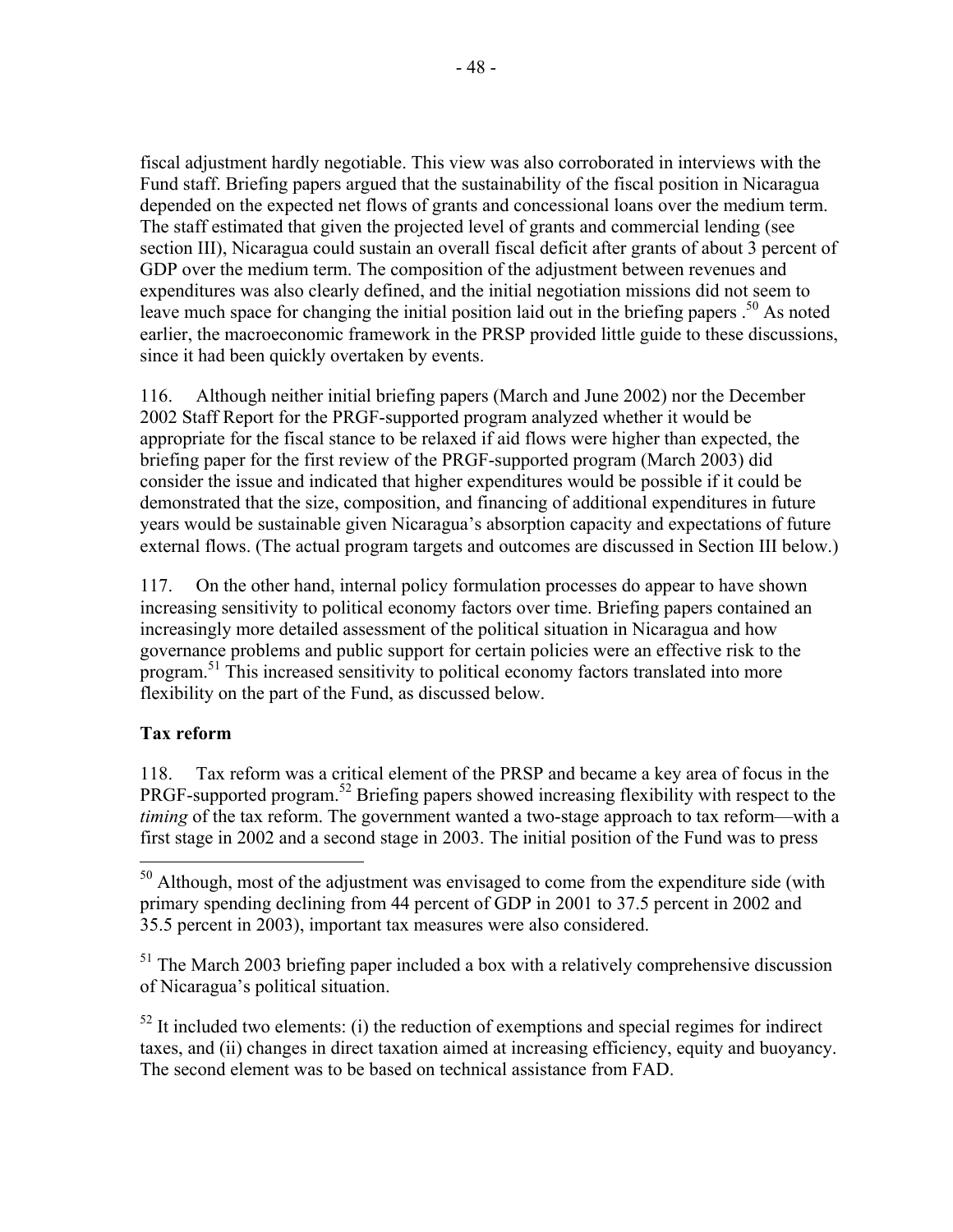fiscal adjustment hardly negotiable. This view was also corroborated in interviews with the Fund staff. Briefing papers argued that the sustainability of the fiscal position in Nicaragua depended on the expected net flows of grants and concessional loans over the medium term. The staff estimated that given the projected level of grants and commercial lending (see section III), Nicaragua could sustain an overall fiscal deficit after grants of about 3 percent of GDP over the medium term. The composition of the adjustment between revenues and expenditures was also clearly defined, and the initial negotiation missions did not seem to leave much space for changing the initial position laid out in the briefing papers .[50] As noted earlier, the macroeconomic framework in the PRSP provided little guide to these discussions, since it had been quickly overtaken by events.

116. Although neither initial briefing papers (March and June 2002) nor the December 2002 Staff Report for the PRGF-supported program analyzed whether it would be appropriate for the fiscal stance to be relaxed if aid flows were higher than expected, the briefing paper for the first review of the PRGF-supported program (March 2003) did consider the issue and indicated that higher expenditures would be possible if it could be demonstrated that the size, composition, and financing of additional expenditures in future years would be sustainable given Nicaragua's absorption capacity and expectations of future external flows. (The actual program targets and outcomes are discussed in Section III below.)

117. On the other hand, internal policy formulation processes do appear to have shown increasing sensitivity to political economy factors over time. Briefing papers contained an increasingly more detailed assessment of the political situation in Nicaragua and how governance problems and public support for certain policies were an effective risk to the program.[51] This increased sensitivity to political economy factors translated into more flexibility on the part of the Fund, as discussed below.

**Tax reform**

118. Tax reform was a critical element of the PRSP and became a key area of focus in the PRGF-supported program.[52] Briefing papers showed increasing flexibility with respect to the *timing* of the tax reform. The government wanted a two-stage approach to tax reform—with a first stage in 2002 and a second stage in 2003. The initial position of the Fund was to press

---

[50] Although, most of the adjustment was envisaged to come from the expenditure side (with primary spending declining from 44 percent of GDP in 2001 to 37.5 percent in 2002 and 35.5 percent in 2003), important tax measures were also considered.

[51] The March 2003 briefing paper included a box with a relatively comprehensive discussion of Nicaragua's political situation.

[52] It included two elements: (i) the reduction of exemptions and special regimes for indirect taxes, and (ii) changes in direct taxation aimed at increasing efficiency, equity and buoyancy. The second element was to be based on technical assistance from FAD.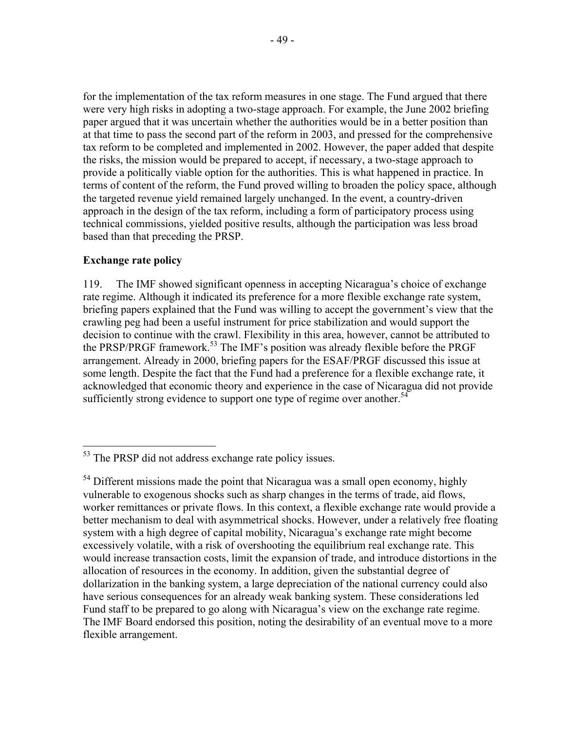for the implementation of the tax reform measures in one stage. The Fund argued that there were very high risks in adopting a two-stage approach. For example, the June 2002 briefing paper argued that it was uncertain whether the authorities would be in a better position than at that time to pass the second part of the reform in 2003, and pressed for the comprehensive tax reform to be completed and implemented in 2002. However, the paper added that despite the risks, the mission would be prepared to accept, if necessary, a two-stage approach to provide a politically viable option for the authorities. This is what happened in practice. In terms of content of the reform, the Fund proved willing to broaden the policy space, although the targeted revenue yield remained largely unchanged. In the event, a country-driven approach in the design of the tax reform, including a form of participatory process using technical commissions, yielded positive results, although the participation was less broad based than that preceding the PRSP.

**Exchange rate policy**

119. The IMF showed significant openness in accepting Nicaragua's choice of exchange rate regime. Although it indicated its preference for a more flexible exchange rate system, briefing papers explained that the Fund was willing to accept the government's view that the crawling peg had been a useful instrument for price stabilization and would support the decision to continue with the crawl. Flexibility in this area, however, cannot be attributed to the PRSP/PRGF framework.[53] The IMF's position was already flexible before the PRGF arrangement. Already in 2000, briefing papers for the ESAF/PRGF discussed this issue at some length. Despite the fact that the Fund had a preference for a flexible exchange rate, it acknowledged that economic theory and experience in the case of Nicaragua did not provide sufficiently strong evidence to support one type of regime over another.[54]

---

[53] The PRSP did not address exchange rate policy issues.

[54] Different missions made the point that Nicaragua was a small open economy, highly vulnerable to exogenous shocks such as sharp changes in the terms of trade, aid flows, worker remittances or private flows. In this context, a flexible exchange rate would provide a better mechanism to deal with asymmetrical shocks. However, under a relatively free floating system with a high degree of capital mobility, Nicaragua's exchange rate might become excessively volatile, with a risk of overshooting the equilibrium real exchange rate. This would increase transaction costs, limit the expansion of trade, and introduce distortions in the allocation of resources in the economy. In addition, given the substantial degree of dollarization in the banking system, a large depreciation of the national currency could also have serious consequences for an already weak banking system. These considerations led Fund staff to be prepared to go along with Nicaragua's view on the exchange rate regime. The IMF Board endorsed this position, noting the desirability of an eventual move to a more flexible arrangement.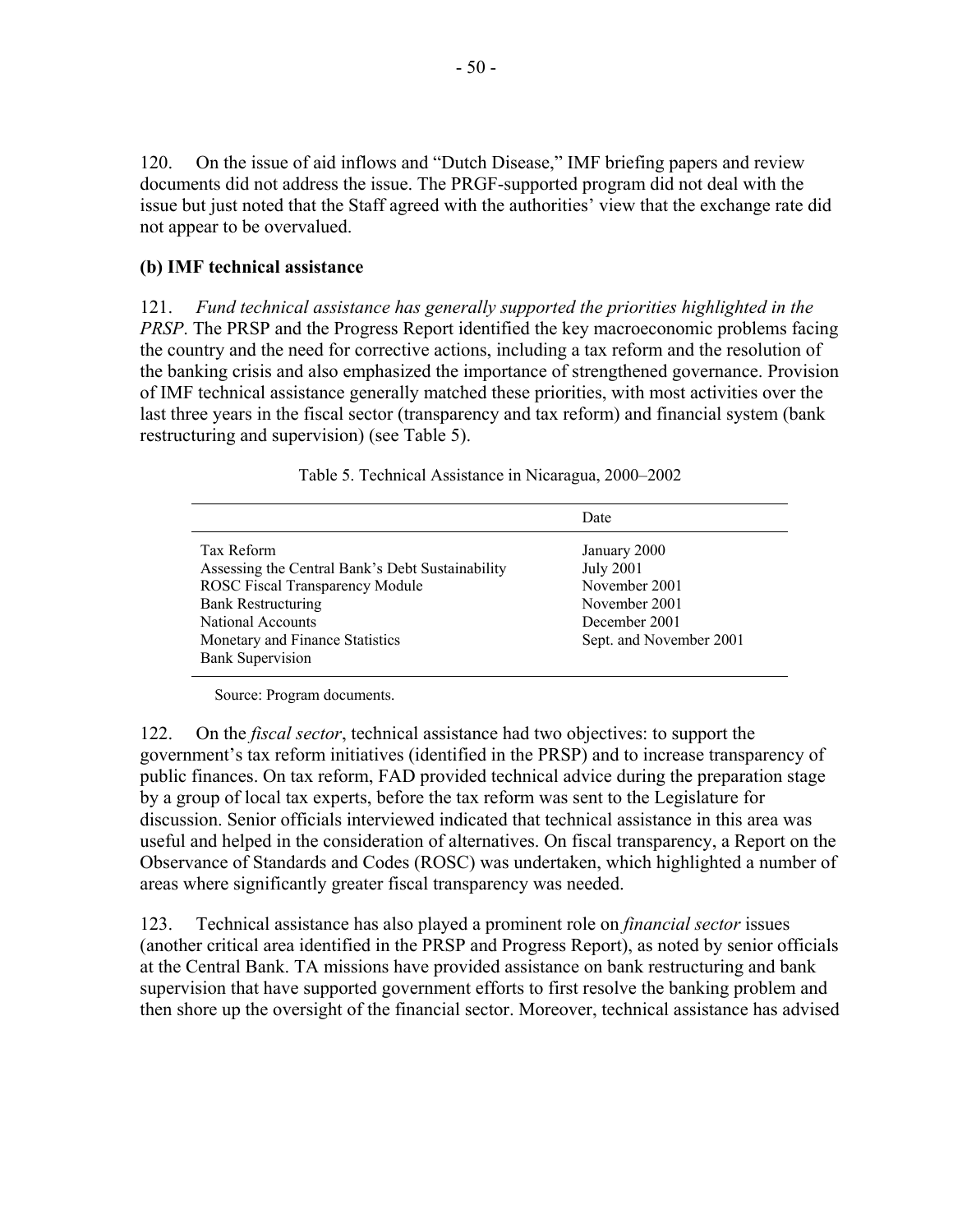120. On the issue of aid inflows and "Dutch Disease," IMF briefing papers and review documents did not address the issue. The PRGF-supported program did not deal with the issue but just noted that the Staff agreed with the authorities' view that the exchange rate did not appear to be overvalued.

**(b) IMF technical assistance**

121. *Fund technical assistance has generally supported the priorities highlighted in the PRSP*. The PRSP and the Progress Report identified the key macroeconomic problems facing the country and the need for corrective actions, including a tax reform and the resolution of the banking crisis and also emphasized the importance of strengthened governance. Provision of IMF technical assistance generally matched these priorities, with most activities over the last three years in the fiscal sector (transparency and tax reform) and financial system (bank restructuring and supervision) (see Table 5).

Table 5. Technical Assistance in Nicaragua, 2000–2002

| | Date |
|---|---|
| Tax Reform | January 2000 |
| Assessing the Central Bank's Debt Sustainability | July 2001 |
| ROSC Fiscal Transparency Module | November 2001 |
| Bank Restructuring | November 2001 |
| National Accounts | December 2001 |
| Monetary and Finance Statistics | Sept. and November 2001 |
| Bank Supervision | |

Source: Program documents.

122. On the *fiscal sector*, technical assistance had two objectives: to support the government's tax reform initiatives (identified in the PRSP) and to increase transparency of public finances. On tax reform, FAD provided technical advice during the preparation stage by a group of local tax experts, before the tax reform was sent to the Legislature for discussion. Senior officials interviewed indicated that technical assistance in this area was useful and helped in the consideration of alternatives. On fiscal transparency, a Report on the Observance of Standards and Codes (ROSC) was undertaken, which highlighted a number of areas where significantly greater fiscal transparency was needed.

123. Technical assistance has also played a prominent role on *financial sector* issues (another critical area identified in the PRSP and Progress Report), as noted by senior officials at the Central Bank. TA missions have provided assistance on bank restructuring and bank supervision that have supported government efforts to first resolve the banking problem and then shore up the oversight of the financial sector. Moreover, technical assistance has advised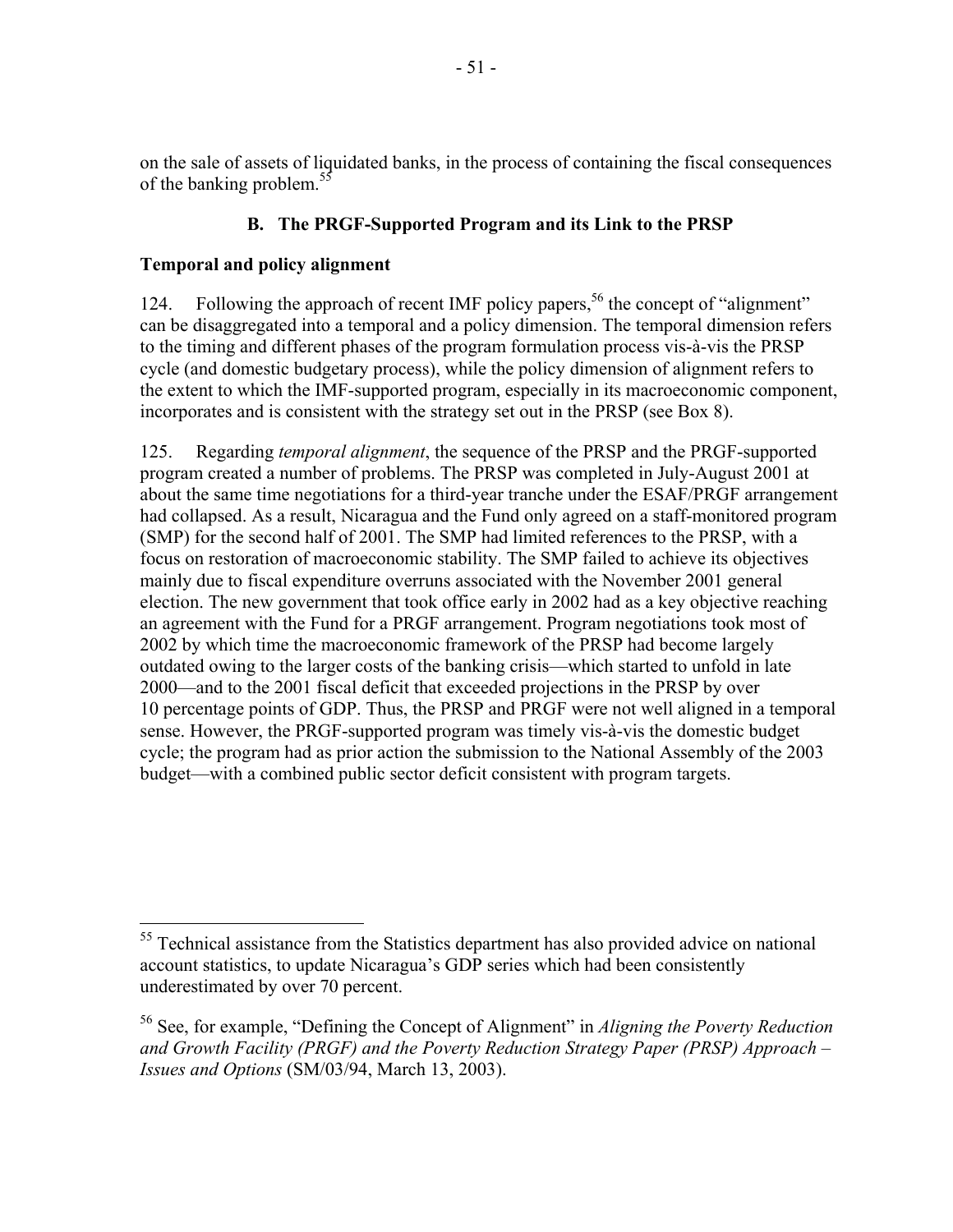on the sale of assets of liquidated banks, in the process of containing the fiscal consequences of the banking problem.[55]

## B. The PRGF-Supported Program and its Link to the PRSP

**Temporal and policy alignment**

124. Following the approach of recent IMF policy papers,[56] the concept of "alignment" can be disaggregated into a temporal and a policy dimension. The temporal dimension refers to the timing and different phases of the program formulation process vis-à-vis the PRSP cycle (and domestic budgetary process), while the policy dimension of alignment refers to the extent to which the IMF-supported program, especially in its macroeconomic component, incorporates and is consistent with the strategy set out in the PRSP (see Box 8).

125. Regarding *temporal alignment*, the sequence of the PRSP and the PRGF-supported program created a number of problems. The PRSP was completed in July-August 2001 at about the same time negotiations for a third-year tranche under the ESAF/PRGF arrangement had collapsed. As a result, Nicaragua and the Fund only agreed on a staff-monitored program (SMP) for the second half of 2001. The SMP had limited references to the PRSP, with a focus on restoration of macroeconomic stability. The SMP failed to achieve its objectives mainly due to fiscal expenditure overruns associated with the November 2001 general election. The new government that took office early in 2002 had as a key objective reaching an agreement with the Fund for a PRGF arrangement. Program negotiations took most of 2002 by which time the macroeconomic framework of the PRSP had become largely outdated owing to the larger costs of the banking crisis—which started to unfold in late 2000—and to the 2001 fiscal deficit that exceeded projections in the PRSP by over 10 percentage points of GDP. Thus, the PRSP and PRGF were not well aligned in a temporal sense. However, the PRGF-supported program was timely vis-à-vis the domestic budget cycle; the program had as prior action the submission to the National Assembly of the 2003 budget—with a combined public sector deficit consistent with program targets.

[55] Technical assistance from the Statistics department has also provided advice on national account statistics, to update Nicaragua's GDP series which had been consistently underestimated by over 70 percent.

[56] See, for example, "Defining the Concept of Alignment" in *Aligning the Poverty Reduction and Growth Facility (PRGF) and the Poverty Reduction Strategy Paper (PRSP) Approach – Issues and Options* (SM/03/94, March 13, 2003).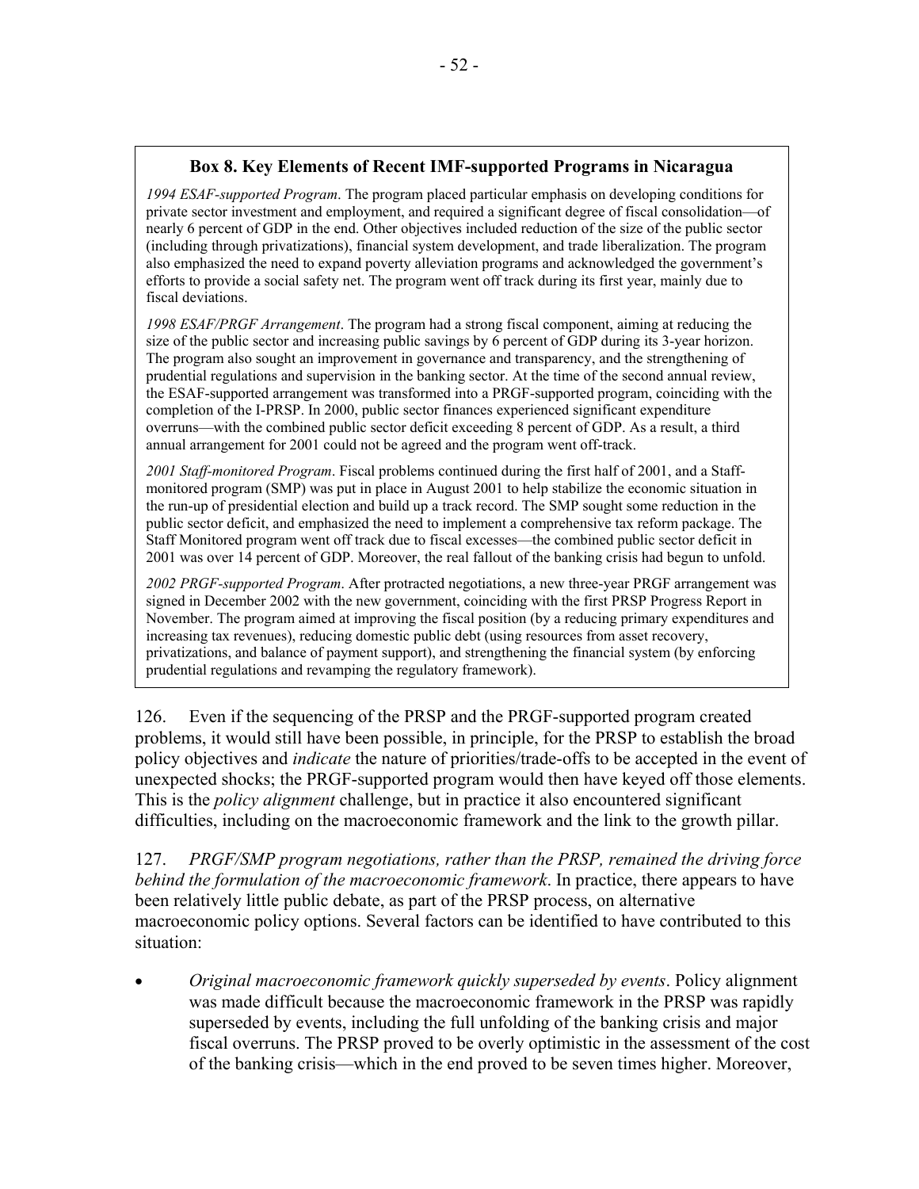**Box 8. Key Elements of Recent IMF-supported Programs in Nicaragua**

*1994 ESAF-supported Program*. The program placed particular emphasis on developing conditions for private sector investment and employment, and required a significant degree of fiscal consolidation—of nearly 6 percent of GDP in the end. Other objectives included reduction of the size of the public sector (including through privatizations), financial system development, and trade liberalization. The program also emphasized the need to expand poverty alleviation programs and acknowledged the government's efforts to provide a social safety net. The program went off track during its first year, mainly due to fiscal deviations.

*1998 ESAF/PRGF Arrangement*. The program had a strong fiscal component, aiming at reducing the size of the public sector and increasing public savings by 6 percent of GDP during its 3-year horizon. The program also sought an improvement in governance and transparency, and the strengthening of prudential regulations and supervision in the banking sector. At the time of the second annual review, the ESAF-supported arrangement was transformed into a PRGF-supported program, coinciding with the completion of the I-PRSP. In 2000, public sector finances experienced significant expenditure overruns—with the combined public sector deficit exceeding 8 percent of GDP. As a result, a third annual arrangement for 2001 could not be agreed and the program went off-track.

*2001 Staff-monitored Program*. Fiscal problems continued during the first half of 2001, and a Staff-monitored program (SMP) was put in place in August 2001 to help stabilize the economic situation in the run-up of presidential election and build up a track record. The SMP sought some reduction in the public sector deficit, and emphasized the need to implement a comprehensive tax reform package. The Staff Monitored program went off track due to fiscal excesses—the combined public sector deficit in 2001 was over 14 percent of GDP. Moreover, the real fallout of the banking crisis had begun to unfold.

*2002 PRGF-supported Program*. After protracted negotiations, a new three-year PRGF arrangement was signed in December 2002 with the new government, coinciding with the first PRSP Progress Report in November. The program aimed at improving the fiscal position (by a reducing primary expenditures and increasing tax revenues), reducing domestic public debt (using resources from asset recovery, privatizations, and balance of payment support), and strengthening the financial system (by enforcing prudential regulations and revamping the regulatory framework).

126. Even if the sequencing of the PRSP and the PRGF-supported program created problems, it would still have been possible, in principle, for the PRSP to establish the broad policy objectives and *indicate* the nature of priorities/trade-offs to be accepted in the event of unexpected shocks; the PRGF-supported program would then have keyed off those elements. This is the *policy alignment* challenge, but in practice it also encountered significant difficulties, including on the macroeconomic framework and the link to the growth pillar.

127. *PRGF/SMP program negotiations, rather than the PRSP, remained the driving force behind the formulation of the macroeconomic framework*. In practice, there appears to have been relatively little public debate, as part of the PRSP process, on alternative macroeconomic policy options. Several factors can be identified to have contributed to this situation:

- *Original macroeconomic framework quickly superseded by events*. Policy alignment was made difficult because the macroeconomic framework in the PRSP was rapidly superseded by events, including the full unfolding of the banking crisis and major fiscal overruns. The PRSP proved to be overly optimistic in the assessment of the cost of the banking crisis—which in the end proved to be seven times higher. Moreover,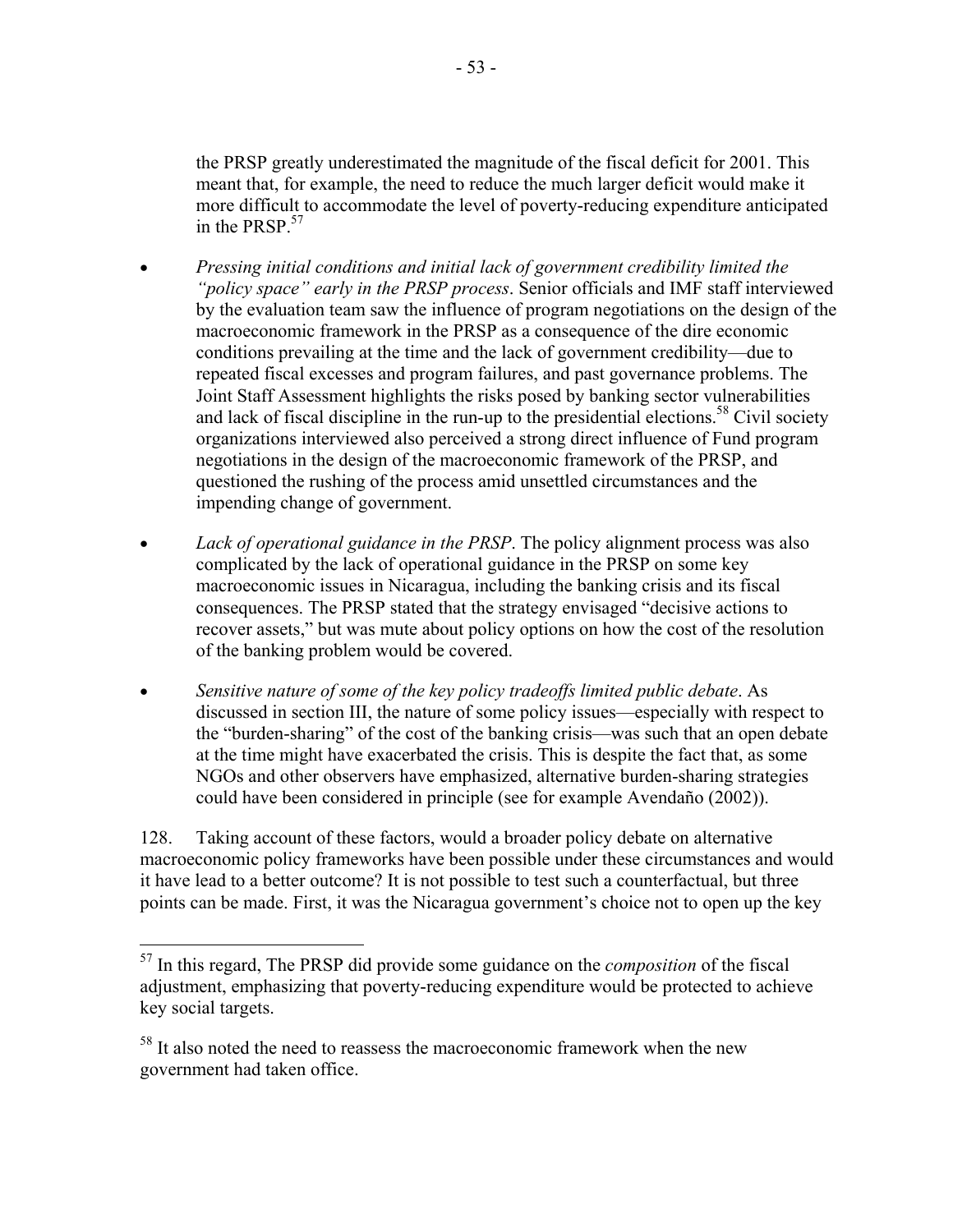the PRSP greatly underestimated the magnitude of the fiscal deficit for 2001. This meant that, for example, the need to reduce the much larger deficit would make it more difficult to accommodate the level of poverty-reducing expenditure anticipated in the PRSP.[57]

- *Pressing initial conditions and initial lack of government credibility limited the "policy space" early in the PRSP process*. Senior officials and IMF staff interviewed by the evaluation team saw the influence of program negotiations on the design of the macroeconomic framework in the PRSP as a consequence of the dire economic conditions prevailing at the time and the lack of government credibility—due to repeated fiscal excesses and program failures, and past governance problems. The Joint Staff Assessment highlights the risks posed by banking sector vulnerabilities and lack of fiscal discipline in the run-up to the presidential elections.[58] Civil society organizations interviewed also perceived a strong direct influence of Fund program negotiations in the design of the macroeconomic framework of the PRSP, and questioned the rushing of the process amid unsettled circumstances and the impending change of government.

- *Lack of operational guidance in the PRSP*. The policy alignment process was also complicated by the lack of operational guidance in the PRSP on some key macroeconomic issues in Nicaragua, including the banking crisis and its fiscal consequences. The PRSP stated that the strategy envisaged "decisive actions to recover assets," but was mute about policy options on how the cost of the resolution of the banking problem would be covered.

- *Sensitive nature of some of the key policy tradeoffs limited public debate*. As discussed in section III, the nature of some policy issues—especially with respect to the "burden-sharing" of the cost of the banking crisis—was such that an open debate at the time might have exacerbated the crisis. This is despite the fact that, as some NGOs and other observers have emphasized, alternative burden-sharing strategies could have been considered in principle (see for example Avendaño (2002)).

128. Taking account of these factors, would a broader policy debate on alternative macroeconomic policy frameworks have been possible under these circumstances and would it have lead to a better outcome? It is not possible to test such a counterfactual, but three points can be made. First, it was the Nicaragua government's choice not to open up the key

---

[57] In this regard, The PRSP did provide some guidance on the *composition* of the fiscal adjustment, emphasizing that poverty-reducing expenditure would be protected to achieve key social targets.

[58] It also noted the need to reassess the macroeconomic framework when the new government had taken office.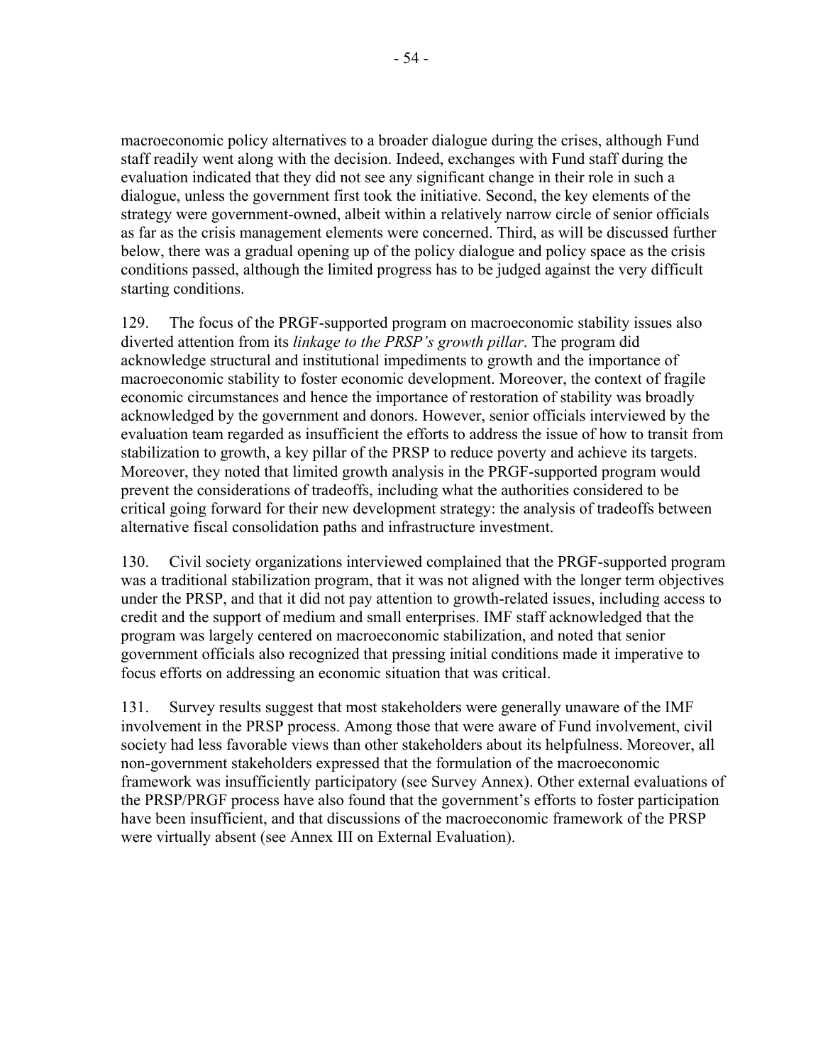macroeconomic policy alternatives to a broader dialogue during the crises, although Fund staff readily went along with the decision. Indeed, exchanges with Fund staff during the evaluation indicated that they did not see any significant change in their role in such a dialogue, unless the government first took the initiative. Second, the key elements of the strategy were government-owned, albeit within a relatively narrow circle of senior officials as far as the crisis management elements were concerned. Third, as will be discussed further below, there was a gradual opening up of the policy dialogue and policy space as the crisis conditions passed, although the limited progress has to be judged against the very difficult starting conditions.

129. The focus of the PRGF-supported program on macroeconomic stability issues also diverted attention from its *linkage to the PRSP's growth pillar*. The program did acknowledge structural and institutional impediments to growth and the importance of macroeconomic stability to foster economic development. Moreover, the context of fragile economic circumstances and hence the importance of restoration of stability was broadly acknowledged by the government and donors. However, senior officials interviewed by the evaluation team regarded as insufficient the efforts to address the issue of how to transit from stabilization to growth, a key pillar of the PRSP to reduce poverty and achieve its targets. Moreover, they noted that limited growth analysis in the PRGF-supported program would prevent the considerations of tradeoffs, including what the authorities considered to be critical going forward for their new development strategy: the analysis of tradeoffs between alternative fiscal consolidation paths and infrastructure investment.

130. Civil society organizations interviewed complained that the PRGF-supported program was a traditional stabilization program, that it was not aligned with the longer term objectives under the PRSP, and that it did not pay attention to growth-related issues, including access to credit and the support of medium and small enterprises. IMF staff acknowledged that the program was largely centered on macroeconomic stabilization, and noted that senior government officials also recognized that pressing initial conditions made it imperative to focus efforts on addressing an economic situation that was critical.

131. Survey results suggest that most stakeholders were generally unaware of the IMF involvement in the PRSP process. Among those that were aware of Fund involvement, civil society had less favorable views than other stakeholders about its helpfulness. Moreover, all non-government stakeholders expressed that the formulation of the macroeconomic framework was insufficiently participatory (see Survey Annex). Other external evaluations of the PRSP/PRGF process have also found that the government's efforts to foster participation have been insufficient, and that discussions of the macroeconomic framework of the PRSP were virtually absent (see Annex III on External Evaluation).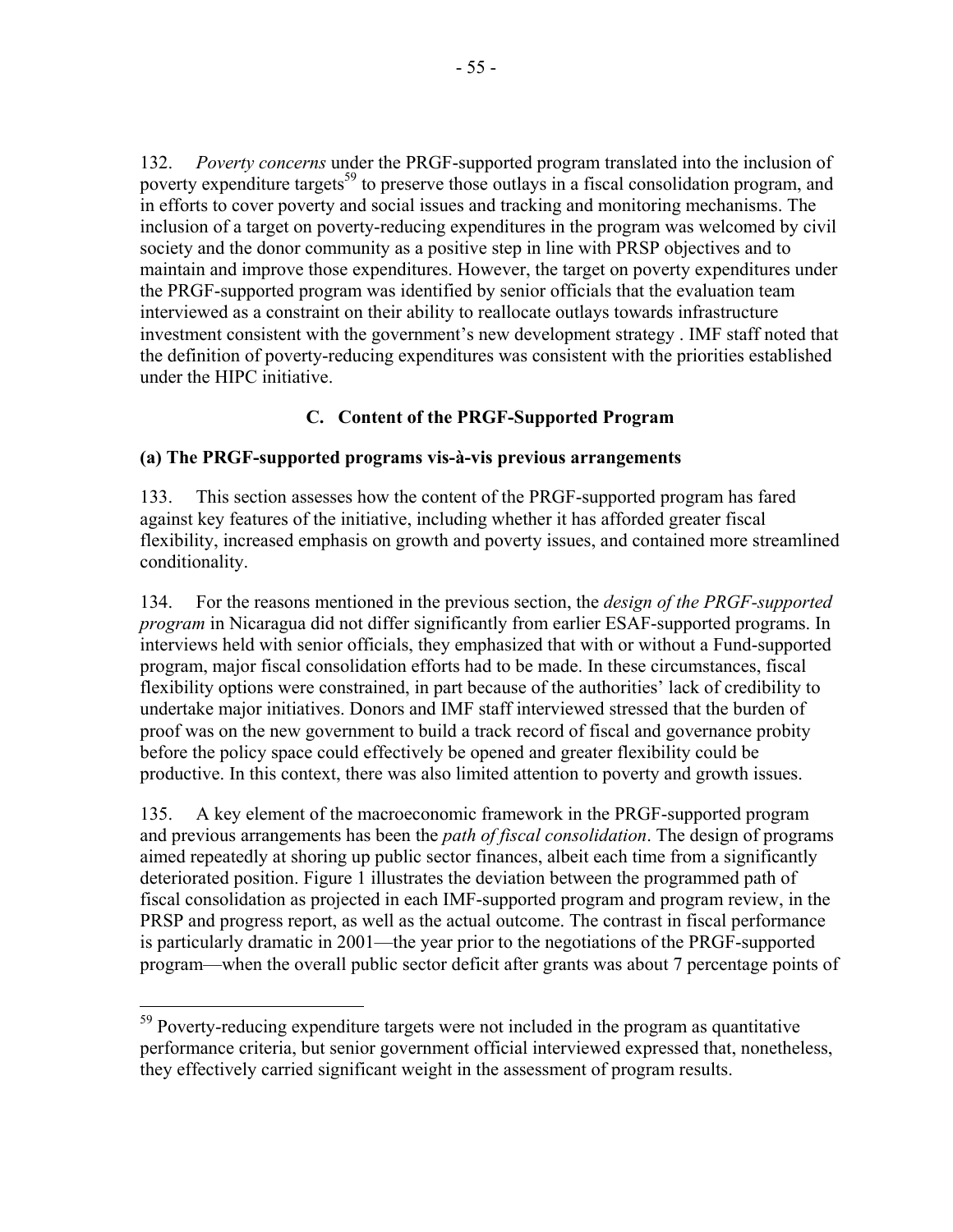132. *Poverty concerns* under the PRGF-supported program translated into the inclusion of poverty expenditure targets[59] to preserve those outlays in a fiscal consolidation program, and in efforts to cover poverty and social issues and tracking and monitoring mechanisms. The inclusion of a target on poverty-reducing expenditures in the program was welcomed by civil society and the donor community as a positive step in line with PRSP objectives and to maintain and improve those expenditures. However, the target on poverty expenditures under the PRGF-supported program was identified by senior officials that the evaluation team interviewed as a constraint on their ability to reallocate outlays towards infrastructure investment consistent with the government's new development strategy . IMF staff noted that the definition of poverty-reducing expenditures was consistent with the priorities established under the HIPC initiative.

### C. Content of the PRGF-Supported Program

#### (a) The PRGF-supported programs vis-à-vis previous arrangements

133. This section assesses how the content of the PRGF-supported program has fared against key features of the initiative, including whether it has afforded greater fiscal flexibility, increased emphasis on growth and poverty issues, and contained more streamlined conditionality.

134. For the reasons mentioned in the previous section, the *design of the PRGF-supported program* in Nicaragua did not differ significantly from earlier ESAF-supported programs. In interviews held with senior officials, they emphasized that with or without a Fund-supported program, major fiscal consolidation efforts had to be made. In these circumstances, fiscal flexibility options were constrained, in part because of the authorities' lack of credibility to undertake major initiatives. Donors and IMF staff interviewed stressed that the burden of proof was on the new government to build a track record of fiscal and governance probity before the policy space could effectively be opened and greater flexibility could be productive. In this context, there was also limited attention to poverty and growth issues.

135. A key element of the macroeconomic framework in the PRGF-supported program and previous arrangements has been the *path of fiscal consolidation*. The design of programs aimed repeatedly at shoring up public sector finances, albeit each time from a significantly deteriorated position. Figure 1 illustrates the deviation between the programmed path of fiscal consolidation as projected in each IMF-supported program and program review, in the PRSP and progress report, as well as the actual outcome. The contrast in fiscal performance is particularly dramatic in 2001—the year prior to the negotiations of the PRGF-supported program—when the overall public sector deficit after grants was about 7 percentage points of

---

[59] Poverty-reducing expenditure targets were not included in the program as quantitative performance criteria, but senior government official interviewed expressed that, nonetheless, they effectively carried significant weight in the assessment of program results.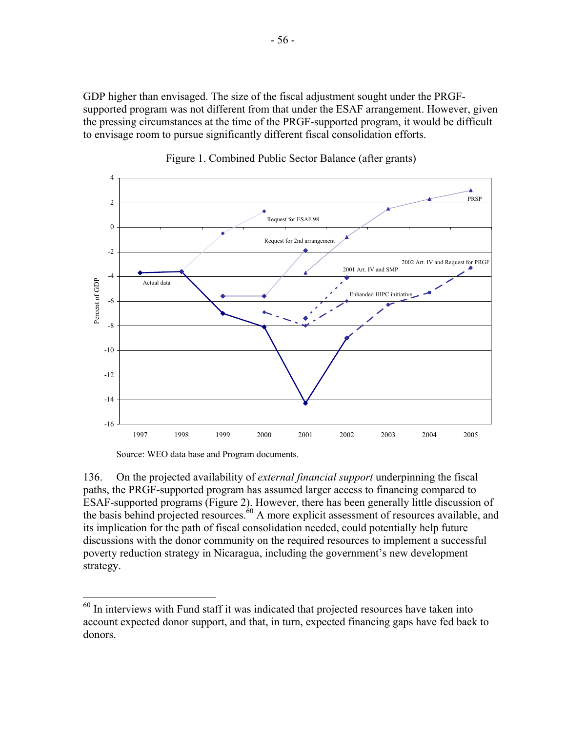GDP higher than envisaged. The size of the fiscal adjustment sought under the PRGF-supported program was not different from that under the ESAF arrangement. However, given the pressing circumstances at the time of the PRGF-supported program, it would be difficult to envisage room to pursue significantly different fiscal consolidation efforts.

Figure 1. Combined Public Sector Balance (after grants)

Source: WEO data base and Program documents.

136. On the projected availability of *external financial support* underpinning the fiscal paths, the PRGF-supported program has assumed larger access to financing compared to ESAF-supported programs (Figure 2). However, there has been generally little discussion of the basis behind projected resources.[60] A more explicit assessment of resources available, and its implication for the path of fiscal consolidation needed, could potentially help future discussions with the donor community on the required resources to implement a successful poverty reduction strategy in Nicaragua, including the government's new development strategy.

---

[60] In interviews with Fund staff it was indicated that projected resources have taken into account expected donor support, and that, in turn, expected financing gaps have fed back to donors.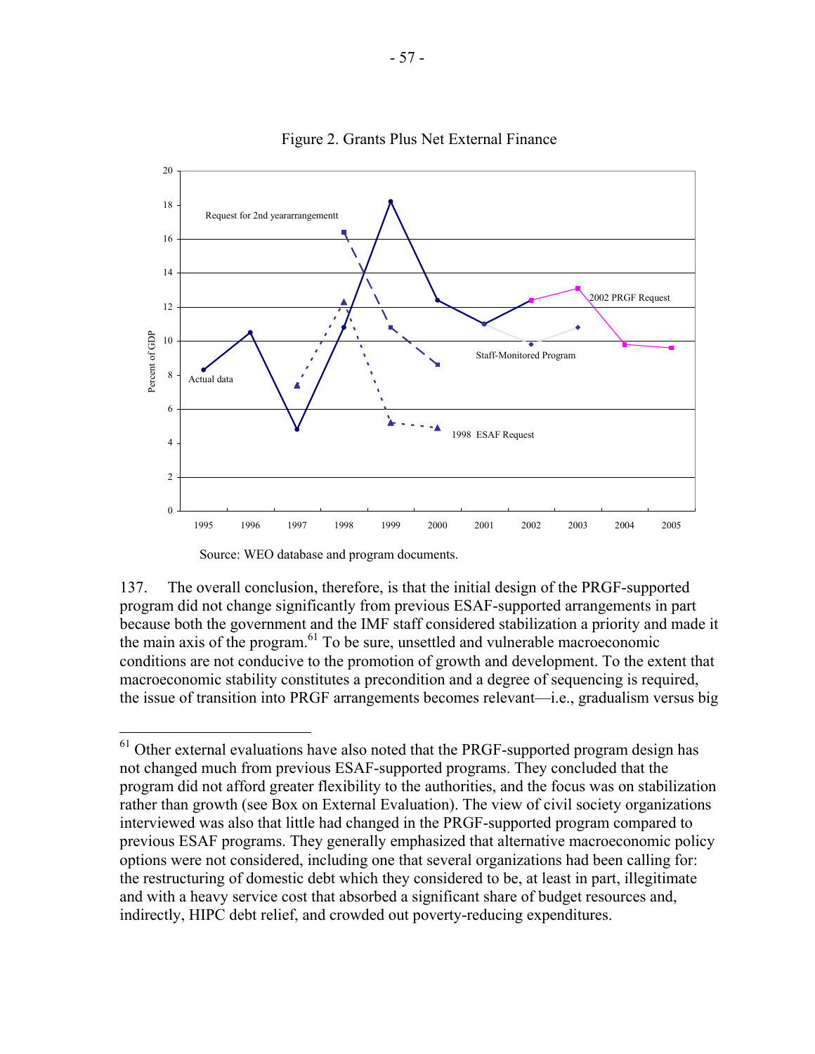Figure 2. Grants Plus Net External Finance

Source: WEO database and program documents.

137. The overall conclusion, therefore, is that the initial design of the PRGF-supported program did not change significantly from previous ESAF-supported arrangements in part because both the government and the IMF staff considered stabilization a priority and made it the main axis of the program.[61] To be sure, unsettled and vulnerable macroeconomic conditions are not conducive to the promotion of growth and development. To the extent that macroeconomic stability constitutes a precondition and a degree of sequencing is required, the issue of transition into PRGF arrangements becomes relevant—i.e., gradualism versus big

---

[61] Other external evaluations have also noted that the PRGF-supported program design has not changed much from previous ESAF-supported programs. They concluded that the program did not afford greater flexibility to the authorities, and the focus was on stabilization rather than growth (see Box on External Evaluation). The view of civil society organizations interviewed was also that little had changed in the PRGF-supported program compared to previous ESAF programs. They generally emphasized that alternative macroeconomic policy options were not considered, including one that several organizations had been calling for: the restructuring of domestic debt which they considered to be, at least in part, illegitimate and with a heavy service cost that absorbed a significant share of budget resources and, indirectly, HIPC debt relief, and crowded out poverty-reducing expenditures.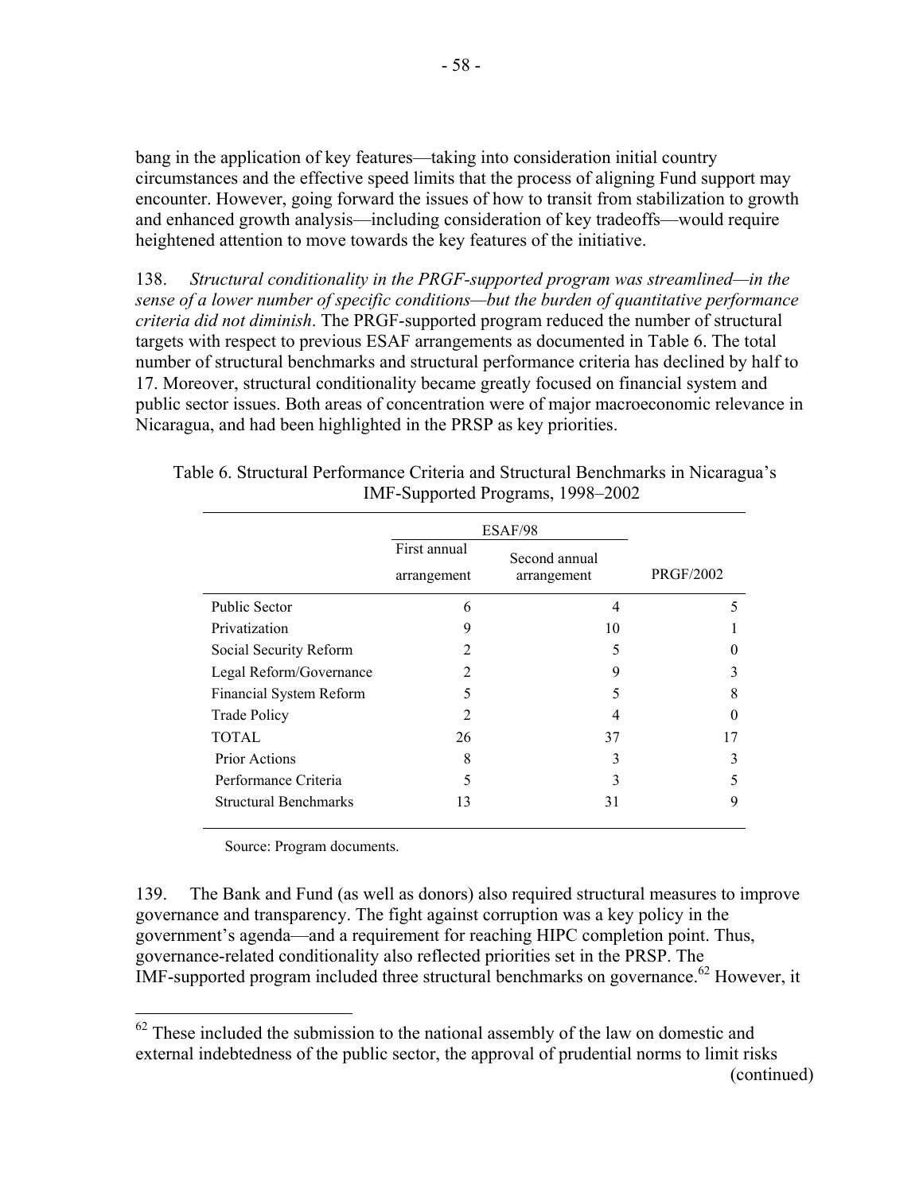bang in the application of key features—taking into consideration initial country circumstances and the effective speed limits that the process of aligning Fund support may encounter. However, going forward the issues of how to transit from stabilization to growth and enhanced growth analysis—including consideration of key tradeoffs—would require heightened attention to move towards the key features of the initiative.

138. *Structural conditionality in the PRGF-supported program was streamlined—in the sense of a lower number of specific conditions—but the burden of quantitative performance criteria did not diminish*. The PRGF-supported program reduced the number of structural targets with respect to previous ESAF arrangements as documented in Table 6. The total number of structural benchmarks and structural performance criteria has declined by half to 17. Moreover, structural conditionality became greatly focused on financial system and public sector issues. Both areas of concentration were of major macroeconomic relevance in Nicaragua, and had been highlighted in the PRSP as key priorities.

Table 6. Structural Performance Criteria and Structural Benchmarks in Nicaragua's IMF-Supported Programs, 1998–2002

| | ESAF/98 | | |
|---|---|---|---|
| | First annual arrangement | Second annual arrangement | PRGF/2002 |
| Public Sector | 6 | 4 | 5 |
| Privatization | 9 | 10 | 1 |
| Social Security Reform | 2 | 5 | 0 |
| Legal Reform/Governance | 2 | 9 | 3 |
| Financial System Reform | 5 | 5 | 8 |
| Trade Policy | 2 | 4 | 0 |
| TOTAL | 26 | 37 | 17 |
| Prior Actions | 8 | 3 | 3 |
| Performance Criteria | 5 | 3 | 5 |
| Structural Benchmarks | 13 | 31 | 9 |

Source: Program documents.

139. The Bank and Fund (as well as donors) also required structural measures to improve governance and transparency. The fight against corruption was a key policy in the government's agenda—and a requirement for reaching HIPC completion point. Thus, governance-related conditionality also reflected priorities set in the PRSP. The IMF-supported program included three structural benchmarks on governance.[62] However, it

[62] These included the submission to the national assembly of the law on domestic and external indebtedness of the public sector, the approval of prudential norms to limit risks (continued)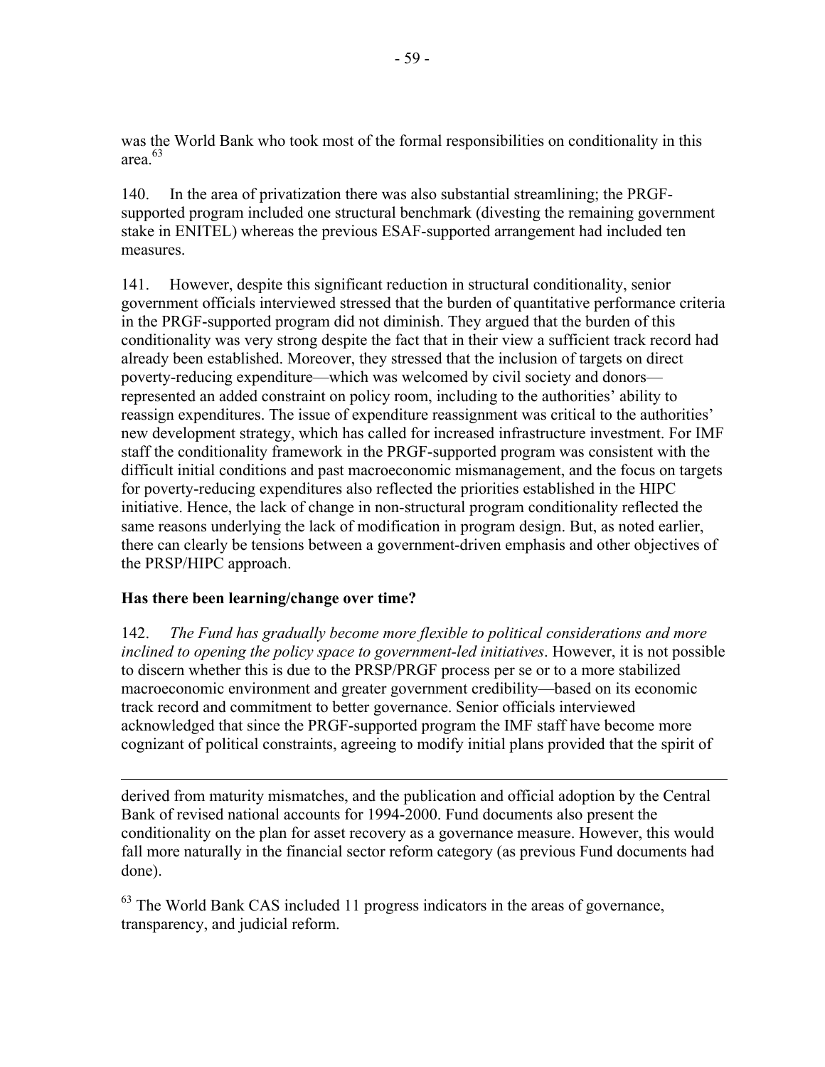was the World Bank who took most of the formal responsibilities on conditionality in this area.[63]

140. In the area of privatization there was also substantial streamlining; the PRGF-supported program included one structural benchmark (divesting the remaining government stake in ENITEL) whereas the previous ESAF-supported arrangement had included ten measures.

141. However, despite this significant reduction in structural conditionality, senior government officials interviewed stressed that the burden of quantitative performance criteria in the PRGF-supported program did not diminish. They argued that the burden of this conditionality was very strong despite the fact that in their view a sufficient track record had already been established. Moreover, they stressed that the inclusion of targets on direct poverty-reducing expenditure—which was welcomed by civil society and donors—represented an added constraint on policy room, including to the authorities' ability to reassign expenditures. The issue of expenditure reassignment was critical to the authorities' new development strategy, which has called for increased infrastructure investment. For IMF staff the conditionality framework in the PRGF-supported program was consistent with the difficult initial conditions and past macroeconomic mismanagement, and the focus on targets for poverty-reducing expenditures also reflected the priorities established in the HIPC initiative. Hence, the lack of change in non-structural program conditionality reflected the same reasons underlying the lack of modification in program design. But, as noted earlier, there can clearly be tensions between a government-driven emphasis and other objectives of the PRSP/HIPC approach.

**Has there been learning/change over time?**

142. *The Fund has gradually become more flexible to political considerations and more inclined to opening the policy space to government-led initiatives*. However, it is not possible to discern whether this is due to the PRSP/PRGF process per se or to a more stabilized macroeconomic environment and greater government credibility—based on its economic track record and commitment to better governance. Senior officials interviewed acknowledged that since the PRGF-supported program the IMF staff have become more cognizant of political constraints, agreeing to modify initial plans provided that the spirit of

---

derived from maturity mismatches, and the publication and official adoption by the Central Bank of revised national accounts for 1994-2000. Fund documents also present the conditionality on the plan for asset recovery as a governance measure. However, this would fall more naturally in the financial sector reform category (as previous Fund documents had done).

[63] The World Bank CAS included 11 progress indicators in the areas of governance, transparency, and judicial reform.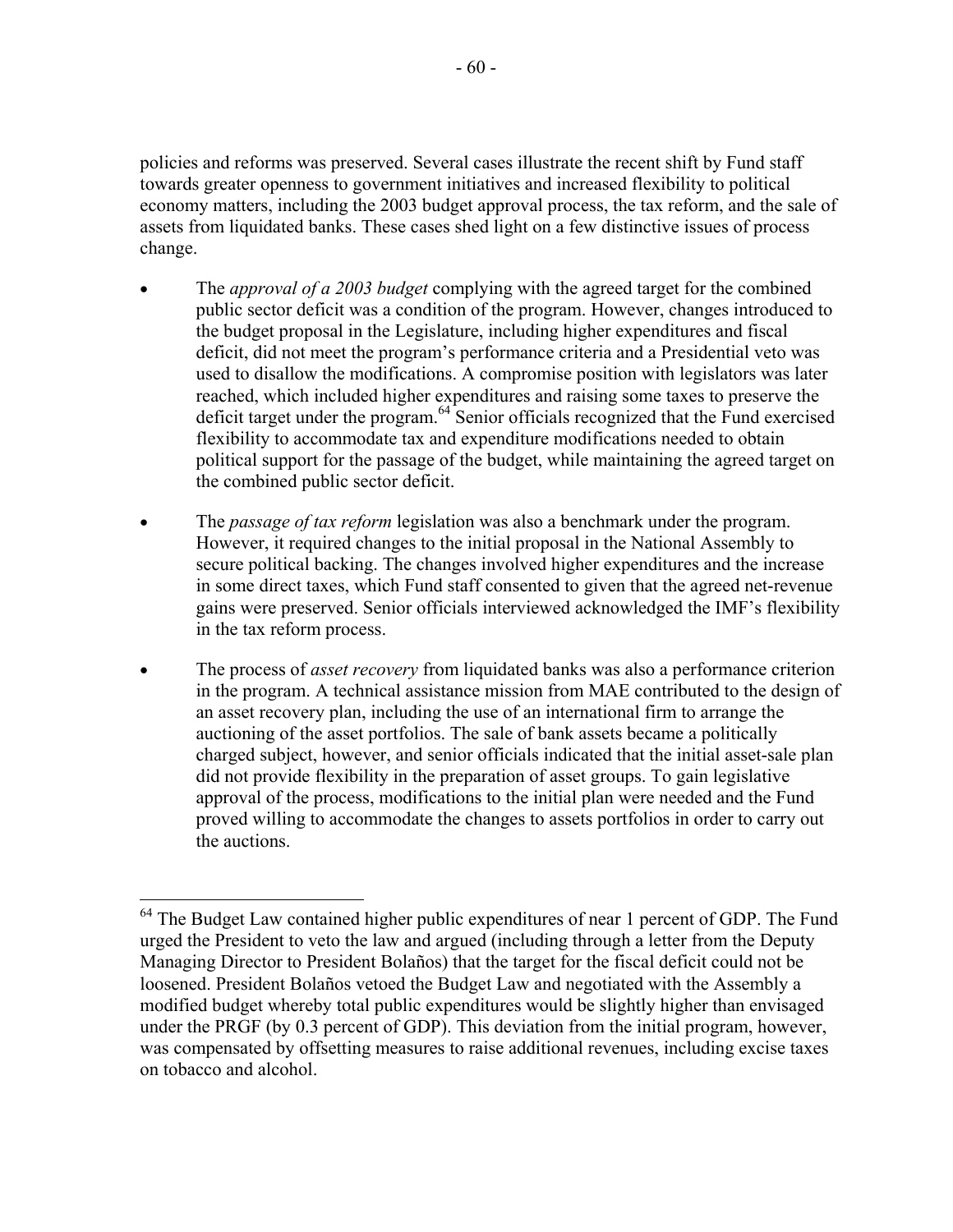policies and reforms was preserved. Several cases illustrate the recent shift by Fund staff towards greater openness to government initiatives and increased flexibility to political economy matters, including the 2003 budget approval process, the tax reform, and the sale of assets from liquidated banks. These cases shed light on a few distinctive issues of process change.

- The *approval of a 2003 budget* complying with the agreed target for the combined public sector deficit was a condition of the program. However, changes introduced to the budget proposal in the Legislature, including higher expenditures and fiscal deficit, did not meet the program's performance criteria and a Presidential veto was used to disallow the modifications. A compromise position with legislators was later reached, which included higher expenditures and raising some taxes to preserve the deficit target under the program.[64] Senior officials recognized that the Fund exercised flexibility to accommodate tax and expenditure modifications needed to obtain political support for the passage of the budget, while maintaining the agreed target on the combined public sector deficit.

- The *passage of tax reform* legislation was also a benchmark under the program. However, it required changes to the initial proposal in the National Assembly to secure political backing. The changes involved higher expenditures and the increase in some direct taxes, which Fund staff consented to given that the agreed net-revenue gains were preserved. Senior officials interviewed acknowledged the IMF's flexibility in the tax reform process.

- The process of *asset recovery* from liquidated banks was also a performance criterion in the program. A technical assistance mission from MAE contributed to the design of an asset recovery plan, including the use of an international firm to arrange the auctioning of the asset portfolios. The sale of bank assets became a politically charged subject, however, and senior officials indicated that the initial asset-sale plan did not provide flexibility in the preparation of asset groups. To gain legislative approval of the process, modifications to the initial plan were needed and the Fund proved willing to accommodate the changes to assets portfolios in order to carry out the auctions.

---

[64] The Budget Law contained higher public expenditures of near 1 percent of GDP. The Fund urged the President to veto the law and argued (including through a letter from the Deputy Managing Director to President Bolaños) that the target for the fiscal deficit could not be loosened. President Bolaños vetoed the Budget Law and negotiated with the Assembly a modified budget whereby total public expenditures would be slightly higher than envisaged under the PRGF (by 0.3 percent of GDP). This deviation from the initial program, however, was compensated by offsetting measures to raise additional revenues, including excise taxes on tobacco and alcohol.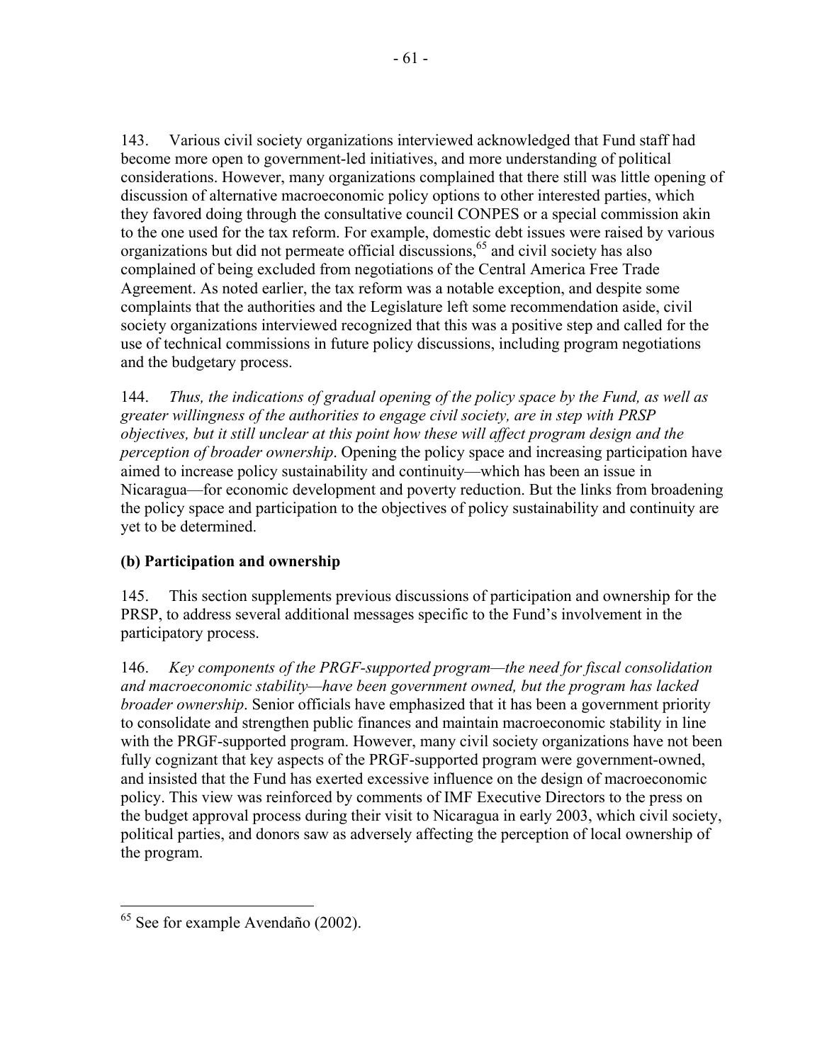143. Various civil society organizations interviewed acknowledged that Fund staff had become more open to government-led initiatives, and more understanding of political considerations. However, many organizations complained that there still was little opening of discussion of alternative macroeconomic policy options to other interested parties, which they favored doing through the consultative council CONPES or a special commission akin to the one used for the tax reform. For example, domestic debt issues were raised by various organizations but did not permeate official discussions,[65] and civil society has also complained of being excluded from negotiations of the Central America Free Trade Agreement. As noted earlier, the tax reform was a notable exception, and despite some complaints that the authorities and the Legislature left some recommendation aside, civil society organizations interviewed recognized that this was a positive step and called for the use of technical commissions in future policy discussions, including program negotiations and the budgetary process.

144. *Thus, the indications of gradual opening of the policy space by the Fund, as well as greater willingness of the authorities to engage civil society, are in step with PRSP objectives, but it still unclear at this point how these will affect program design and the perception of broader ownership*. Opening the policy space and increasing participation have aimed to increase policy sustainability and continuity—which has been an issue in Nicaragua—for economic development and poverty reduction. But the links from broadening the policy space and participation to the objectives of policy sustainability and continuity are yet to be determined.

### (b) Participation and ownership

145. This section supplements previous discussions of participation and ownership for the PRSP, to address several additional messages specific to the Fund's involvement in the participatory process.

146. *Key components of the PRGF-supported program—the need for fiscal consolidation and macroeconomic stability—have been government owned, but the program has lacked broader ownership*. Senior officials have emphasized that it has been a government priority to consolidate and strengthen public finances and maintain macroeconomic stability in line with the PRGF-supported program. However, many civil society organizations have not been fully cognizant that key aspects of the PRGF-supported program were government-owned, and insisted that the Fund has exerted excessive influence on the design of macroeconomic policy. This view was reinforced by comments of IMF Executive Directors to the press on the budget approval process during their visit to Nicaragua in early 2003, which civil society, political parties, and donors saw as adversely affecting the perception of local ownership of the program.

---

[65] See for example Avendaño (2002).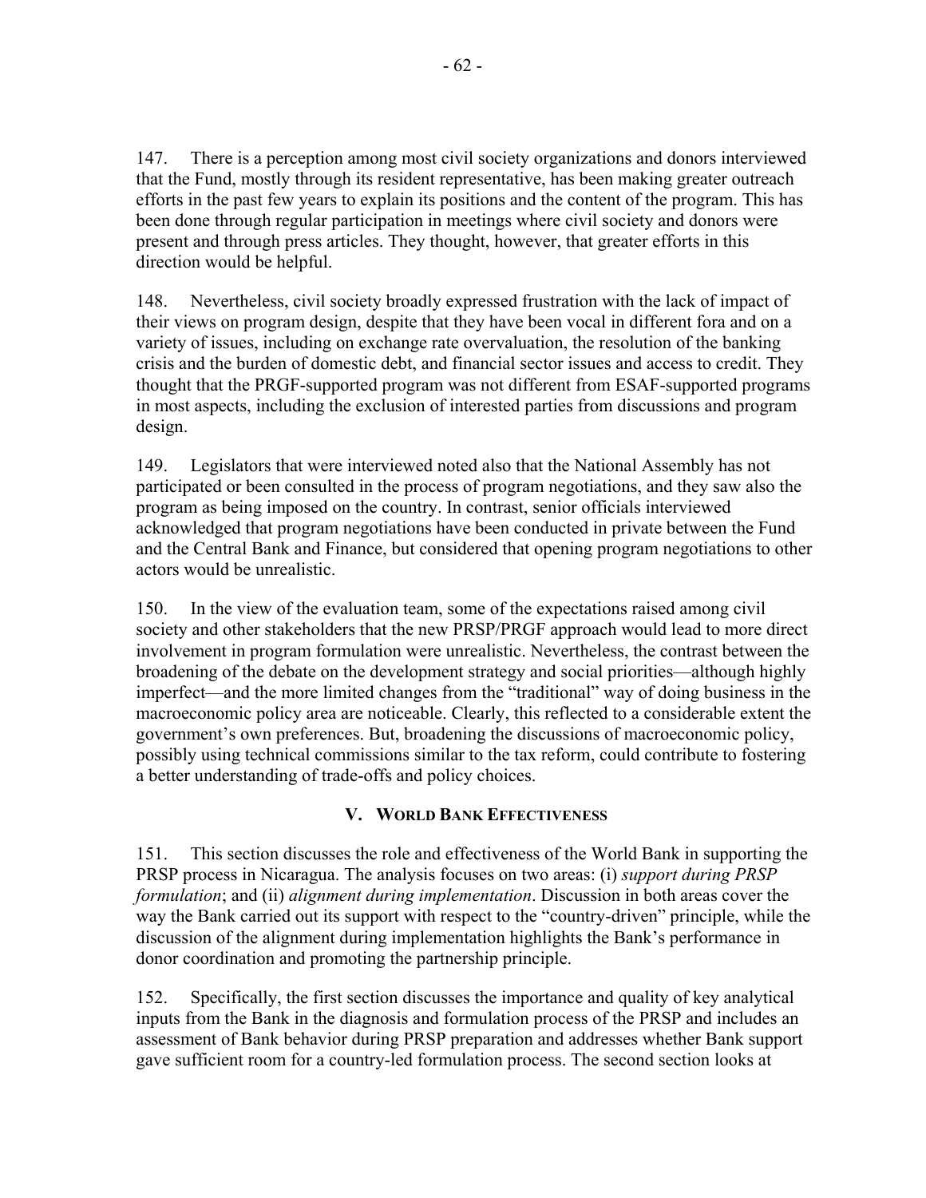147. There is a perception among most civil society organizations and donors interviewed that the Fund, mostly through its resident representative, has been making greater outreach efforts in the past few years to explain its positions and the content of the program. This has been done through regular participation in meetings where civil society and donors were present and through press articles. They thought, however, that greater efforts in this direction would be helpful.

148. Nevertheless, civil society broadly expressed frustration with the lack of impact of their views on program design, despite that they have been vocal in different fora and on a variety of issues, including on exchange rate overvaluation, the resolution of the banking crisis and the burden of domestic debt, and financial sector issues and access to credit. They thought that the PRGF-supported program was not different from ESAF-supported programs in most aspects, including the exclusion of interested parties from discussions and program design.

149. Legislators that were interviewed noted also that the National Assembly has not participated or been consulted in the process of program negotiations, and they saw also the program as being imposed on the country. In contrast, senior officials interviewed acknowledged that program negotiations have been conducted in private between the Fund and the Central Bank and Finance, but considered that opening program negotiations to other actors would be unrealistic.

150. In the view of the evaluation team, some of the expectations raised among civil society and other stakeholders that the new PRSP/PRGF approach would lead to more direct involvement in program formulation were unrealistic. Nevertheless, the contrast between the broadening of the debate on the development strategy and social priorities—although highly imperfect—and the more limited changes from the "traditional" way of doing business in the macroeconomic policy area are noticeable. Clearly, this reflected to a considerable extent the government's own preferences. But, broadening the discussions of macroeconomic policy, possibly using technical commissions similar to the tax reform, could contribute to fostering a better understanding of trade-offs and policy choices.

## V. World Bank Effectiveness

151. This section discusses the role and effectiveness of the World Bank in supporting the PRSP process in Nicaragua. The analysis focuses on two areas: (i) *support during PRSP formulation*; and (ii) *alignment during implementation*. Discussion in both areas cover the way the Bank carried out its support with respect to the "country-driven" principle, while the discussion of the alignment during implementation highlights the Bank's performance in donor coordination and promoting the partnership principle.

152. Specifically, the first section discusses the importance and quality of key analytical inputs from the Bank in the diagnosis and formulation process of the PRSP and includes an assessment of Bank behavior during PRSP preparation and addresses whether Bank support gave sufficient room for a country-led formulation process. The second section looks at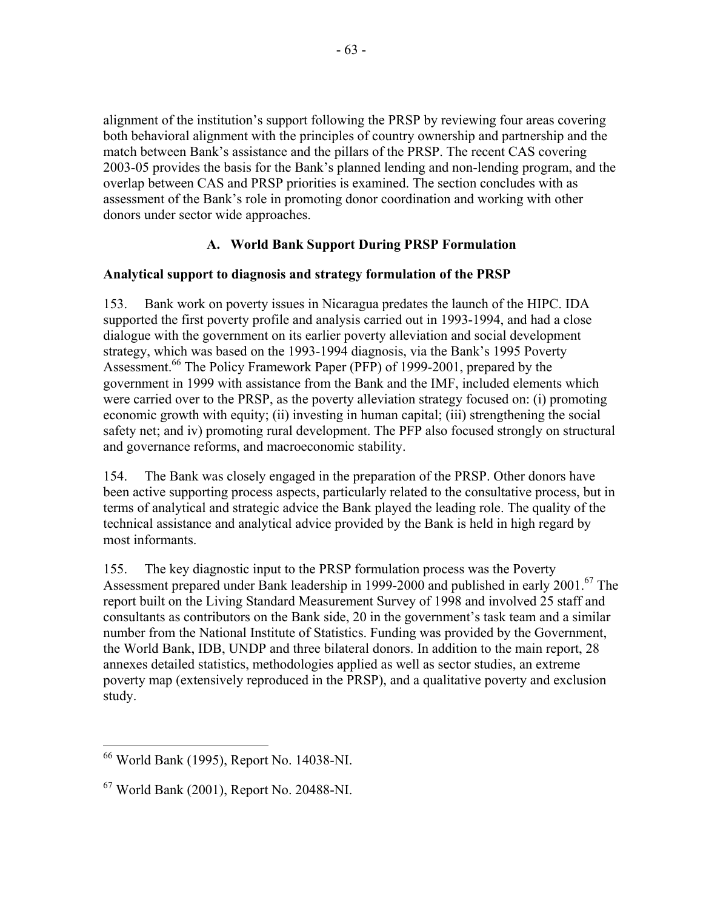alignment of the institution's support following the PRSP by reviewing four areas covering both behavioral alignment with the principles of country ownership and partnership and the match between Bank's assistance and the pillars of the PRSP. The recent CAS covering 2003-05 provides the basis for the Bank's planned lending and non-lending program, and the overlap between CAS and PRSP priorities is examined. The section concludes with as assessment of the Bank's role in promoting donor coordination and working with other donors under sector wide approaches.

### A. World Bank Support During PRSP Formulation

**Analytical support to diagnosis and strategy formulation of the PRSP**

153. Bank work on poverty issues in Nicaragua predates the launch of the HIPC. IDA supported the first poverty profile and analysis carried out in 1993-1994, and had a close dialogue with the government on its earlier poverty alleviation and social development strategy, which was based on the 1993-1994 diagnosis, via the Bank's 1995 Poverty Assessment.[66] The Policy Framework Paper (PFP) of 1999-2001, prepared by the government in 1999 with assistance from the Bank and the IMF, included elements which were carried over to the PRSP, as the poverty alleviation strategy focused on: (i) promoting economic growth with equity; (ii) investing in human capital; (iii) strengthening the social safety net; and iv) promoting rural development. The PFP also focused strongly on structural and governance reforms, and macroeconomic stability.

154. The Bank was closely engaged in the preparation of the PRSP. Other donors have been active supporting process aspects, particularly related to the consultative process, but in terms of analytical and strategic advice the Bank played the leading role. The quality of the technical assistance and analytical advice provided by the Bank is held in high regard by most informants.

155. The key diagnostic input to the PRSP formulation process was the Poverty Assessment prepared under Bank leadership in 1999-2000 and published in early 2001.[67] The report built on the Living Standard Measurement Survey of 1998 and involved 25 staff and consultants as contributors on the Bank side, 20 in the government's task team and a similar number from the National Institute of Statistics. Funding was provided by the Government, the World Bank, IDB, UNDP and three bilateral donors. In addition to the main report, 28 annexes detailed statistics, methodologies applied as well as sector studies, an extreme poverty map (extensively reproduced in the PRSP), and a qualitative poverty and exclusion study.

---

[66] World Bank (1995), Report No. 14038-NI.

[67] World Bank (2001), Report No. 20488-NI.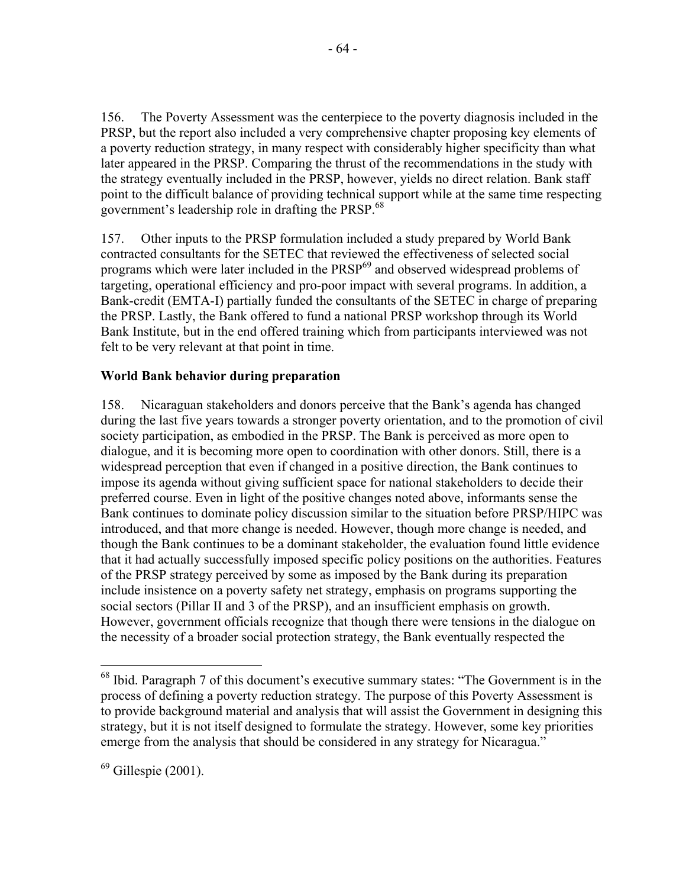156. The Poverty Assessment was the centerpiece to the poverty diagnosis included in the PRSP, but the report also included a very comprehensive chapter proposing key elements of a poverty reduction strategy, in many respect with considerably higher specificity than what later appeared in the PRSP. Comparing the thrust of the recommendations in the study with the strategy eventually included in the PRSP, however, yields no direct relation. Bank staff point to the difficult balance of providing technical support while at the same time respecting government's leadership role in drafting the PRSP.[68]

157. Other inputs to the PRSP formulation included a study prepared by World Bank contracted consultants for the SETEC that reviewed the effectiveness of selected social programs which were later included in the PRSP[69] and observed widespread problems of targeting, operational efficiency and pro-poor impact with several programs. In addition, a Bank-credit (EMTA-I) partially funded the consultants of the SETEC in charge of preparing the PRSP. Lastly, the Bank offered to fund a national PRSP workshop through its World Bank Institute, but in the end offered training which from participants interviewed was not felt to be very relevant at that point in time.

**World Bank behavior during preparation**

158. Nicaraguan stakeholders and donors perceive that the Bank's agenda has changed during the last five years towards a stronger poverty orientation, and to the promotion of civil society participation, as embodied in the PRSP. The Bank is perceived as more open to dialogue, and it is becoming more open to coordination with other donors. Still, there is a widespread perception that even if changed in a positive direction, the Bank continues to impose its agenda without giving sufficient space for national stakeholders to decide their preferred course. Even in light of the positive changes noted above, informants sense the Bank continues to dominate policy discussion similar to the situation before PRSP/HIPC was introduced, and that more change is needed. However, though more change is needed, and though the Bank continues to be a dominant stakeholder, the evaluation found little evidence that it had actually successfully imposed specific policy positions on the authorities. Features of the PRSP strategy perceived by some as imposed by the Bank during its preparation include insistence on a poverty safety net strategy, emphasis on programs supporting the social sectors (Pillar II and 3 of the PRSP), and an insufficient emphasis on growth. However, government officials recognize that though there were tensions in the dialogue on the necessity of a broader social protection strategy, the Bank eventually respected the

---

[68] Ibid. Paragraph 7 of this document's executive summary states: "The Government is in the process of defining a poverty reduction strategy. The purpose of this Poverty Assessment is to provide background material and analysis that will assist the Government in designing this strategy, but it is not itself designed to formulate the strategy. However, some key priorities emerge from the analysis that should be considered in any strategy for Nicaragua."

[69] Gillespie (2001).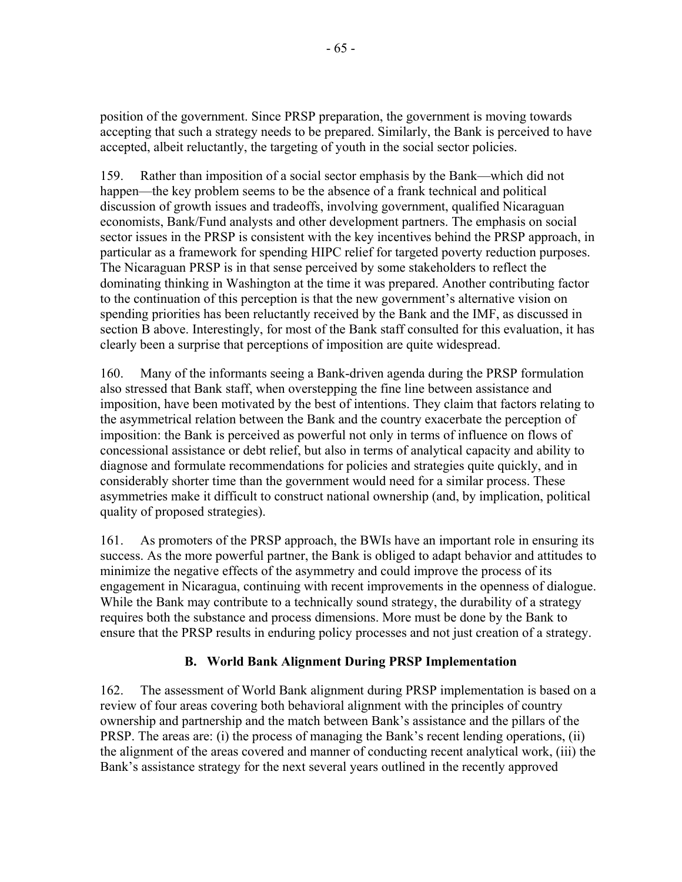position of the government. Since PRSP preparation, the government is moving towards accepting that such a strategy needs to be prepared. Similarly, the Bank is perceived to have accepted, albeit reluctantly, the targeting of youth in the social sector policies.

159. Rather than imposition of a social sector emphasis by the Bank—which did not happen—the key problem seems to be the absence of a frank technical and political discussion of growth issues and tradeoffs, involving government, qualified Nicaraguan economists, Bank/Fund analysts and other development partners. The emphasis on social sector issues in the PRSP is consistent with the key incentives behind the PRSP approach, in particular as a framework for spending HIPC relief for targeted poverty reduction purposes. The Nicaraguan PRSP is in that sense perceived by some stakeholders to reflect the dominating thinking in Washington at the time it was prepared. Another contributing factor to the continuation of this perception is that the new government's alternative vision on spending priorities has been reluctantly received by the Bank and the IMF, as discussed in section B above. Interestingly, for most of the Bank staff consulted for this evaluation, it has clearly been a surprise that perceptions of imposition are quite widespread.

160. Many of the informants seeing a Bank-driven agenda during the PRSP formulation also stressed that Bank staff, when overstepping the fine line between assistance and imposition, have been motivated by the best of intentions. They claim that factors relating to the asymmetrical relation between the Bank and the country exacerbate the perception of imposition: the Bank is perceived as powerful not only in terms of influence on flows of concessional assistance or debt relief, but also in terms of analytical capacity and ability to diagnose and formulate recommendations for policies and strategies quite quickly, and in considerably shorter time than the government would need for a similar process. These asymmetries make it difficult to construct national ownership (and, by implication, political quality of proposed strategies).

161. As promoters of the PRSP approach, the BWIs have an important role in ensuring its success. As the more powerful partner, the Bank is obliged to adapt behavior and attitudes to minimize the negative effects of the asymmetry and could improve the process of its engagement in Nicaragua, continuing with recent improvements in the openness of dialogue. While the Bank may contribute to a technically sound strategy, the durability of a strategy requires both the substance and process dimensions. More must be done by the Bank to ensure that the PRSP results in enduring policy processes and not just creation of a strategy.

### B. World Bank Alignment During PRSP Implementation

162. The assessment of World Bank alignment during PRSP implementation is based on a review of four areas covering both behavioral alignment with the principles of country ownership and partnership and the match between Bank's assistance and the pillars of the PRSP. The areas are: (i) the process of managing the Bank's recent lending operations, (ii) the alignment of the areas covered and manner of conducting recent analytical work, (iii) the Bank's assistance strategy for the next several years outlined in the recently approved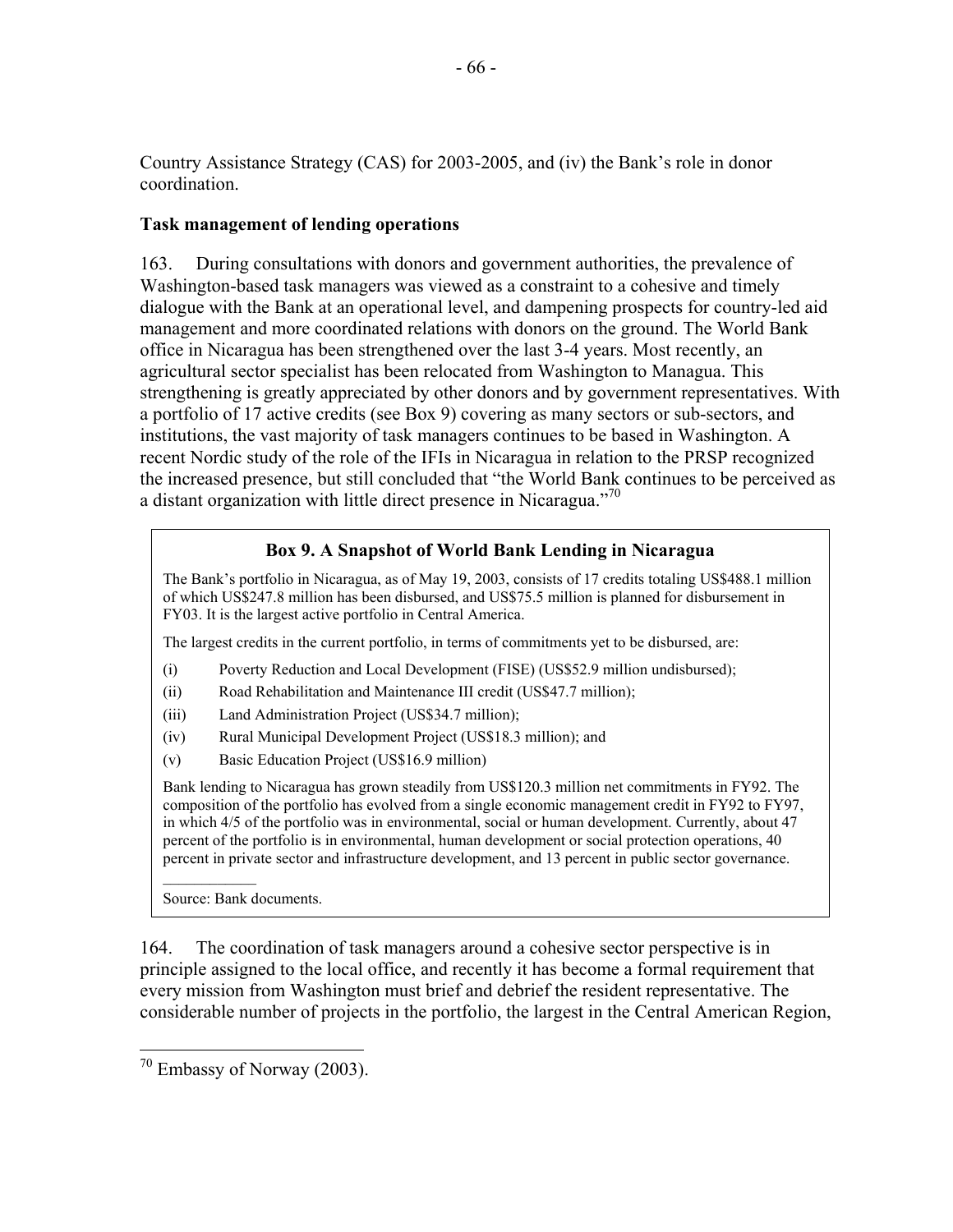Country Assistance Strategy (CAS) for 2003-2005, and (iv) the Bank's role in donor coordination.

**Task management of lending operations**

163. During consultations with donors and government authorities, the prevalence of Washington-based task managers was viewed as a constraint to a cohesive and timely dialogue with the Bank at an operational level, and dampening prospects for country-led aid management and more coordinated relations with donors on the ground. The World Bank office in Nicaragua has been strengthened over the last 3-4 years. Most recently, an agricultural sector specialist has been relocated from Washington to Managua. This strengthening is greatly appreciated by other donors and by government representatives. With a portfolio of 17 active credits (see Box 9) covering as many sectors or sub-sectors, and institutions, the vast majority of task managers continues to be based in Washington. A recent Nordic study of the role of the IFIs in Nicaragua in relation to the PRSP recognized the increased presence, but still concluded that "the World Bank continues to be perceived as a distant organization with little direct presence in Nicaragua."[70]

> **Box 9. A Snapshot of World Bank Lending in Nicaragua**
>
> The Bank's portfolio in Nicaragua, as of May 19, 2003, consists of 17 credits totaling US$488.1 million of which US$247.8 million has been disbursed, and US$75.5 million is planned for disbursement in FY03. It is the largest active portfolio in Central America.
>
> The largest credits in the current portfolio, in terms of commitments yet to be disbursed, are:
>
> (i) Poverty Reduction and Local Development (FISE) (US$52.9 million undisbursed);
> (ii) Road Rehabilitation and Maintenance III credit (US$47.7 million);
> (iii) Land Administration Project (US$34.7 million);
> (iv) Rural Municipal Development Project (US$18.3 million); and
> (v) Basic Education Project (US$16.9 million)
>
> Bank lending to Nicaragua has grown steadily from US$120.3 million net commitments in FY92. The composition of the portfolio has evolved from a single economic management credit in FY92 to FY97, in which 4/5 of the portfolio was in environmental, social or human development. Currently, about 47 percent of the portfolio is in environmental, human development or social protection operations, 40 percent in private sector and infrastructure development, and 13 percent in public sector governance.
>
> Source: Bank documents.

164. The coordination of task managers around a cohesive sector perspective is in principle assigned to the local office, and recently it has become a formal requirement that every mission from Washington must brief and debrief the resident representative. The considerable number of projects in the portfolio, the largest in the Central American Region,

[70] Embassy of Norway (2003).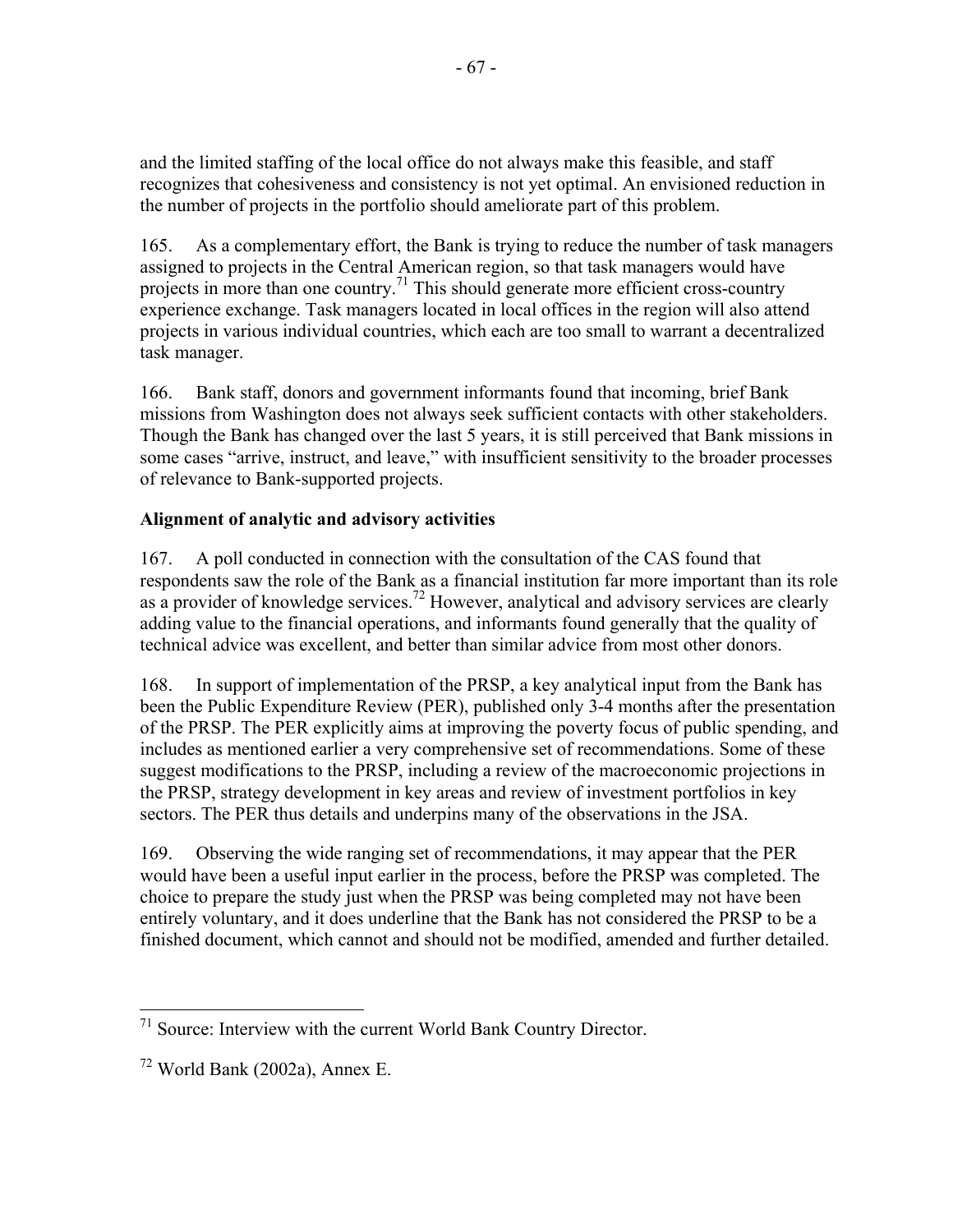and the limited staffing of the local office do not always make this feasible, and staff recognizes that cohesiveness and consistency is not yet optimal. An envisioned reduction in the number of projects in the portfolio should ameliorate part of this problem.

165. As a complementary effort, the Bank is trying to reduce the number of task managers assigned to projects in the Central American region, so that task managers would have projects in more than one country.[71] This should generate more efficient cross-country experience exchange. Task managers located in local offices in the region will also attend projects in various individual countries, which each are too small to warrant a decentralized task manager.

166. Bank staff, donors and government informants found that incoming, brief Bank missions from Washington does not always seek sufficient contacts with other stakeholders. Though the Bank has changed over the last 5 years, it is still perceived that Bank missions in some cases "arrive, instruct, and leave," with insufficient sensitivity to the broader processes of relevance to Bank-supported projects.

**Alignment of analytic and advisory activities**

167. A poll conducted in connection with the consultation of the CAS found that respondents saw the role of the Bank as a financial institution far more important than its role as a provider of knowledge services.[72] However, analytical and advisory services are clearly adding value to the financial operations, and informants found generally that the quality of technical advice was excellent, and better than similar advice from most other donors.

168. In support of implementation of the PRSP, a key analytical input from the Bank has been the Public Expenditure Review (PER), published only 3-4 months after the presentation of the PRSP. The PER explicitly aims at improving the poverty focus of public spending, and includes as mentioned earlier a very comprehensive set of recommendations. Some of these suggest modifications to the PRSP, including a review of the macroeconomic projections in the PRSP, strategy development in key areas and review of investment portfolios in key sectors. The PER thus details and underpins many of the observations in the JSA.

169. Observing the wide ranging set of recommendations, it may appear that the PER would have been a useful input earlier in the process, before the PRSP was completed. The choice to prepare the study just when the PRSP was being completed may not have been entirely voluntary, and it does underline that the Bank has not considered the PRSP to be a finished document, which cannot and should not be modified, amended and further detailed.

---

[71] Source: Interview with the current World Bank Country Director.

[72] World Bank (2002a), Annex E.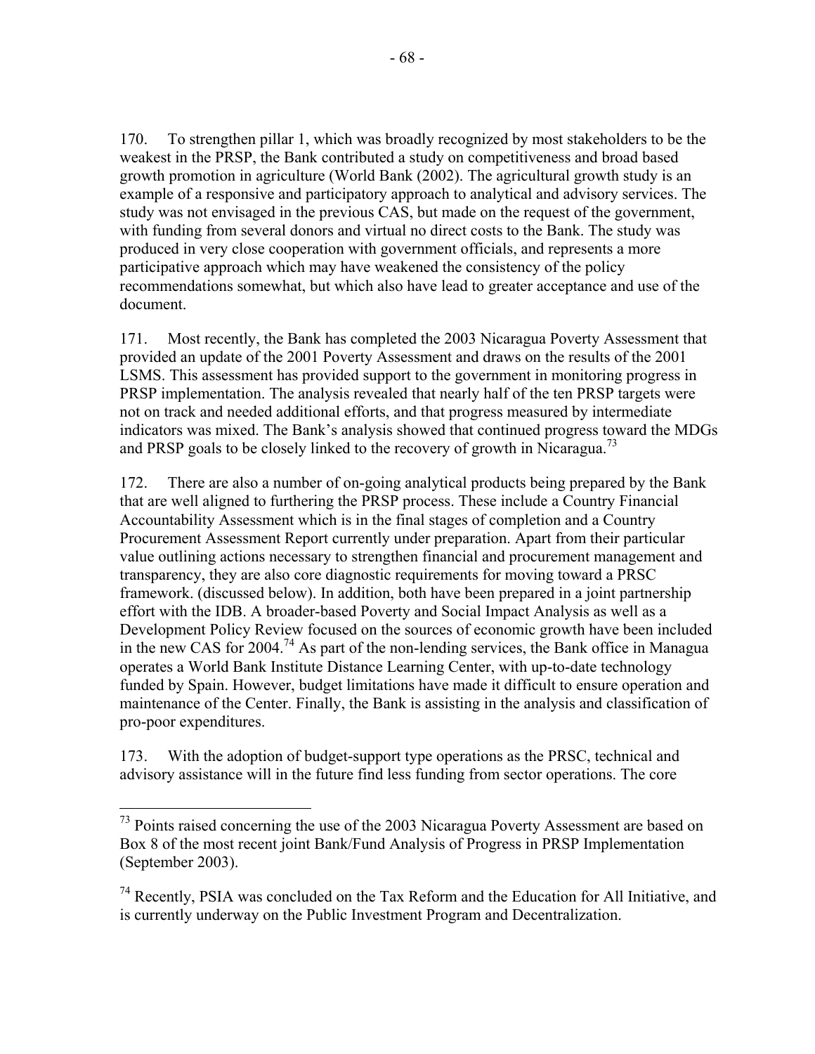170. To strengthen pillar 1, which was broadly recognized by most stakeholders to be the weakest in the PRSP, the Bank contributed a study on competitiveness and broad based growth promotion in agriculture (World Bank (2002). The agricultural growth study is an example of a responsive and participatory approach to analytical and advisory services. The study was not envisaged in the previous CAS, but made on the request of the government, with funding from several donors and virtual no direct costs to the Bank. The study was produced in very close cooperation with government officials, and represents a more participative approach which may have weakened the consistency of the policy recommendations somewhat, but which also have lead to greater acceptance and use of the document.

171. Most recently, the Bank has completed the 2003 Nicaragua Poverty Assessment that provided an update of the 2001 Poverty Assessment and draws on the results of the 2001 LSMS. This assessment has provided support to the government in monitoring progress in PRSP implementation. The analysis revealed that nearly half of the ten PRSP targets were not on track and needed additional efforts, and that progress measured by intermediate indicators was mixed. The Bank's analysis showed that continued progress toward the MDGs and PRSP goals to be closely linked to the recovery of growth in Nicaragua.[73]

172. There are also a number of on-going analytical products being prepared by the Bank that are well aligned to furthering the PRSP process. These include a Country Financial Accountability Assessment which is in the final stages of completion and a Country Procurement Assessment Report currently under preparation. Apart from their particular value outlining actions necessary to strengthen financial and procurement management and transparency, they are also core diagnostic requirements for moving toward a PRSC framework. (discussed below). In addition, both have been prepared in a joint partnership effort with the IDB. A broader-based Poverty and Social Impact Analysis as well as a Development Policy Review focused on the sources of economic growth have been included in the new CAS for 2004.[74] As part of the non-lending services, the Bank office in Managua operates a World Bank Institute Distance Learning Center, with up-to-date technology funded by Spain. However, budget limitations have made it difficult to ensure operation and maintenance of the Center. Finally, the Bank is assisting in the analysis and classification of pro-poor expenditures.

173. With the adoption of budget-support type operations as the PRSC, technical and advisory assistance will in the future find less funding from sector operations. The core

---

[73] Points raised concerning the use of the 2003 Nicaragua Poverty Assessment are based on Box 8 of the most recent joint Bank/Fund Analysis of Progress in PRSP Implementation (September 2003).

[74] Recently, PSIA was concluded on the Tax Reform and the Education for All Initiative, and is currently underway on the Public Investment Program and Decentralization.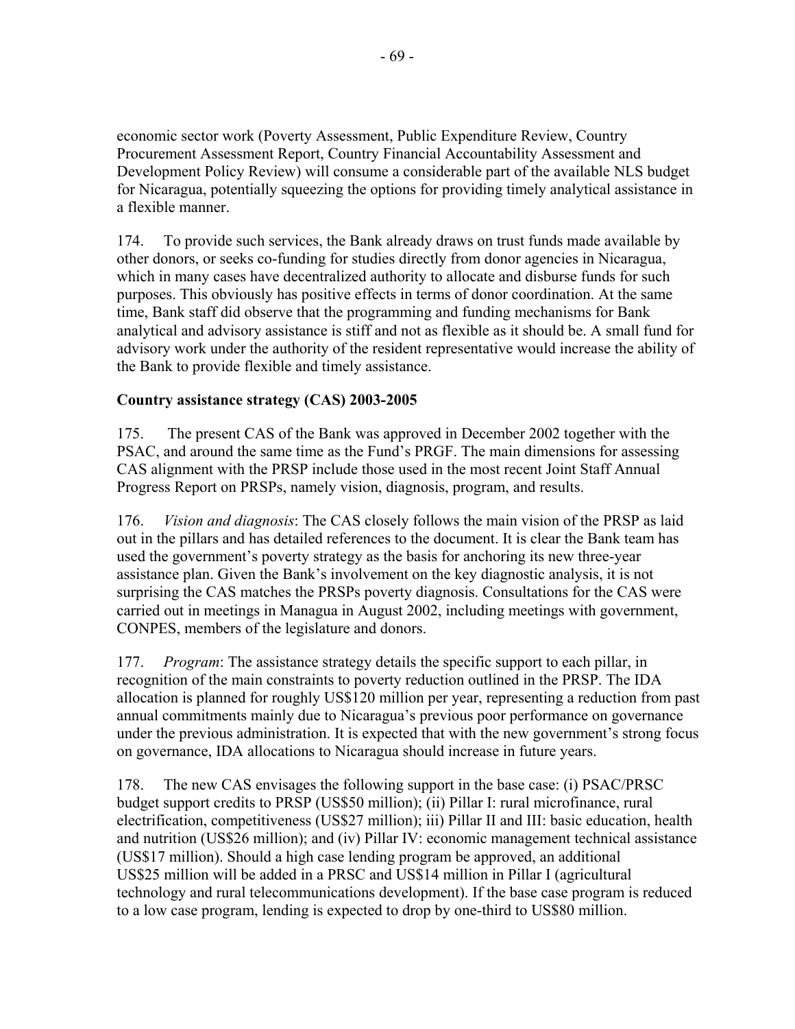economic sector work (Poverty Assessment, Public Expenditure Review, Country Procurement Assessment Report, Country Financial Accountability Assessment and Development Policy Review) will consume a considerable part of the available NLS budget for Nicaragua, potentially squeezing the options for providing timely analytical assistance in a flexible manner.

174. To provide such services, the Bank already draws on trust funds made available by other donors, or seeks co-funding for studies directly from donor agencies in Nicaragua, which in many cases have decentralized authority to allocate and disburse funds for such purposes. This obviously has positive effects in terms of donor coordination. At the same time, Bank staff did observe that the programming and funding mechanisms for Bank analytical and advisory assistance is stiff and not as flexible as it should be. A small fund for advisory work under the authority of the resident representative would increase the ability of the Bank to provide flexible and timely assistance.

**Country assistance strategy (CAS) 2003-2005**

175. The present CAS of the Bank was approved in December 2002 together with the PSAC, and around the same time as the Fund's PRGF. The main dimensions for assessing CAS alignment with the PRSP include those used in the most recent Joint Staff Annual Progress Report on PRSPs, namely vision, diagnosis, program, and results.

176. *Vision and diagnosis*: The CAS closely follows the main vision of the PRSP as laid out in the pillars and has detailed references to the document. It is clear the Bank team has used the government's poverty strategy as the basis for anchoring its new three-year assistance plan. Given the Bank's involvement on the key diagnostic analysis, it is not surprising the CAS matches the PRSPs poverty diagnosis. Consultations for the CAS were carried out in meetings in Managua in August 2002, including meetings with government, CONPES, members of the legislature and donors.

177. *Program*: The assistance strategy details the specific support to each pillar, in recognition of the main constraints to poverty reduction outlined in the PRSP. The IDA allocation is planned for roughly US$120 million per year, representing a reduction from past annual commitments mainly due to Nicaragua's previous poor performance on governance under the previous administration. It is expected that with the new government's strong focus on governance, IDA allocations to Nicaragua should increase in future years.

178. The new CAS envisages the following support in the base case: (i) PSAC/PRSC budget support credits to PRSP (US$50 million); (ii) Pillar I: rural microfinance, rural electrification, competitiveness (US$27 million); iii) Pillar II and III: basic education, health and nutrition (US$26 million); and (iv) Pillar IV: economic management technical assistance (US$17 million). Should a high case lending program be approved, an additional US$25 million will be added in a PRSC and US$14 million in Pillar I (agricultural technology and rural telecommunications development). If the base case program is reduced to a low case program, lending is expected to drop by one-third to US$80 million.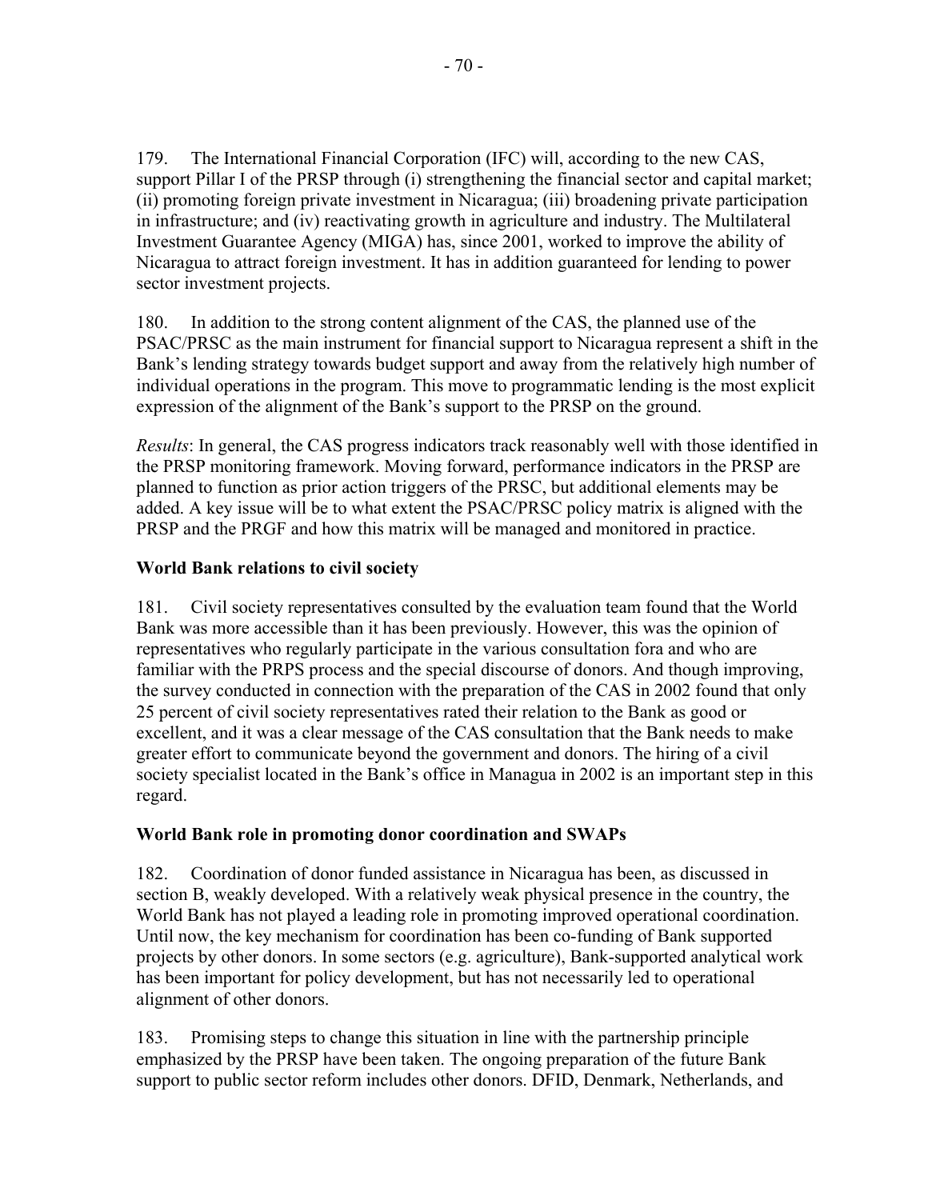179. The International Financial Corporation (IFC) will, according to the new CAS, support Pillar I of the PRSP through (i) strengthening the financial sector and capital market; (ii) promoting foreign private investment in Nicaragua; (iii) broadening private participation in infrastructure; and (iv) reactivating growth in agriculture and industry. The Multilateral Investment Guarantee Agency (MIGA) has, since 2001, worked to improve the ability of Nicaragua to attract foreign investment. It has in addition guaranteed for lending to power sector investment projects.

180. In addition to the strong content alignment of the CAS, the planned use of the PSAC/PRSC as the main instrument for financial support to Nicaragua represent a shift in the Bank's lending strategy towards budget support and away from the relatively high number of individual operations in the program. This move to programmatic lending is the most explicit expression of the alignment of the Bank's support to the PRSP on the ground.

*Results*: In general, the CAS progress indicators track reasonably well with those identified in the PRSP monitoring framework. Moving forward, performance indicators in the PRSP are planned to function as prior action triggers of the PRSC, but additional elements may be added. A key issue will be to what extent the PSAC/PRSC policy matrix is aligned with the PRSP and the PRGF and how this matrix will be managed and monitored in practice.

**World Bank relations to civil society**

181. Civil society representatives consulted by the evaluation team found that the World Bank was more accessible than it has been previously. However, this was the opinion of representatives who regularly participate in the various consultation fora and who are familiar with the PRPS process and the special discourse of donors. And though improving, the survey conducted in connection with the preparation of the CAS in 2002 found that only 25 percent of civil society representatives rated their relation to the Bank as good or excellent, and it was a clear message of the CAS consultation that the Bank needs to make greater effort to communicate beyond the government and donors. The hiring of a civil society specialist located in the Bank's office in Managua in 2002 is an important step in this regard.

**World Bank role in promoting donor coordination and SWAPs**

182. Coordination of donor funded assistance in Nicaragua has been, as discussed in section B, weakly developed. With a relatively weak physical presence in the country, the World Bank has not played a leading role in promoting improved operational coordination. Until now, the key mechanism for coordination has been co-funding of Bank supported projects by other donors. In some sectors (e.g. agriculture), Bank-supported analytical work has been important for policy development, but has not necessarily led to operational alignment of other donors.

183. Promising steps to change this situation in line with the partnership principle emphasized by the PRSP have been taken. The ongoing preparation of the future Bank support to public sector reform includes other donors. DFID, Denmark, Netherlands, and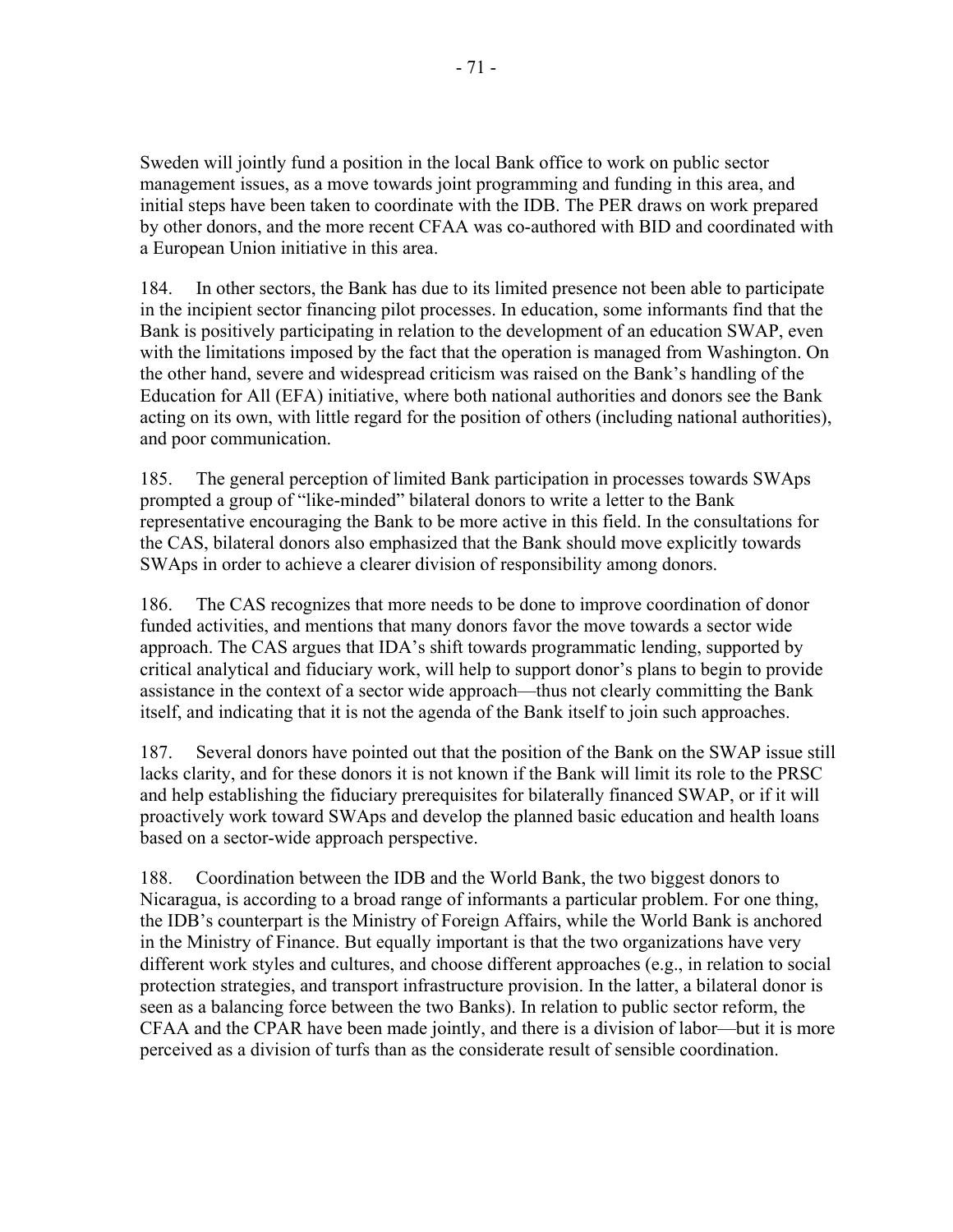Sweden will jointly fund a position in the local Bank office to work on public sector management issues, as a move towards joint programming and funding in this area, and initial steps have been taken to coordinate with the IDB. The PER draws on work prepared by other donors, and the more recent CFAA was co-authored with BID and coordinated with a European Union initiative in this area.

184. In other sectors, the Bank has due to its limited presence not been able to participate in the incipient sector financing pilot processes. In education, some informants find that the Bank is positively participating in relation to the development of an education SWAP, even with the limitations imposed by the fact that the operation is managed from Washington. On the other hand, severe and widespread criticism was raised on the Bank's handling of the Education for All (EFA) initiative, where both national authorities and donors see the Bank acting on its own, with little regard for the position of others (including national authorities), and poor communication.

185. The general perception of limited Bank participation in processes towards SWAps prompted a group of "like-minded" bilateral donors to write a letter to the Bank representative encouraging the Bank to be more active in this field. In the consultations for the CAS, bilateral donors also emphasized that the Bank should move explicitly towards SWAps in order to achieve a clearer division of responsibility among donors.

186. The CAS recognizes that more needs to be done to improve coordination of donor funded activities, and mentions that many donors favor the move towards a sector wide approach. The CAS argues that IDA's shift towards programmatic lending, supported by critical analytical and fiduciary work, will help to support donor's plans to begin to provide assistance in the context of a sector wide approach—thus not clearly committing the Bank itself, and indicating that it is not the agenda of the Bank itself to join such approaches.

187. Several donors have pointed out that the position of the Bank on the SWAP issue still lacks clarity, and for these donors it is not known if the Bank will limit its role to the PRSC and help establishing the fiduciary prerequisites for bilaterally financed SWAP, or if it will proactively work toward SWAps and develop the planned basic education and health loans based on a sector-wide approach perspective.

188. Coordination between the IDB and the World Bank, the two biggest donors to Nicaragua, is according to a broad range of informants a particular problem. For one thing, the IDB's counterpart is the Ministry of Foreign Affairs, while the World Bank is anchored in the Ministry of Finance. But equally important is that the two organizations have very different work styles and cultures, and choose different approaches (e.g., in relation to social protection strategies, and transport infrastructure provision. In the latter, a bilateral donor is seen as a balancing force between the two Banks). In relation to public sector reform, the CFAA and the CPAR have been made jointly, and there is a division of labor—but it is more perceived as a division of turfs than as the considerate result of sensible coordination.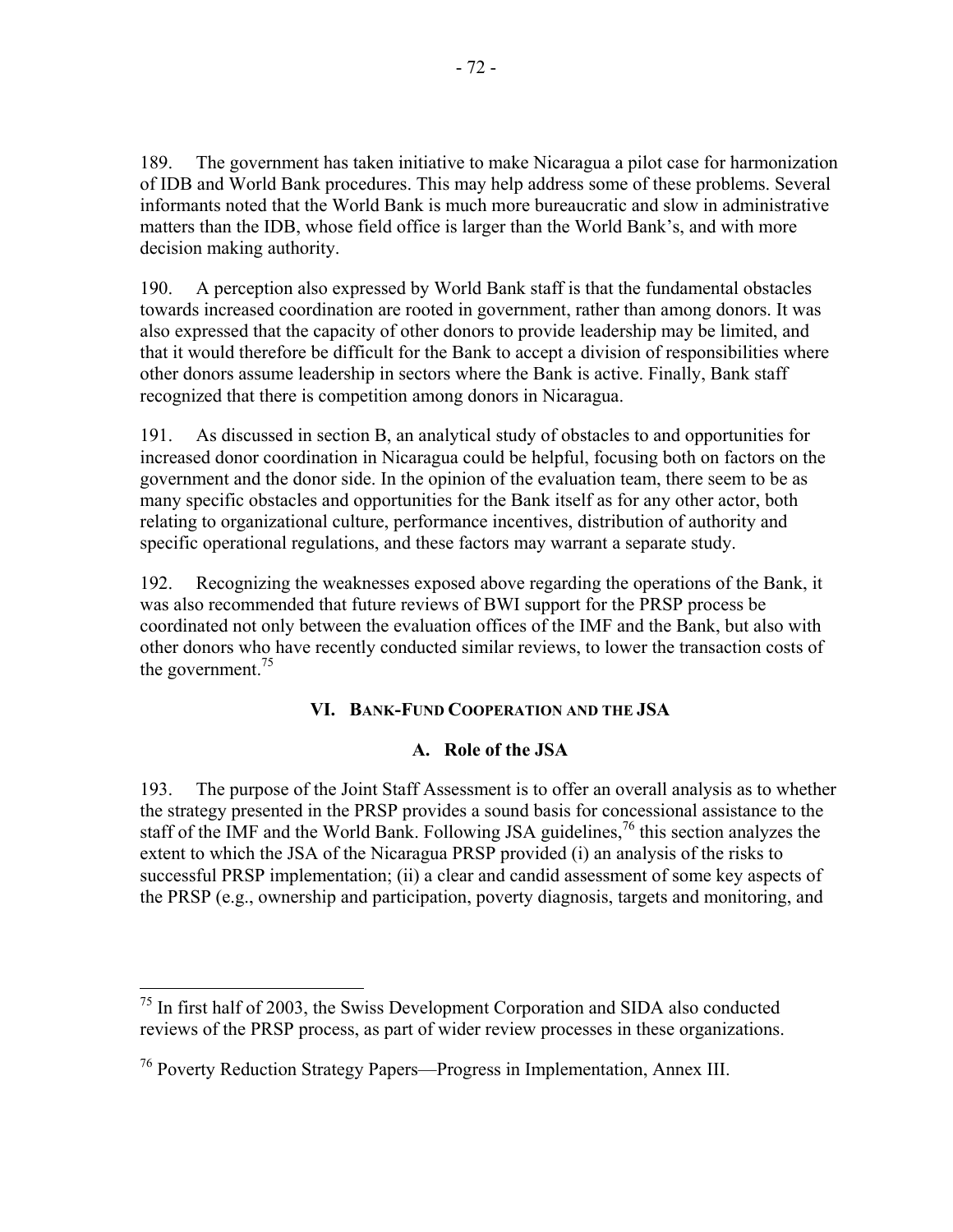189. The government has taken initiative to make Nicaragua a pilot case for harmonization of IDB and World Bank procedures. This may help address some of these problems. Several informants noted that the World Bank is much more bureaucratic and slow in administrative matters than the IDB, whose field office is larger than the World Bank's, and with more decision making authority.

190. A perception also expressed by World Bank staff is that the fundamental obstacles towards increased coordination are rooted in government, rather than among donors. It was also expressed that the capacity of other donors to provide leadership may be limited, and that it would therefore be difficult for the Bank to accept a division of responsibilities where other donors assume leadership in sectors where the Bank is active. Finally, Bank staff recognized that there is competition among donors in Nicaragua.

191. As discussed in section B, an analytical study of obstacles to and opportunities for increased donor coordination in Nicaragua could be helpful, focusing both on factors on the government and the donor side. In the opinion of the evaluation team, there seem to be as many specific obstacles and opportunities for the Bank itself as for any other actor, both relating to organizational culture, performance incentives, distribution of authority and specific operational regulations, and these factors may warrant a separate study.

192. Recognizing the weaknesses exposed above regarding the operations of the Bank, it was also recommended that future reviews of BWI support for the PRSP process be coordinated not only between the evaluation offices of the IMF and the Bank, but also with other donors who have recently conducted similar reviews, to lower the transaction costs of the government.[75]

## VI. Bank-Fund Cooperation and the JSA

### A. Role of the JSA

193. The purpose of the Joint Staff Assessment is to offer an overall analysis as to whether the strategy presented in the PRSP provides a sound basis for concessional assistance to the staff of the IMF and the World Bank. Following JSA guidelines,[76] this section analyzes the extent to which the JSA of the Nicaragua PRSP provided (i) an analysis of the risks to successful PRSP implementation; (ii) a clear and candid assessment of some key aspects of the PRSP (e.g., ownership and participation, poverty diagnosis, targets and monitoring, and

[75] In first half of 2003, the Swiss Development Corporation and SIDA also conducted reviews of the PRSP process, as part of wider review processes in these organizations.

[76] Poverty Reduction Strategy Papers—Progress in Implementation, Annex III.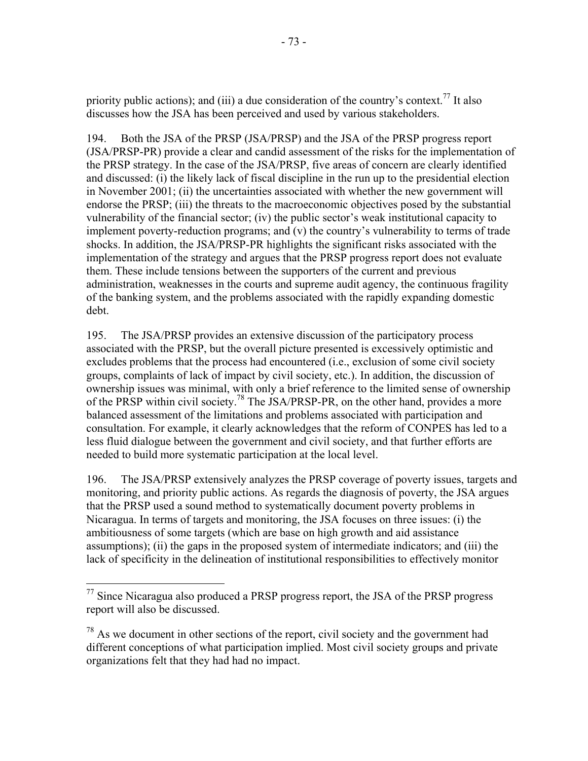priority public actions); and (iii) a due consideration of the country's context.[77] It also discusses how the JSA has been perceived and used by various stakeholders.

194. Both the JSA of the PRSP (JSA/PRSP) and the JSA of the PRSP progress report (JSA/PRSP-PR) provide a clear and candid assessment of the risks for the implementation of the PRSP strategy. In the case of the JSA/PRSP, five areas of concern are clearly identified and discussed: (i) the likely lack of fiscal discipline in the run up to the presidential election in November 2001; (ii) the uncertainties associated with whether the new government will endorse the PRSP; (iii) the threats to the macroeconomic objectives posed by the substantial vulnerability of the financial sector; (iv) the public sector's weak institutional capacity to implement poverty-reduction programs; and (v) the country's vulnerability to terms of trade shocks. In addition, the JSA/PRSP-PR highlights the significant risks associated with the implementation of the strategy and argues that the PRSP progress report does not evaluate them. These include tensions between the supporters of the current and previous administration, weaknesses in the courts and supreme audit agency, the continuous fragility of the banking system, and the problems associated with the rapidly expanding domestic debt.

195. The JSA/PRSP provides an extensive discussion of the participatory process associated with the PRSP, but the overall picture presented is excessively optimistic and excludes problems that the process had encountered (i.e., exclusion of some civil society groups, complaints of lack of impact by civil society, etc.). In addition, the discussion of ownership issues was minimal, with only a brief reference to the limited sense of ownership of the PRSP within civil society.[78] The JSA/PRSP-PR, on the other hand, provides a more balanced assessment of the limitations and problems associated with participation and consultation. For example, it clearly acknowledges that the reform of CONPES has led to a less fluid dialogue between the government and civil society, and that further efforts are needed to build more systematic participation at the local level.

196. The JSA/PRSP extensively analyzes the PRSP coverage of poverty issues, targets and monitoring, and priority public actions. As regards the diagnosis of poverty, the JSA argues that the PRSP used a sound method to systematically document poverty problems in Nicaragua. In terms of targets and monitoring, the JSA focuses on three issues: (i) the ambitiousness of some targets (which are base on high growth and aid assistance assumptions); (ii) the gaps in the proposed system of intermediate indicators; and (iii) the lack of specificity in the delineation of institutional responsibilities to effectively monitor

---

[77] Since Nicaragua also produced a PRSP progress report, the JSA of the PRSP progress report will also be discussed.

[78] As we document in other sections of the report, civil society and the government had different conceptions of what participation implied. Most civil society groups and private organizations felt that they had had no impact.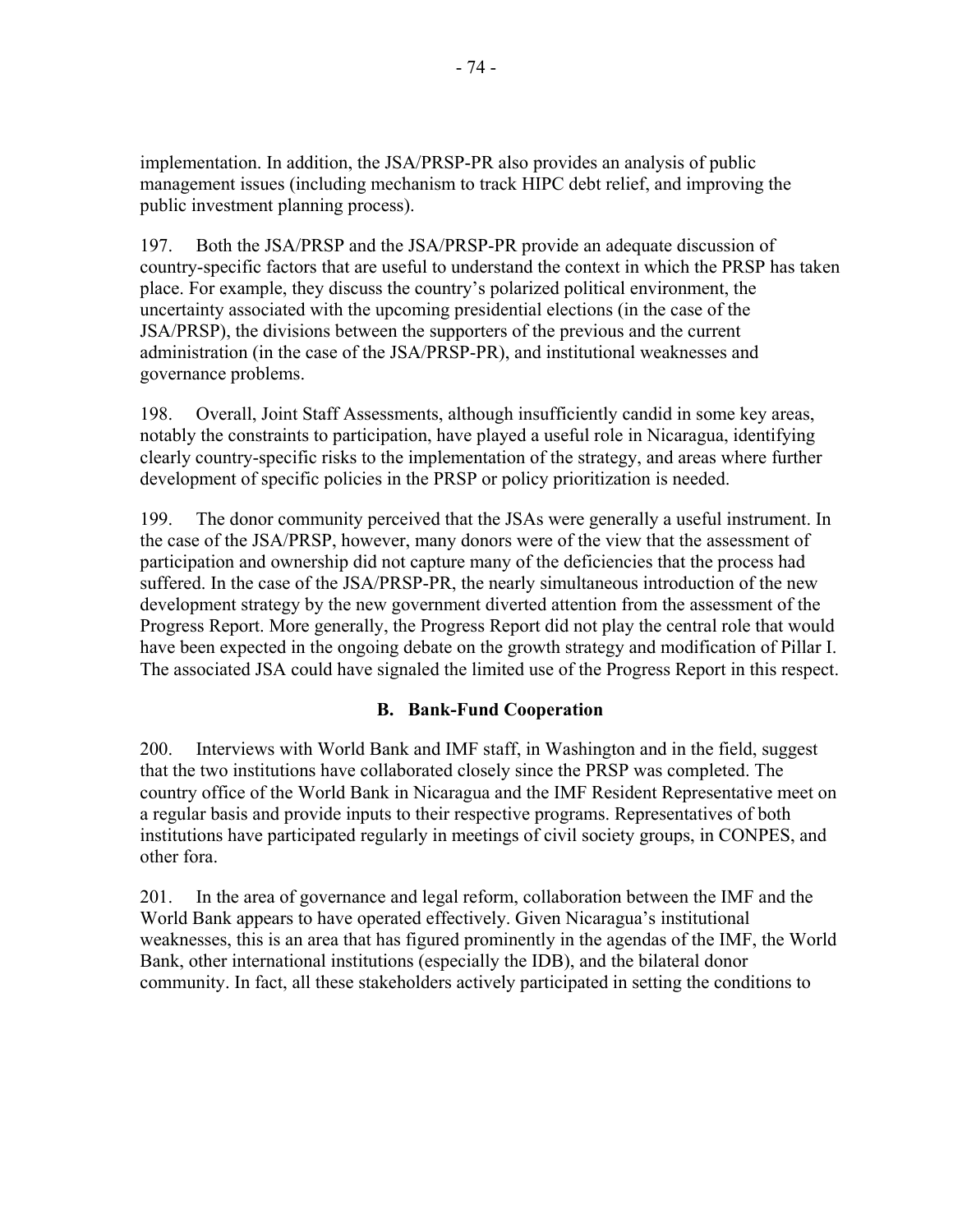implementation. In addition, the JSA/PRSP-PR also provides an analysis of public management issues (including mechanism to track HIPC debt relief, and improving the public investment planning process).

197. Both the JSA/PRSP and the JSA/PRSP-PR provide an adequate discussion of country-specific factors that are useful to understand the context in which the PRSP has taken place. For example, they discuss the country's polarized political environment, the uncertainty associated with the upcoming presidential elections (in the case of the JSA/PRSP), the divisions between the supporters of the previous and the current administration (in the case of the JSA/PRSP-PR), and institutional weaknesses and governance problems.

198. Overall, Joint Staff Assessments, although insufficiently candid in some key areas, notably the constraints to participation, have played a useful role in Nicaragua, identifying clearly country-specific risks to the implementation of the strategy, and areas where further development of specific policies in the PRSP or policy prioritization is needed.

199. The donor community perceived that the JSAs were generally a useful instrument. In the case of the JSA/PRSP, however, many donors were of the view that the assessment of participation and ownership did not capture many of the deficiencies that the process had suffered. In the case of the JSA/PRSP-PR, the nearly simultaneous introduction of the new development strategy by the new government diverted attention from the assessment of the Progress Report. More generally, the Progress Report did not play the central role that would have been expected in the ongoing debate on the growth strategy and modification of Pillar I. The associated JSA could have signaled the limited use of the Progress Report in this respect.

## B. Bank-Fund Cooperation

200. Interviews with World Bank and IMF staff, in Washington and in the field, suggest that the two institutions have collaborated closely since the PRSP was completed. The country office of the World Bank in Nicaragua and the IMF Resident Representative meet on a regular basis and provide inputs to their respective programs. Representatives of both institutions have participated regularly in meetings of civil society groups, in CONPES, and other fora.

201. In the area of governance and legal reform, collaboration between the IMF and the World Bank appears to have operated effectively. Given Nicaragua's institutional weaknesses, this is an area that has figured prominently in the agendas of the IMF, the World Bank, other international institutions (especially the IDB), and the bilateral donor community. In fact, all these stakeholders actively participated in setting the conditions to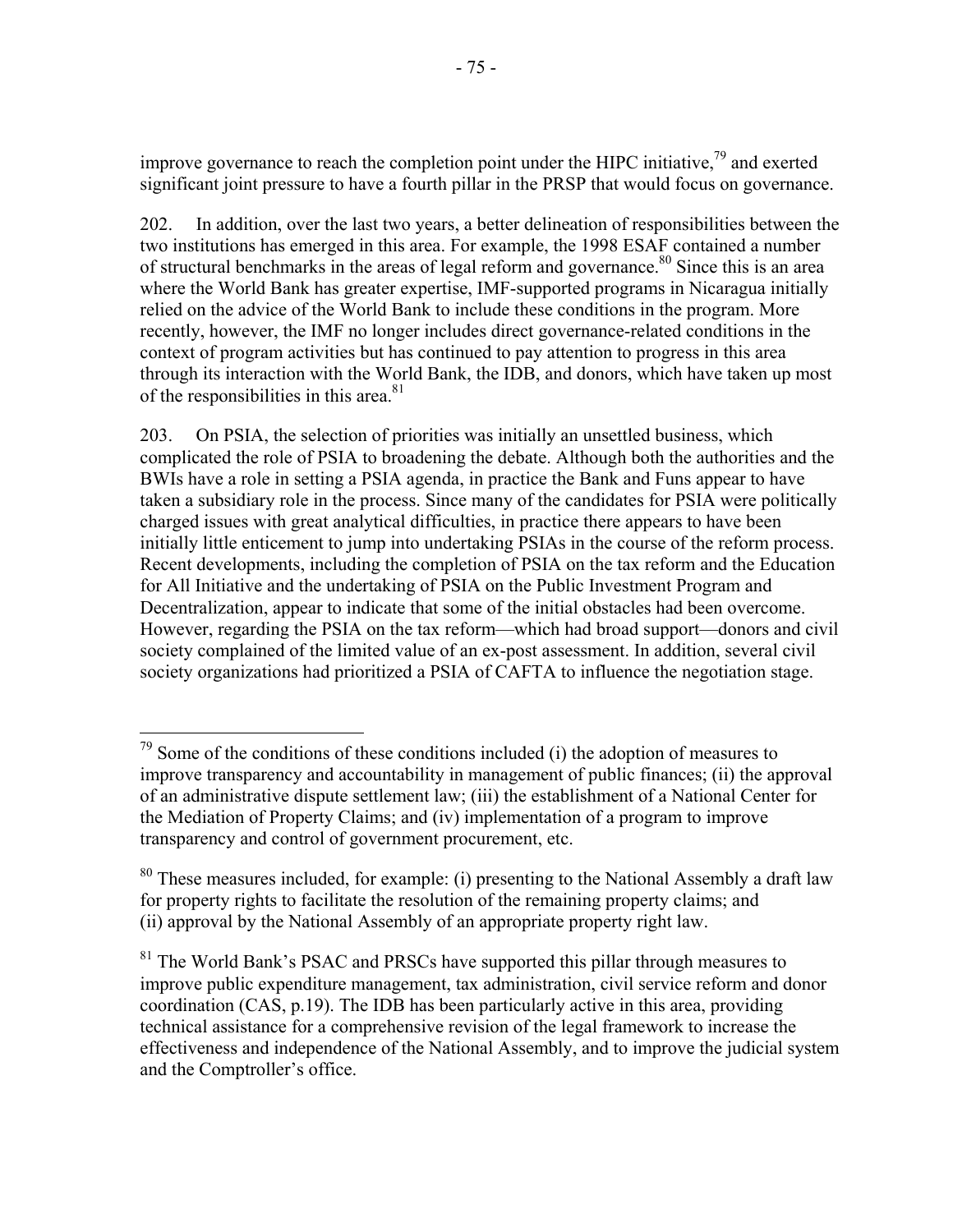improve governance to reach the completion point under the HIPC initiative,[79] and exerted significant joint pressure to have a fourth pillar in the PRSP that would focus on governance.

202. In addition, over the last two years, a better delineation of responsibilities between the two institutions has emerged in this area. For example, the 1998 ESAF contained a number of structural benchmarks in the areas of legal reform and governance.[80] Since this is an area where the World Bank has greater expertise, IMF-supported programs in Nicaragua initially relied on the advice of the World Bank to include these conditions in the program. More recently, however, the IMF no longer includes direct governance-related conditions in the context of program activities but has continued to pay attention to progress in this area through its interaction with the World Bank, the IDB, and donors, which have taken up most of the responsibilities in this area.[81]

203. On PSIA, the selection of priorities was initially an unsettled business, which complicated the role of PSIA to broadening the debate. Although both the authorities and the BWIs have a role in setting a PSIA agenda, in practice the Bank and Funs appear to have taken a subsidiary role in the process. Since many of the candidates for PSIA were politically charged issues with great analytical difficulties, in practice there appears to have been initially little enticement to jump into undertaking PSIAs in the course of the reform process. Recent developments, including the completion of PSIA on the tax reform and the Education for All Initiative and the undertaking of PSIA on the Public Investment Program and Decentralization, appear to indicate that some of the initial obstacles had been overcome. However, regarding the PSIA on the tax reform—which had broad support—donors and civil society complained of the limited value of an ex-post assessment. In addition, several civil society organizations had prioritized a PSIA of CAFTA to influence the negotiation stage.

---

[79] Some of the conditions of these conditions included (i) the adoption of measures to improve transparency and accountability in management of public finances; (ii) the approval of an administrative dispute settlement law; (iii) the establishment of a National Center for the Mediation of Property Claims; and (iv) implementation of a program to improve transparency and control of government procurement, etc.

[80] These measures included, for example: (i) presenting to the National Assembly a draft law for property rights to facilitate the resolution of the remaining property claims; and (ii) approval by the National Assembly of an appropriate property right law.

[81] The World Bank's PSAC and PRSCs have supported this pillar through measures to improve public expenditure management, tax administration, civil service reform and donor coordination (CAS, p.19). The IDB has been particularly active in this area, providing technical assistance for a comprehensive revision of the legal framework to increase the effectiveness and independence of the National Assembly, and to improve the judicial system and the Comptroller's office.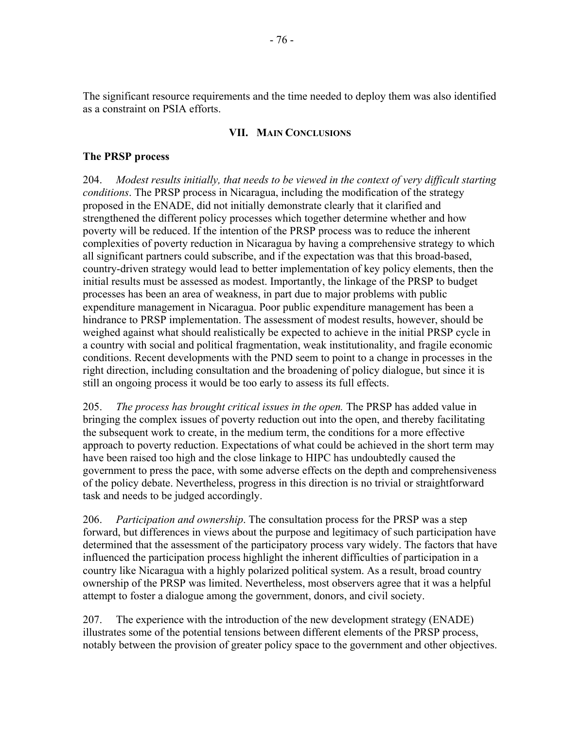The significant resource requirements and the time needed to deploy them was also identified as a constraint on PSIA efforts.

## VII. Main Conclusions

### The PRSP process

204. *Modest results initially, that needs to be viewed in the context of very difficult starting conditions*. The PRSP process in Nicaragua, including the modification of the strategy proposed in the ENADE, did not initially demonstrate clearly that it clarified and strengthened the different policy processes which together determine whether and how poverty will be reduced. If the intention of the PRSP process was to reduce the inherent complexities of poverty reduction in Nicaragua by having a comprehensive strategy to which all significant partners could subscribe, and if the expectation was that this broad-based, country-driven strategy would lead to better implementation of key policy elements, then the initial results must be assessed as modest. Importantly, the linkage of the PRSP to budget processes has been an area of weakness, in part due to major problems with public expenditure management in Nicaragua. Poor public expenditure management has been a hindrance to PRSP implementation. The assessment of modest results, however, should be weighed against what should realistically be expected to achieve in the initial PRSP cycle in a country with social and political fragmentation, weak institutionality, and fragile economic conditions. Recent developments with the PND seem to point to a change in processes in the right direction, including consultation and the broadening of policy dialogue, but since it is still an ongoing process it would be too early to assess its full effects.

205. *The process has brought critical issues in the open.* The PRSP has added value in bringing the complex issues of poverty reduction out into the open, and thereby facilitating the subsequent work to create, in the medium term, the conditions for a more effective approach to poverty reduction. Expectations of what could be achieved in the short term may have been raised too high and the close linkage to HIPC has undoubtedly caused the government to press the pace, with some adverse effects on the depth and comprehensiveness of the policy debate. Nevertheless, progress in this direction is no trivial or straightforward task and needs to be judged accordingly.

206. *Participation and ownership*. The consultation process for the PRSP was a step forward, but differences in views about the purpose and legitimacy of such participation have determined that the assessment of the participatory process vary widely. The factors that have influenced the participation process highlight the inherent difficulties of participation in a country like Nicaragua with a highly polarized political system. As a result, broad country ownership of the PRSP was limited. Nevertheless, most observers agree that it was a helpful attempt to foster a dialogue among the government, donors, and civil society.

207. The experience with the introduction of the new development strategy (ENADE) illustrates some of the potential tensions between different elements of the PRSP process, notably between the provision of greater policy space to the government and other objectives.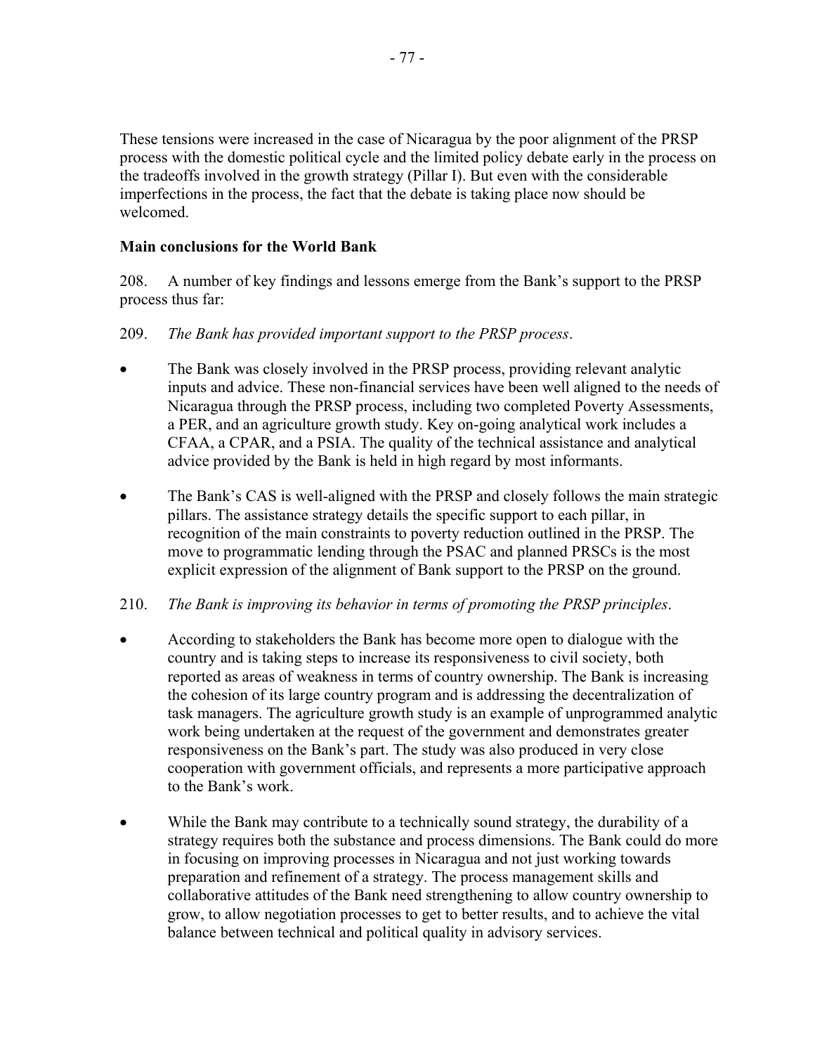These tensions were increased in the case of Nicaragua by the poor alignment of the PRSP process with the domestic political cycle and the limited policy debate early in the process on the tradeoffs involved in the growth strategy (Pillar I). But even with the considerable imperfections in the process, the fact that the debate is taking place now should be welcomed.

**Main conclusions for the World Bank**

208. A number of key findings and lessons emerge from the Bank's support to the PRSP process thus far:

209. *The Bank has provided important support to the PRSP process*.

- The Bank was closely involved in the PRSP process, providing relevant analytic inputs and advice. These non-financial services have been well aligned to the needs of Nicaragua through the PRSP process, including two completed Poverty Assessments, a PER, and an agriculture growth study. Key on-going analytical work includes a CFAA, a CPAR, and a PSIA. The quality of the technical assistance and analytical advice provided by the Bank is held in high regard by most informants.

- The Bank's CAS is well-aligned with the PRSP and closely follows the main strategic pillars. The assistance strategy details the specific support to each pillar, in recognition of the main constraints to poverty reduction outlined in the PRSP. The move to programmatic lending through the PSAC and planned PRSCs is the most explicit expression of the alignment of Bank support to the PRSP on the ground.

210. *The Bank is improving its behavior in terms of promoting the PRSP principles*.

- According to stakeholders the Bank has become more open to dialogue with the country and is taking steps to increase its responsiveness to civil society, both reported as areas of weakness in terms of country ownership. The Bank is increasing the cohesion of its large country program and is addressing the decentralization of task managers. The agriculture growth study is an example of unprogrammed analytic work being undertaken at the request of the government and demonstrates greater responsiveness on the Bank's part. The study was also produced in very close cooperation with government officials, and represents a more participative approach to the Bank's work.

- While the Bank may contribute to a technically sound strategy, the durability of a strategy requires both the substance and process dimensions. The Bank could do more in focusing on improving processes in Nicaragua and not just working towards preparation and refinement of a strategy. The process management skills and collaborative attitudes of the Bank need strengthening to allow country ownership to grow, to allow negotiation processes to get to better results, and to achieve the vital balance between technical and political quality in advisory services.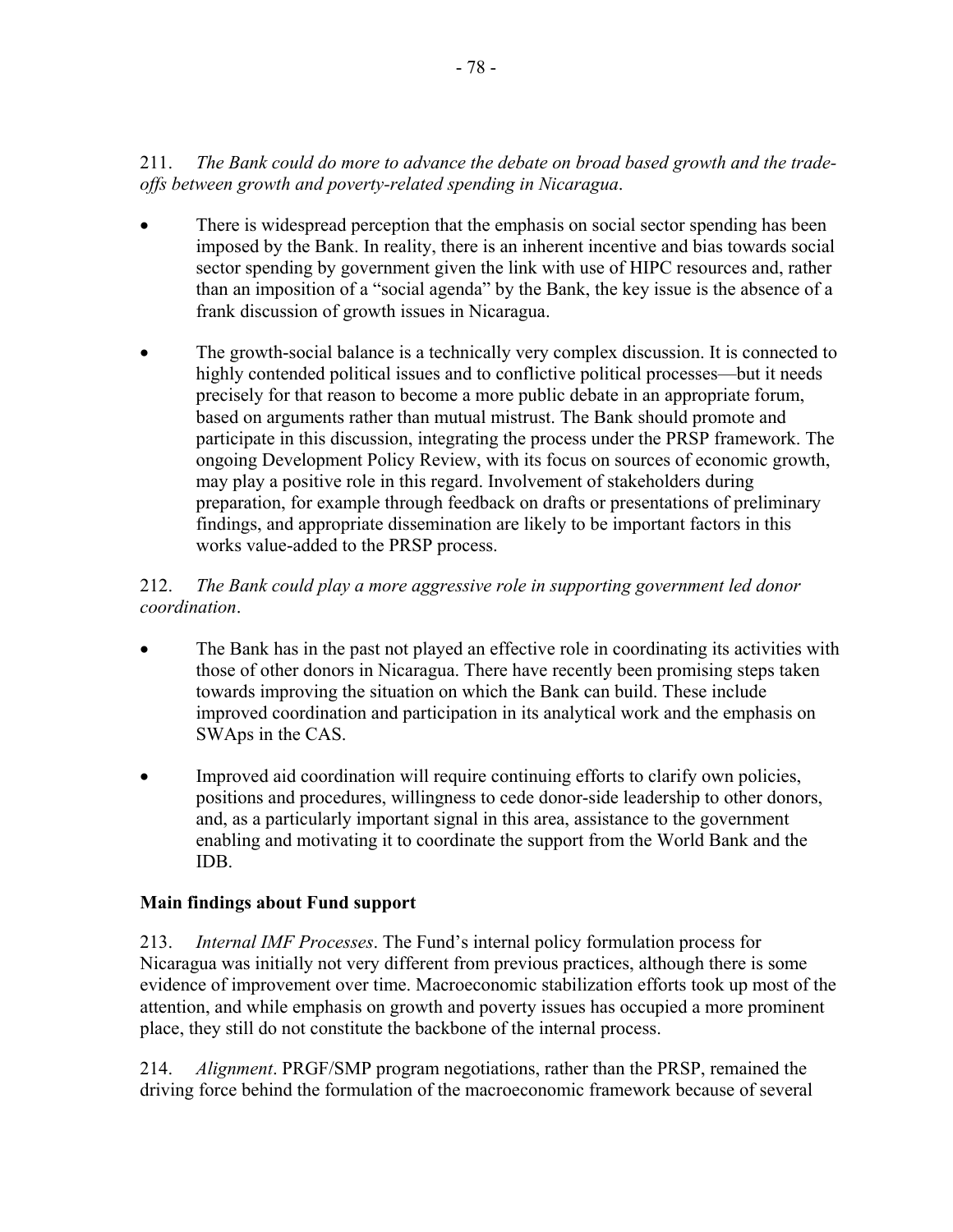211. *The Bank could do more to advance the debate on broad based growth and the trade-offs between growth and poverty-related spending in Nicaragua*.

- There is widespread perception that the emphasis on social sector spending has been imposed by the Bank. In reality, there is an inherent incentive and bias towards social sector spending by government given the link with use of HIPC resources and, rather than an imposition of a "social agenda" by the Bank, the key issue is the absence of a frank discussion of growth issues in Nicaragua.

- The growth-social balance is a technically very complex discussion. It is connected to highly contended political issues and to conflictive political processes—but it needs precisely for that reason to become a more public debate in an appropriate forum, based on arguments rather than mutual mistrust. The Bank should promote and participate in this discussion, integrating the process under the PRSP framework. The ongoing Development Policy Review, with its focus on sources of economic growth, may play a positive role in this regard. Involvement of stakeholders during preparation, for example through feedback on drafts or presentations of preliminary findings, and appropriate dissemination are likely to be important factors in this works value-added to the PRSP process.

212. *The Bank could play a more aggressive role in supporting government led donor coordination*.

- The Bank has in the past not played an effective role in coordinating its activities with those of other donors in Nicaragua. There have recently been promising steps taken towards improving the situation on which the Bank can build. These include improved coordination and participation in its analytical work and the emphasis on SWAps in the CAS.

- Improved aid coordination will require continuing efforts to clarify own policies, positions and procedures, willingness to cede donor-side leadership to other donors, and, as a particularly important signal in this area, assistance to the government enabling and motivating it to coordinate the support from the World Bank and the IDB.

## Main findings about Fund support

213. *Internal IMF Processes*. The Fund's internal policy formulation process for Nicaragua was initially not very different from previous practices, although there is some evidence of improvement over time. Macroeconomic stabilization efforts took up most of the attention, and while emphasis on growth and poverty issues has occupied a more prominent place, they still do not constitute the backbone of the internal process.

214. *Alignment*. PRGF/SMP program negotiations, rather than the PRSP, remained the driving force behind the formulation of the macroeconomic framework because of several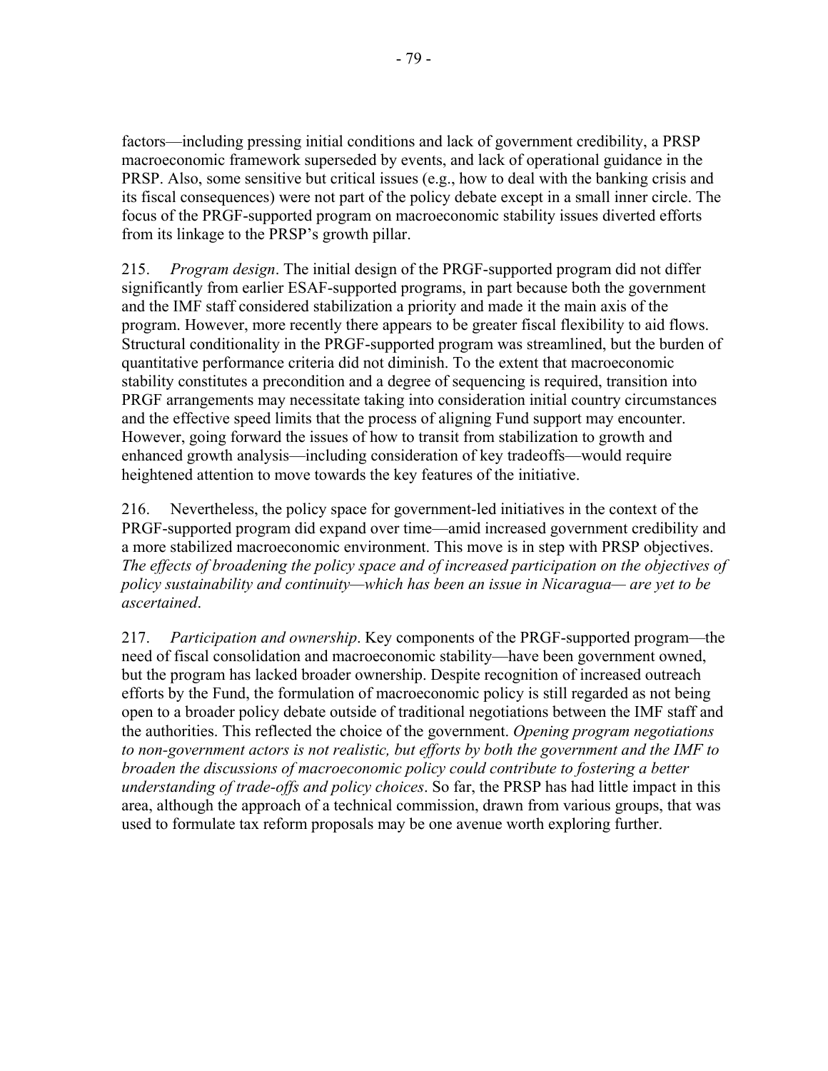factors—including pressing initial conditions and lack of government credibility, a PRSP macroeconomic framework superseded by events, and lack of operational guidance in the PRSP. Also, some sensitive but critical issues (e.g., how to deal with the banking crisis and its fiscal consequences) were not part of the policy debate except in a small inner circle. The focus of the PRGF-supported program on macroeconomic stability issues diverted efforts from its linkage to the PRSP's growth pillar.

215. *Program design*. The initial design of the PRGF-supported program did not differ significantly from earlier ESAF-supported programs, in part because both the government and the IMF staff considered stabilization a priority and made it the main axis of the program. However, more recently there appears to be greater fiscal flexibility to aid flows. Structural conditionality in the PRGF-supported program was streamlined, but the burden of quantitative performance criteria did not diminish. To the extent that macroeconomic stability constitutes a precondition and a degree of sequencing is required, transition into PRGF arrangements may necessitate taking into consideration initial country circumstances and the effective speed limits that the process of aligning Fund support may encounter. However, going forward the issues of how to transit from stabilization to growth and enhanced growth analysis—including consideration of key tradeoffs—would require heightened attention to move towards the key features of the initiative.

216. Nevertheless, the policy space for government-led initiatives in the context of the PRGF-supported program did expand over time—amid increased government credibility and a more stabilized macroeconomic environment. This move is in step with PRSP objectives. *The effects of broadening the policy space and of increased participation on the objectives of policy sustainability and continuity—which has been an issue in Nicaragua— are yet to be ascertained*.

217. *Participation and ownership*. Key components of the PRGF-supported program—the need of fiscal consolidation and macroeconomic stability—have been government owned, but the program has lacked broader ownership. Despite recognition of increased outreach efforts by the Fund, the formulation of macroeconomic policy is still regarded as not being open to a broader policy debate outside of traditional negotiations between the IMF staff and the authorities. This reflected the choice of the government. *Opening program negotiations to non-government actors is not realistic, but efforts by both the government and the IMF to broaden the discussions of macroeconomic policy could contribute to fostering a better understanding of trade-offs and policy choices*. So far, the PRSP has had little impact in this area, although the approach of a technical commission, drawn from various groups, that was used to formulate tax reform proposals may be one avenue worth exploring further.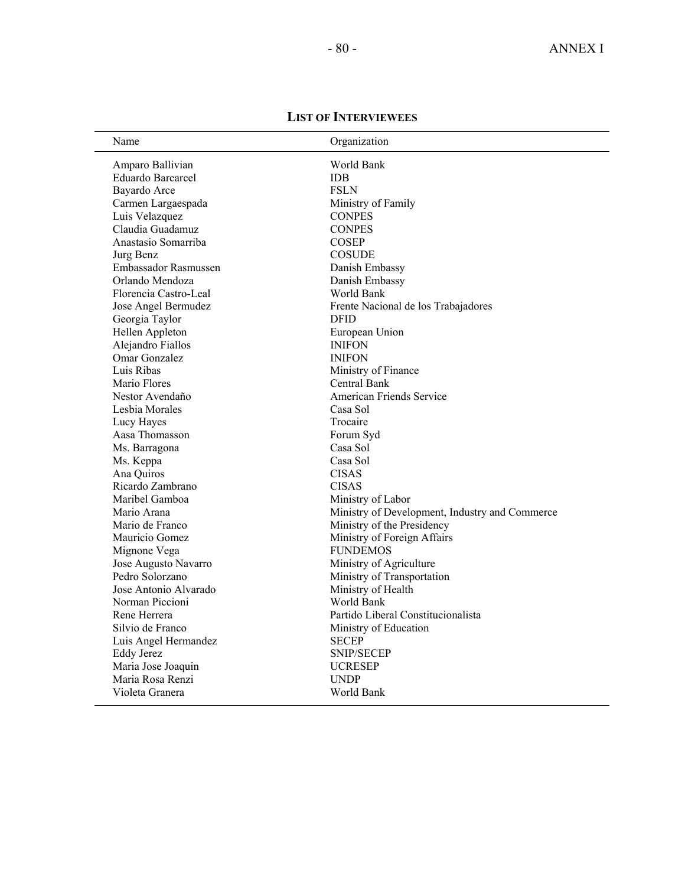## LIST OF INTERVIEWEES

| Name | Organization |
|---|---|
| Amparo Ballivian | World Bank |
| Eduardo Barcarcel | IDB |
| Bayardo Arce | FSLN |
| Carmen Largaespada | Ministry of Family |
| Luis Velazquez | CONPES |
| Claudia Guadamuz | CONPES |
| Anastasio Somarriba | COSEP |
| Jurg Benz | COSUDE |
| Embassador Rasmussen | Danish Embassy |
| Orlando Mendoza | Danish Embassy |
| Florencia Castro-Leal | World Bank |
| Jose Angel Bermudez | Frente Nacional de los Trabajadores |
| Georgia Taylor | DFID |
| Hellen Appleton | European Union |
| Alejandro Fiallos | INIFON |
| Omar Gonzalez | INIFON |
| Luis Ribas | Ministry of Finance |
| Mario Flores | Central Bank |
| Nestor Avendaño | American Friends Service |
| Lesbia Morales | Casa Sol |
| Lucy Hayes | Trocaire |
| Aasa Thomasson | Forum Syd |
| Ms. Barragona | Casa Sol |
| Ms. Keppa | Casa Sol |
| Ana Quiros | CISAS |
| Ricardo Zambrano | CISAS |
| Maribel Gamboa | Ministry of Labor |
| Mario Arana | Ministry of Development, Industry and Commerce |
| Mario de Franco | Ministry of the Presidency |
| Mauricio Gomez | Ministry of Foreign Affairs |
| Mignone Vega | FUNDEMOS |
| Jose Augusto Navarro | Ministry of Agriculture |
| Pedro Solorzano | Ministry of Transportation |
| Jose Antonio Alvarado | Ministry of Health |
| Norman Piccioni | World Bank |
| Rene Herrera | Partido Liberal Constitucionalista |
| Silvio de Franco | Ministry of Education |
| Luis Angel Hermandez | SECEP |
| Eddy Jerez | SNIP/SECEP |
| Maria Jose Joaquin | UCRESEP |
| Maria Rosa Renzi | UNDP |
| Violeta Granera | World Bank |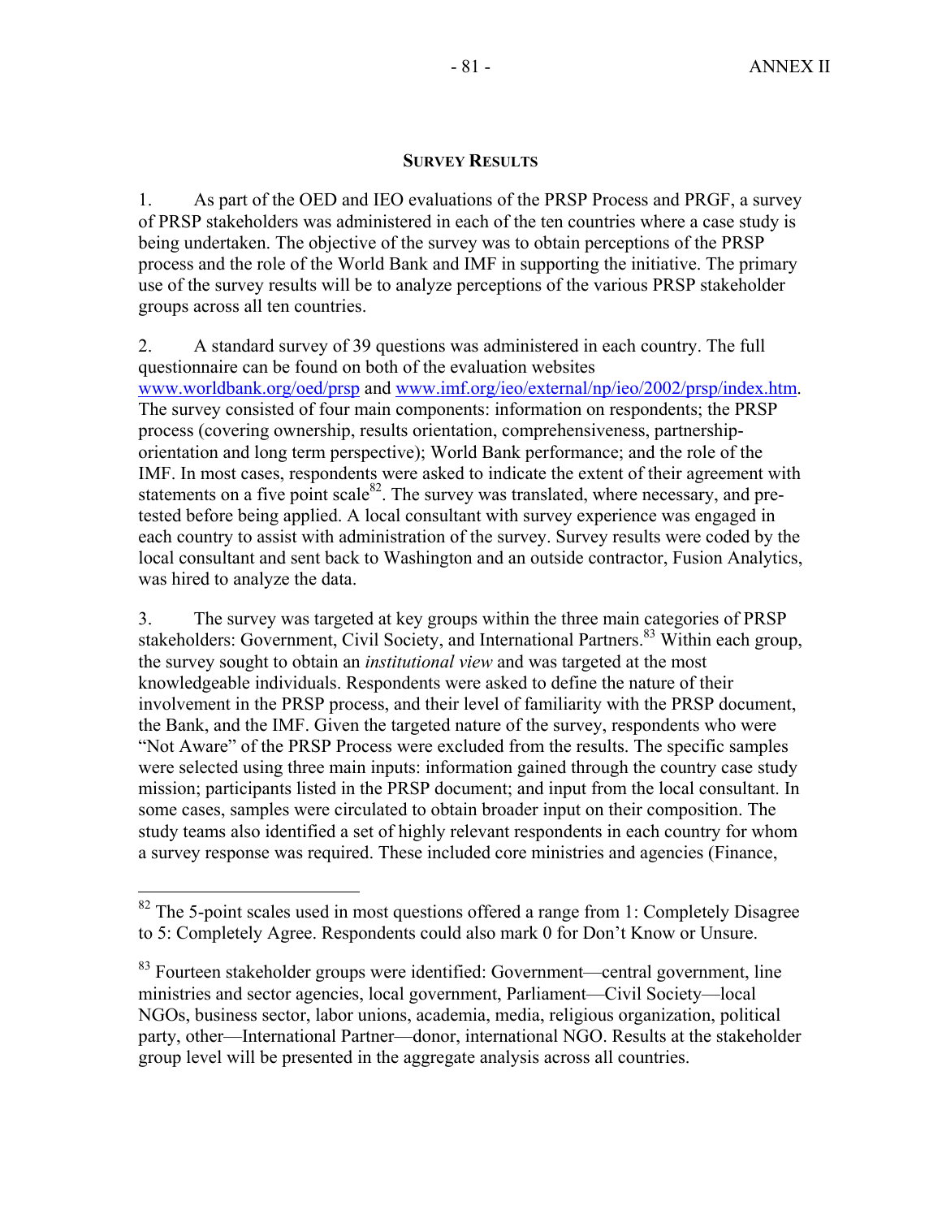## SURVEY RESULTS

1. As part of the OED and IEO evaluations of the PRSP Process and PRGF, a survey of PRSP stakeholders was administered in each of the ten countries where a case study is being undertaken. The objective of the survey was to obtain perceptions of the PRSP process and the role of the World Bank and IMF in supporting the initiative. The primary use of the survey results will be to analyze perceptions of the various PRSP stakeholder groups across all ten countries.

2. A standard survey of 39 questions was administered in each country. The full questionnaire can be found on both of the evaluation websites [www.worldbank.org/oed/prsp](http://www.worldbank.org/oed/prsp) and [www.imf.org/ieo/external/np/ieo/2002/prsp/index.htm](http://www.imf.org/ieo/external/np/ieo/2002/prsp/index.htm). The survey consisted of four main components: information on respondents; the PRSP process (covering ownership, results orientation, comprehensiveness, partnership-orientation and long term perspective); World Bank performance; and the role of the IMF. In most cases, respondents were asked to indicate the extent of their agreement with statements on a five point scale[82]. The survey was translated, where necessary, and pre-tested before being applied. A local consultant with survey experience was engaged in each country to assist with administration of the survey. Survey results were coded by the local consultant and sent back to Washington and an outside contractor, Fusion Analytics, was hired to analyze the data.

3. The survey was targeted at key groups within the three main categories of PRSP stakeholders: Government, Civil Society, and International Partners.[83] Within each group, the survey sought to obtain an *institutional view* and was targeted at the most knowledgeable individuals. Respondents were asked to define the nature of their involvement in the PRSP process, and their level of familiarity with the PRSP document, the Bank, and the IMF. Given the targeted nature of the survey, respondents who were "Not Aware" of the PRSP Process were excluded from the results. The specific samples were selected using three main inputs: information gained through the country case study mission; participants listed in the PRSP document; and input from the local consultant. In some cases, samples were circulated to obtain broader input on their composition. The study teams also identified a set of highly relevant respondents in each country for whom a survey response was required. These included core ministries and agencies (Finance,

---

[82] The 5-point scales used in most questions offered a range from 1: Completely Disagree to 5: Completely Agree. Respondents could also mark 0 for Don't Know or Unsure.

[83] Fourteen stakeholder groups were identified: Government—central government, line ministries and sector agencies, local government, Parliament—Civil Society—local NGOs, business sector, labor unions, academia, media, religious organization, political party, other—International Partner—donor, international NGO. Results at the stakeholder group level will be presented in the aggregate analysis across all countries.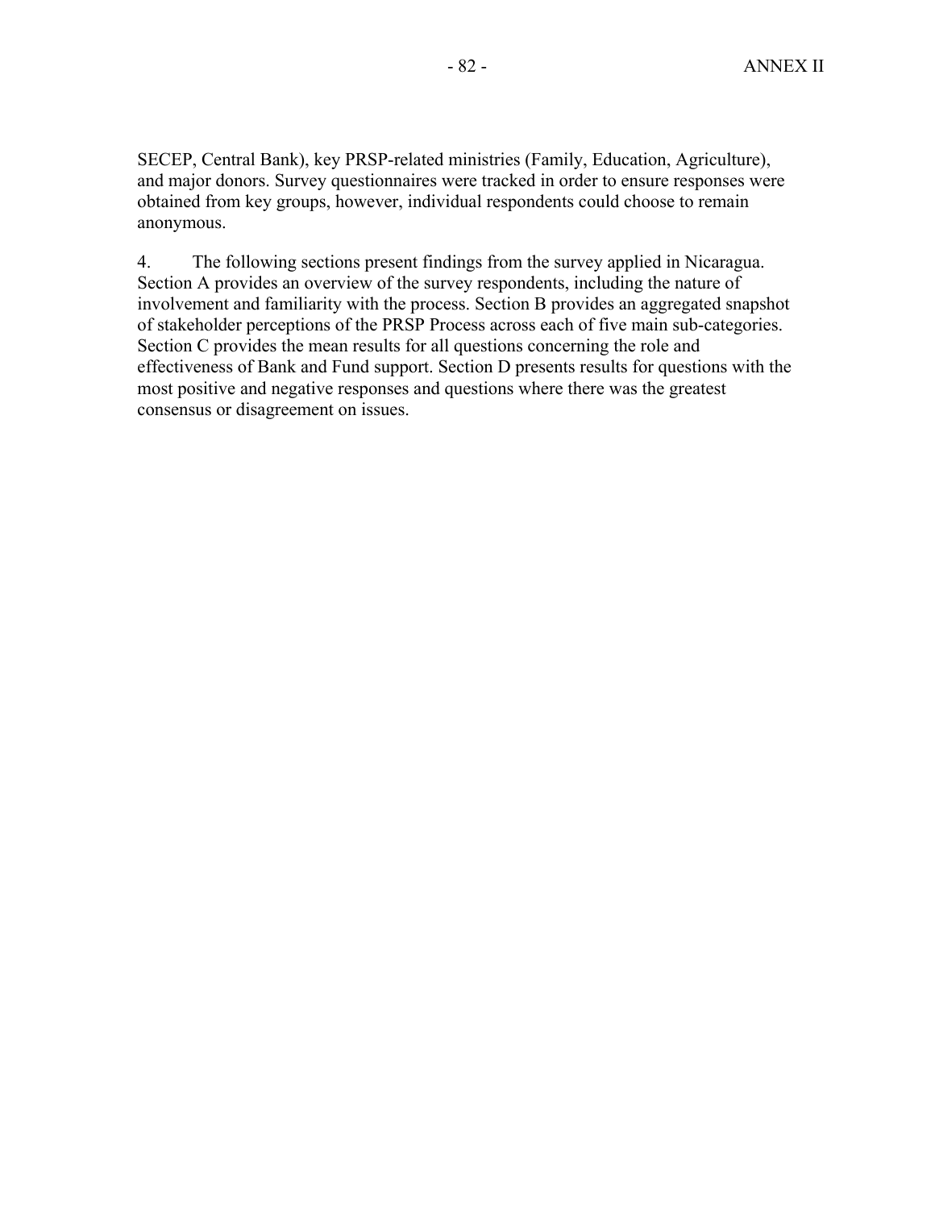SECEP, Central Bank), key PRSP-related ministries (Family, Education, Agriculture), and major donors. Survey questionnaires were tracked in order to ensure responses were obtained from key groups, however, individual respondents could choose to remain anonymous.

4. The following sections present findings from the survey applied in Nicaragua. Section A provides an overview of the survey respondents, including the nature of involvement and familiarity with the process. Section B provides an aggregated snapshot of stakeholder perceptions of the PRSP Process across each of five main sub-categories. Section C provides the mean results for all questions concerning the role and effectiveness of Bank and Fund support. Section D presents results for questions with the most positive and negative responses and questions where there was the greatest consensus or disagreement on issues.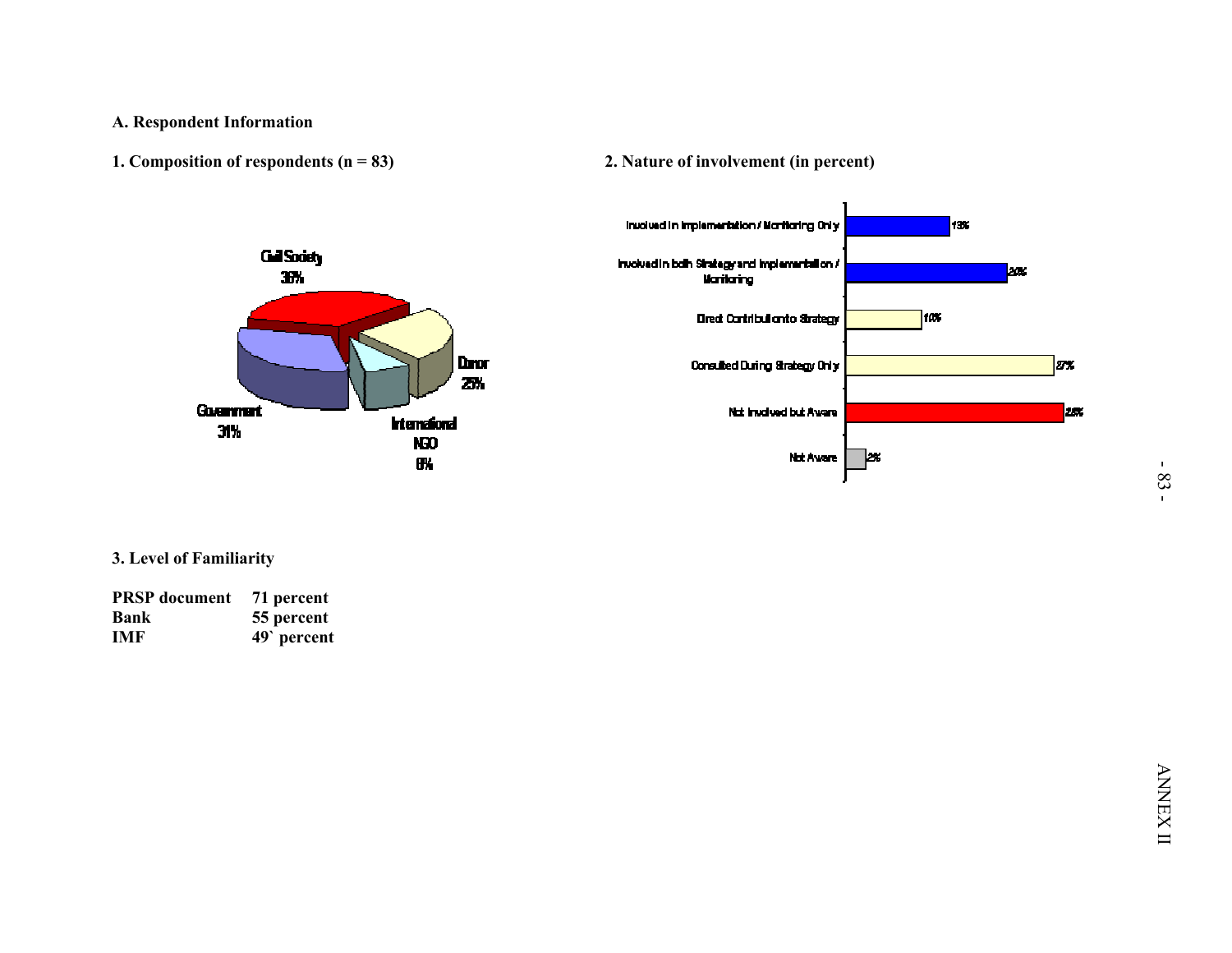**A. Respondent Information**

**1. Composition of respondents (n = 83)**

Civil Society 36%

Donor 25%

International NGO 8%

Government 31%

**2. Nature of involvement (in percent)**

| Nature of involvement | Percent |
|---|---|
| Involved in Implementation / Monitoring Only | 13% |
| Involved in both Strategy and Implementation / Monitoring | 20% |
| Direct Contribution to Strategy | 10% |
| Consulted During Strategy Only | 27% |
| Not Involved but Aware | 28% |
| Not Aware | 2% |

**3. Level of Familiarity**

| | |
|---|---|
| **PRSP document** | **71 percent** |
| **Bank** | **55 percent** |
| **IMF** | **49` percent** |

ANNEX II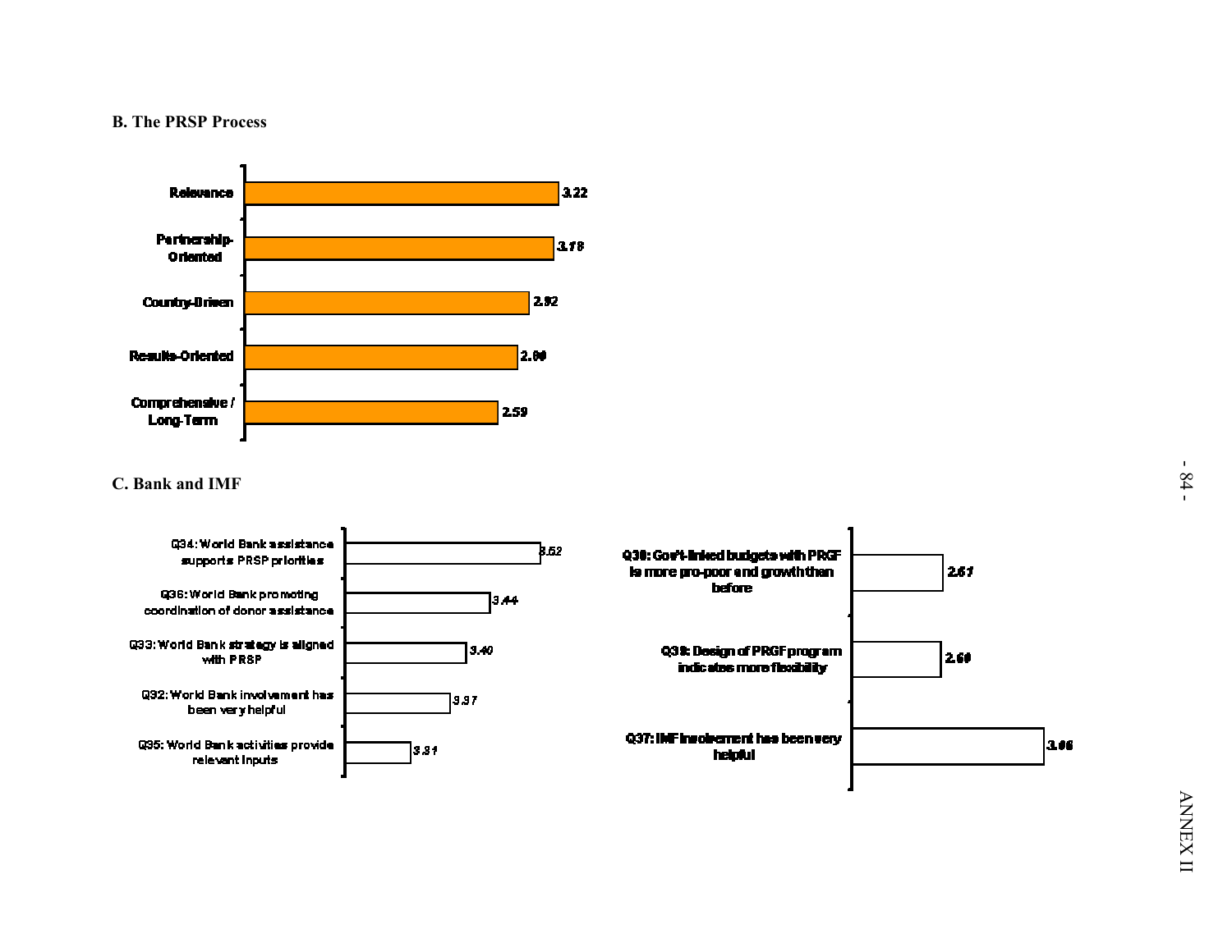**B. The PRSP Process**

| Item | Score |
| --- | --- |
| Relevance | 3.22 |
| Partnership-Oriented | 3.18 |
| Country-Driven | 2.92 |
| Results-Oriented | 2.80 |
| Comprehensive / Long-Term | 2.59 |

**C. Bank and IMF**

| Item | Score |
| --- | --- |
| Q34: World Bank assistance supports PRSP priorities | 3.52 |
| Q36: World Bank promoting coordination of donor assistance | 3.44 |
| Q33: World Bank strategy is aligned with PRSP | 3.40 |
| Q32: World Bank involvement has been very helpful | 3.37 |
| Q35: World Bank activities provide relevant inputs | 3.31 |

| Item | Score |
| --- | --- |
| Q38: Gov't-linked budgets with PRGF is more pro-poor and growth than before | 2.61 |
| Q39: Design of PRGF program indicates more flexibility | 2.60 |
| Q37: IMF involvement has been very helpful | 3.06 |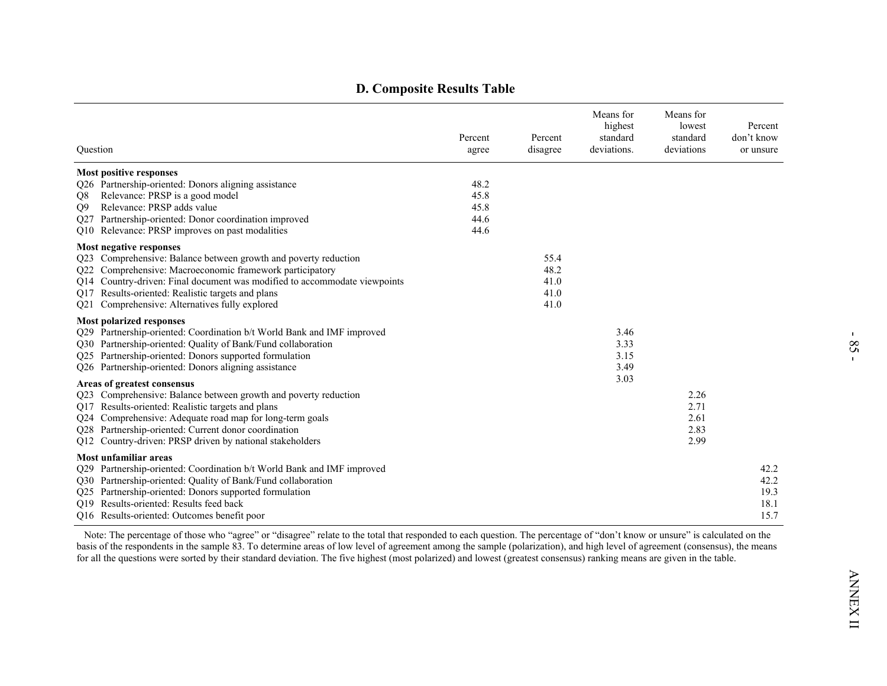## D. Composite Results Table

| Question | Percent agree | Percent disagree | Means for highest standard deviations. | Means for lowest standard deviations | Percent don't know or unsure |
|---|---|---|---|---|---|
| **Most positive responses** | | | | | |
| Q26 Partnership-oriented: Donors aligning assistance | 48.2 | | | | |
| Q8 Relevance: PRSP is a good model | 45.8 | | | | |
| Q9 Relevance: PRSP adds value | 45.8 | | | | |
| Q27 Partnership-oriented: Donor coordination improved | 44.6 | | | | |
| Q10 Relevance: PRSP improves on past modalities | 44.6 | | | | |
| **Most negative responses** | | | | | |
| Q23 Comprehensive: Balance between growth and poverty reduction | | 55.4 | | | |
| Q22 Comprehensive: Macroeconomic framework participatory | | 48.2 | | | |
| Q14 Country-driven: Final document was modified to accommodate viewpoints | | 41.0 | | | |
| Q17 Results-oriented: Realistic targets and plans | | 41.0 | | | |
| Q21 Comprehensive: Alternatives fully explored | | 41.0 | | | |
| **Most polarized responses** | | | | | |
| Q29 Partnership-oriented: Coordination b/t World Bank and IMF improved | | | 3.46 | | |
| Q30 Partnership-oriented: Quality of Bank/Fund collaboration | | | 3.33 | | |
| Q25 Partnership-oriented: Donors supported formulation | | | 3.15 | | |
| Q26 Partnership-oriented: Donors aligning assistance | | | 3.49 | | |
| **Areas of greatest consensus** | | | 3.03 | | |
| Q23 Comprehensive: Balance between growth and poverty reduction | | | | 2.26 | |
| Q17 Results-oriented: Realistic targets and plans | | | | 2.71 | |
| Q24 Comprehensive: Adequate road map for long-term goals | | | | 2.61 | |
| Q28 Partnership-oriented: Current donor coordination | | | | 2.83 | |
| Q12 Country-driven: PRSP driven by national stakeholders | | | | 2.99 | |
| **Most unfamiliar areas** | | | | | |
| Q29 Partnership-oriented: Coordination b/t World Bank and IMF improved | | | | | 42.2 |
| Q30 Partnership-oriented: Quality of Bank/Fund collaboration | | | | | 42.2 |
| Q25 Partnership-oriented: Donors supported formulation | | | | | 19.3 |
| Q19 Results-oriented: Results feed back | | | | | 18.1 |
| Q16 Results-oriented: Outcomes benefit poor | | | | | 15.7 |

Note: The percentage of those who "agree" or "disagree" relate to the total that responded to each question. The percentage of "don't know or unsure" is calculated on the basis of the respondents in the sample 83. To determine areas of low level of agreement among the sample (polarization), and high level of agreement (consensus), the means for all the questions were sorted by their standard deviation. The five highest (most polarized) and lowest (greatest consensus) ranking means are given in the table.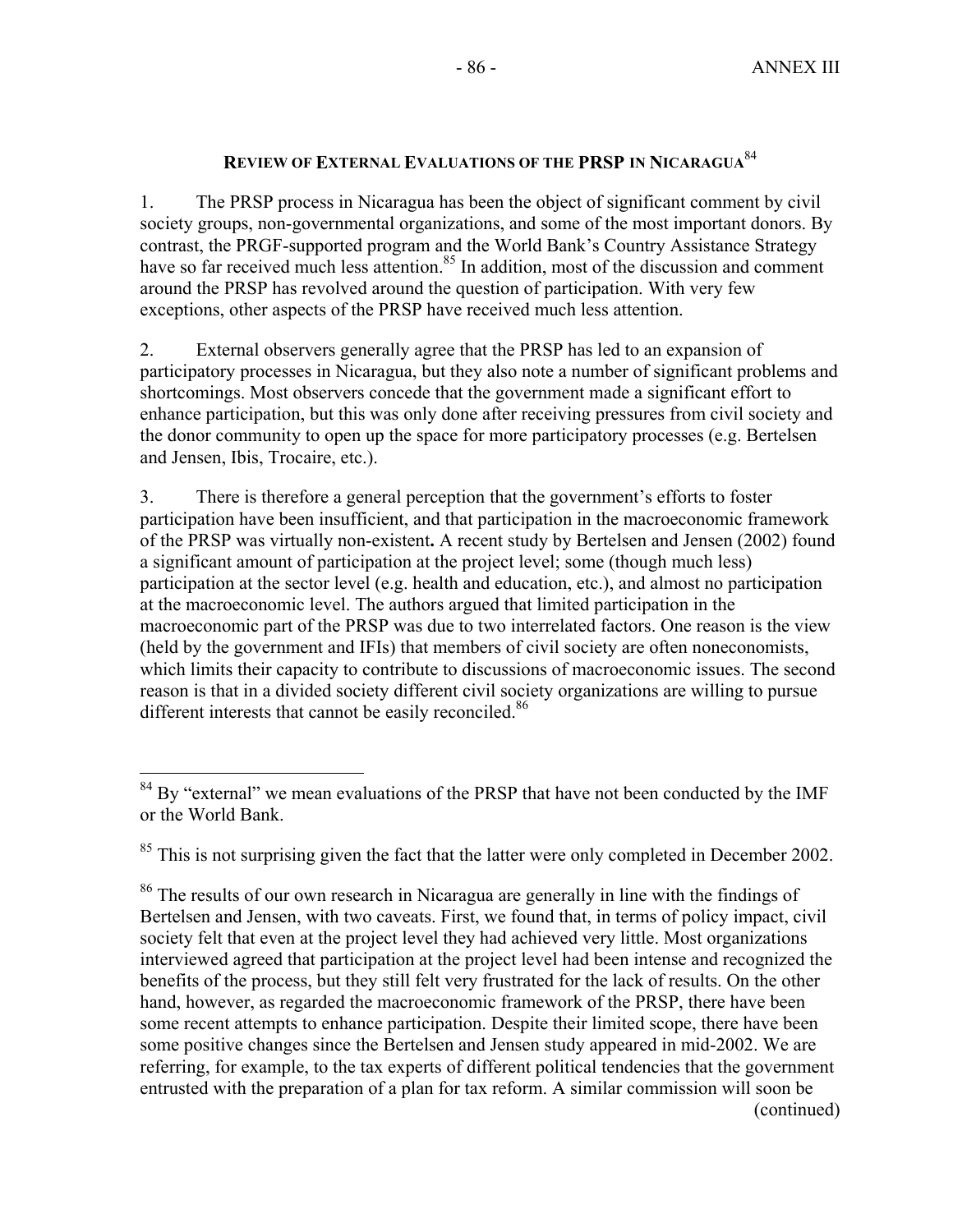## Review of External Evaluations of the PRSP in Nicaragua[84]

1. The PRSP process in Nicaragua has been the object of significant comment by civil society groups, non-governmental organizations, and some of the most important donors. By contrast, the PRGF-supported program and the World Bank's Country Assistance Strategy have so far received much less attention.[85] In addition, most of the discussion and comment around the PRSP has revolved around the question of participation. With very few exceptions, other aspects of the PRSP have received much less attention.

2. External observers generally agree that the PRSP has led to an expansion of participatory processes in Nicaragua, but they also note a number of significant problems and shortcomings. Most observers concede that the government made a significant effort to enhance participation, but this was only done after receiving pressures from civil society and the donor community to open up the space for more participatory processes (e.g. Bertelsen and Jensen, Ibis, Trocaire, etc.).

3. There is therefore a general perception that the government's efforts to foster participation have been insufficient, and that participation in the macroeconomic framework of the PRSP was virtually non-existent**.** A recent study by Bertelsen and Jensen (2002) found a significant amount of participation at the project level; some (though much less) participation at the sector level (e.g. health and education, etc.), and almost no participation at the macroeconomic level. The authors argued that limited participation in the macroeconomic part of the PRSP was due to two interrelated factors. One reason is the view (held by the government and IFIs) that members of civil society are often noneconomists, which limits their capacity to contribute to discussions of macroeconomic issues. The second reason is that in a divided society different civil society organizations are willing to pursue different interests that cannot be easily reconciled.[86]

---

[84] By "external" we mean evaluations of the PRSP that have not been conducted by the IMF or the World Bank.

[85] This is not surprising given the fact that the latter were only completed in December 2002.

[86] The results of our own research in Nicaragua are generally in line with the findings of Bertelsen and Jensen, with two caveats. First, we found that, in terms of policy impact, civil society felt that even at the project level they had achieved very little. Most organizations interviewed agreed that participation at the project level had been intense and recognized the benefits of the process, but they still felt very frustrated for the lack of results. On the other hand, however, as regarded the macroeconomic framework of the PRSP, there have been some recent attempts to enhance participation. Despite their limited scope, there have been some positive changes since the Bertelsen and Jensen study appeared in mid-2002. We are referring, for example, to the tax experts of different political tendencies that the government entrusted with the preparation of a plan for tax reform. A similar commission will soon be (continued)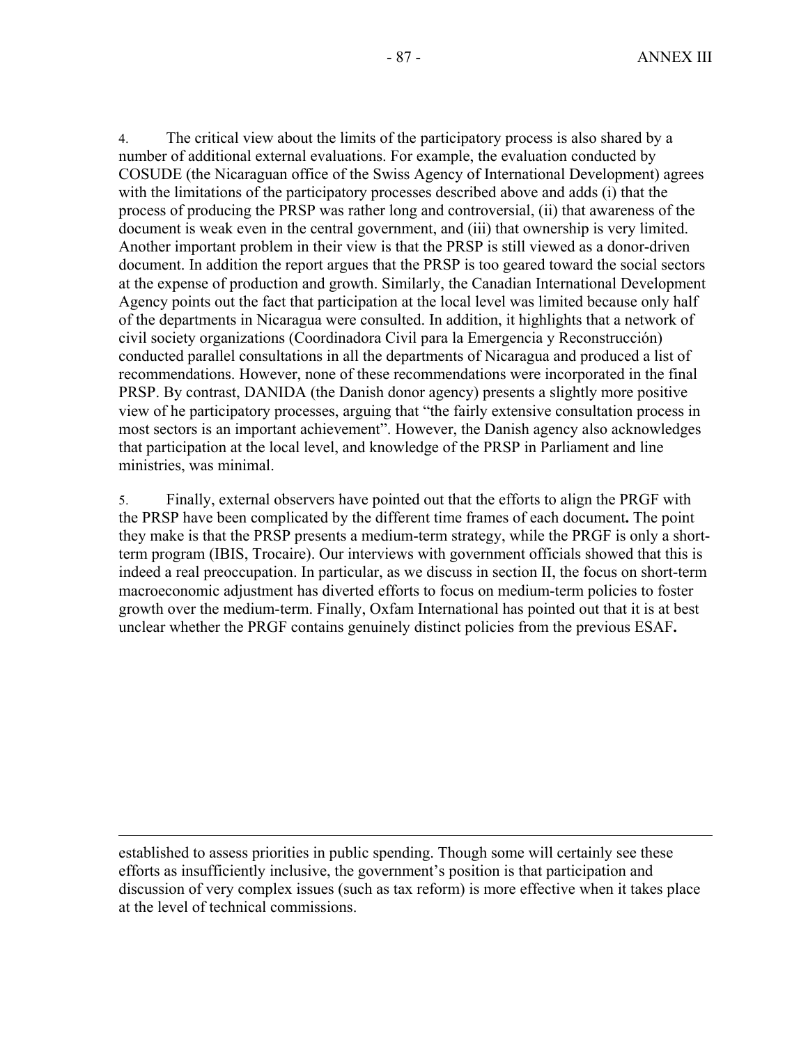4. The critical view about the limits of the participatory process is also shared by a number of additional external evaluations. For example, the evaluation conducted by COSUDE (the Nicaraguan office of the Swiss Agency of International Development) agrees with the limitations of the participatory processes described above and adds (i) that the process of producing the PRSP was rather long and controversial, (ii) that awareness of the document is weak even in the central government, and (iii) that ownership is very limited. Another important problem in their view is that the PRSP is still viewed as a donor-driven document. In addition the report argues that the PRSP is too geared toward the social sectors at the expense of production and growth. Similarly, the Canadian International Development Agency points out the fact that participation at the local level was limited because only half of the departments in Nicaragua were consulted. In addition, it highlights that a network of civil society organizations (Coordinadora Civil para la Emergencia y Reconstrucción) conducted parallel consultations in all the departments of Nicaragua and produced a list of recommendations. However, none of these recommendations were incorporated in the final PRSP. By contrast, DANIDA (the Danish donor agency) presents a slightly more positive view of he participatory processes, arguing that "the fairly extensive consultation process in most sectors is an important achievement". However, the Danish agency also acknowledges that participation at the local level, and knowledge of the PRSP in Parliament and line ministries, was minimal.

5. Finally, external observers have pointed out that the efforts to align the PRGF with the PRSP have been complicated by the different time frames of each document**.** The point they make is that the PRSP presents a medium-term strategy, while the PRGF is only a short-term program (IBIS, Trocaire). Our interviews with government officials showed that this is indeed a real preoccupation. In particular, as we discuss in section II, the focus on short-term macroeconomic adjustment has diverted efforts to focus on medium-term policies to foster growth over the medium-term. Finally, Oxfam International has pointed out that it is at best unclear whether the PRGF contains genuinely distinct policies from the previous ESAF**.**

---

established to assess priorities in public spending. Though some will certainly see these efforts as insufficiently inclusive, the government's position is that participation and discussion of very complex issues (such as tax reform) is more effective when it takes place at the level of technical commissions.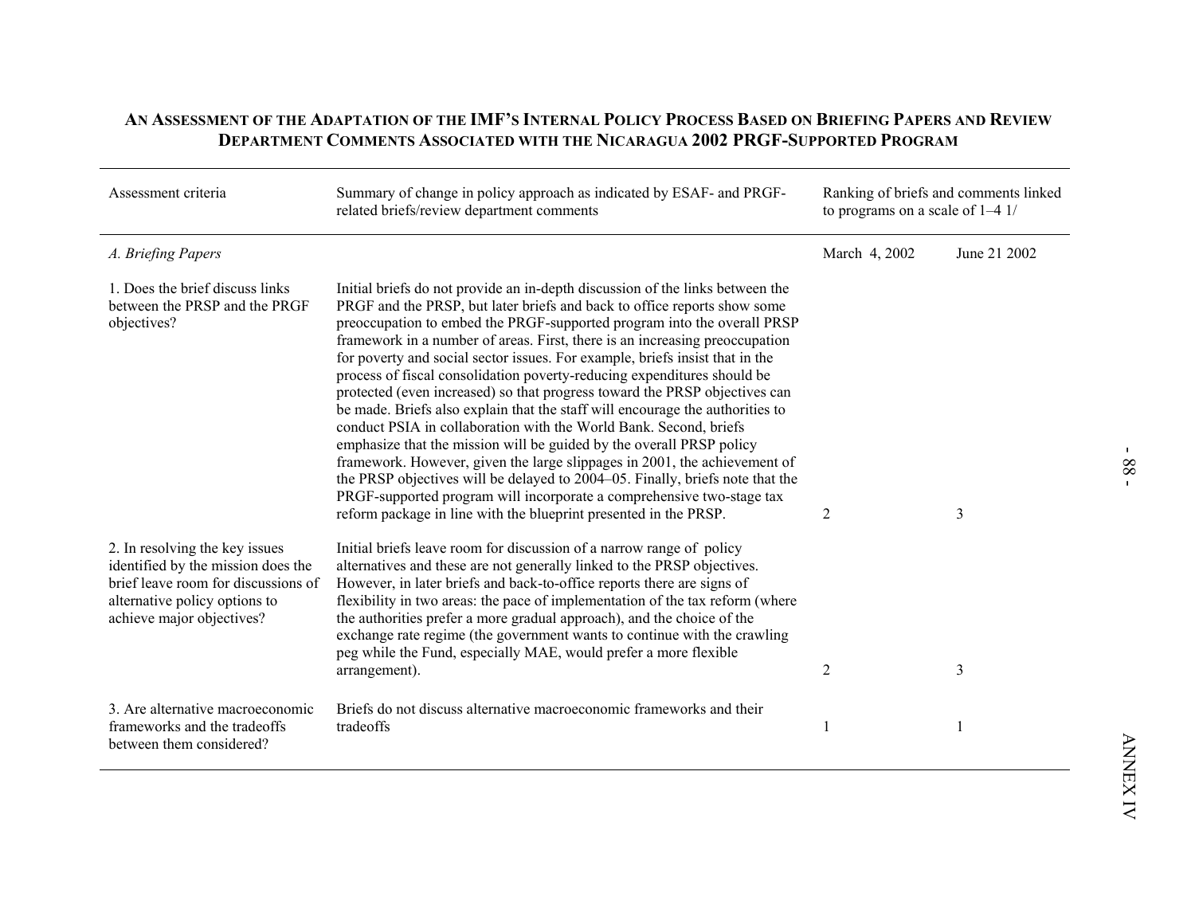## An Assessment of the Adaptation of the IMF's Internal Policy Process Based on Briefing Papers and Review Department Comments Associated with the Nicaragua 2002 PRGF-Supported Program

| Assessment criteria | Summary of change in policy approach as indicated by ESAF- and PRGF-related briefs/review department comments | Ranking of briefs and comments linked to programs on a scale of 1–4 1/ | |
|---|---|---|---|
| *A. Briefing Papers* | | March 4, 2002 | June 21 2002 |
| 1. Does the brief discuss links between the PRSP and the PRGF objectives? | Initial briefs do not provide an in-depth discussion of the links between the PRGF and the PRSP, but later briefs and back to office reports show some preoccupation to embed the PRGF-supported program into the overall PRSP framework in a number of areas. First, there is an increasing preoccupation for poverty and social sector issues. For example, briefs insist that in the process of fiscal consolidation poverty-reducing expenditures should be protected (even increased) so that progress toward the PRSP objectives can be made. Briefs also explain that the staff will encourage the authorities to conduct PSIA in collaboration with the World Bank. Second, briefs emphasize that the mission will be guided by the overall PRSP policy framework. However, given the large slippages in 2001, the achievement of the PRSP objectives will be delayed to 2004–05. Finally, briefs note that the PRGF-supported program will incorporate a comprehensive two-stage tax reform package in line with the blueprint presented in the PRSP. | 2 | 3 |
| 2. In resolving the key issues identified by the mission does the brief leave room for discussions of alternative policy options to achieve major objectives? | Initial briefs leave room for discussion of a narrow range of policy alternatives and these are not generally linked to the PRSP objectives. However, in later briefs and back-to-office reports there are signs of flexibility in two areas: the pace of implementation of the tax reform (where the authorities prefer a more gradual approach), and the choice of the exchange rate regime (the government wants to continue with the crawling peg while the Fund, especially MAE, would prefer a more flexible arrangement). | 2 | 3 |
| 3. Are alternative macroeconomic frameworks and the tradeoffs between them considered? | Briefs do not discuss alternative macroeconomic frameworks and their tradeoffs | 1 | 1 |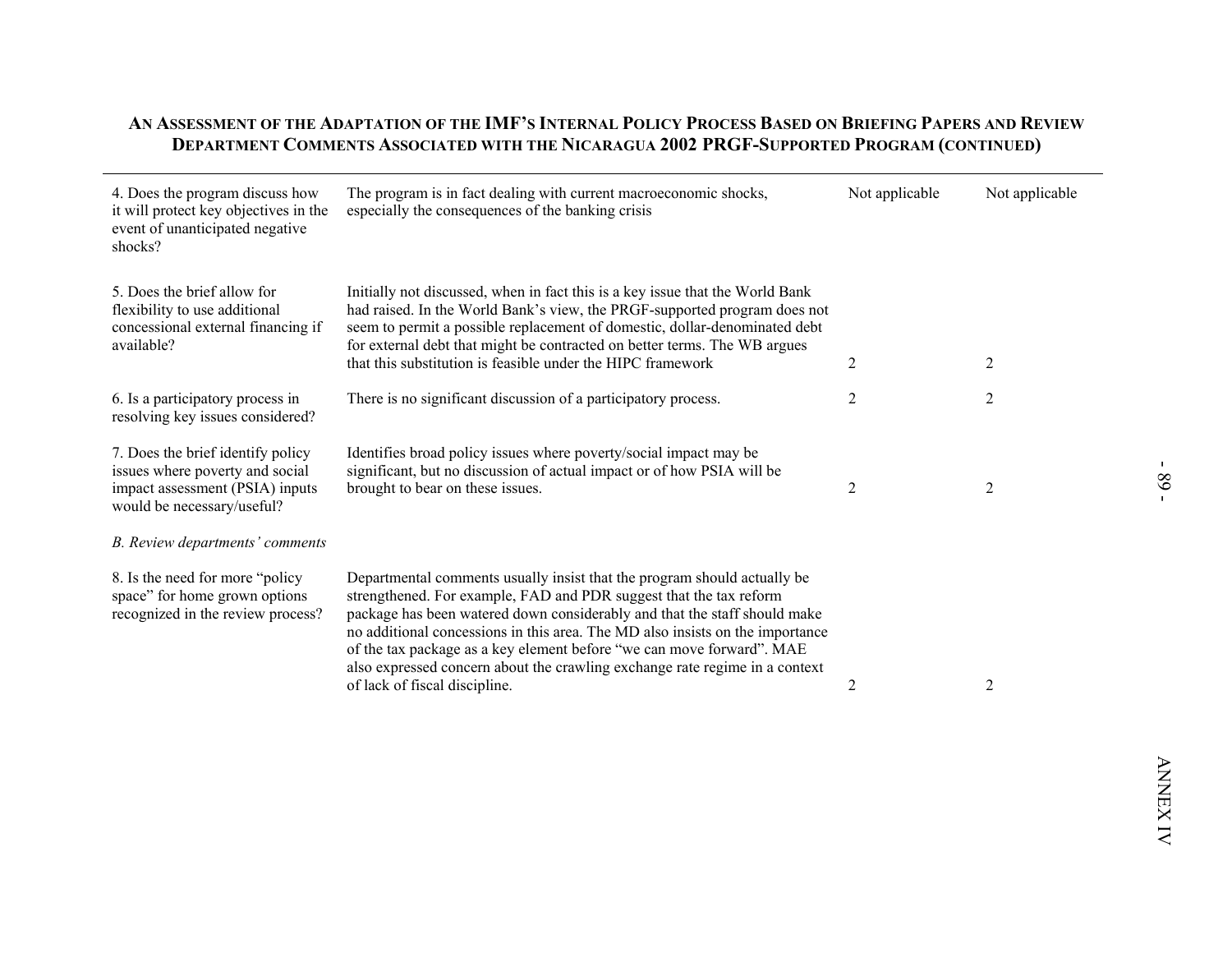**An Assessment of the Adaptation of the IMF's Internal Policy Process Based on Briefing Papers and Review Department Comments Associated with the Nicaragua 2002 PRGF-Supported Program (continued)**

| | | | |
|---|---|---|---|
| 4. Does the program discuss how it will protect key objectives in the event of unanticipated negative shocks? | The program is in fact dealing with current macroeconomic shocks, especially the consequences of the banking crisis | Not applicable | Not applicable |
| 5. Does the brief allow for flexibility to use additional concessional external financing if available? | Initially not discussed, when in fact this is a key issue that the World Bank had raised. In the World Bank's view, the PRGF-supported program does not seem to permit a possible replacement of domestic, dollar-denominated debt for external debt that might be contracted on better terms. The WB argues that this substitution is feasible under the HIPC framework | 2 | 2 |
| 6. Is a participatory process in resolving key issues considered? | There is no significant discussion of a participatory process. | 2 | 2 |
| 7. Does the brief identify policy issues where poverty and social impact assessment (PSIA) inputs would be necessary/useful? | Identifies broad policy issues where poverty/social impact may be significant, but no discussion of actual impact or of how PSIA will be brought to bear on these issues. | 2 | 2 |
| *B. Review departments' comments* | | | |
| 8. Is the need for more "policy space" for home grown options recognized in the review process? | Departmental comments usually insist that the program should actually be strengthened. For example, FAD and PDR suggest that the tax reform package has been watered down considerably and that the staff should make no additional concessions in this area. The MD also insists on the importance of the tax package as a key element before "we can move forward". MAE also expressed concern about the crawling exchange rate regime in a context of lack of fiscal discipline. | 2 | 2 |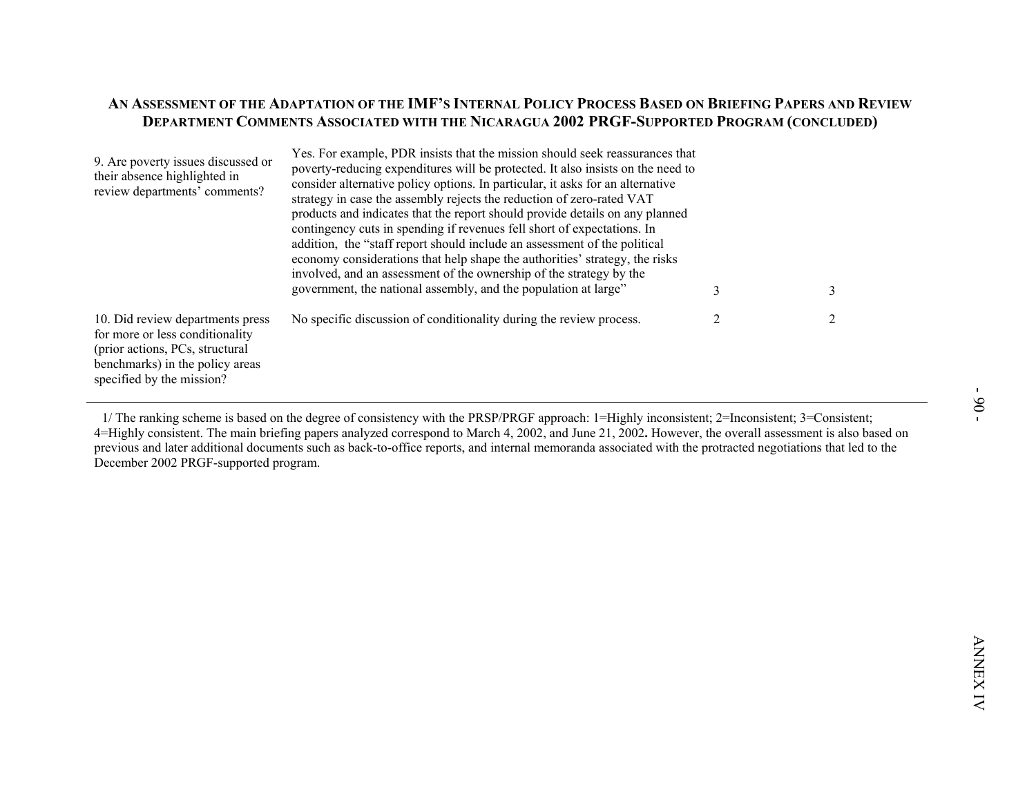**An Assessment of the Adaptation of the IMF's Internal Policy Process Based on Briefing Papers and Review Department Comments Associated with the Nicaragua 2002 PRGF-Supported Program (concluded)**

| | | | |
|---|---|---|---|
| 9. Are poverty issues discussed or their absence highlighted in review departments' comments? | Yes. For example, PDR insists that the mission should seek reassurances that poverty-reducing expenditures will be protected. It also insists on the need to consider alternative policy options. In particular, it asks for an alternative strategy in case the assembly rejects the reduction of zero-rated VAT products and indicates that the report should provide details on any planned contingency cuts in spending if revenues fell short of expectations. In addition, the "staff report should include an assessment of the political economy considerations that help shape the authorities' strategy, the risks involved, and an assessment of the ownership of the strategy by the government, the national assembly, and the population at large" | 3 | 3 |
| 10. Did review departments press for more or less conditionality (prior actions, PCs, structural benchmarks) in the policy areas specified by the mission? | No specific discussion of conditionality during the review process. | 2 | 2 |

1/ The ranking scheme is based on the degree of consistency with the PRSP/PRGF approach: 1=Highly inconsistent; 2=Inconsistent; 3=Consistent; 4=Highly consistent. The main briefing papers analyzed correspond to March 4, 2002, and June 21, 2002**.** However, the overall assessment is also based on previous and later additional documents such as back-to-office reports, and internal memoranda associated with the protracted negotiations that led to the December 2002 PRGF-supported program.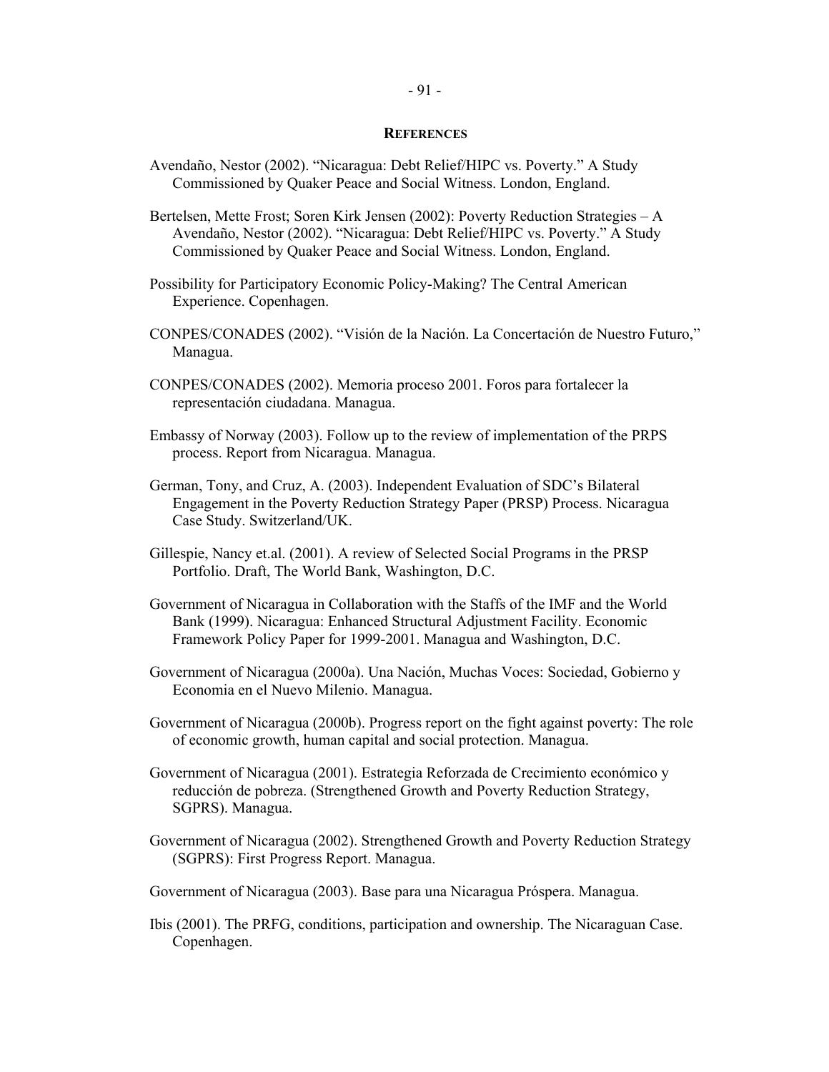## REFERENCES

Avendaño, Nestor (2002). "Nicaragua: Debt Relief/HIPC vs. Poverty." A Study Commissioned by Quaker Peace and Social Witness. London, England.

Bertelsen, Mette Frost; Soren Kirk Jensen (2002): Poverty Reduction Strategies – A Avendaño, Nestor (2002). "Nicaragua: Debt Relief/HIPC vs. Poverty." A Study Commissioned by Quaker Peace and Social Witness. London, England.

Possibility for Participatory Economic Policy-Making? The Central American Experience. Copenhagen.

CONPES/CONADES (2002). "Visión de la Nación. La Concertación de Nuestro Futuro," Managua.

CONPES/CONADES (2002). Memoria proceso 2001. Foros para fortalecer la representación ciudadana. Managua.

Embassy of Norway (2003). Follow up to the review of implementation of the PRPS process. Report from Nicaragua. Managua.

German, Tony, and Cruz, A. (2003). Independent Evaluation of SDC's Bilateral Engagement in the Poverty Reduction Strategy Paper (PRSP) Process. Nicaragua Case Study. Switzerland/UK.

Gillespie, Nancy et.al. (2001). A review of Selected Social Programs in the PRSP Portfolio. Draft, The World Bank, Washington, D.C.

Government of Nicaragua in Collaboration with the Staffs of the IMF and the World Bank (1999). Nicaragua: Enhanced Structural Adjustment Facility. Economic Framework Policy Paper for 1999-2001. Managua and Washington, D.C.

Government of Nicaragua (2000a). Una Nación, Muchas Voces: Sociedad, Gobierno y Economia en el Nuevo Milenio. Managua.

Government of Nicaragua (2000b). Progress report on the fight against poverty: The role of economic growth, human capital and social protection. Managua.

Government of Nicaragua (2001). Estrategia Reforzada de Crecimiento económico y reducción de pobreza. (Strengthened Growth and Poverty Reduction Strategy, SGPRS). Managua.

Government of Nicaragua (2002). Strengthened Growth and Poverty Reduction Strategy (SGPRS): First Progress Report. Managua.

Government of Nicaragua (2003). Base para una Nicaragua Próspera. Managua.

Ibis (2001). The PRFG, conditions, participation and ownership. The Nicaraguan Case. Copenhagen.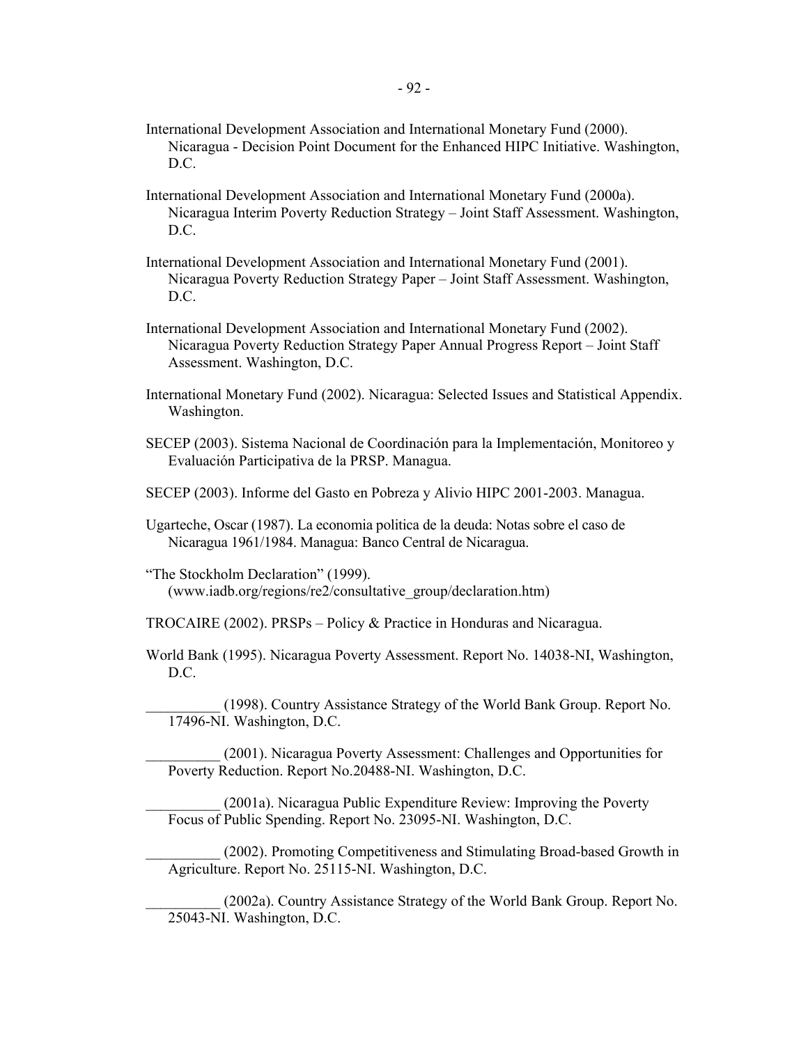International Development Association and International Monetary Fund (2000). Nicaragua - Decision Point Document for the Enhanced HIPC Initiative. Washington, D.C.

International Development Association and International Monetary Fund (2000a). Nicaragua Interim Poverty Reduction Strategy – Joint Staff Assessment. Washington, D.C.

International Development Association and International Monetary Fund (2001). Nicaragua Poverty Reduction Strategy Paper – Joint Staff Assessment. Washington, D.C.

International Development Association and International Monetary Fund (2002). Nicaragua Poverty Reduction Strategy Paper Annual Progress Report – Joint Staff Assessment. Washington, D.C.

International Monetary Fund (2002). Nicaragua: Selected Issues and Statistical Appendix. Washington.

SECEP (2003). Sistema Nacional de Coordinación para la Implementación, Monitoreo y Evaluación Participativa de la PRSP. Managua.

SECEP (2003). Informe del Gasto en Pobreza y Alivio HIPC 2001-2003. Managua.

Ugarteche, Oscar (1987). La economia politica de la deuda: Notas sobre el caso de Nicaragua 1961/1984. Managua: Banco Central de Nicaragua.

"The Stockholm Declaration" (1999). (www.iadb.org/regions/re2/consultative_group/declaration.htm)

TROCAIRE (2002). PRSPs – Policy & Practice in Honduras and Nicaragua.

World Bank (1995). Nicaragua Poverty Assessment. Report No. 14038-NI, Washington, D.C.

__________ (1998). Country Assistance Strategy of the World Bank Group. Report No. 17496-NI. Washington, D.C.

__________ (2001). Nicaragua Poverty Assessment: Challenges and Opportunities for Poverty Reduction. Report No.20488-NI. Washington, D.C.

__________ (2001a). Nicaragua Public Expenditure Review: Improving the Poverty Focus of Public Spending. Report No. 23095-NI. Washington, D.C.

__________ (2002). Promoting Competitiveness and Stimulating Broad-based Growth in Agriculture. Report No. 25115-NI. Washington, D.C.

__________ (2002a). Country Assistance Strategy of the World Bank Group. Report No. 25043-NI. Washington, D.C.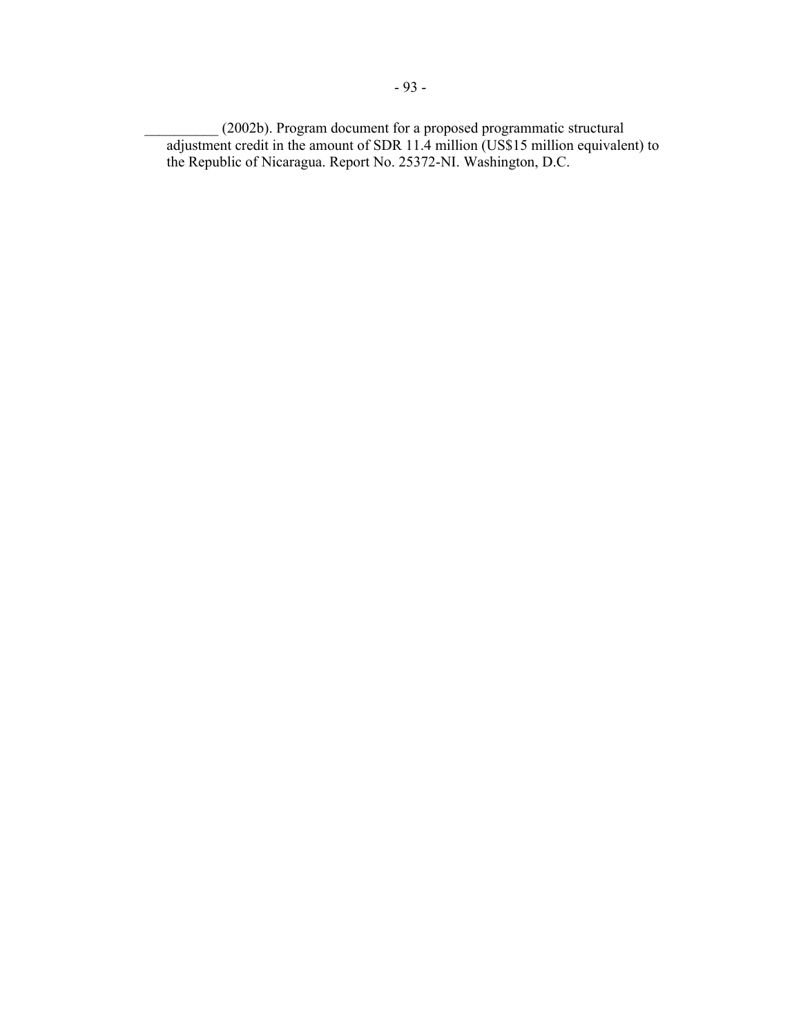__________ (2002b). Program document for a proposed programmatic structural adjustment credit in the amount of SDR 11.4 million (US$15 million equivalent) to the Republic of Nicaragua. Report No. 25372-NI. Washington, D.C.